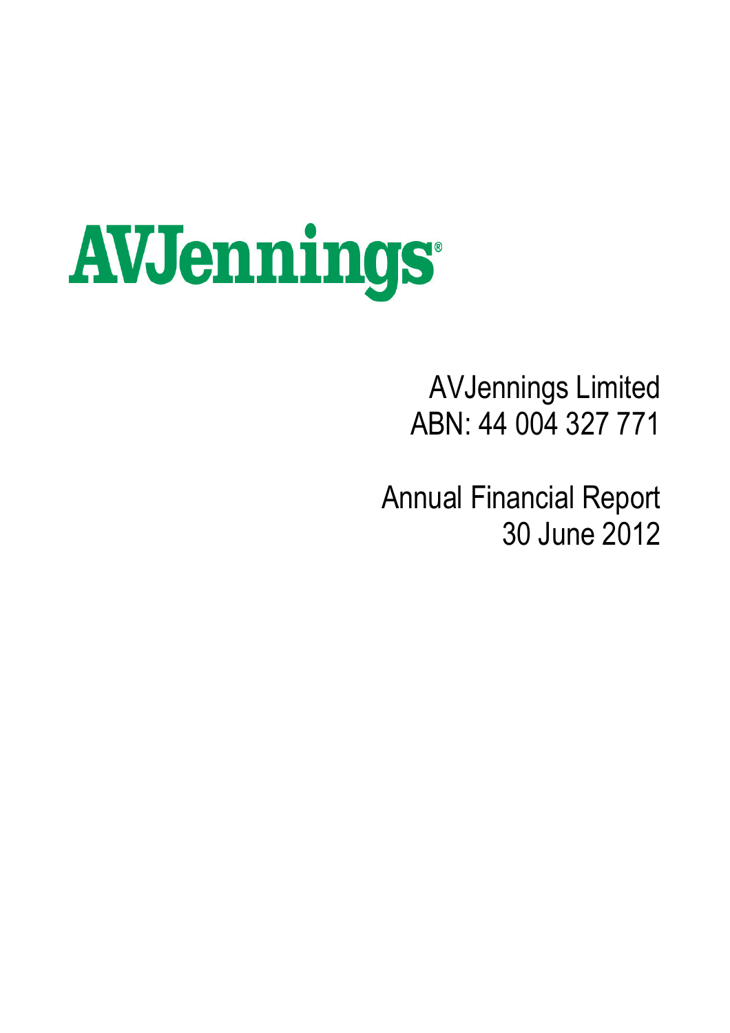# AVJennings

AVJennings Limited
ABN: 44 004 327 771

Annual Financial Report
30 June 2012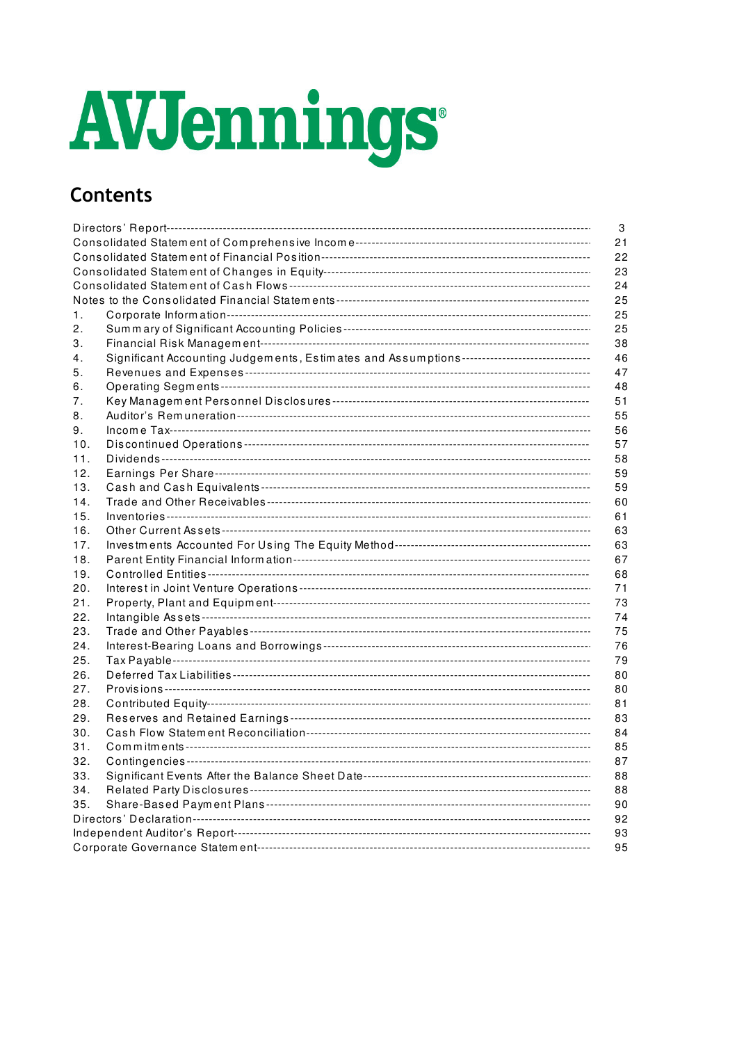AVJennings®

## Contents

| | | |
|---|---|---|
| Directors' Report | | 3 |
| Consolidated Statement of Comprehensive Income | | 21 |
| Consolidated Statement of Financial Position | | 22 |
| Consolidated Statement of Changes in Equity | | 23 |
| Consolidated Statement of Cash Flows | | 24 |
| Notes to the Consolidated Financial Statements | | 25 |
| 1. | Corporate Information | 25 |
| 2. | Summary of Significant Accounting Policies | 25 |
| 3. | Financial Risk Management | 38 |
| 4. | Significant Accounting Judgements, Estimates and Assumptions | 46 |
| 5. | Revenues and Expenses | 47 |
| 6. | Operating Segments | 48 |
| 7. | Key Management Personnel Disclosures | 51 |
| 8. | Auditor's Remuneration | 55 |
| 9. | Income Tax | 56 |
| 10. | Discontinued Operations | 57 |
| 11. | Dividends | 58 |
| 12. | Earnings Per Share | 59 |
| 13. | Cash and Cash Equivalents | 59 |
| 14. | Trade and Other Receivables | 60 |
| 15. | Inventories | 61 |
| 16. | Other Current Assets | 63 |
| 17. | Investments Accounted For Using The Equity Method | 63 |
| 18. | Parent Entity Financial Information | 67 |
| 19. | Controlled Entities | 68 |
| 20. | Interest in Joint Venture Operations | 71 |
| 21. | Property, Plant and Equipment | 73 |
| 22. | Intangible Assets | 74 |
| 23. | Trade and Other Payables | 75 |
| 24. | Interest-Bearing Loans and Borrowings | 76 |
| 25. | Tax Payable | 79 |
| 26. | Deferred Tax Liabilities | 80 |
| 27. | Provisions | 80 |
| 28. | Contributed Equity | 81 |
| 29. | Reserves and Retained Earnings | 83 |
| 30. | Cash Flow Statement Reconciliation | 84 |
| 31. | Commitments | 85 |
| 32. | Contingencies | 87 |
| 33. | Significant Events After the Balance Sheet Date | 88 |
| 34. | Related Party Disclosures | 88 |
| 35. | Share-Based Payment Plans | 90 |
| Directors' Declaration | | 92 |
| Independent Auditor's Report | | 93 |
| Corporate Governance Statement | | 95 |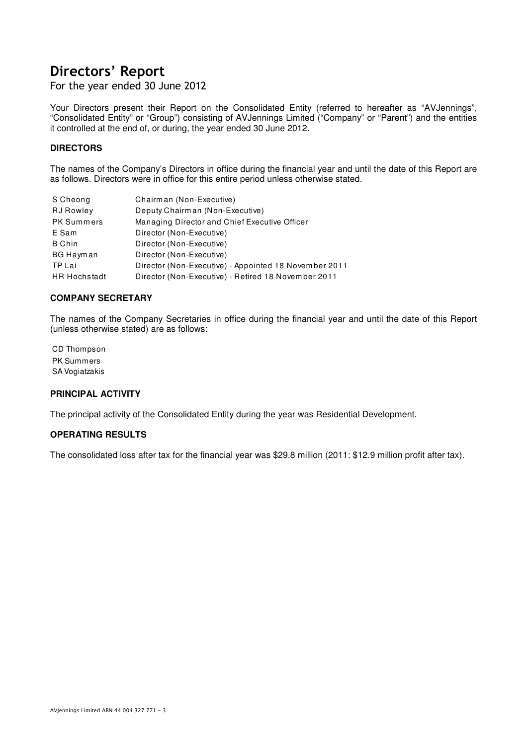# Directors' Report

For the year ended 30 June 2012

Your Directors present their Report on the Consolidated Entity (referred to hereafter as "AVJennings", "Consolidated Entity" or "Group") consisting of AVJennings Limited ("Company" or "Parent") and the entities it controlled at the end of, or during, the year ended 30 June 2012.

## DIRECTORS

The names of the Company's Directors in office during the financial year and until the date of this Report are as follows. Directors were in office for this entire period unless otherwise stated.

| | |
|---|---|
| S Cheong | Chairman (Non-Executive) |
| RJ Rowley | Deputy Chairman (Non-Executive) |
| PK Summers | Managing Director and Chief Executive Officer |
| E Sam | Director (Non-Executive) |
| B Chin | Director (Non-Executive) |
| BG Hayman | Director (Non-Executive) |
| TP Lai | Director (Non-Executive) - Appointed 18 November 2011 |
| HR Hochstadt | Director (Non-Executive) - Retired 18 November 2011 |

## COMPANY SECRETARY

The names of the Company Secretaries in office during the financial year and until the date of this Report (unless otherwise stated) are as follows:

CD Thompson
PK Summers
SA Vogiatzakis

## PRINCIPAL ACTIVITY

The principal activity of the Consolidated Entity during the year was Residential Development.

## OPERATING RESULTS

The consolidated loss after tax for the financial year was $29.8 million (2011: $12.9 million profit after tax).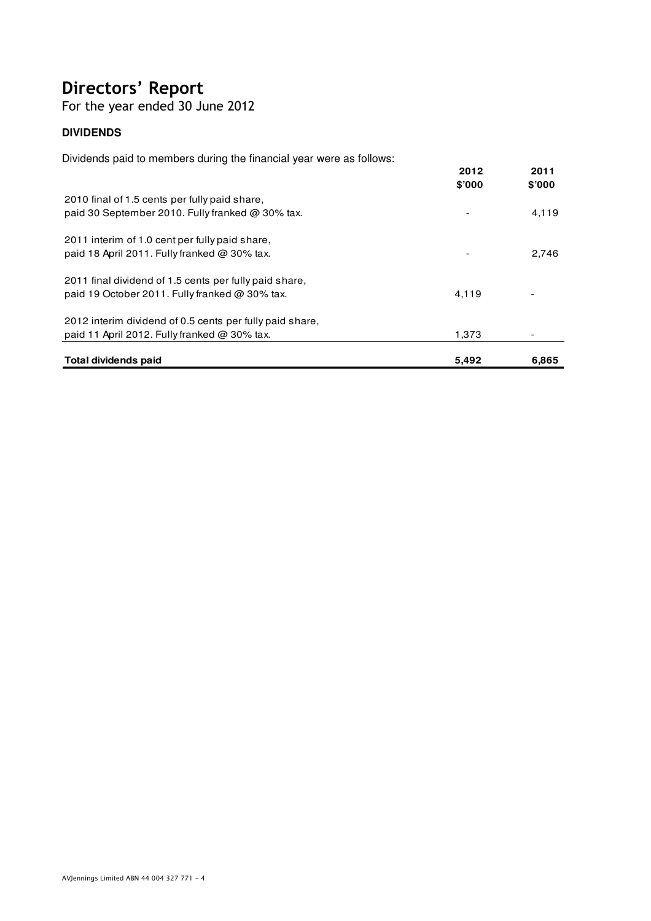# Directors' Report

For the year ended 30 June 2012

### DIVIDENDS

Dividends paid to members during the financial year were as follows:

| | 2012 $'000 | 2011 $'000 |
|---|---|---|
| 2010 final of 1.5 cents per fully paid share, paid 30 September 2010. Fully franked @ 30% tax. | - | 4,119 |
| 2011 interim of 1.0 cent per fully paid share, paid 18 April 2011. Fully franked @ 30% tax. | - | 2,746 |
| 2011 final dividend of 1.5 cents per fully paid share, paid 19 October 2011. Fully franked @ 30% tax. | 4,119 | - |
| 2012 interim dividend of 0.5 cents per fully paid share, paid 11 April 2012. Fully franked @ 30% tax. | 1,373 | - |
| **Total dividends paid** | **5,492** | **6,865** |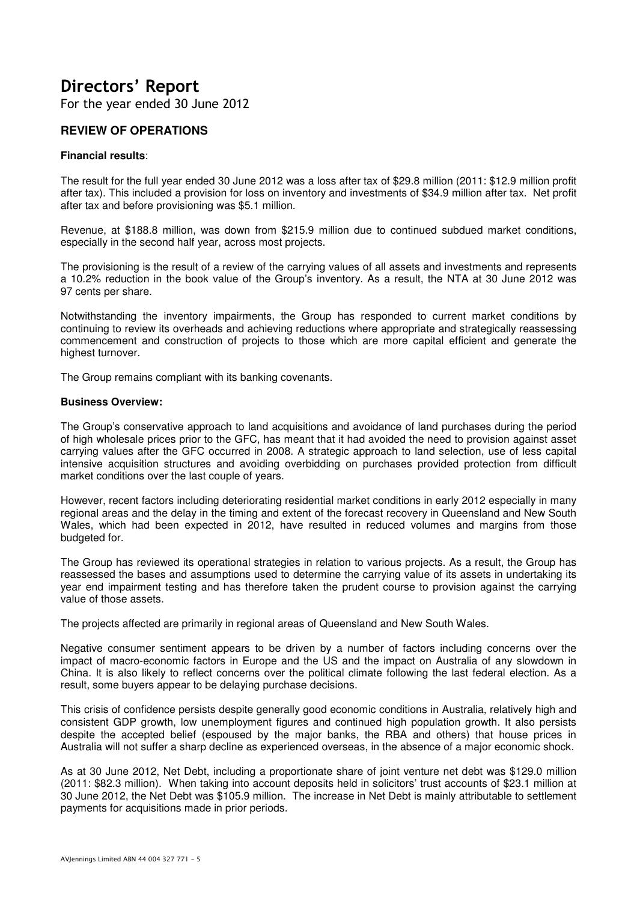# Directors' Report

For the year ended 30 June 2012

## REVIEW OF OPERATIONS

**Financial results**:

The result for the full year ended 30 June 2012 was a loss after tax of $29.8 million (2011: $12.9 million profit after tax). This included a provision for loss on inventory and investments of $34.9 million after tax. Net profit after tax and before provisioning was $5.1 million.

Revenue, at $188.8 million, was down from $215.9 million due to continued subdued market conditions, especially in the second half year, across most projects.

The provisioning is the result of a review of the carrying values of all assets and investments and represents a 10.2% reduction in the book value of the Group's inventory. As a result, the NTA at 30 June 2012 was 97 cents per share.

Notwithstanding the inventory impairments, the Group has responded to current market conditions by continuing to review its overheads and achieving reductions where appropriate and strategically reassessing commencement and construction of projects to those which are more capital efficient and generate the highest turnover.

The Group remains compliant with its banking covenants.

**Business Overview:**

The Group's conservative approach to land acquisitions and avoidance of land purchases during the period of high wholesale prices prior to the GFC, has meant that it had avoided the need to provision against asset carrying values after the GFC occurred in 2008. A strategic approach to land selection, use of less capital intensive acquisition structures and avoiding overbidding on purchases provided protection from difficult market conditions over the last couple of years.

However, recent factors including deteriorating residential market conditions in early 2012 especially in many regional areas and the delay in the timing and extent of the forecast recovery in Queensland and New South Wales, which had been expected in 2012, have resulted in reduced volumes and margins from those budgeted for.

The Group has reviewed its operational strategies in relation to various projects. As a result, the Group has reassessed the bases and assumptions used to determine the carrying value of its assets in undertaking its year end impairment testing and has therefore taken the prudent course to provision against the carrying value of those assets.

The projects affected are primarily in regional areas of Queensland and New South Wales.

Negative consumer sentiment appears to be driven by a number of factors including concerns over the impact of macro-economic factors in Europe and the US and the impact on Australia of any slowdown in China. It is also likely to reflect concerns over the political climate following the last federal election. As a result, some buyers appear to be delaying purchase decisions.

This crisis of confidence persists despite generally good economic conditions in Australia, relatively high and consistent GDP growth, low unemployment figures and continued high population growth. It also persists despite the accepted belief (espoused by the major banks, the RBA and others) that house prices in Australia will not suffer a sharp decline as experienced overseas, in the absence of a major economic shock.

As at 30 June 2012, Net Debt, including a proportionate share of joint venture net debt was $129.0 million (2011: $82.3 million). When taking into account deposits held in solicitors' trust accounts of $23.1 million at 30 June 2012, the Net Debt was $105.9 million. The increase in Net Debt is mainly attributable to settlement payments for acquisitions made in prior periods.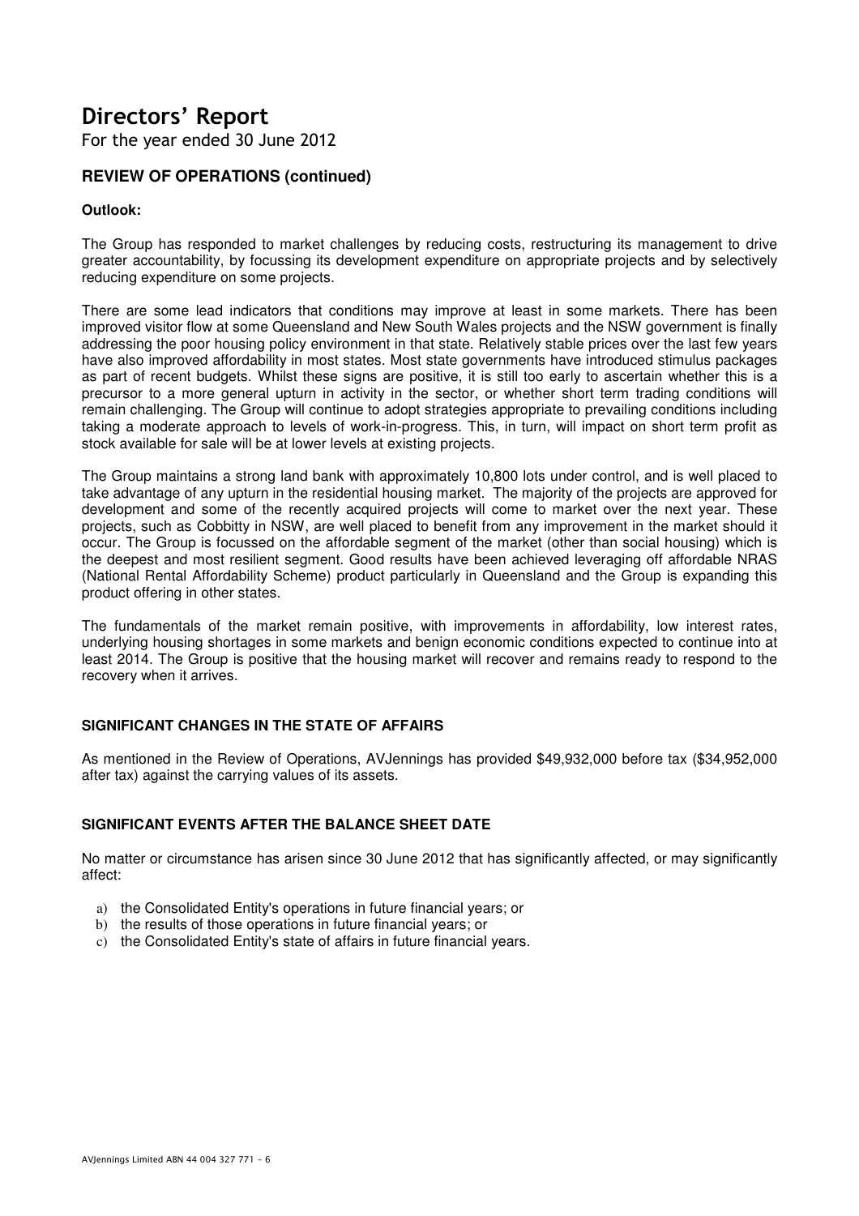# Directors' Report

For the year ended 30 June 2012

### REVIEW OF OPERATIONS (continued)

**Outlook:**

The Group has responded to market challenges by reducing costs, restructuring its management to drive greater accountability, by focussing its development expenditure on appropriate projects and by selectively reducing expenditure on some projects.

There are some lead indicators that conditions may improve at least in some markets. There has been improved visitor flow at some Queensland and New South Wales projects and the NSW government is finally addressing the poor housing policy environment in that state. Relatively stable prices over the last few years have also improved affordability in most states. Most state governments have introduced stimulus packages as part of recent budgets. Whilst these signs are positive, it is still too early to ascertain whether this is a precursor to a more general upturn in activity in the sector, or whether short term trading conditions will remain challenging. The Group will continue to adopt strategies appropriate to prevailing conditions including taking a moderate approach to levels of work-in-progress. This, in turn, will impact on short term profit as stock available for sale will be at lower levels at existing projects.

The Group maintains a strong land bank with approximately 10,800 lots under control, and is well placed to take advantage of any upturn in the residential housing market. The majority of the projects are approved for development and some of the recently acquired projects will come to market over the next year. These projects, such as Cobbitty in NSW, are well placed to benefit from any improvement in the market should it occur. The Group is focussed on the affordable segment of the market (other than social housing) which is the deepest and most resilient segment. Good results have been achieved leveraging off affordable NRAS (National Rental Affordability Scheme) product particularly in Queensland and the Group is expanding this product offering in other states.

The fundamentals of the market remain positive, with improvements in affordability, low interest rates, underlying housing shortages in some markets and benign economic conditions expected to continue into at least 2014. The Group is positive that the housing market will recover and remains ready to respond to the recovery when it arrives.

### SIGNIFICANT CHANGES IN THE STATE OF AFFAIRS

As mentioned in the Review of Operations, AVJennings has provided $49,932,000 before tax ($34,952,000 after tax) against the carrying values of its assets.

### SIGNIFICANT EVENTS AFTER THE BALANCE SHEET DATE

No matter or circumstance has arisen since 30 June 2012 that has significantly affected, or may significantly affect:

a) the Consolidated Entity's operations in future financial years; or
b) the results of those operations in future financial years; or
c) the Consolidated Entity's state of affairs in future financial years.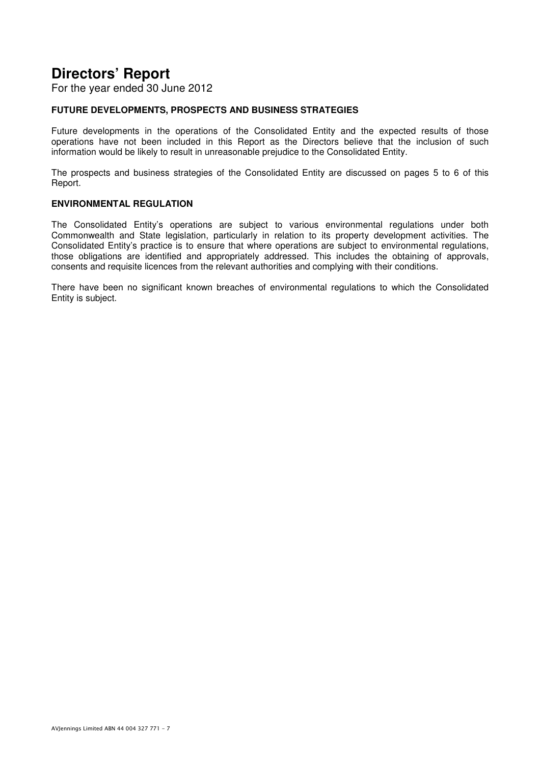# Directors' Report

For the year ended 30 June 2012

### FUTURE DEVELOPMENTS, PROSPECTS AND BUSINESS STRATEGIES

Future developments in the operations of the Consolidated Entity and the expected results of those operations have not been included in this Report as the Directors believe that the inclusion of such information would be likely to result in unreasonable prejudice to the Consolidated Entity.

The prospects and business strategies of the Consolidated Entity are discussed on pages 5 to 6 of this Report.

### ENVIRONMENTAL REGULATION

The Consolidated Entity's operations are subject to various environmental regulations under both Commonwealth and State legislation, particularly in relation to its property development activities. The Consolidated Entity's practice is to ensure that where operations are subject to environmental regulations, those obligations are identified and appropriately addressed. This includes the obtaining of approvals, consents and requisite licences from the relevant authorities and complying with their conditions.

There have been no significant known breaches of environmental regulations to which the Consolidated Entity is subject.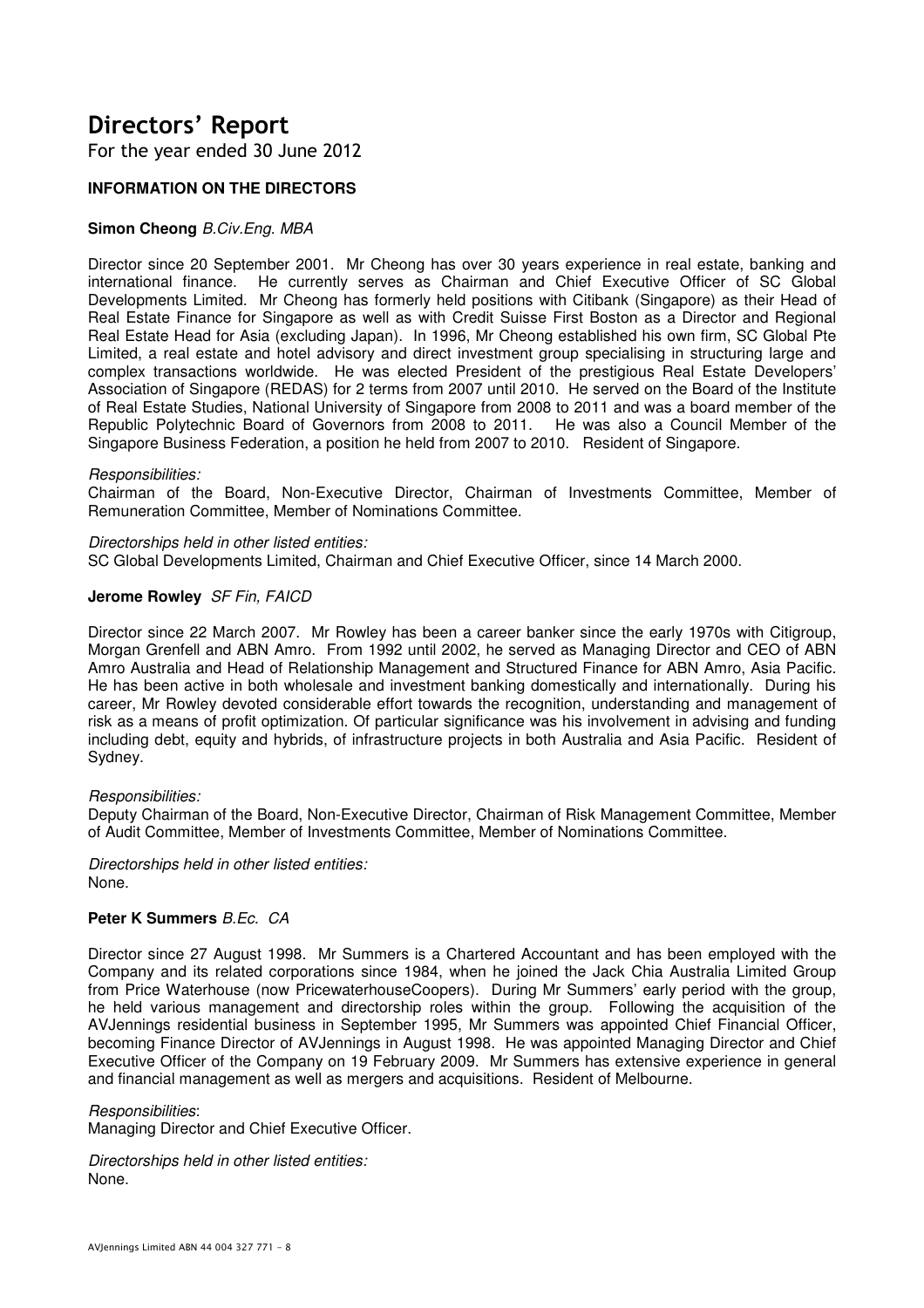# Directors' Report

For the year ended 30 June 2012

**INFORMATION ON THE DIRECTORS**

**Simon Cheong** *B.Civ.Eng. MBA*

Director since 20 September 2001. Mr Cheong has over 30 years experience in real estate, banking and international finance. He currently serves as Chairman and Chief Executive Officer of SC Global Developments Limited. Mr Cheong has formerly held positions with Citibank (Singapore) as their Head of Real Estate Finance for Singapore as well as with Credit Suisse First Boston as a Director and Regional Real Estate Head for Asia (excluding Japan). In 1996, Mr Cheong established his own firm, SC Global Pte Limited, a real estate and hotel advisory and direct investment group specialising in structuring large and complex transactions worldwide. He was elected President of the prestigious Real Estate Developers' Association of Singapore (REDAS) for 2 terms from 2007 until 2010. He served on the Board of the Institute of Real Estate Studies, National University of Singapore from 2008 to 2011 and was a board member of the Republic Polytechnic Board of Governors from 2008 to 2011. He was also a Council Member of the Singapore Business Federation, a position he held from 2007 to 2010. Resident of Singapore.

*Responsibilities:*
Chairman of the Board, Non-Executive Director, Chairman of Investments Committee, Member of Remuneration Committee, Member of Nominations Committee.

*Directorships held in other listed entities:*
SC Global Developments Limited, Chairman and Chief Executive Officer, since 14 March 2000.

**Jerome Rowley** *SF Fin, FAICD*

Director since 22 March 2007. Mr Rowley has been a career banker since the early 1970s with Citigroup, Morgan Grenfell and ABN Amro. From 1992 until 2002, he served as Managing Director and CEO of ABN Amro Australia and Head of Relationship Management and Structured Finance for ABN Amro, Asia Pacific. He has been active in both wholesale and investment banking domestically and internationally. During his career, Mr Rowley devoted considerable effort towards the recognition, understanding and management of risk as a means of profit optimization. Of particular significance was his involvement in advising and funding including debt, equity and hybrids, of infrastructure projects in both Australia and Asia Pacific. Resident of Sydney.

*Responsibilities:*
Deputy Chairman of the Board, Non-Executive Director, Chairman of Risk Management Committee, Member of Audit Committee, Member of Investments Committee, Member of Nominations Committee.

*Directorships held in other listed entities:*
None.

**Peter K Summers** *B.Ec. CA*

Director since 27 August 1998. Mr Summers is a Chartered Accountant and has been employed with the Company and its related corporations since 1984, when he joined the Jack Chia Australia Limited Group from Price Waterhouse (now PricewaterhouseCoopers). During Mr Summers' early period with the group, he held various management and directorship roles within the group. Following the acquisition of the AVJennings residential business in September 1995, Mr Summers was appointed Chief Financial Officer, becoming Finance Director of AVJennings in August 1998. He was appointed Managing Director and Chief Executive Officer of the Company on 19 February 2009. Mr Summers has extensive experience in general and financial management as well as mergers and acquisitions. Resident of Melbourne.

*Responsibilities*:
Managing Director and Chief Executive Officer.

*Directorships held in other listed entities:*
None.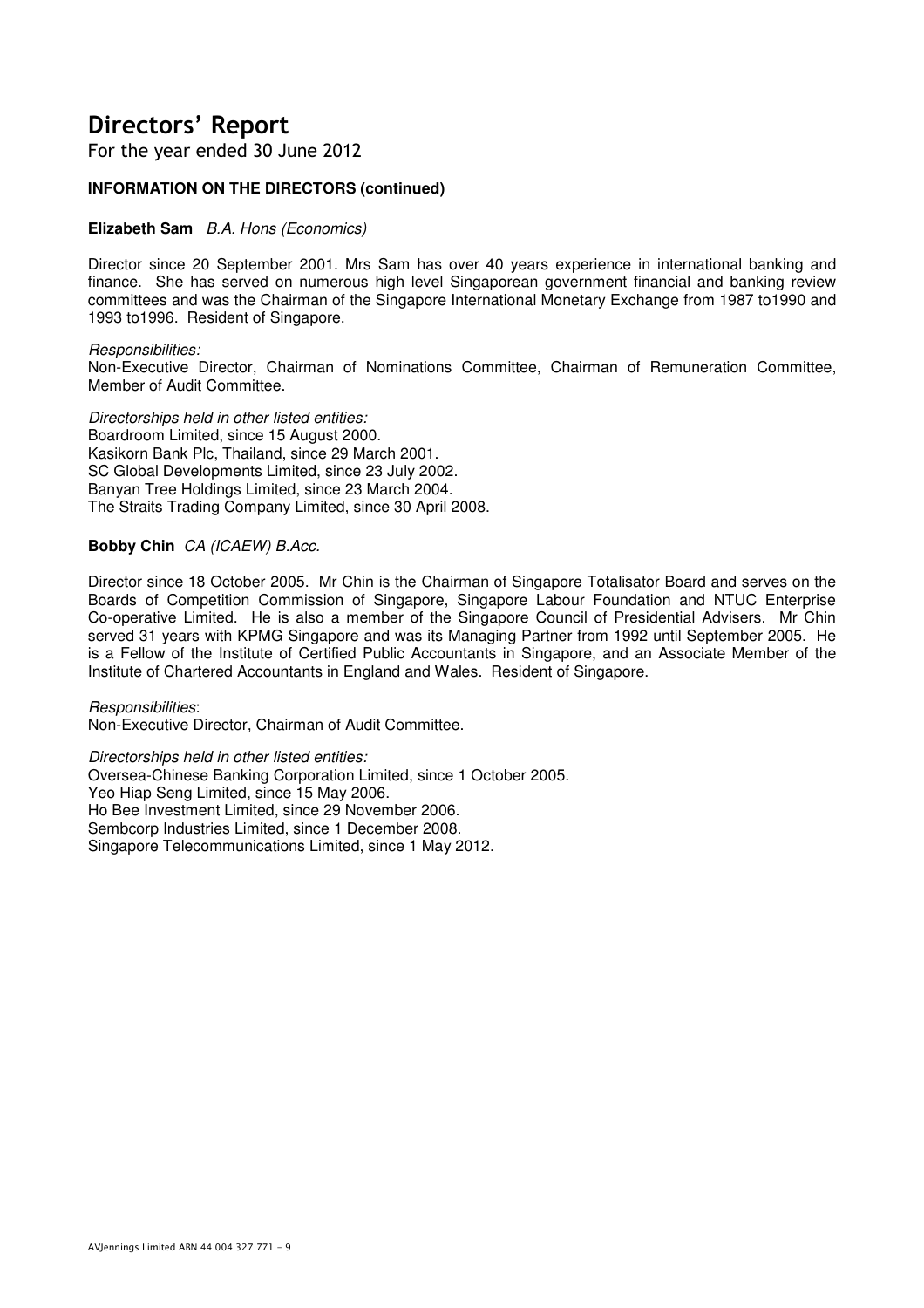# Directors' Report

For the year ended 30 June 2012

**INFORMATION ON THE DIRECTORS (continued)**

**Elizabeth Sam** *B.A. Hons (Economics)*

Director since 20 September 2001. Mrs Sam has over 40 years experience in international banking and finance. She has served on numerous high level Singaporean government financial and banking review committees and was the Chairman of the Singapore International Monetary Exchange from 1987 to1990 and 1993 to1996. Resident of Singapore.

*Responsibilities:*
Non-Executive Director, Chairman of Nominations Committee, Chairman of Remuneration Committee, Member of Audit Committee.

*Directorships held in other listed entities:*
Boardroom Limited, since 15 August 2000.
Kasikorn Bank Plc, Thailand, since 29 March 2001.
SC Global Developments Limited, since 23 July 2002.
Banyan Tree Holdings Limited, since 23 March 2004.
The Straits Trading Company Limited, since 30 April 2008.

**Bobby Chin** *CA (ICAEW) B.Acc.*

Director since 18 October 2005. Mr Chin is the Chairman of Singapore Totalisator Board and serves on the Boards of Competition Commission of Singapore, Singapore Labour Foundation and NTUC Enterprise Co-operative Limited. He is also a member of the Singapore Council of Presidential Advisers. Mr Chin served 31 years with KPMG Singapore and was its Managing Partner from 1992 until September 2005. He is a Fellow of the Institute of Certified Public Accountants in Singapore, and an Associate Member of the Institute of Chartered Accountants in England and Wales. Resident of Singapore.

*Responsibilities*:
Non-Executive Director, Chairman of Audit Committee.

*Directorships held in other listed entities:*
Oversea-Chinese Banking Corporation Limited, since 1 October 2005.
Yeo Hiap Seng Limited, since 15 May 2006.
Ho Bee Investment Limited, since 29 November 2006.
Sembcorp Industries Limited, since 1 December 2008.
Singapore Telecommunications Limited, since 1 May 2012.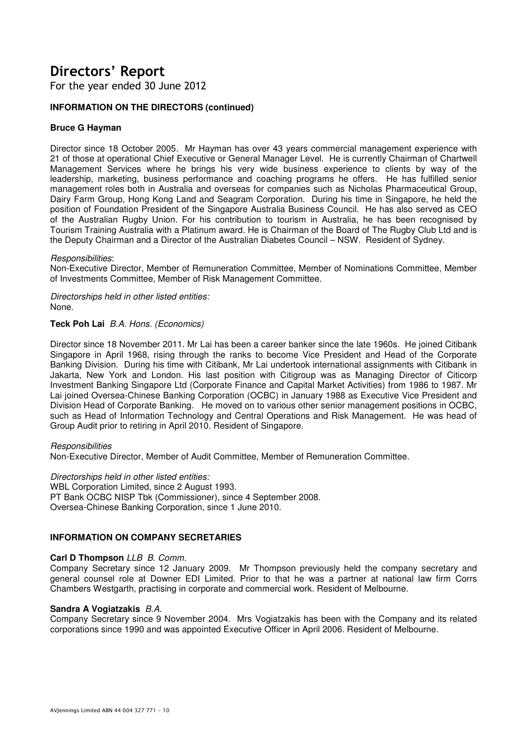# Directors' Report

For the year ended 30 June 2012

**INFORMATION ON THE DIRECTORS (continued)**

**Bruce G Hayman**

Director since 18 October 2005. Mr Hayman has over 43 years commercial management experience with 21 of those at operational Chief Executive or General Manager Level. He is currently Chairman of Chartwell Management Services where he brings his very wide business experience to clients by way of the leadership, marketing, business performance and coaching programs he offers. He has fulfilled senior management roles both in Australia and overseas for companies such as Nicholas Pharmaceutical Group, Dairy Farm Group, Hong Kong Land and Seagram Corporation. During his time in Singapore, he held the position of Foundation President of the Singapore Australia Business Council. He has also served as CEO of the Australian Rugby Union. For his contribution to tourism in Australia, he has been recognised by Tourism Training Australia with a Platinum award. He is Chairman of the Board of The Rugby Club Ltd and is the Deputy Chairman and a Director of the Australian Diabetes Council – NSW. Resident of Sydney.

*Responsibilities*:
Non-Executive Director, Member of Remuneration Committee, Member of Nominations Committee, Member of Investments Committee, Member of Risk Management Committee.

*Directorships held in other listed entities:*
None.

**Teck Poh Lai** *B.A. Hons. (Economics)*

Director since 18 November 2011. Mr Lai has been a career banker since the late 1960s. He joined Citibank Singapore in April 1968, rising through the ranks to become Vice President and Head of the Corporate Banking Division. During his time with Citibank, Mr Lai undertook international assignments with Citibank in Jakarta, New York and London. His last position with Citigroup was as Managing Director of Citicorp Investment Banking Singapore Ltd (Corporate Finance and Capital Market Activities) from 1986 to 1987. Mr Lai joined Oversea-Chinese Banking Corporation (OCBC) in January 1988 as Executive Vice President and Division Head of Corporate Banking. He moved on to various other senior management positions in OCBC, such as Head of Information Technology and Central Operations and Risk Management. He was head of Group Audit prior to retiring in April 2010. Resident of Singapore.

*Responsibilities*
Non-Executive Director, Member of Audit Committee, Member of Remuneration Committee.

*Directorships held in other listed entities:*
WBL Corporation Limited, since 2 August 1993.
PT Bank OCBC NISP Tbk (Commissioner), since 4 September 2008.
Oversea-Chinese Banking Corporation, since 1 June 2010.

**INFORMATION ON COMPANY SECRETARIES**

**Carl D Thompson** *LLB B. Comm.*
Company Secretary since 12 January 2009. Mr Thompson previously held the company secretary and general counsel role at Downer EDI Limited. Prior to that he was a partner at national law firm Corrs Chambers Westgarth, practising in corporate and commercial work. Resident of Melbourne.

**Sandra A Vogiatzakis** *B.A.*
Company Secretary since 9 November 2004. Mrs Vogiatzakis has been with the Company and its related corporations since 1990 and was appointed Executive Officer in April 2006. Resident of Melbourne.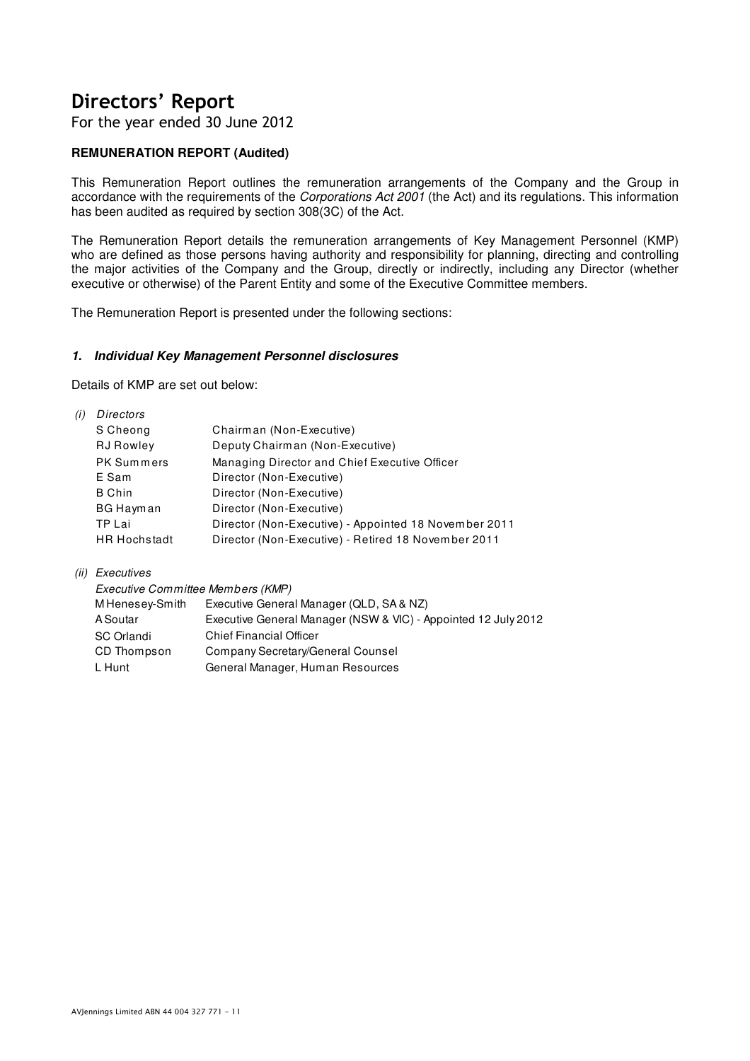# Directors' Report

For the year ended 30 June 2012

**REMUNERATION REPORT (Audited)**

This Remuneration Report outlines the remuneration arrangements of the Company and the Group in accordance with the requirements of the *Corporations Act 2001* (the Act) and its regulations. This information has been audited as required by section 308(3C) of the Act.

The Remuneration Report details the remuneration arrangements of Key Management Personnel (KMP) who are defined as those persons having authority and responsibility for planning, directing and controlling the major activities of the Company and the Group, directly or indirectly, including any Director (whether executive or otherwise) of the Parent Entity and some of the Executive Committee members.

The Remuneration Report is presented under the following sections:

***1. Individual Key Management Personnel disclosures***

Details of KMP are set out below:

*(i) Directors*

| | |
|---|---|
| S Cheong | Chairman (Non-Executive) |
| RJ Rowley | Deputy Chairman (Non-Executive) |
| PK Summers | Managing Director and Chief Executive Officer |
| E Sam | Director (Non-Executive) |
| B Chin | Director (Non-Executive) |
| BG Hayman | Director (Non-Executive) |
| TP Lai | Director (Non-Executive) - Appointed 18 November 2011 |
| HR Hochstadt | Director (Non-Executive) - Retired 18 November 2011 |

*(ii) Executives*

*Executive Committee Members (KMP)*

| | |
|---|---|
| M Henesey-Smith | Executive General Manager (QLD, SA & NZ) |
| A Soutar | Executive General Manager (NSW & VIC) - Appointed 12 July 2012 |
| SC Orlandi | Chief Financial Officer |
| CD Thompson | Company Secretary/General Counsel |
| L Hunt | General Manager, Human Resources |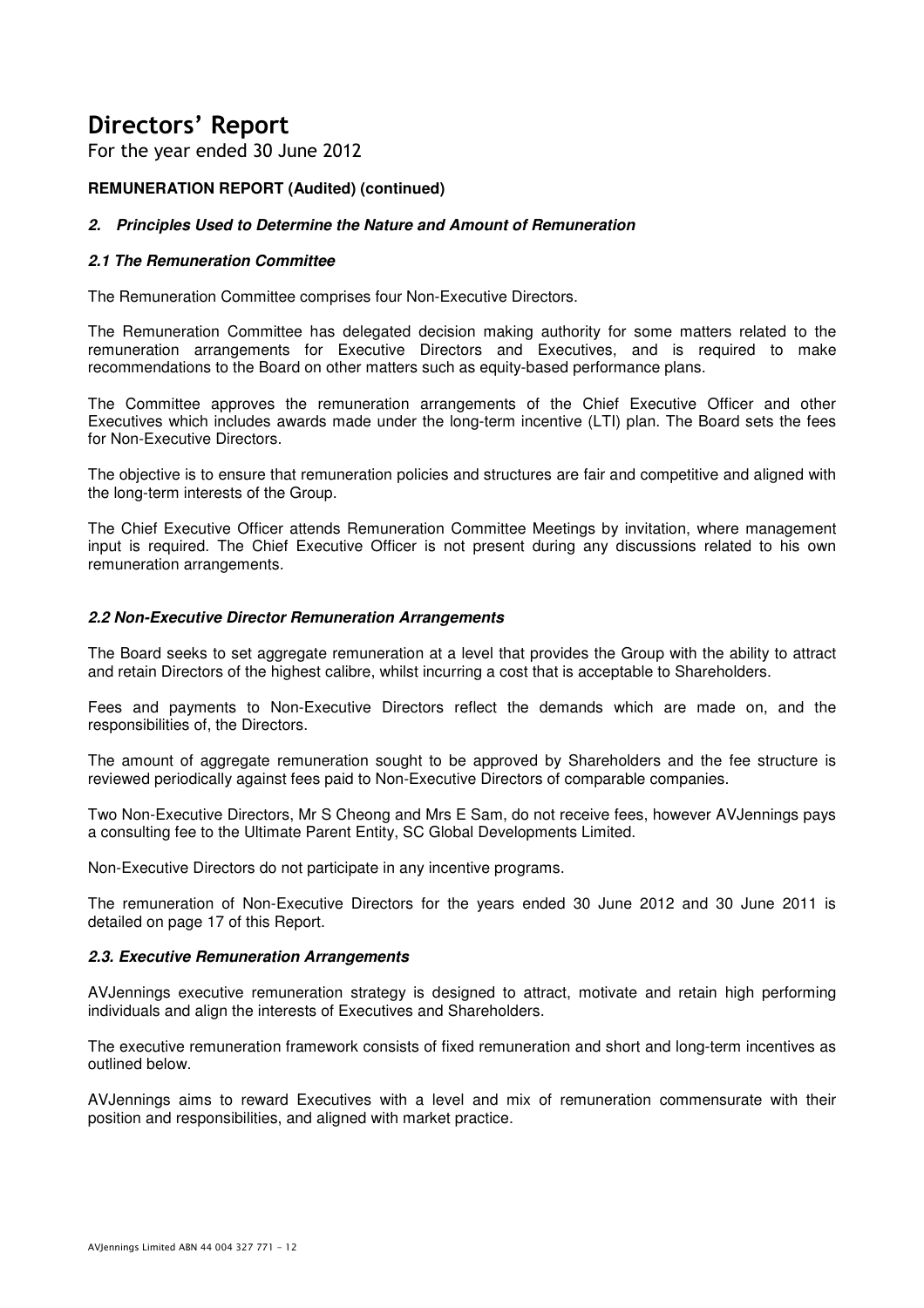# Directors' Report

For the year ended 30 June 2012

**REMUNERATION REPORT (Audited) (continued)**

## *2. Principles Used to Determine the Nature and Amount of Remuneration*

### *2.1 The Remuneration Committee*

The Remuneration Committee comprises four Non-Executive Directors.

The Remuneration Committee has delegated decision making authority for some matters related to the remuneration arrangements for Executive Directors and Executives, and is required to make recommendations to the Board on other matters such as equity-based performance plans.

The Committee approves the remuneration arrangements of the Chief Executive Officer and other Executives which includes awards made under the long-term incentive (LTI) plan. The Board sets the fees for Non-Executive Directors.

The objective is to ensure that remuneration policies and structures are fair and competitive and aligned with the long-term interests of the Group.

The Chief Executive Officer attends Remuneration Committee Meetings by invitation, where management input is required. The Chief Executive Officer is not present during any discussions related to his own remuneration arrangements.

### *2.2 Non-Executive Director Remuneration Arrangements*

The Board seeks to set aggregate remuneration at a level that provides the Group with the ability to attract and retain Directors of the highest calibre, whilst incurring a cost that is acceptable to Shareholders.

Fees and payments to Non-Executive Directors reflect the demands which are made on, and the responsibilities of, the Directors.

The amount of aggregate remuneration sought to be approved by Shareholders and the fee structure is reviewed periodically against fees paid to Non-Executive Directors of comparable companies.

Two Non-Executive Directors, Mr S Cheong and Mrs E Sam, do not receive fees, however AVJennings pays a consulting fee to the Ultimate Parent Entity, SC Global Developments Limited.

Non-Executive Directors do not participate in any incentive programs.

The remuneration of Non-Executive Directors for the years ended 30 June 2012 and 30 June 2011 is detailed on page 17 of this Report.

### *2.3. Executive Remuneration Arrangements*

AVJennings executive remuneration strategy is designed to attract, motivate and retain high performing individuals and align the interests of Executives and Shareholders.

The executive remuneration framework consists of fixed remuneration and short and long-term incentives as outlined below.

AVJennings aims to reward Executives with a level and mix of remuneration commensurate with their position and responsibilities, and aligned with market practice.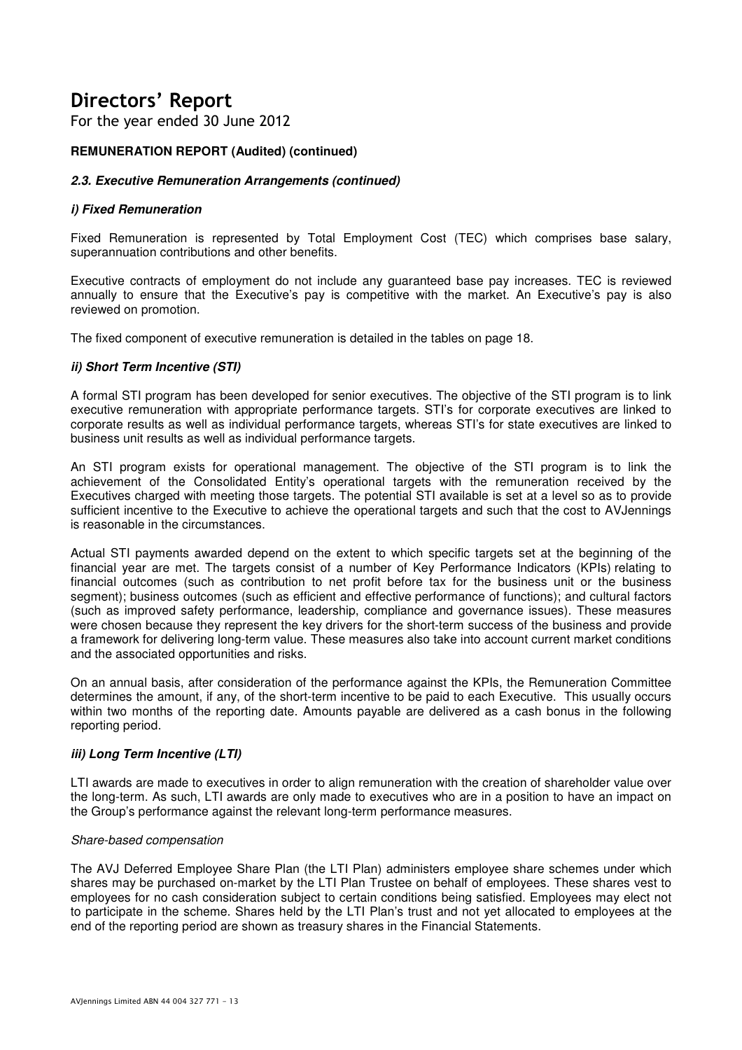# Directors' Report

For the year ended 30 June 2012

**REMUNERATION REPORT (Audited) (continued)**

***2.3. Executive Remuneration Arrangements (continued)***

***i) Fixed Remuneration***

Fixed Remuneration is represented by Total Employment Cost (TEC) which comprises base salary, superannuation contributions and other benefits.

Executive contracts of employment do not include any guaranteed base pay increases. TEC is reviewed annually to ensure that the Executive's pay is competitive with the market. An Executive's pay is also reviewed on promotion.

The fixed component of executive remuneration is detailed in the tables on page 18.

***ii) Short Term Incentive (STI)***

A formal STI program has been developed for senior executives. The objective of the STI program is to link executive remuneration with appropriate performance targets. STI's for corporate executives are linked to corporate results as well as individual performance targets, whereas STI's for state executives are linked to business unit results as well as individual performance targets.

An STI program exists for operational management. The objective of the STI program is to link the achievement of the Consolidated Entity's operational targets with the remuneration received by the Executives charged with meeting those targets. The potential STI available is set at a level so as to provide sufficient incentive to the Executive to achieve the operational targets and such that the cost to AVJennings is reasonable in the circumstances.

Actual STI payments awarded depend on the extent to which specific targets set at the beginning of the financial year are met. The targets consist of a number of Key Performance Indicators (KPIs) relating to financial outcomes (such as contribution to net profit before tax for the business unit or the business segment); business outcomes (such as efficient and effective performance of functions); and cultural factors (such as improved safety performance, leadership, compliance and governance issues). These measures were chosen because they represent the key drivers for the short-term success of the business and provide a framework for delivering long-term value. These measures also take into account current market conditions and the associated opportunities and risks.

On an annual basis, after consideration of the performance against the KPIs, the Remuneration Committee determines the amount, if any, of the short-term incentive to be paid to each Executive. This usually occurs within two months of the reporting date. Amounts payable are delivered as a cash bonus in the following reporting period.

***iii) Long Term Incentive (LTI)***

LTI awards are made to executives in order to align remuneration with the creation of shareholder value over the long-term. As such, LTI awards are only made to executives who are in a position to have an impact on the Group's performance against the relevant long-term performance measures.

*Share-based compensation*

The AVJ Deferred Employee Share Plan (the LTI Plan) administers employee share schemes under which shares may be purchased on-market by the LTI Plan Trustee on behalf of employees. These shares vest to employees for no cash consideration subject to certain conditions being satisfied. Employees may elect not to participate in the scheme. Shares held by the LTI Plan's trust and not yet allocated to employees at the end of the reporting period are shown as treasury shares in the Financial Statements.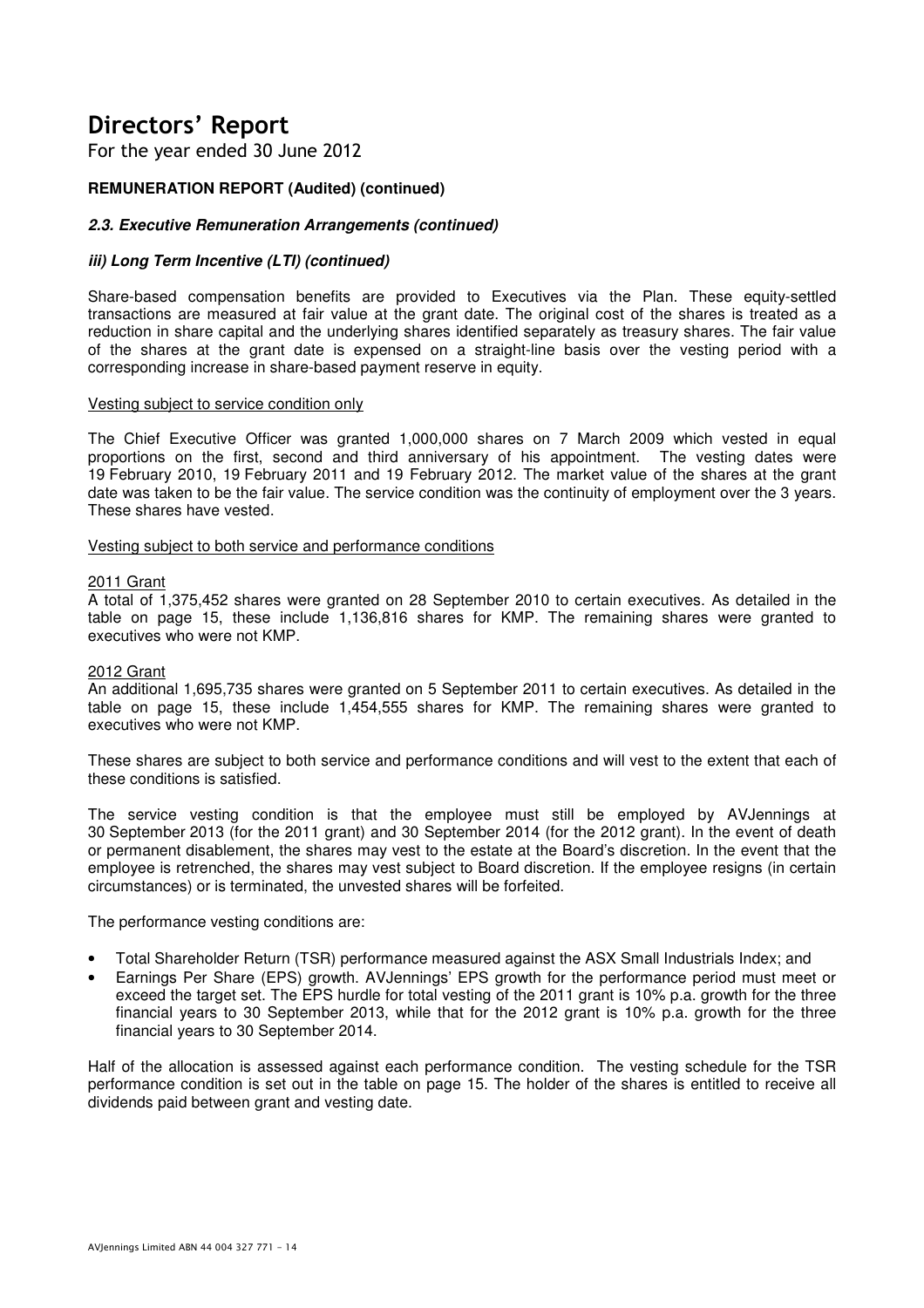# Directors' Report

For the year ended 30 June 2012

**REMUNERATION REPORT (Audited) (continued)**

***2.3. Executive Remuneration Arrangements (continued)***

***iii) Long Term Incentive (LTI) (continued)***

Share-based compensation benefits are provided to Executives via the Plan. These equity-settled transactions are measured at fair value at the grant date. The original cost of the shares is treated as a reduction in share capital and the underlying shares identified separately as treasury shares. The fair value of the shares at the grant date is expensed on a straight-line basis over the vesting period with a corresponding increase in share-based payment reserve in equity.

Vesting subject to service condition only

The Chief Executive Officer was granted 1,000,000 shares on 7 March 2009 which vested in equal proportions on the first, second and third anniversary of his appointment. The vesting dates were 19 February 2010, 19 February 2011 and 19 February 2012. The market value of the shares at the grant date was taken to be the fair value. The service condition was the continuity of employment over the 3 years. These shares have vested.

Vesting subject to both service and performance conditions

2011 Grant

A total of 1,375,452 shares were granted on 28 September 2010 to certain executives. As detailed in the table on page 15, these include 1,136,816 shares for KMP. The remaining shares were granted to executives who were not KMP.

2012 Grant

An additional 1,695,735 shares were granted on 5 September 2011 to certain executives. As detailed in the table on page 15, these include 1,454,555 shares for KMP. The remaining shares were granted to executives who were not KMP.

These shares are subject to both service and performance conditions and will vest to the extent that each of these conditions is satisfied.

The service vesting condition is that the employee must still be employed by AVJennings at 30 September 2013 (for the 2011 grant) and 30 September 2014 (for the 2012 grant). In the event of death or permanent disablement, the shares may vest to the estate at the Board's discretion. In the event that the employee is retrenched, the shares may vest subject to Board discretion. If the employee resigns (in certain circumstances) or is terminated, the unvested shares will be forfeited.

The performance vesting conditions are:

- Total Shareholder Return (TSR) performance measured against the ASX Small Industrials Index; and
- Earnings Per Share (EPS) growth. AVJennings' EPS growth for the performance period must meet or exceed the target set. The EPS hurdle for total vesting of the 2011 grant is 10% p.a. growth for the three financial years to 30 September 2013, while that for the 2012 grant is 10% p.a. growth for the three financial years to 30 September 2014.

Half of the allocation is assessed against each performance condition. The vesting schedule for the TSR performance condition is set out in the table on page 15. The holder of the shares is entitled to receive all dividends paid between grant and vesting date.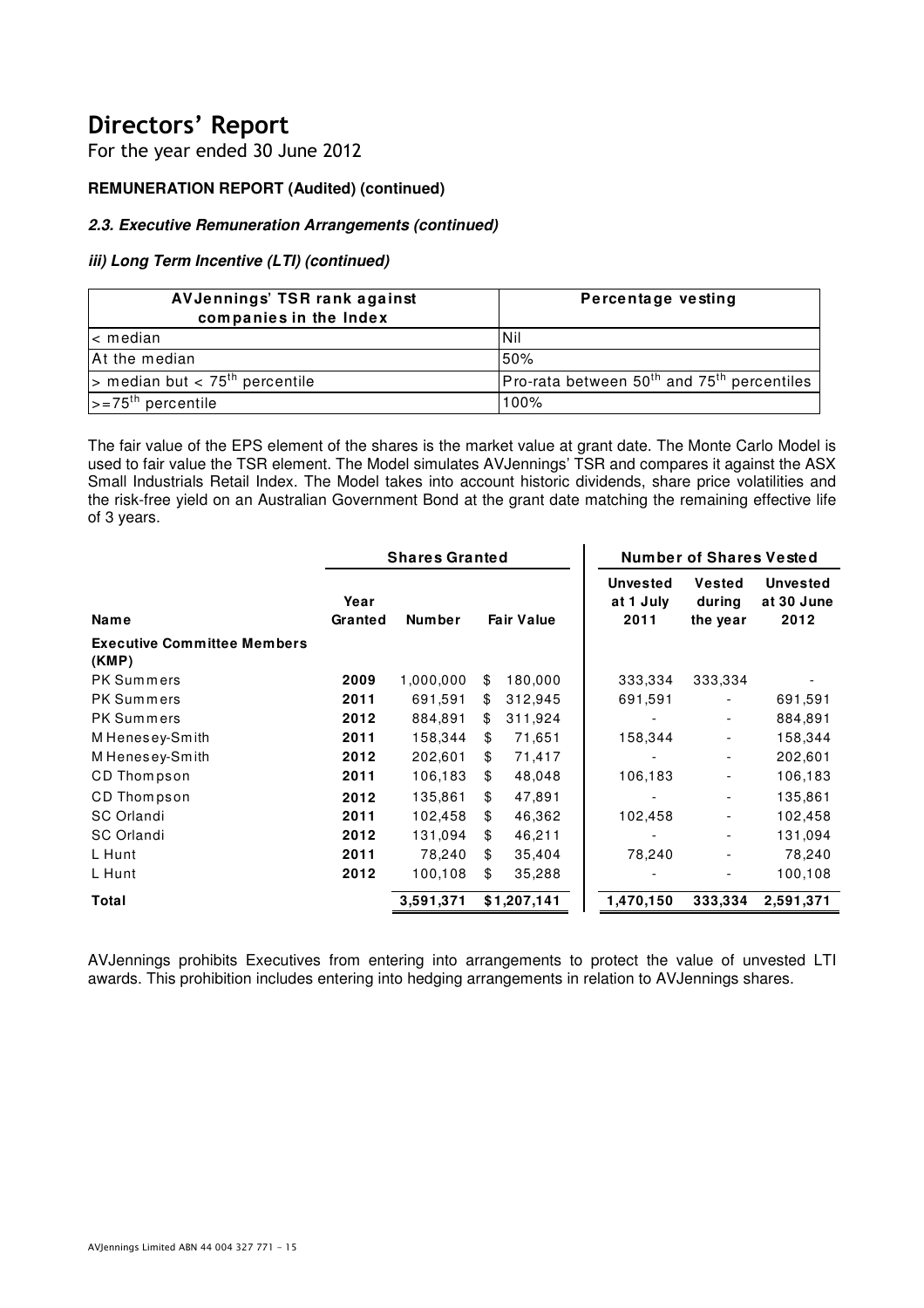# Directors' Report

For the year ended 30 June 2012

**REMUNERATION REPORT (Audited) (continued)**

***2.3. Executive Remuneration Arrangements (continued)***

***iii) Long Term Incentive (LTI) (continued)***

| AVJennings' TSR rank against companies in the Index | Percentage vesting |
|---|---|
| < median | Nil |
| At the median | 50% |
| > median but < 75th percentile | Pro-rata between 50th and 75th percentiles |
| >=75th percentile | 100% |

The fair value of the EPS element of the shares is the market value at grant date. The Monte Carlo Model is used to fair value the TSR element. The Model simulates AVJennings' TSR and compares it against the ASX Small Industrials Retail Index. The Model takes into account historic dividends, share price volatilities and the risk-free yield on an Australian Government Bond at the grant date matching the remaining effective life of 3 years.

| | Shares Granted | | | Number of Shares Vested | | |
|---|---|---|---|---|---|---|
| **Name** | **Year Granted** | **Number** | **Fair Value** | **Unvested at 1 July 2011** | **Vested during the year** | **Unvested at 30 June 2012** |
| **Executive Committee Members (KMP)** | | | | | | |
| PK Summers | **2009** | 1,000,000 | $ 180,000 | 333,334 | 333,334 | - |
| PK Summers | **2011** | 691,591 | $ 312,945 | 691,591 | - | 691,591 |
| PK Summers | **2012** | 884,891 | $ 311,924 | - | - | 884,891 |
| M Henesey-Smith | **2011** | 158,344 | $ 71,651 | 158,344 | - | 158,344 |
| M Henesey-Smith | **2012** | 202,601 | $ 71,417 | - | - | 202,601 |
| CD Thompson | **2011** | 106,183 | $ 48,048 | 106,183 | - | 106,183 |
| CD Thompson | **2012** | 135,861 | $ 47,891 | - | - | 135,861 |
| SC Orlandi | **2011** | 102,458 | $ 46,362 | 102,458 | - | 102,458 |
| SC Orlandi | **2012** | 131,094 | $ 46,211 | - | - | 131,094 |
| L Hunt | **2011** | 78,240 | $ 35,404 | 78,240 | - | 78,240 |
| L Hunt | **2012** | 100,108 | $ 35,288 | - | - | 100,108 |
| **Total** | | **3,591,371** | **$1,207,141** | **1,470,150** | **333,334** | **2,591,371** |

AVJennings prohibits Executives from entering into arrangements to protect the value of unvested LTI awards. This prohibition includes entering into hedging arrangements in relation to AVJennings shares.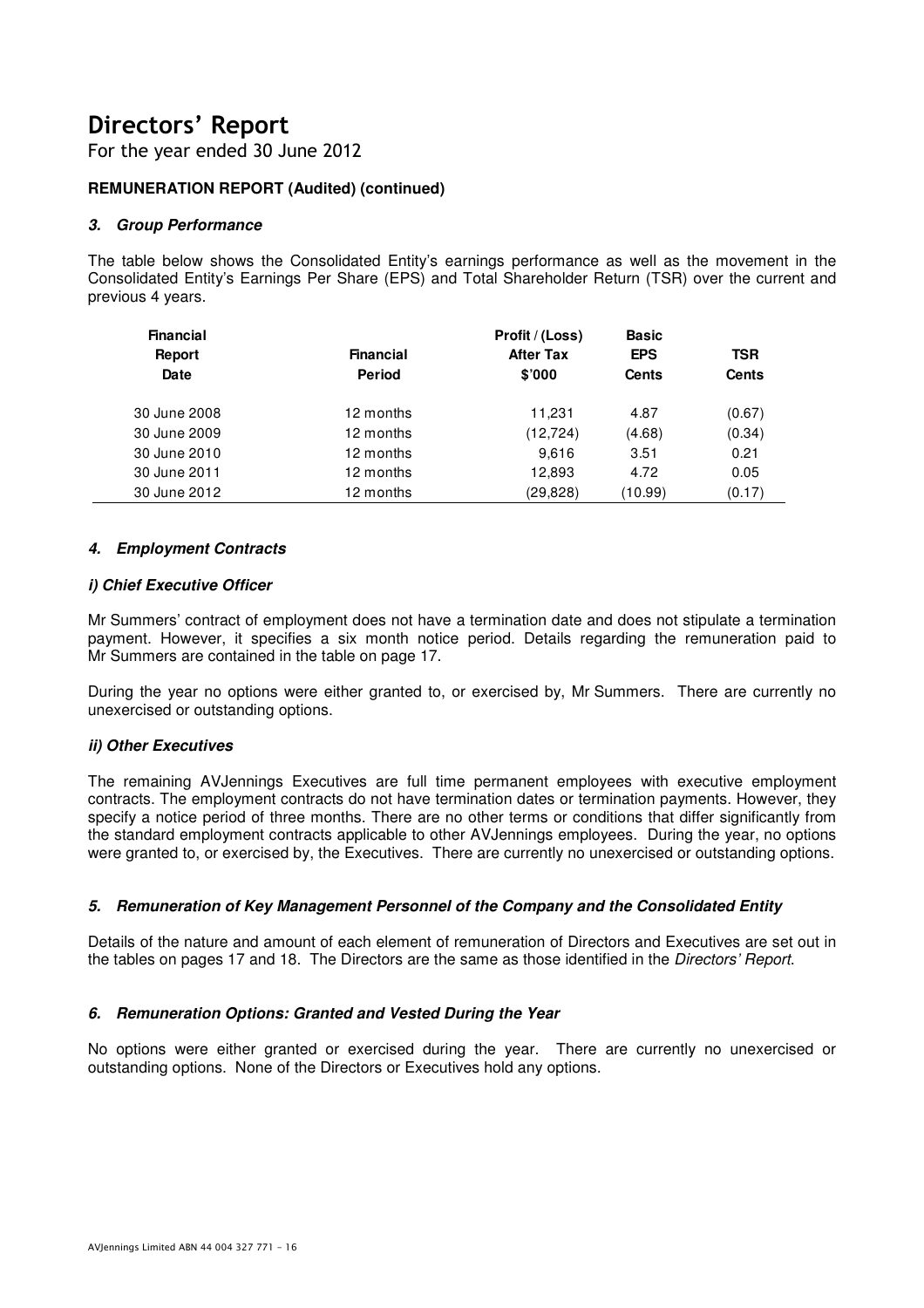# Directors' Report

For the year ended 30 June 2012

**REMUNERATION REPORT (Audited) (continued)**

### *3. Group Performance*

The table below shows the Consolidated Entity's earnings performance as well as the movement in the Consolidated Entity's Earnings Per Share (EPS) and Total Shareholder Return (TSR) over the current and previous 4 years.

| Financial Report Date | Financial Period | Profit / (Loss) After Tax $'000 | Basic EPS Cents | TSR Cents |
|---|---|---|---|---|
| 30 June 2008 | 12 months | 11,231 | 4.87 | (0.67) |
| 30 June 2009 | 12 months | (12,724) | (4.68) | (0.34) |
| 30 June 2010 | 12 months | 9,616 | 3.51 | 0.21 |
| 30 June 2011 | 12 months | 12,893 | 4.72 | 0.05 |
| 30 June 2012 | 12 months | (29,828) | (10.99) | (0.17) |

### *4. Employment Contracts*

#### *i) Chief Executive Officer*

Mr Summers' contract of employment does not have a termination date and does not stipulate a termination payment. However, it specifies a six month notice period. Details regarding the remuneration paid to Mr Summers are contained in the table on page 17.

During the year no options were either granted to, or exercised by, Mr Summers. There are currently no unexercised or outstanding options.

#### *ii) Other Executives*

The remaining AVJennings Executives are full time permanent employees with executive employment contracts. The employment contracts do not have termination dates or termination payments. However, they specify a notice period of three months. There are no other terms or conditions that differ significantly from the standard employment contracts applicable to other AVJennings employees. During the year, no options were granted to, or exercised by, the Executives. There are currently no unexercised or outstanding options.

### *5. Remuneration of Key Management Personnel of the Company and the Consolidated Entity*

Details of the nature and amount of each element of remuneration of Directors and Executives are set out in the tables on pages 17 and 18. The Directors are the same as those identified in the *Directors' Report*.

### *6. Remuneration Options: Granted and Vested During the Year*

No options were either granted or exercised during the year. There are currently no unexercised or outstanding options. None of the Directors or Executives hold any options.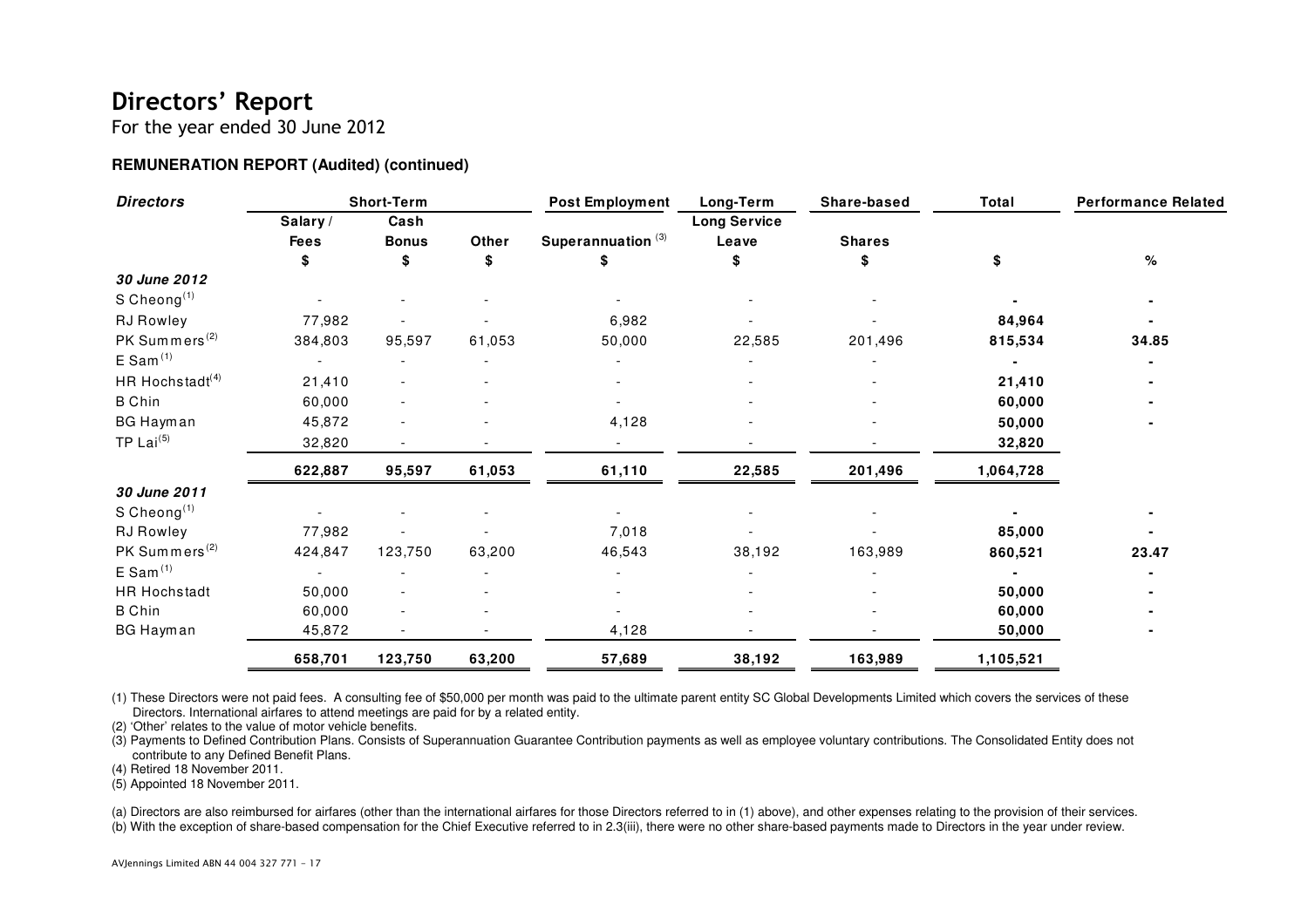# Directors' Report

For the year ended 30 June 2012

**REMUNERATION REPORT (Audited) (continued)**

| *Directors* | Short-Term | | | Post Employment | Long-Term | Share-based | Total | Performance Related |
|---|---|---|---|---|---|---|---|---|
| | Salary / Fees | Cash Bonus | Other | Superannuation [3] | Long Service Leave | Shares | | |
| | $ | $ | $ | $ | $ | $ | $ | % |
| ***30 June 2012*** | | | | | | | | |
| S Cheong[1] | - | - | - | - | - | - | **-** | **-** |
| RJ Rowley | 77,982 | - | - | 6,982 | - | - | **84,964** | **-** |
| PK Summers[2] | 384,803 | 95,597 | 61,053 | 50,000 | 22,585 | 201,496 | **815,534** | **34.85** |
| E Sam[1] | - | - | - | - | - | - | **-** | **-** |
| HR Hochstadt[4] | 21,410 | - | - | - | - | - | **21,410** | **-** |
| B Chin | 60,000 | - | - | - | - | - | **60,000** | **-** |
| BG Hayman | 45,872 | - | - | 4,128 | - | - | **50,000** | **-** |
| TP Lai[5] | 32,820 | - | - | - | - | - | **32,820** | |
| | **622,887** | **95,597** | **61,053** | **61,110** | **22,585** | **201,496** | **1,064,728** | |
| ***30 June 2011*** | | | | | | | | |
| S Cheong[1] | - | - | - | - | - | - | **-** | **-** |
| RJ Rowley | 77,982 | - | - | 7,018 | - | - | **85,000** | **-** |
| PK Summers[2] | 424,847 | 123,750 | 63,200 | 46,543 | 38,192 | 163,989 | **860,521** | **23.47** |
| E Sam[1] | - | - | - | - | - | - | **-** | **-** |
| HR Hochstadt | 50,000 | - | - | - | - | - | **50,000** | **-** |
| B Chin | 60,000 | - | - | - | - | - | **60,000** | **-** |
| BG Hayman | 45,872 | - | - | 4,128 | - | - | **50,000** | **-** |
| | **658,701** | **123,750** | **63,200** | **57,689** | **38,192** | **163,989** | **1,105,521** | |

(1) These Directors were not paid fees. A consulting fee of $50,000 per month was paid to the ultimate parent entity SC Global Developments Limited which covers the services of these Directors. International airfares to attend meetings are paid for by a related entity.

(2) 'Other' relates to the value of motor vehicle benefits.

(3) Payments to Defined Contribution Plans. Consists of Superannuation Guarantee Contribution payments as well as employee voluntary contributions. The Consolidated Entity does not contribute to any Defined Benefit Plans.

(4) Retired 18 November 2011.

(5) Appointed 18 November 2011.

(a) Directors are also reimbursed for airfares (other than the international airfares for those Directors referred to in (1) above), and other expenses relating to the provision of their services.

(b) With the exception of share-based compensation for the Chief Executive referred to in 2.3(iii), there were no other share-based payments made to Directors in the year under review.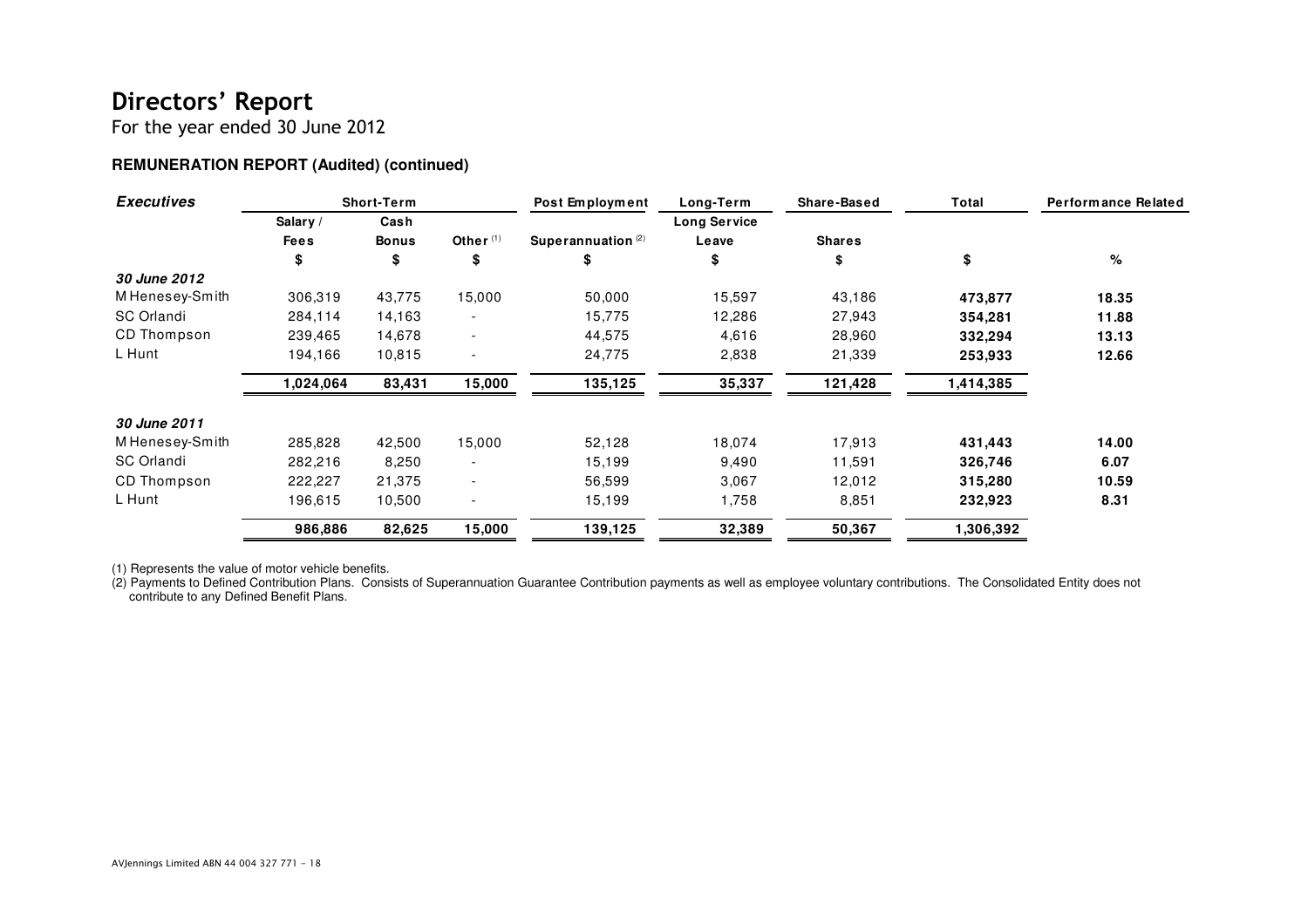# Directors' Report

For the year ended 30 June 2012

**REMUNERATION REPORT (Audited) (continued)**

| ***Executives*** | Short-Term | | | Post Employment | Long-Term | Share-Based | Total | Performance Related |
|---|---|---|---|---|---|---|---|---|
| | Salary / Fees | Cash Bonus | Other (1) | Superannuation (2) | Long Service Leave | Shares | | |
| | $ | $ | $ | $ | $ | $ | $ | % |
| ***30 June 2012*** | | | | | | | | |
| M Henesey-Smith | 306,319 | 43,775 | 15,000 | 50,000 | 15,597 | 43,186 | **473,877** | **18.35** |
| SC Orlandi | 284,114 | 14,163 | - | 15,775 | 12,286 | 27,943 | **354,281** | **11.88** |
| CD Thompson | 239,465 | 14,678 | - | 44,575 | 4,616 | 28,960 | **332,294** | **13.13** |
| L Hunt | 194,166 | 10,815 | - | 24,775 | 2,838 | 21,339 | **253,933** | **12.66** |
| | **1,024,064** | **83,431** | **15,000** | **135,125** | **35,337** | **121,428** | **1,414,385** | |
| ***30 June 2011*** | | | | | | | | |
| M Henesey-Smith | 285,828 | 42,500 | 15,000 | 52,128 | 18,074 | 17,913 | **431,443** | **14.00** |
| SC Orlandi | 282,216 | 8,250 | - | 15,199 | 9,490 | 11,591 | **326,746** | **6.07** |
| CD Thompson | 222,227 | 21,375 | - | 56,599 | 3,067 | 12,012 | **315,280** | **10.59** |
| L Hunt | 196,615 | 10,500 | - | 15,199 | 1,758 | 8,851 | **232,923** | **8.31** |
| | **986,886** | **82,625** | **15,000** | **139,125** | **32,389** | **50,367** | **1,306,392** | |

(1) Represents the value of motor vehicle benefits.

(2) Payments to Defined Contribution Plans. Consists of Superannuation Guarantee Contribution payments as well as employee voluntary contributions. The Consolidated Entity does not contribute to any Defined Benefit Plans.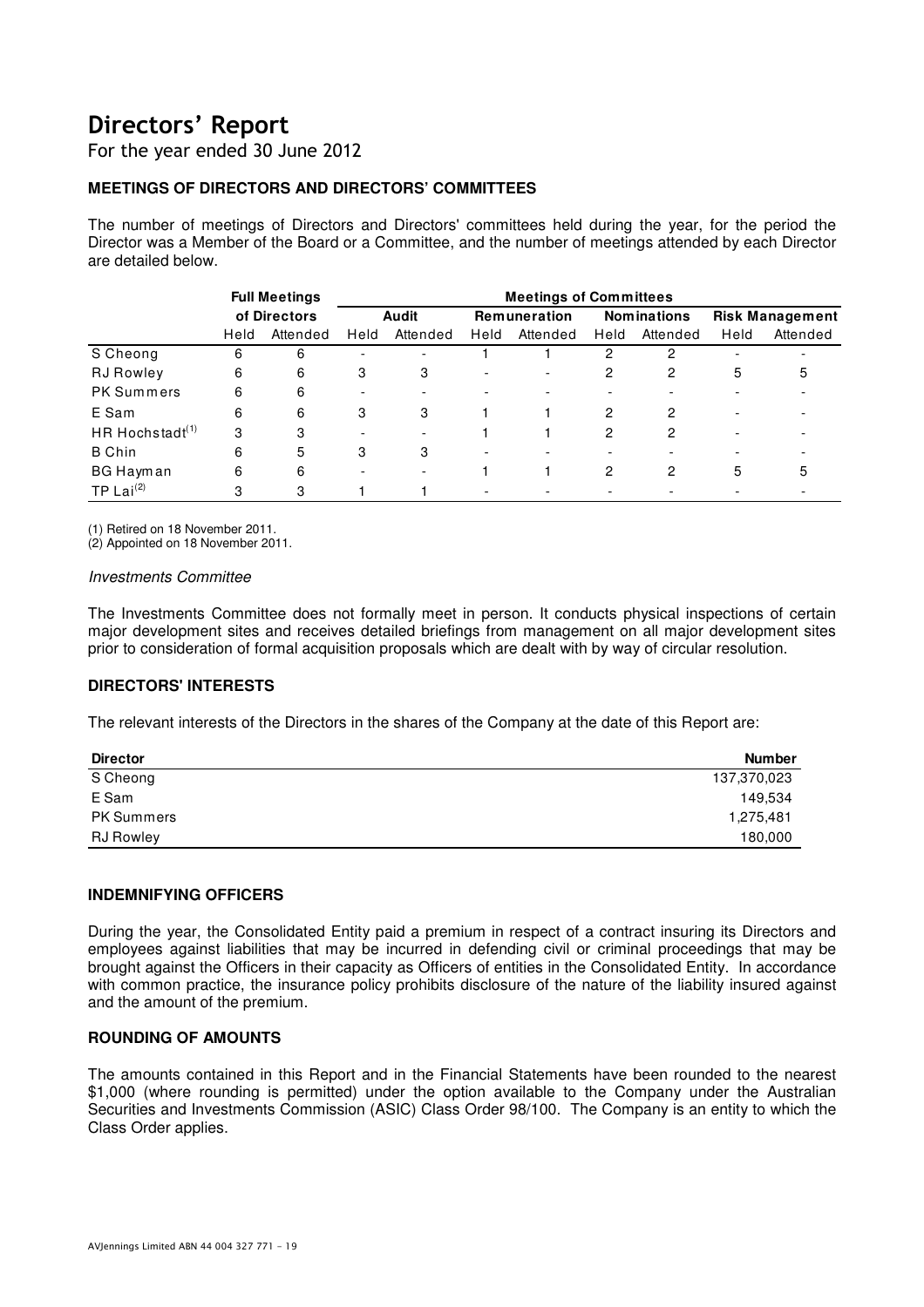# Directors' Report

For the year ended 30 June 2012

## MEETINGS OF DIRECTORS AND DIRECTORS' COMMITTEES

The number of meetings of Directors and Directors' committees held during the year, for the period the Director was a Member of the Board or a Committee, and the number of meetings attended by each Director are detailed below.

| | Full Meetings of Directors | | Meetings of Committees | | | | | | | |
|---|---|---|---|---|---|---|---|---|---|---|
| | | | Audit | | Remuneration | | Nominations | | Risk Management | |
| | Held | Attended | Held | Attended | Held | Attended | Held | Attended | Held | Attended |
| S Cheong | 6 | 6 | - | - | 1 | 1 | 2 | 2 | - | - |
| RJ Rowley | 6 | 6 | 3 | 3 | - | - | 2 | 2 | 5 | 5 |
| PK Summers | 6 | 6 | - | - | - | - | - | - | - | - |
| E Sam | 6 | 6 | 3 | 3 | 1 | 1 | 2 | 2 | - | - |
| HR Hochstadt(1) | 3 | 3 | - | - | 1 | 1 | 2 | 2 | - | - |
| B Chin | 6 | 5 | 3 | 3 | - | - | - | - | - | - |
| BG Hayman | 6 | 6 | - | - | 1 | 1 | 2 | 2 | 5 | 5 |
| TP Lai(2) | 3 | 3 | 1 | 1 | - | - | - | - | - | - |

(1) Retired on 18 November 2011.
(2) Appointed on 18 November 2011.

*Investments Committee*

The Investments Committee does not formally meet in person. It conducts physical inspections of certain major development sites and receives detailed briefings from management on all major development sites prior to consideration of formal acquisition proposals which are dealt with by way of circular resolution.

## DIRECTORS' INTERESTS

The relevant interests of the Directors in the shares of the Company at the date of this Report are:

| Director | Number |
|---|---|
| S Cheong | 137,370,023 |
| E Sam | 149,534 |
| PK Summers | 1,275,481 |
| RJ Rowley | 180,000 |

## INDEMNIFYING OFFICERS

During the year, the Consolidated Entity paid a premium in respect of a contract insuring its Directors and employees against liabilities that may be incurred in defending civil or criminal proceedings that may be brought against the Officers in their capacity as Officers of entities in the Consolidated Entity. In accordance with common practice, the insurance policy prohibits disclosure of the nature of the liability insured against and the amount of the premium.

## ROUNDING OF AMOUNTS

The amounts contained in this Report and in the Financial Statements have been rounded to the nearest $1,000 (where rounding is permitted) under the option available to the Company under the Australian Securities and Investments Commission (ASIC) Class Order 98/100. The Company is an entity to which the Class Order applies.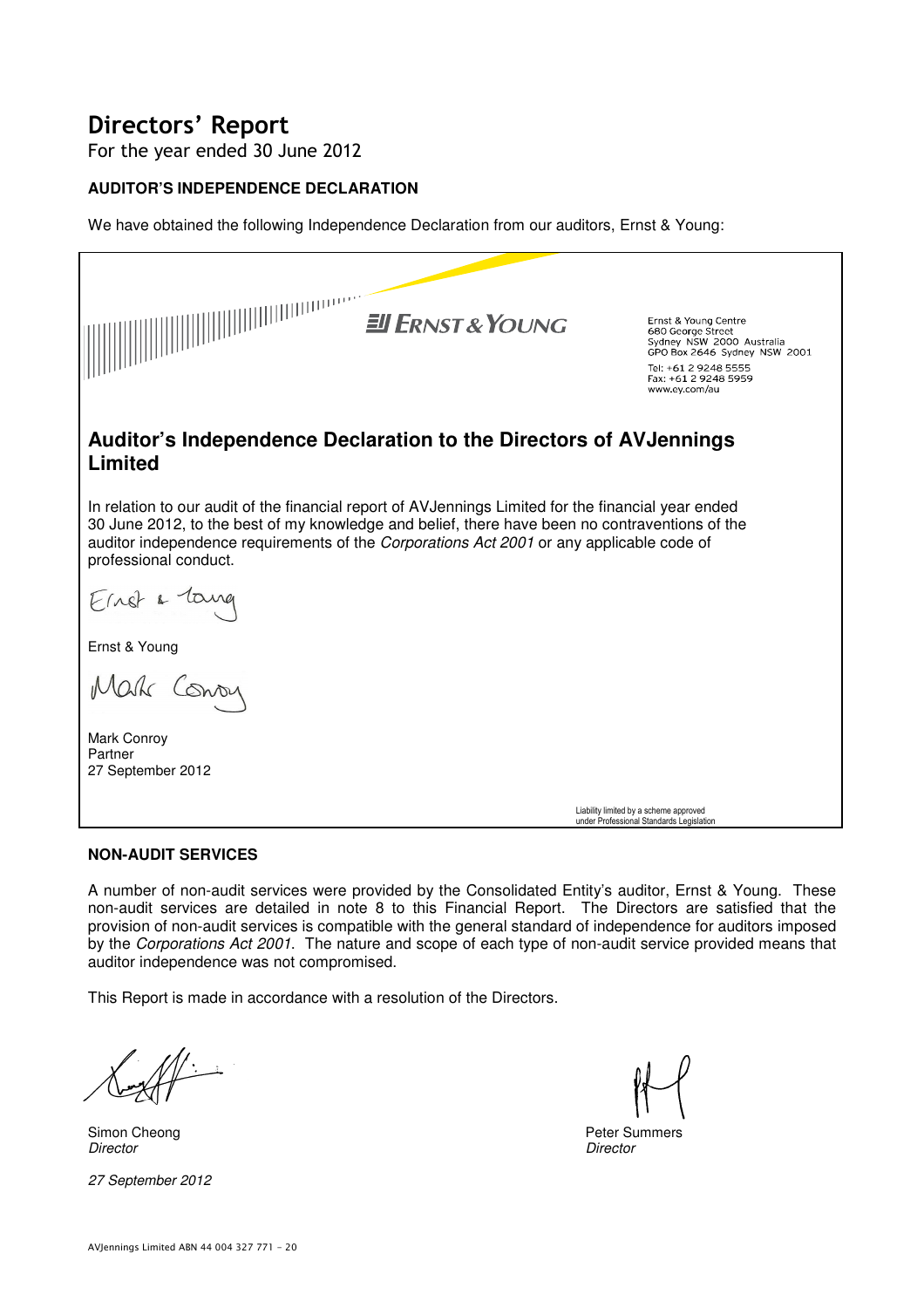# Directors' Report

For the year ended 30 June 2012

**AUDITOR'S INDEPENDENCE DECLARATION**

We have obtained the following Independence Declaration from our auditors, Ernst & Young:

ERNST & YOUNG

Ernst & Young Centre
680 George Street
Sydney NSW 2000 Australia
GPO Box 2646 Sydney NSW 2001

Tel: +61 2 9248 5555
Fax: +61 2 9248 5959
www.ey.com/au

## Auditor's Independence Declaration to the Directors of AVJennings Limited

In relation to our audit of the financial report of AVJennings Limited for the financial year ended 30 June 2012, to the best of my knowledge and belief, there have been no contraventions of the auditor independence requirements of the *Corporations Act 2001* or any applicable code of professional conduct.

Ernst & Young

Mark Conroy
Partner
27 September 2012

Liability limited by a scheme approved under Professional Standards Legislation

**NON-AUDIT SERVICES**

A number of non-audit services were provided by the Consolidated Entity's auditor, Ernst & Young. These non-audit services are detailed in note 8 to this Financial Report. The Directors are satisfied that the provision of non-audit services is compatible with the general standard of independence for auditors imposed by the *Corporations Act 2001*. The nature and scope of each type of non-audit service provided means that auditor independence was not compromised.

This Report is made in accordance with a resolution of the Directors.

Simon Cheong
*Director*

Peter Summers
*Director*

*27 September 2012*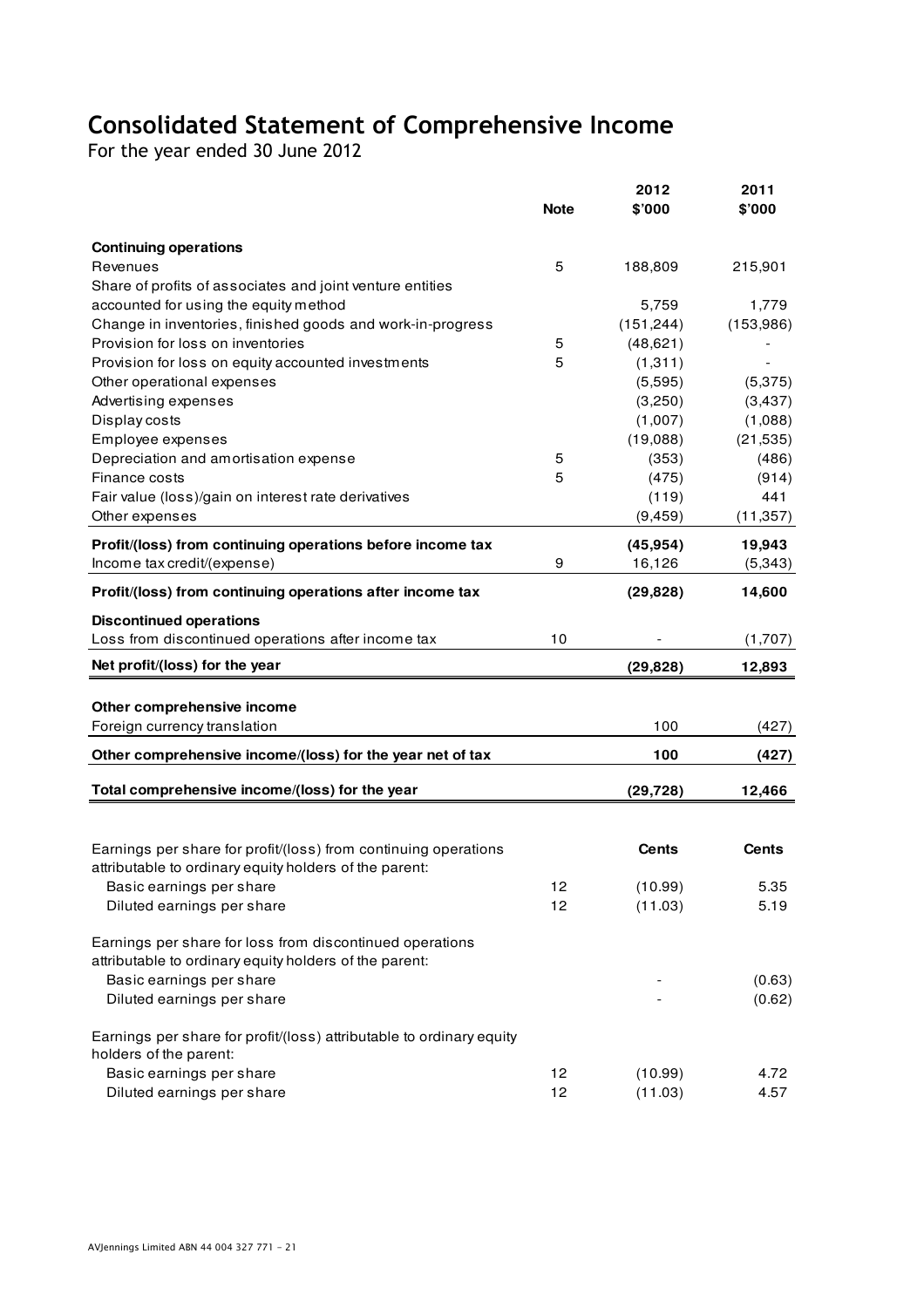# Consolidated Statement of Comprehensive Income

For the year ended 30 June 2012

| | Note | 2012 $'000 | 2011 $'000 |
|---|---|---|---|
| **Continuing operations** | | | |
| Revenues | 5 | 188,809 | 215,901 |
| Share of profits of associates and joint venture entities accounted for using the equity method | | 5,759 | 1,779 |
| Change in inventories, finished goods and work-in-progress | | (151,244) | (153,986) |
| Provision for loss on inventories | 5 | (48,621) | - |
| Provision for loss on equity accounted investments | 5 | (1,311) | - |
| Other operational expenses | | (5,595) | (5,375) |
| Advertising expenses | | (3,250) | (3,437) |
| Display costs | | (1,007) | (1,088) |
| Employee expenses | | (19,088) | (21,535) |
| Depreciation and amortisation expense | 5 | (353) | (486) |
| Finance costs | 5 | (475) | (914) |
| Fair value (loss)/gain on interest rate derivatives | | (119) | 441 |
| Other expenses | | (9,459) | (11,357) |
| **Profit/(loss) from continuing operations before income tax** | | **(45,954)** | **19,943** |
| Income tax credit/(expense) | 9 | 16,126 | (5,343) |
| **Profit/(loss) from continuing operations after income tax** | | **(29,828)** | **14,600** |
| **Discontinued operations** | | | |
| Loss from discontinued operations after income tax | 10 | - | (1,707) |
| **Net profit/(loss) for the year** | | **(29,828)** | **12,893** |
| | | | |
| **Other comprehensive income** | | | |
| Foreign currency translation | | 100 | (427) |
| **Other comprehensive income/(loss) for the year net of tax** | | **100** | **(427)** |
| **Total comprehensive income/(loss) for the year** | | **(29,728)** | **12,466** |
| | | | |
| Earnings per share for profit/(loss) from continuing operations attributable to ordinary equity holders of the parent: | | **Cents** | **Cents** |
| Basic earnings per share | 12 | (10.99) | 5.35 |
| Diluted earnings per share | 12 | (11.03) | 5.19 |
| Earnings per share for loss from discontinued operations attributable to ordinary equity holders of the parent: | | | |
| Basic earnings per share | | - | (0.63) |
| Diluted earnings per share | | - | (0.62) |
| Earnings per share for profit/(loss) attributable to ordinary equity holders of the parent: | | | |
| Basic earnings per share | 12 | (10.99) | 4.72 |
| Diluted earnings per share | 12 | (11.03) | 4.57 |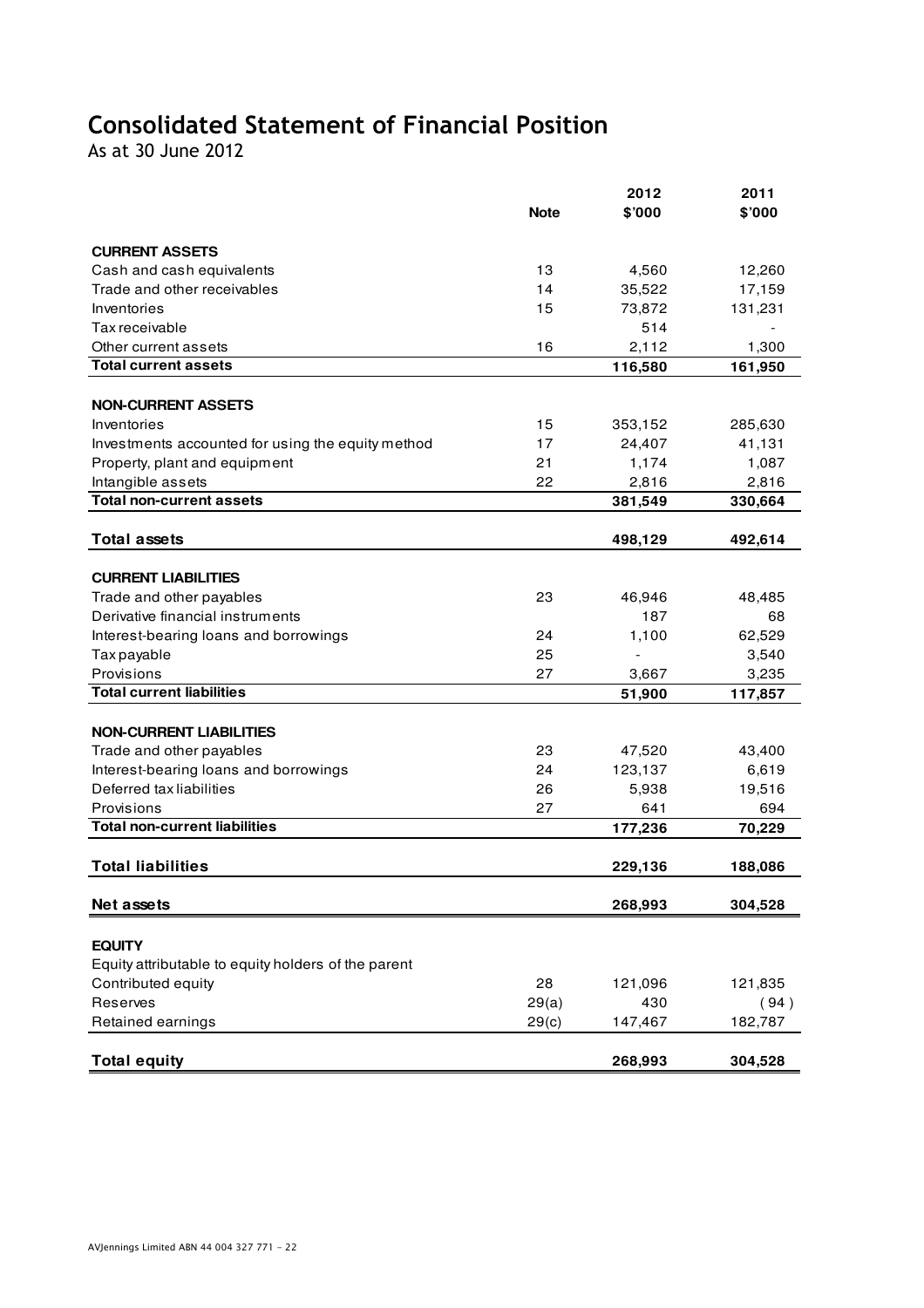# Consolidated Statement of Financial Position

As at 30 June 2012

| | Note | 2012 $'000 | 2011 $'000 |
|---|---|---|---|
| **CURRENT ASSETS** | | | |
| Cash and cash equivalents | 13 | 4,560 | 12,260 |
| Trade and other receivables | 14 | 35,522 | 17,159 |
| Inventories | 15 | 73,872 | 131,231 |
| Tax receivable | | 514 | - |
| Other current assets | 16 | 2,112 | 1,300 |
| **Total current assets** | | **116,580** | **161,950** |
| **NON-CURRENT ASSETS** | | | |
| Inventories | 15 | 353,152 | 285,630 |
| Investments accounted for using the equity method | 17 | 24,407 | 41,131 |
| Property, plant and equipment | 21 | 1,174 | 1,087 |
| Intangible assets | 22 | 2,816 | 2,816 |
| **Total non-current assets** | | **381,549** | **330,664** |
| **Total assets** | | **498,129** | **492,614** |
| **CURRENT LIABILITIES** | | | |
| Trade and other payables | 23 | 46,946 | 48,485 |
| Derivative financial instruments | | 187 | 68 |
| Interest-bearing loans and borrowings | 24 | 1,100 | 62,529 |
| Tax payable | 25 | - | 3,540 |
| Provisions | 27 | 3,667 | 3,235 |
| **Total current liabilities** | | **51,900** | **117,857** |
| **NON-CURRENT LIABILITIES** | | | |
| Trade and other payables | 23 | 47,520 | 43,400 |
| Interest-bearing loans and borrowings | 24 | 123,137 | 6,619 |
| Deferred tax liabilities | 26 | 5,938 | 19,516 |
| Provisions | 27 | 641 | 694 |
| **Total non-current liabilities** | | **177,236** | **70,229** |
| **Total liabilities** | | **229,136** | **188,086** |
| **Net assets** | | **268,993** | **304,528** |
| **EQUITY** | | | |
| Equity attributable to equity holders of the parent | | | |
| Contributed equity | 28 | 121,096 | 121,835 |
| Reserves | 29(a) | 430 | ( 94 ) |
| Retained earnings | 29(c) | 147,467 | 182,787 |
| **Total equity** | | **268,993** | **304,528** |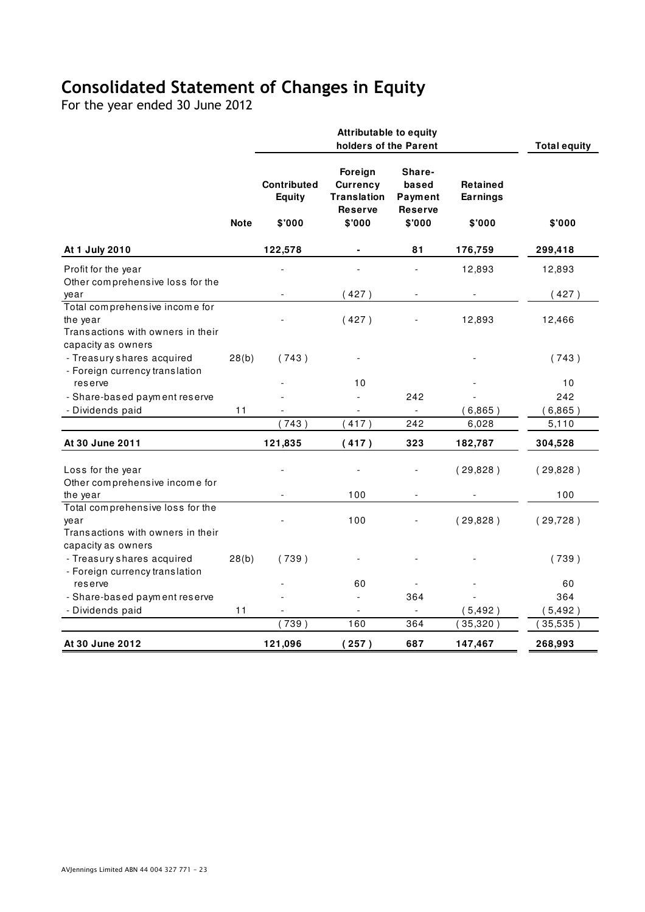# Consolidated Statement of Changes in Equity

For the year ended 30 June 2012

| | | Attributable to equity holders of the Parent | | | | Total equity |
|---|---|---|---|---|---|---|
| | Note | Contributed Equity | Foreign Currency Translation Reserve | Share-based Payment Reserve | Retained Earnings | |
| | | $'000 | $'000 | $'000 | $'000 | $'000 |
| **At 1 July 2010** | | **122,578** | **-** | **81** | **176,759** | **299,418** |
| Profit for the year | | - | - | - | 12,893 | 12,893 |
| Other comprehensive loss for the year | | - | ( 427 ) | - | - | ( 427 ) |
| Total comprehensive income for the year | | - | ( 427 ) | - | 12,893 | 12,466 |
| Transactions with owners in their capacity as owners | | | | | | |
| - Treasury shares acquired | 28(b) | ( 743 ) | - | | - | ( 743 ) |
| - Foreign currency translation reserve | | - | 10 | | - | 10 |
| - Share-based payment reserve | | - | - | 242 | - | 242 |
| - Dividends paid | 11 | - | - | - | ( 6,865 ) | ( 6,865 ) |
| | | ( 743 ) | ( 417 ) | 242 | 6,028 | 5,110 |
| **At 30 June 2011** | | **121,835** | **( 417 )** | **323** | **182,787** | **304,528** |
| Loss for the year | | - | - | - | ( 29,828 ) | ( 29,828 ) |
| Other comprehensive income for the year | | - | 100 | - | - | 100 |
| Total comprehensive loss for the year | | - | 100 | - | ( 29,828 ) | ( 29,728 ) |
| Transactions with owners in their capacity as owners | | | | | | |
| - Treasury shares acquired | 28(b) | ( 739 ) | - | - | - | ( 739 ) |
| - Foreign currency translation reserve | | - | 60 | - | - | 60 |
| - Share-based payment reserve | | - | - | 364 | - | 364 |
| - Dividends paid | 11 | - | - | - | ( 5,492 ) | ( 5,492 ) |
| | | ( 739 ) | 160 | 364 | ( 35,320 ) | ( 35,535 ) |
| **At 30 June 2012** | | **121,096** | **( 257 )** | **687** | **147,467** | **268,993** |

AVJennings Limited ABN 44 004 327 771 – 23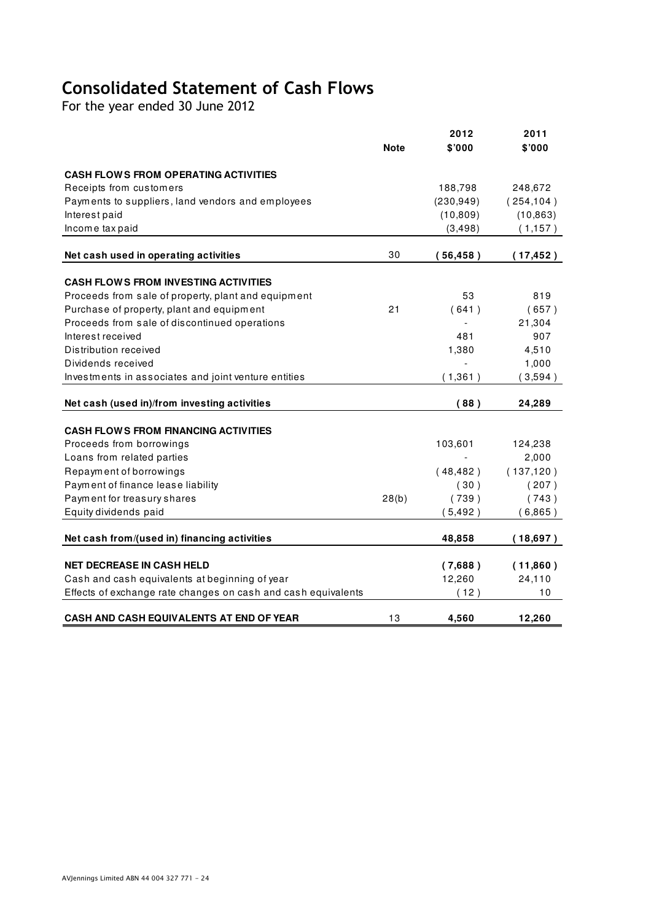# Consolidated Statement of Cash Flows

For the year ended 30 June 2012

| | Note | 2012 $'000 | 2011 $'000 |
|---|---|---|---|
| **CASH FLOWS FROM OPERATING ACTIVITIES** | | | |
| Receipts from customers | | 188,798 | 248,672 |
| Payments to suppliers, land vendors and employees | | (230,949) | ( 254,104 ) |
| Interest paid | | (10,809) | (10,863) |
| Income tax paid | | (3,498) | ( 1,157 ) |
| **Net cash used in operating activities** | 30 | **( 56,458 )** | **( 17,452 )** |
| **CASH FLOWS FROM INVESTING ACTIVITIES** | | | |
| Proceeds from sale of property, plant and equipment | | 53 | 819 |
| Purchase of property, plant and equipment | 21 | ( 641 ) | ( 657 ) |
| Proceeds from sale of discontinued operations | | - | 21,304 |
| Interest received | | 481 | 907 |
| Distribution received | | 1,380 | 4,510 |
| Dividends received | | - | 1,000 |
| Investments in associates and joint venture entities | | ( 1,361 ) | ( 3,594 ) |
| **Net cash (used in)/from investing activities** | | **( 88 )** | **24,289** |
| **CASH FLOWS FROM FINANCING ACTIVITIES** | | | |
| Proceeds from borrowings | | 103,601 | 124,238 |
| Loans from related parties | | - | 2,000 |
| Repayment of borrowings | | ( 48,482 ) | ( 137,120 ) |
| Payment of finance lease liability | | ( 30 ) | ( 207 ) |
| Payment for treasury shares | 28(b) | ( 739 ) | ( 743 ) |
| Equity dividends paid | | ( 5,492 ) | ( 6,865 ) |
| **Net cash from/(used in) financing activities** | | **48,858** | **( 18,697 )** |
| **NET DECREASE IN CASH HELD** | | **( 7,688 )** | **( 11,860 )** |
| Cash and cash equivalents at beginning of year | | 12,260 | 24,110 |
| Effects of exchange rate changes on cash and cash equivalents | | ( 12 ) | 10 |
| **CASH AND CASH EQUIVALENTS AT END OF YEAR** | 13 | **4,560** | **12,260** |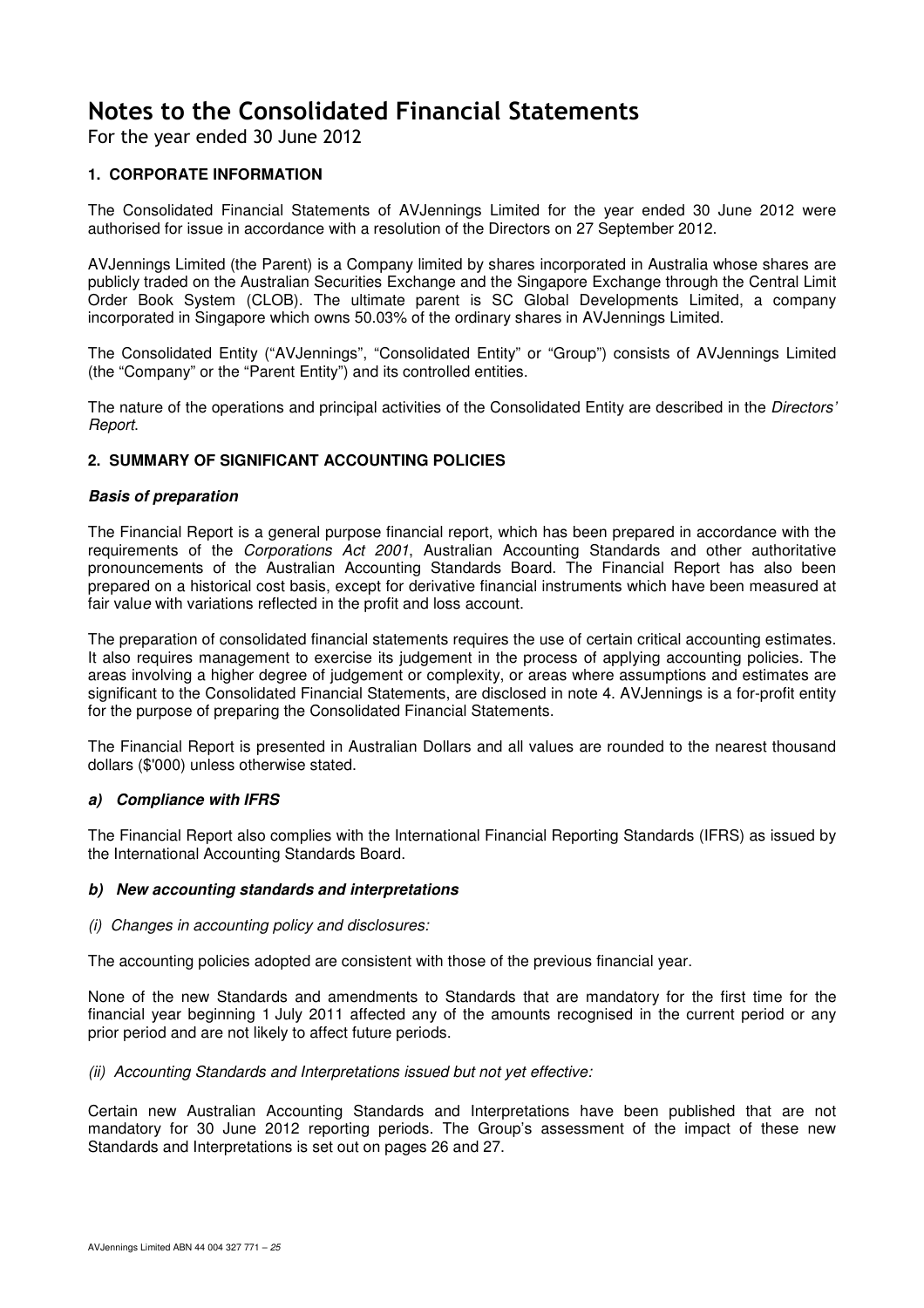# Notes to the Consolidated Financial Statements

For the year ended 30 June 2012

### 1. CORPORATE INFORMATION

The Consolidated Financial Statements of AVJennings Limited for the year ended 30 June 2012 were authorised for issue in accordance with a resolution of the Directors on 27 September 2012.

AVJennings Limited (the Parent) is a Company limited by shares incorporated in Australia whose shares are publicly traded on the Australian Securities Exchange and the Singapore Exchange through the Central Limit Order Book System (CLOB). The ultimate parent is SC Global Developments Limited, a company incorporated in Singapore which owns 50.03% of the ordinary shares in AVJennings Limited.

The Consolidated Entity ("AVJennings", "Consolidated Entity" or "Group") consists of AVJennings Limited (the "Company" or the "Parent Entity") and its controlled entities.

The nature of the operations and principal activities of the Consolidated Entity are described in the *Directors' Report*.

### 2. SUMMARY OF SIGNIFICANT ACCOUNTING POLICIES

***Basis of preparation***

The Financial Report is a general purpose financial report, which has been prepared in accordance with the requirements of the *Corporations Act 2001*, Australian Accounting Standards and other authoritative pronouncements of the Australian Accounting Standards Board. The Financial Report has also been prepared on a historical cost basis, except for derivative financial instruments which have been measured at fair value with variations reflected in the profit and loss account.

The preparation of consolidated financial statements requires the use of certain critical accounting estimates. It also requires management to exercise its judgement in the process of applying accounting policies. The areas involving a higher degree of judgement or complexity, or areas where assumptions and estimates are significant to the Consolidated Financial Statements, are disclosed in note 4. AVJennings is a for-profit entity for the purpose of preparing the Consolidated Financial Statements.

The Financial Report is presented in Australian Dollars and all values are rounded to the nearest thousand dollars ($'000) unless otherwise stated.

***a) Compliance with IFRS***

The Financial Report also complies with the International Financial Reporting Standards (IFRS) as issued by the International Accounting Standards Board.

***b) New accounting standards and interpretations***

*(i) Changes in accounting policy and disclosures:*

The accounting policies adopted are consistent with those of the previous financial year.

None of the new Standards and amendments to Standards that are mandatory for the first time for the financial year beginning 1 July 2011 affected any of the amounts recognised in the current period or any prior period and are not likely to affect future periods.

*(ii) Accounting Standards and Interpretations issued but not yet effective:*

Certain new Australian Accounting Standards and Interpretations have been published that are not mandatory for 30 June 2012 reporting periods. The Group's assessment of the impact of these new Standards and Interpretations is set out on pages 26 and 27.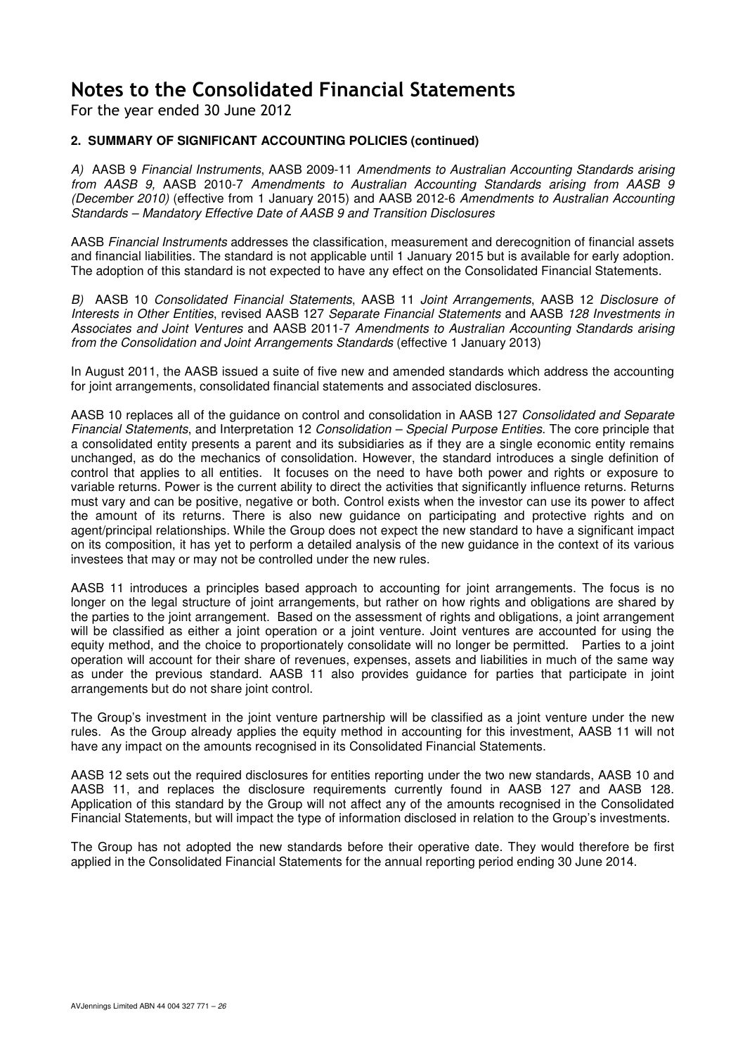# Notes to the Consolidated Financial Statements

For the year ended 30 June 2012

**2. SUMMARY OF SIGNIFICANT ACCOUNTING POLICIES (continued)**

*A)* AASB 9 *Financial Instruments*, AASB 2009-11 *Amendments to Australian Accounting Standards arising from AASB 9,* AASB 2010-7 *Amendments to Australian Accounting Standards arising from AASB 9 (December 2010)* (effective from 1 January 2015) and AASB 2012-6 *Amendments to Australian Accounting Standards – Mandatory Effective Date of AASB 9 and Transition Disclosures*

AASB *Financial Instruments* addresses the classification, measurement and derecognition of financial assets and financial liabilities. The standard is not applicable until 1 January 2015 but is available for early adoption. The adoption of this standard is not expected to have any effect on the Consolidated Financial Statements.

*B)* AASB 10 *Consolidated Financial Statements*, AASB 11 *Joint Arrangements*, AASB 12 *Disclosure of Interests in Other Entities*, revised AASB 127 *Separate Financial Statements* and AASB *128 Investments in Associates and Joint Ventures* and AASB 2011-7 *Amendments to Australian Accounting Standards arising from the Consolidation and Joint Arrangements Standards* (effective 1 January 2013)

In August 2011, the AASB issued a suite of five new and amended standards which address the accounting for joint arrangements, consolidated financial statements and associated disclosures.

AASB 10 replaces all of the guidance on control and consolidation in AASB 127 *Consolidated and Separate Financial Statements*, and Interpretation 12 *Consolidation – Special Purpose Entities*. The core principle that a consolidated entity presents a parent and its subsidiaries as if they are a single economic entity remains unchanged, as do the mechanics of consolidation. However, the standard introduces a single definition of control that applies to all entities. It focuses on the need to have both power and rights or exposure to variable returns. Power is the current ability to direct the activities that significantly influence returns. Returns must vary and can be positive, negative or both. Control exists when the investor can use its power to affect the amount of its returns. There is also new guidance on participating and protective rights and on agent/principal relationships. While the Group does not expect the new standard to have a significant impact on its composition, it has yet to perform a detailed analysis of the new guidance in the context of its various investees that may or may not be controlled under the new rules.

AASB 11 introduces a principles based approach to accounting for joint arrangements. The focus is no longer on the legal structure of joint arrangements, but rather on how rights and obligations are shared by the parties to the joint arrangement. Based on the assessment of rights and obligations, a joint arrangement will be classified as either a joint operation or a joint venture. Joint ventures are accounted for using the equity method, and the choice to proportionately consolidate will no longer be permitted. Parties to a joint operation will account for their share of revenues, expenses, assets and liabilities in much of the same way as under the previous standard. AASB 11 also provides guidance for parties that participate in joint arrangements but do not share joint control.

The Group's investment in the joint venture partnership will be classified as a joint venture under the new rules. As the Group already applies the equity method in accounting for this investment, AASB 11 will not have any impact on the amounts recognised in its Consolidated Financial Statements.

AASB 12 sets out the required disclosures for entities reporting under the two new standards, AASB 10 and AASB 11, and replaces the disclosure requirements currently found in AASB 127 and AASB 128. Application of this standard by the Group will not affect any of the amounts recognised in the Consolidated Financial Statements, but will impact the type of information disclosed in relation to the Group's investments.

The Group has not adopted the new standards before their operative date. They would therefore be first applied in the Consolidated Financial Statements for the annual reporting period ending 30 June 2014.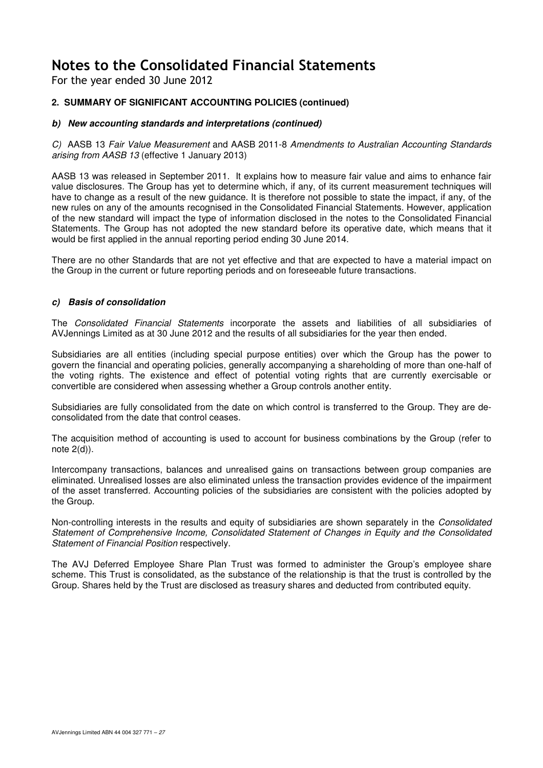# Notes to the Consolidated Financial Statements

For the year ended 30 June 2012

### 2. SUMMARY OF SIGNIFICANT ACCOUNTING POLICIES (continued)

#### *b) New accounting standards and interpretations (continued)*

*C)* AASB 13 *Fair Value Measurement* and AASB 2011-8 *Amendments to Australian Accounting Standards arising from AASB 13* (effective 1 January 2013)

AASB 13 was released in September 2011. It explains how to measure fair value and aims to enhance fair value disclosures. The Group has yet to determine which, if any, of its current measurement techniques will have to change as a result of the new guidance. It is therefore not possible to state the impact, if any, of the new rules on any of the amounts recognised in the Consolidated Financial Statements. However, application of the new standard will impact the type of information disclosed in the notes to the Consolidated Financial Statements. The Group has not adopted the new standard before its operative date, which means that it would be first applied in the annual reporting period ending 30 June 2014.

There are no other Standards that are not yet effective and that are expected to have a material impact on the Group in the current or future reporting periods and on foreseeable future transactions.

#### *c) Basis of consolidation*

The *Consolidated Financial Statements* incorporate the assets and liabilities of all subsidiaries of AVJennings Limited as at 30 June 2012 and the results of all subsidiaries for the year then ended.

Subsidiaries are all entities (including special purpose entities) over which the Group has the power to govern the financial and operating policies, generally accompanying a shareholding of more than one-half of the voting rights. The existence and effect of potential voting rights that are currently exercisable or convertible are considered when assessing whether a Group controls another entity.

Subsidiaries are fully consolidated from the date on which control is transferred to the Group. They are de-consolidated from the date that control ceases.

The acquisition method of accounting is used to account for business combinations by the Group (refer to note 2(d)).

Intercompany transactions, balances and unrealised gains on transactions between group companies are eliminated. Unrealised losses are also eliminated unless the transaction provides evidence of the impairment of the asset transferred. Accounting policies of the subsidiaries are consistent with the policies adopted by the Group.

Non-controlling interests in the results and equity of subsidiaries are shown separately in the *Consolidated Statement of Comprehensive Income, Consolidated Statement of Changes in Equity and the Consolidated Statement of Financial Position* respectively.

The AVJ Deferred Employee Share Plan Trust was formed to administer the Group's employee share scheme. This Trust is consolidated, as the substance of the relationship is that the trust is controlled by the Group. Shares held by the Trust are disclosed as treasury shares and deducted from contributed equity.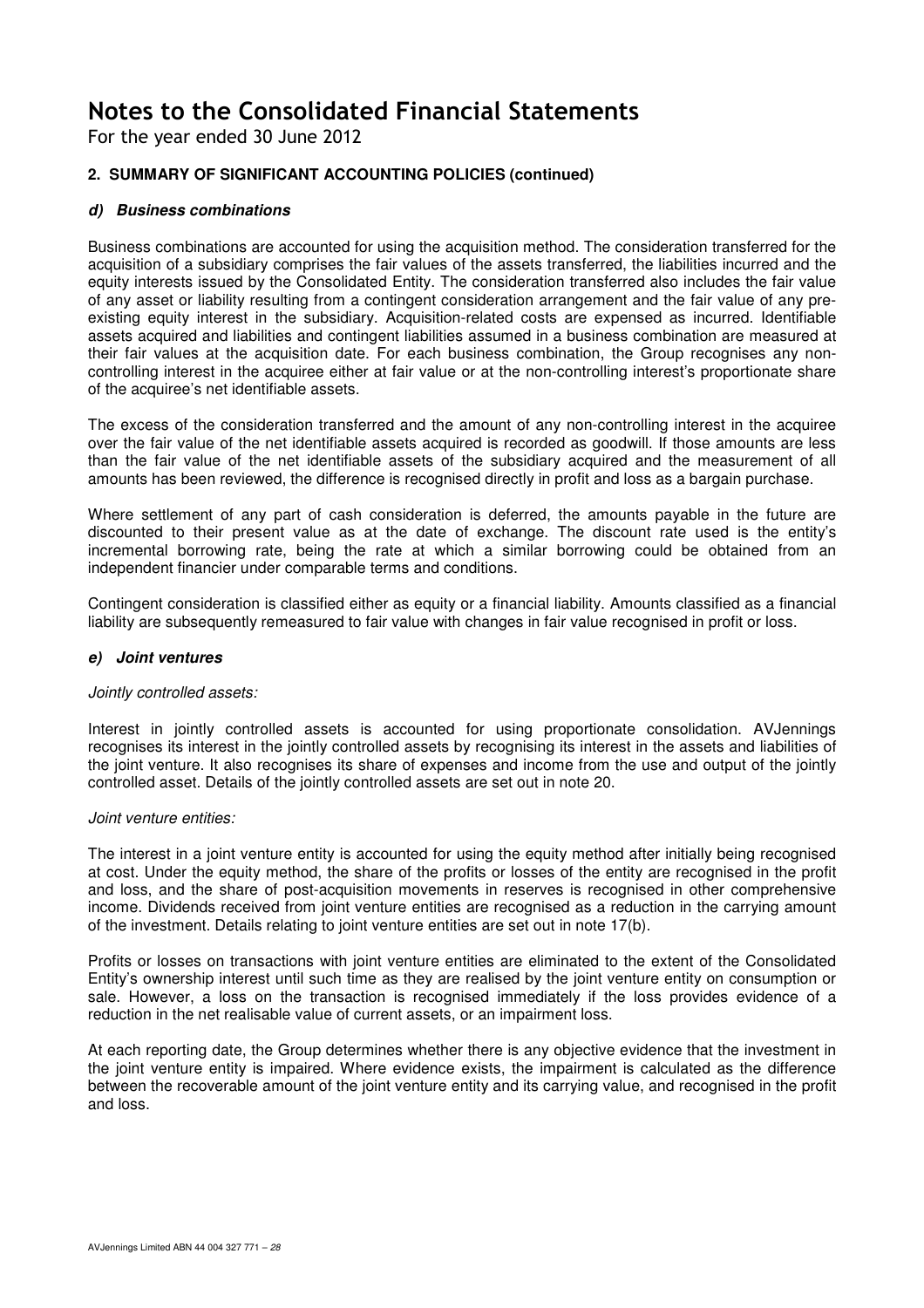# Notes to the Consolidated Financial Statements

For the year ended 30 June 2012

**2. SUMMARY OF SIGNIFICANT ACCOUNTING POLICIES (continued)**

***d) Business combinations***

Business combinations are accounted for using the acquisition method. The consideration transferred for the acquisition of a subsidiary comprises the fair values of the assets transferred, the liabilities incurred and the equity interests issued by the Consolidated Entity. The consideration transferred also includes the fair value of any asset or liability resulting from a contingent consideration arrangement and the fair value of any pre-existing equity interest in the subsidiary. Acquisition-related costs are expensed as incurred. Identifiable assets acquired and liabilities and contingent liabilities assumed in a business combination are measured at their fair values at the acquisition date. For each business combination, the Group recognises any non-controlling interest in the acquiree either at fair value or at the non-controlling interest's proportionate share of the acquiree's net identifiable assets.

The excess of the consideration transferred and the amount of any non-controlling interest in the acquiree over the fair value of the net identifiable assets acquired is recorded as goodwill. If those amounts are less than the fair value of the net identifiable assets of the subsidiary acquired and the measurement of all amounts has been reviewed, the difference is recognised directly in profit and loss as a bargain purchase.

Where settlement of any part of cash consideration is deferred, the amounts payable in the future are discounted to their present value as at the date of exchange. The discount rate used is the entity's incremental borrowing rate, being the rate at which a similar borrowing could be obtained from an independent financier under comparable terms and conditions.

Contingent consideration is classified either as equity or a financial liability. Amounts classified as a financial liability are subsequently remeasured to fair value with changes in fair value recognised in profit or loss.

***e) Joint ventures***

*Jointly controlled assets:*

Interest in jointly controlled assets is accounted for using proportionate consolidation. AVJennings recognises its interest in the jointly controlled assets by recognising its interest in the assets and liabilities of the joint venture. It also recognises its share of expenses and income from the use and output of the jointly controlled asset. Details of the jointly controlled assets are set out in note 20.

*Joint venture entities:*

The interest in a joint venture entity is accounted for using the equity method after initially being recognised at cost. Under the equity method, the share of the profits or losses of the entity are recognised in the profit and loss, and the share of post-acquisition movements in reserves is recognised in other comprehensive income. Dividends received from joint venture entities are recognised as a reduction in the carrying amount of the investment. Details relating to joint venture entities are set out in note 17(b).

Profits or losses on transactions with joint venture entities are eliminated to the extent of the Consolidated Entity's ownership interest until such time as they are realised by the joint venture entity on consumption or sale. However, a loss on the transaction is recognised immediately if the loss provides evidence of a reduction in the net realisable value of current assets, or an impairment loss.

At each reporting date, the Group determines whether there is any objective evidence that the investment in the joint venture entity is impaired. Where evidence exists, the impairment is calculated as the difference between the recoverable amount of the joint venture entity and its carrying value, and recognised in the profit and loss.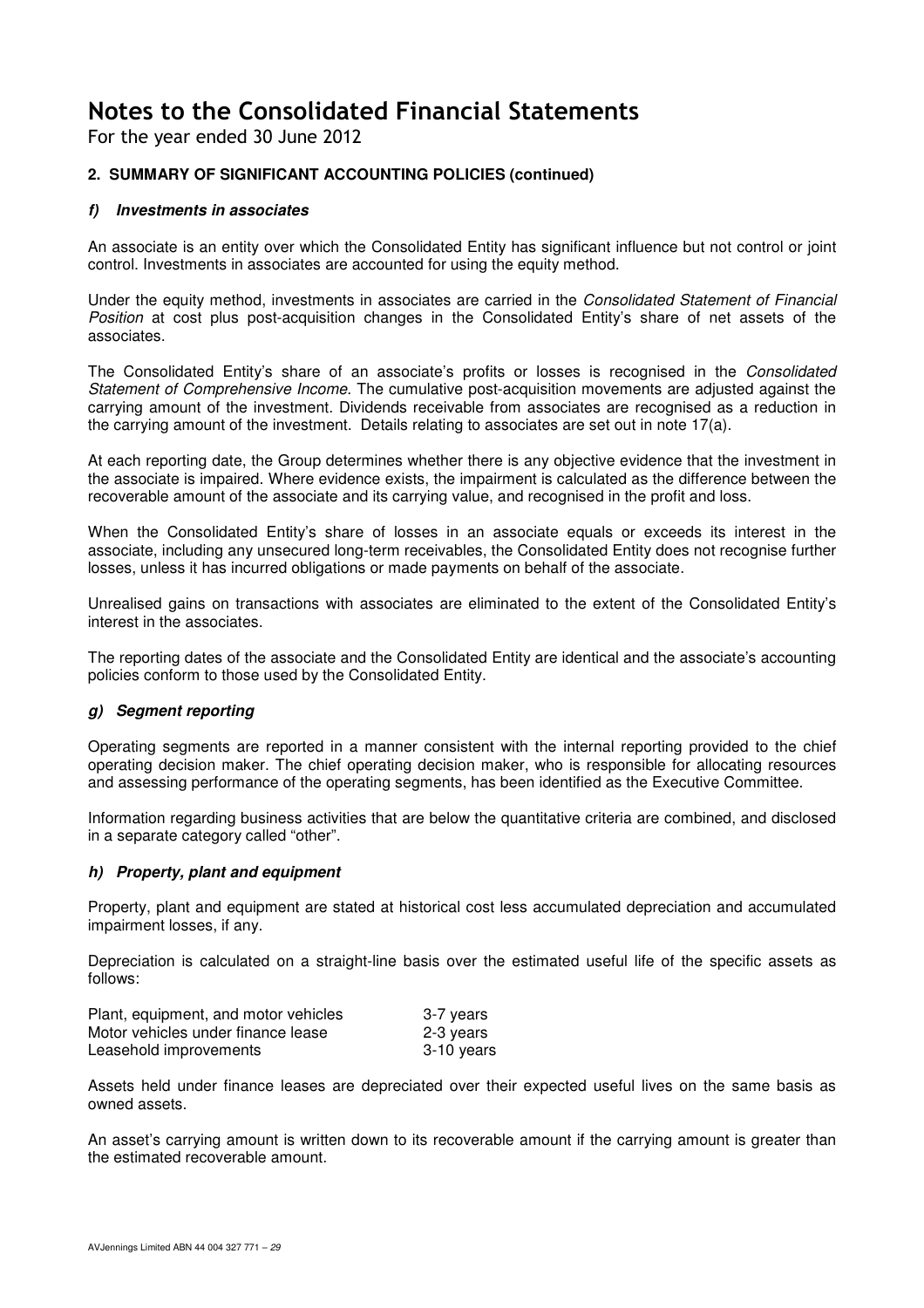# Notes to the Consolidated Financial Statements

For the year ended 30 June 2012

### 2. SUMMARY OF SIGNIFICANT ACCOUNTING POLICIES (continued)

#### *f) Investments in associates*

An associate is an entity over which the Consolidated Entity has significant influence but not control or joint control. Investments in associates are accounted for using the equity method.

Under the equity method, investments in associates are carried in the *Consolidated Statement of Financial Position* at cost plus post-acquisition changes in the Consolidated Entity's share of net assets of the associates.

The Consolidated Entity's share of an associate's profits or losses is recognised in the *Consolidated Statement of Comprehensive Income*. The cumulative post-acquisition movements are adjusted against the carrying amount of the investment. Dividends receivable from associates are recognised as a reduction in the carrying amount of the investment. Details relating to associates are set out in note 17(a).

At each reporting date, the Group determines whether there is any objective evidence that the investment in the associate is impaired. Where evidence exists, the impairment is calculated as the difference between the recoverable amount of the associate and its carrying value, and recognised in the profit and loss.

When the Consolidated Entity's share of losses in an associate equals or exceeds its interest in the associate, including any unsecured long-term receivables, the Consolidated Entity does not recognise further losses, unless it has incurred obligations or made payments on behalf of the associate.

Unrealised gains on transactions with associates are eliminated to the extent of the Consolidated Entity's interest in the associates.

The reporting dates of the associate and the Consolidated Entity are identical and the associate's accounting policies conform to those used by the Consolidated Entity.

#### *g) Segment reporting*

Operating segments are reported in a manner consistent with the internal reporting provided to the chief operating decision maker. The chief operating decision maker, who is responsible for allocating resources and assessing performance of the operating segments, has been identified as the Executive Committee.

Information regarding business activities that are below the quantitative criteria are combined, and disclosed in a separate category called "other".

#### *h) Property, plant and equipment*

Property, plant and equipment are stated at historical cost less accumulated depreciation and accumulated impairment losses, if any.

Depreciation is calculated on a straight-line basis over the estimated useful life of the specific assets as follows:

| | |
|---|---|
| Plant, equipment, and motor vehicles | 3-7 years |
| Motor vehicles under finance lease | 2-3 years |
| Leasehold improvements | 3-10 years |

Assets held under finance leases are depreciated over their expected useful lives on the same basis as owned assets.

An asset's carrying amount is written down to its recoverable amount if the carrying amount is greater than the estimated recoverable amount.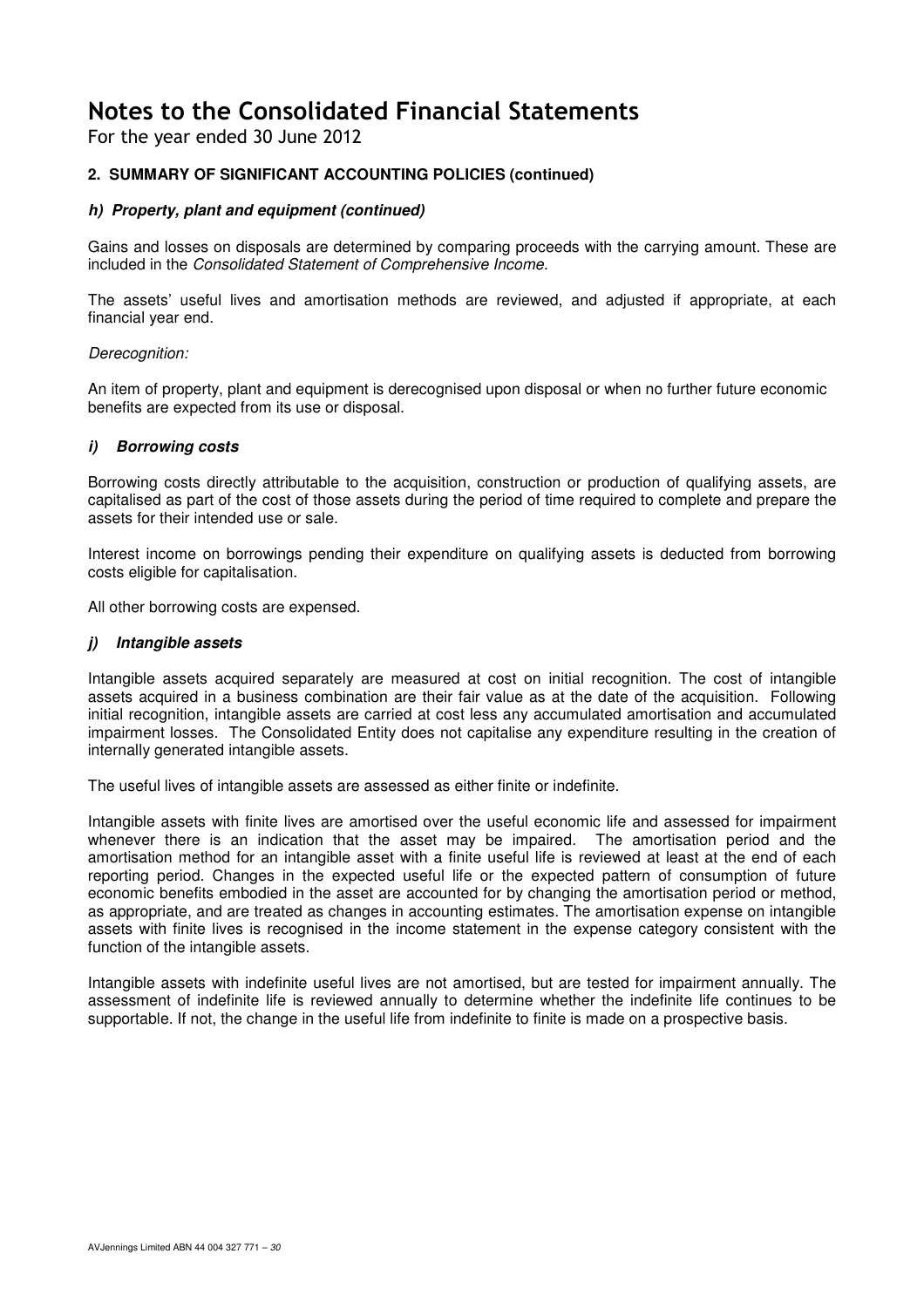# Notes to the Consolidated Financial Statements

For the year ended 30 June 2012

**2. SUMMARY OF SIGNIFICANT ACCOUNTING POLICIES (continued)**

***h) Property, plant and equipment (continued)***

Gains and losses on disposals are determined by comparing proceeds with the carrying amount. These are included in the *Consolidated Statement of Comprehensive Income.*

The assets' useful lives and amortisation methods are reviewed, and adjusted if appropriate, at each financial year end.

*Derecognition:*

An item of property, plant and equipment is derecognised upon disposal or when no further future economic benefits are expected from its use or disposal.

***i) Borrowing costs***

Borrowing costs directly attributable to the acquisition, construction or production of qualifying assets, are capitalised as part of the cost of those assets during the period of time required to complete and prepare the assets for their intended use or sale.

Interest income on borrowings pending their expenditure on qualifying assets is deducted from borrowing costs eligible for capitalisation.

All other borrowing costs are expensed.

***j) Intangible assets***

Intangible assets acquired separately are measured at cost on initial recognition. The cost of intangible assets acquired in a business combination are their fair value as at the date of the acquisition. Following initial recognition, intangible assets are carried at cost less any accumulated amortisation and accumulated impairment losses. The Consolidated Entity does not capitalise any expenditure resulting in the creation of internally generated intangible assets.

The useful lives of intangible assets are assessed as either finite or indefinite.

Intangible assets with finite lives are amortised over the useful economic life and assessed for impairment whenever there is an indication that the asset may be impaired. The amortisation period and the amortisation method for an intangible asset with a finite useful life is reviewed at least at the end of each reporting period. Changes in the expected useful life or the expected pattern of consumption of future economic benefits embodied in the asset are accounted for by changing the amortisation period or method, as appropriate, and are treated as changes in accounting estimates. The amortisation expense on intangible assets with finite lives is recognised in the income statement in the expense category consistent with the function of the intangible assets.

Intangible assets with indefinite useful lives are not amortised, but are tested for impairment annually. The assessment of indefinite life is reviewed annually to determine whether the indefinite life continues to be supportable. If not, the change in the useful life from indefinite to finite is made on a prospective basis.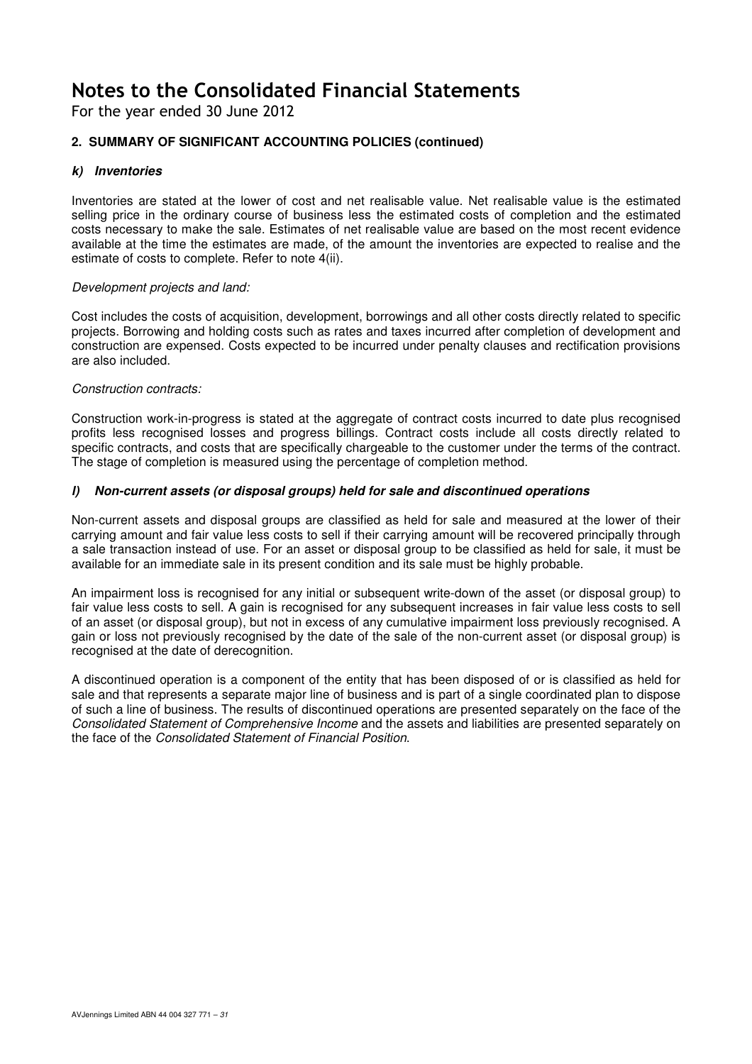# Notes to the Consolidated Financial Statements

For the year ended 30 June 2012

## 2. SUMMARY OF SIGNIFICANT ACCOUNTING POLICIES (continued)

### *k) Inventories*

Inventories are stated at the lower of cost and net realisable value. Net realisable value is the estimated selling price in the ordinary course of business less the estimated costs of completion and the estimated costs necessary to make the sale. Estimates of net realisable value are based on the most recent evidence available at the time the estimates are made, of the amount the inventories are expected to realise and the estimate of costs to complete. Refer to note 4(ii).

*Development projects and land:*

Cost includes the costs of acquisition, development, borrowings and all other costs directly related to specific projects. Borrowing and holding costs such as rates and taxes incurred after completion of development and construction are expensed. Costs expected to be incurred under penalty clauses and rectification provisions are also included.

*Construction contracts:*

Construction work-in-progress is stated at the aggregate of contract costs incurred to date plus recognised profits less recognised losses and progress billings. Contract costs include all costs directly related to specific contracts, and costs that are specifically chargeable to the customer under the terms of the contract. The stage of completion is measured using the percentage of completion method.

### *l) Non-current assets (or disposal groups) held for sale and discontinued operations*

Non-current assets and disposal groups are classified as held for sale and measured at the lower of their carrying amount and fair value less costs to sell if their carrying amount will be recovered principally through a sale transaction instead of use. For an asset or disposal group to be classified as held for sale, it must be available for an immediate sale in its present condition and its sale must be highly probable.

An impairment loss is recognised for any initial or subsequent write-down of the asset (or disposal group) to fair value less costs to sell. A gain is recognised for any subsequent increases in fair value less costs to sell of an asset (or disposal group), but not in excess of any cumulative impairment loss previously recognised. A gain or loss not previously recognised by the date of the sale of the non-current asset (or disposal group) is recognised at the date of derecognition.

A discontinued operation is a component of the entity that has been disposed of or is classified as held for sale and that represents a separate major line of business and is part of a single coordinated plan to dispose of such a line of business. The results of discontinued operations are presented separately on the face of the *Consolidated Statement of Comprehensive Income* and the assets and liabilities are presented separately on the face of the *Consolidated Statement of Financial Position*.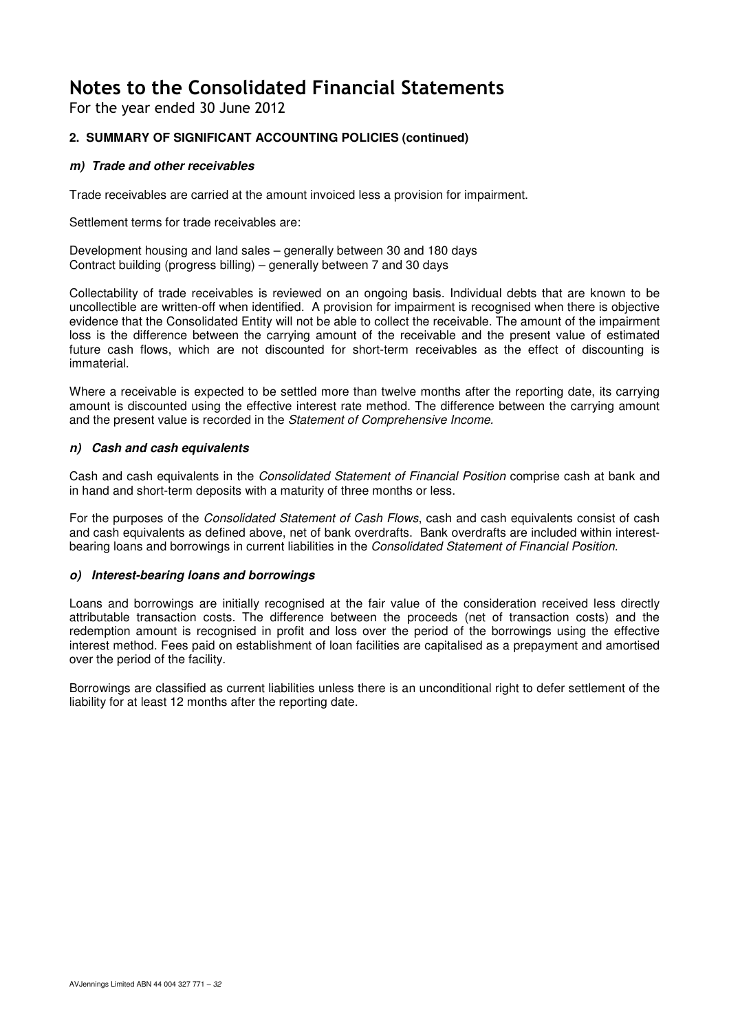# Notes to the Consolidated Financial Statements

For the year ended 30 June 2012

## 2. SUMMARY OF SIGNIFICANT ACCOUNTING POLICIES (continued)

### *m) Trade and other receivables*

Trade receivables are carried at the amount invoiced less a provision for impairment.

Settlement terms for trade receivables are:

Development housing and land sales – generally between 30 and 180 days
Contract building (progress billing) – generally between 7 and 30 days

Collectability of trade receivables is reviewed on an ongoing basis. Individual debts that are known to be uncollectible are written-off when identified. A provision for impairment is recognised when there is objective evidence that the Consolidated Entity will not be able to collect the receivable. The amount of the impairment loss is the difference between the carrying amount of the receivable and the present value of estimated future cash flows, which are not discounted for short-term receivables as the effect of discounting is immaterial.

Where a receivable is expected to be settled more than twelve months after the reporting date, its carrying amount is discounted using the effective interest rate method. The difference between the carrying amount and the present value is recorded in the *Statement of Comprehensive Income.*

### *n) Cash and cash equivalents*

Cash and cash equivalents in the *Consolidated Statement of Financial Position* comprise cash at bank and in hand and short-term deposits with a maturity of three months or less.

For the purposes of the *Consolidated Statement of Cash Flows*, cash and cash equivalents consist of cash and cash equivalents as defined above, net of bank overdrafts. Bank overdrafts are included within interest-bearing loans and borrowings in current liabilities in the *Consolidated Statement of Financial Position*.

### *o) Interest-bearing loans and borrowings*

Loans and borrowings are initially recognised at the fair value of the consideration received less directly attributable transaction costs. The difference between the proceeds (net of transaction costs) and the redemption amount is recognised in profit and loss over the period of the borrowings using the effective interest method. Fees paid on establishment of loan facilities are capitalised as a prepayment and amortised over the period of the facility.

Borrowings are classified as current liabilities unless there is an unconditional right to defer settlement of the liability for at least 12 months after the reporting date.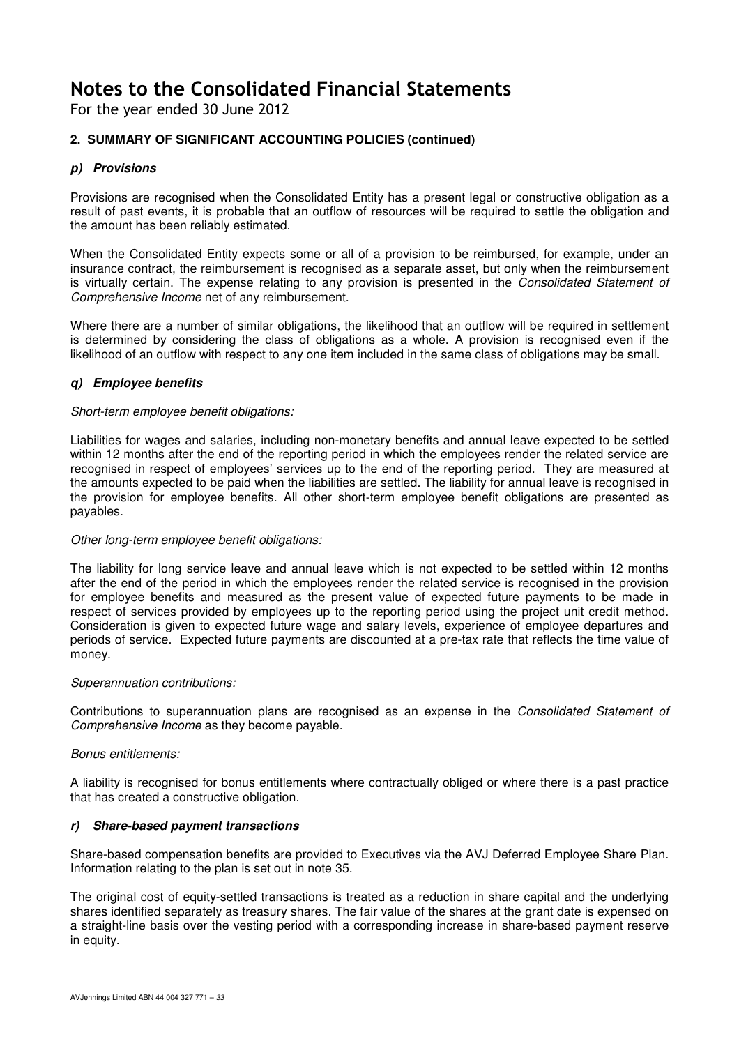# Notes to the Consolidated Financial Statements

For the year ended 30 June 2012

## 2. SUMMARY OF SIGNIFICANT ACCOUNTING POLICIES (continued)

### *p) Provisions*

Provisions are recognised when the Consolidated Entity has a present legal or constructive obligation as a result of past events, it is probable that an outflow of resources will be required to settle the obligation and the amount has been reliably estimated.

When the Consolidated Entity expects some or all of a provision to be reimbursed, for example, under an insurance contract, the reimbursement is recognised as a separate asset, but only when the reimbursement is virtually certain. The expense relating to any provision is presented in the *Consolidated Statement of Comprehensive Income* net of any reimbursement.

Where there are a number of similar obligations, the likelihood that an outflow will be required in settlement is determined by considering the class of obligations as a whole. A provision is recognised even if the likelihood of an outflow with respect to any one item included in the same class of obligations may be small.

### *q) Employee benefits*

*Short-term employee benefit obligations:*

Liabilities for wages and salaries, including non-monetary benefits and annual leave expected to be settled within 12 months after the end of the reporting period in which the employees render the related service are recognised in respect of employees' services up to the end of the reporting period. They are measured at the amounts expected to be paid when the liabilities are settled. The liability for annual leave is recognised in the provision for employee benefits. All other short-term employee benefit obligations are presented as payables.

*Other long-term employee benefit obligations:*

The liability for long service leave and annual leave which is not expected to be settled within 12 months after the end of the period in which the employees render the related service is recognised in the provision for employee benefits and measured as the present value of expected future payments to be made in respect of services provided by employees up to the reporting period using the project unit credit method. Consideration is given to expected future wage and salary levels, experience of employee departures and periods of service. Expected future payments are discounted at a pre-tax rate that reflects the time value of money.

*Superannuation contributions:*

Contributions to superannuation plans are recognised as an expense in the *Consolidated Statement of Comprehensive Income* as they become payable.

*Bonus entitlements:*

A liability is recognised for bonus entitlements where contractually obliged or where there is a past practice that has created a constructive obligation.

### *r) Share-based payment transactions*

Share-based compensation benefits are provided to Executives via the AVJ Deferred Employee Share Plan. Information relating to the plan is set out in note 35.

The original cost of equity-settled transactions is treated as a reduction in share capital and the underlying shares identified separately as treasury shares. The fair value of the shares at the grant date is expensed on a straight-line basis over the vesting period with a corresponding increase in share-based payment reserve in equity.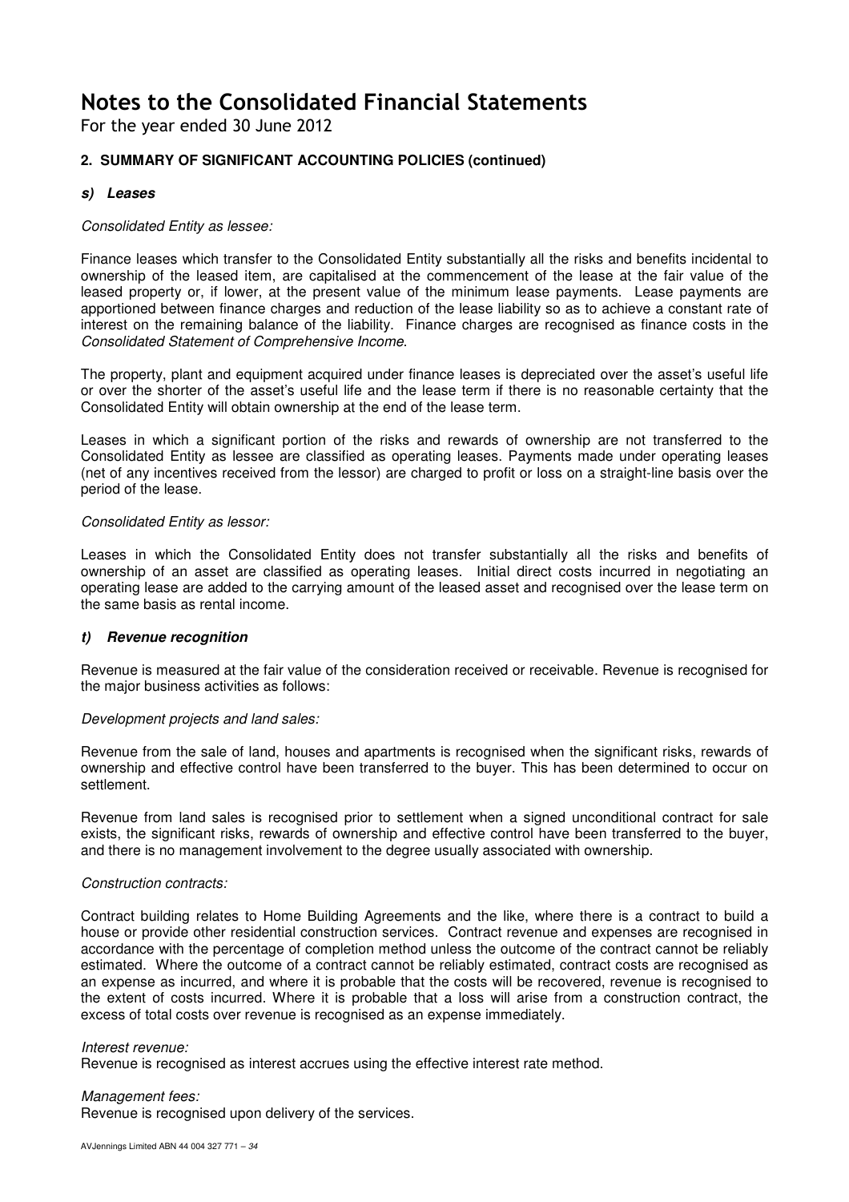# Notes to the Consolidated Financial Statements

For the year ended 30 June 2012

## 2. SUMMARY OF SIGNIFICANT ACCOUNTING POLICIES (continued)

### *s) Leases*

*Consolidated Entity as lessee:*

Finance leases which transfer to the Consolidated Entity substantially all the risks and benefits incidental to ownership of the leased item, are capitalised at the commencement of the lease at the fair value of the leased property or, if lower, at the present value of the minimum lease payments. Lease payments are apportioned between finance charges and reduction of the lease liability so as to achieve a constant rate of interest on the remaining balance of the liability. Finance charges are recognised as finance costs in the *Consolidated Statement of Comprehensive Income*.

The property, plant and equipment acquired under finance leases is depreciated over the asset's useful life or over the shorter of the asset's useful life and the lease term if there is no reasonable certainty that the Consolidated Entity will obtain ownership at the end of the lease term.

Leases in which a significant portion of the risks and rewards of ownership are not transferred to the Consolidated Entity as lessee are classified as operating leases. Payments made under operating leases (net of any incentives received from the lessor) are charged to profit or loss on a straight-line basis over the period of the lease.

*Consolidated Entity as lessor:*

Leases in which the Consolidated Entity does not transfer substantially all the risks and benefits of ownership of an asset are classified as operating leases. Initial direct costs incurred in negotiating an operating lease are added to the carrying amount of the leased asset and recognised over the lease term on the same basis as rental income.

### *t) Revenue recognition*

Revenue is measured at the fair value of the consideration received or receivable. Revenue is recognised for the major business activities as follows:

*Development projects and land sales:*

Revenue from the sale of land, houses and apartments is recognised when the significant risks, rewards of ownership and effective control have been transferred to the buyer. This has been determined to occur on settlement.

Revenue from land sales is recognised prior to settlement when a signed unconditional contract for sale exists, the significant risks, rewards of ownership and effective control have been transferred to the buyer, and there is no management involvement to the degree usually associated with ownership.

*Construction contracts:*

Contract building relates to Home Building Agreements and the like, where there is a contract to build a house or provide other residential construction services. Contract revenue and expenses are recognised in accordance with the percentage of completion method unless the outcome of the contract cannot be reliably estimated. Where the outcome of a contract cannot be reliably estimated, contract costs are recognised as an expense as incurred, and where it is probable that the costs will be recovered, revenue is recognised to the extent of costs incurred. Where it is probable that a loss will arise from a construction contract, the excess of total costs over revenue is recognised as an expense immediately.

*Interest revenue:*
Revenue is recognised as interest accrues using the effective interest rate method.

*Management fees:*
Revenue is recognised upon delivery of the services.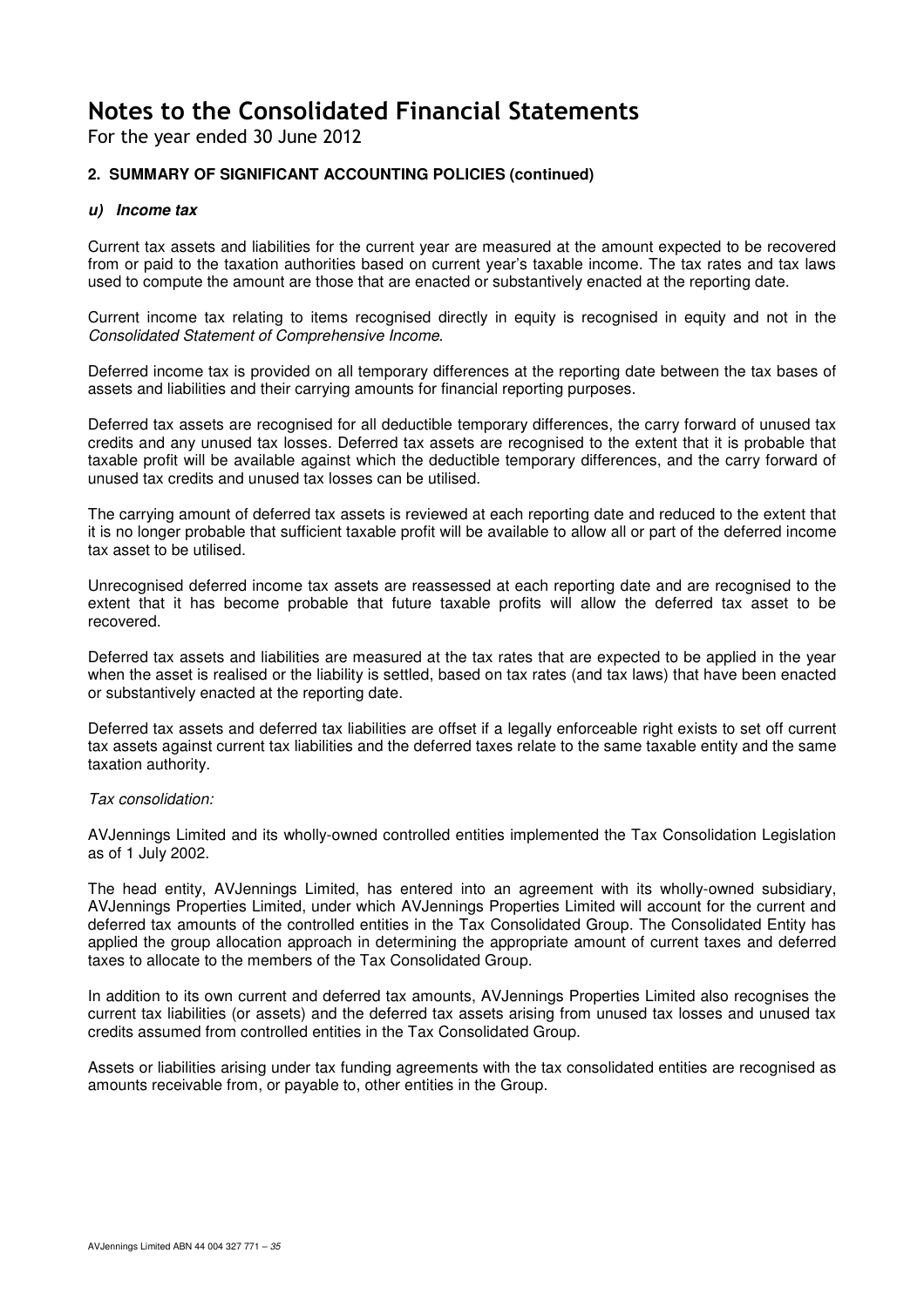# Notes to the Consolidated Financial Statements

For the year ended 30 June 2012

## 2. SUMMARY OF SIGNIFICANT ACCOUNTING POLICIES (continued)

### *u) Income tax*

Current tax assets and liabilities for the current year are measured at the amount expected to be recovered from or paid to the taxation authorities based on current year's taxable income. The tax rates and tax laws used to compute the amount are those that are enacted or substantively enacted at the reporting date.

Current income tax relating to items recognised directly in equity is recognised in equity and not in the *Consolidated Statement of Comprehensive Income*.

Deferred income tax is provided on all temporary differences at the reporting date between the tax bases of assets and liabilities and their carrying amounts for financial reporting purposes.

Deferred tax assets are recognised for all deductible temporary differences, the carry forward of unused tax credits and any unused tax losses. Deferred tax assets are recognised to the extent that it is probable that taxable profit will be available against which the deductible temporary differences, and the carry forward of unused tax credits and unused tax losses can be utilised.

The carrying amount of deferred tax assets is reviewed at each reporting date and reduced to the extent that it is no longer probable that sufficient taxable profit will be available to allow all or part of the deferred income tax asset to be utilised.

Unrecognised deferred income tax assets are reassessed at each reporting date and are recognised to the extent that it has become probable that future taxable profits will allow the deferred tax asset to be recovered.

Deferred tax assets and liabilities are measured at the tax rates that are expected to be applied in the year when the asset is realised or the liability is settled, based on tax rates (and tax laws) that have been enacted or substantively enacted at the reporting date.

Deferred tax assets and deferred tax liabilities are offset if a legally enforceable right exists to set off current tax assets against current tax liabilities and the deferred taxes relate to the same taxable entity and the same taxation authority.

*Tax consolidation:*

AVJennings Limited and its wholly-owned controlled entities implemented the Tax Consolidation Legislation as of 1 July 2002.

The head entity, AVJennings Limited, has entered into an agreement with its wholly-owned subsidiary, AVJennings Properties Limited, under which AVJennings Properties Limited will account for the current and deferred tax amounts of the controlled entities in the Tax Consolidated Group. The Consolidated Entity has applied the group allocation approach in determining the appropriate amount of current taxes and deferred taxes to allocate to the members of the Tax Consolidated Group.

In addition to its own current and deferred tax amounts, AVJennings Properties Limited also recognises the current tax liabilities (or assets) and the deferred tax assets arising from unused tax losses and unused tax credits assumed from controlled entities in the Tax Consolidated Group.

Assets or liabilities arising under tax funding agreements with the tax consolidated entities are recognised as amounts receivable from, or payable to, other entities in the Group.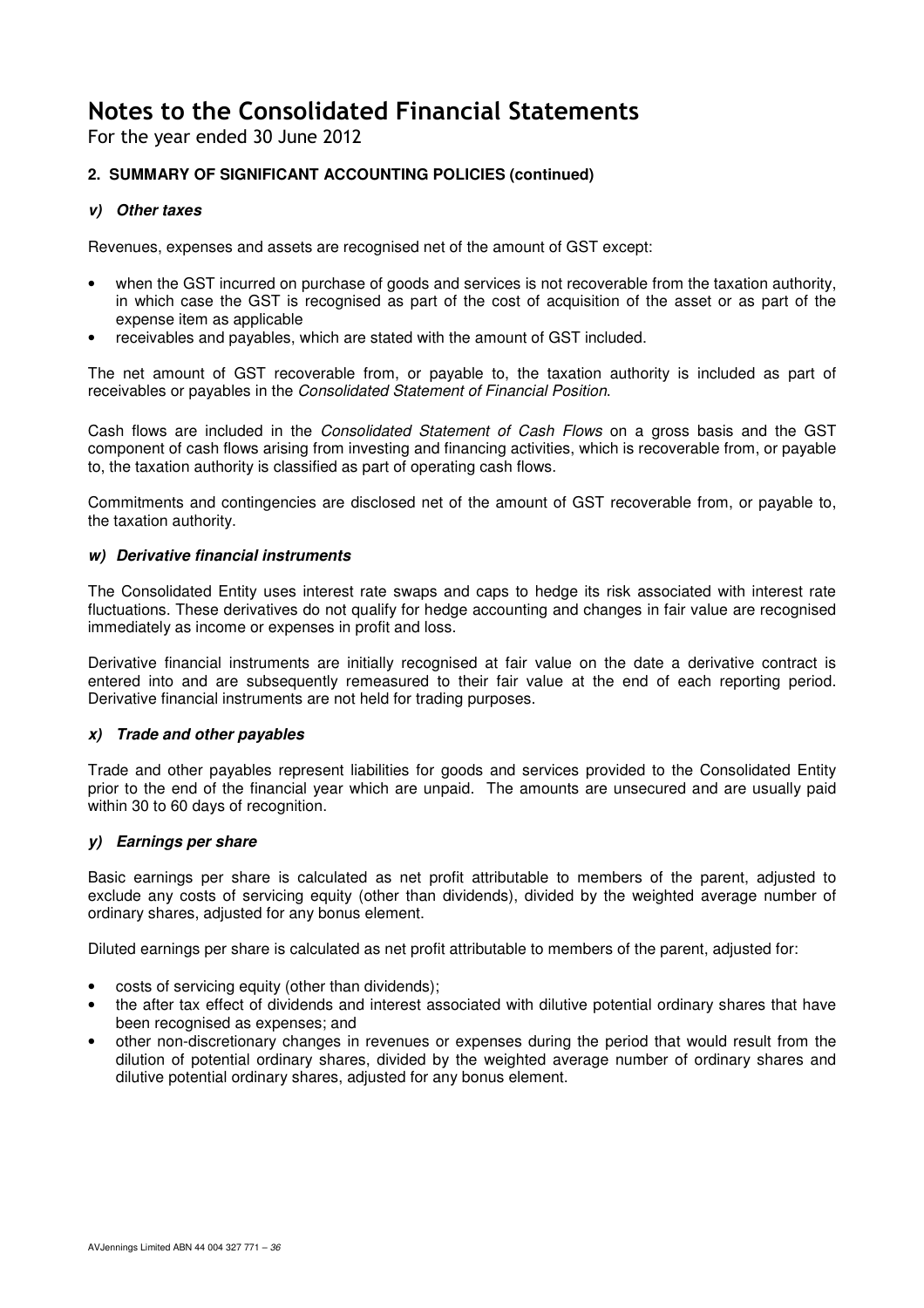# Notes to the Consolidated Financial Statements

For the year ended 30 June 2012

## 2. SUMMARY OF SIGNIFICANT ACCOUNTING POLICIES (continued)

### *v) Other taxes*

Revenues, expenses and assets are recognised net of the amount of GST except:

- when the GST incurred on purchase of goods and services is not recoverable from the taxation authority, in which case the GST is recognised as part of the cost of acquisition of the asset or as part of the expense item as applicable
- receivables and payables, which are stated with the amount of GST included.

The net amount of GST recoverable from, or payable to, the taxation authority is included as part of receivables or payables in the *Consolidated Statement of Financial Position*.

Cash flows are included in the *Consolidated Statement of Cash Flows* on a gross basis and the GST component of cash flows arising from investing and financing activities, which is recoverable from, or payable to, the taxation authority is classified as part of operating cash flows.

Commitments and contingencies are disclosed net of the amount of GST recoverable from, or payable to, the taxation authority.

### *w) Derivative financial instruments*

The Consolidated Entity uses interest rate swaps and caps to hedge its risk associated with interest rate fluctuations. These derivatives do not qualify for hedge accounting and changes in fair value are recognised immediately as income or expenses in profit and loss.

Derivative financial instruments are initially recognised at fair value on the date a derivative contract is entered into and are subsequently remeasured to their fair value at the end of each reporting period. Derivative financial instruments are not held for trading purposes.

### *x) Trade and other payables*

Trade and other payables represent liabilities for goods and services provided to the Consolidated Entity prior to the end of the financial year which are unpaid. The amounts are unsecured and are usually paid within 30 to 60 days of recognition.

### *y) Earnings per share*

Basic earnings per share is calculated as net profit attributable to members of the parent, adjusted to exclude any costs of servicing equity (other than dividends), divided by the weighted average number of ordinary shares, adjusted for any bonus element.

Diluted earnings per share is calculated as net profit attributable to members of the parent, adjusted for:

- costs of servicing equity (other than dividends);
- the after tax effect of dividends and interest associated with dilutive potential ordinary shares that have been recognised as expenses; and
- other non-discretionary changes in revenues or expenses during the period that would result from the dilution of potential ordinary shares, divided by the weighted average number of ordinary shares and dilutive potential ordinary shares, adjusted for any bonus element.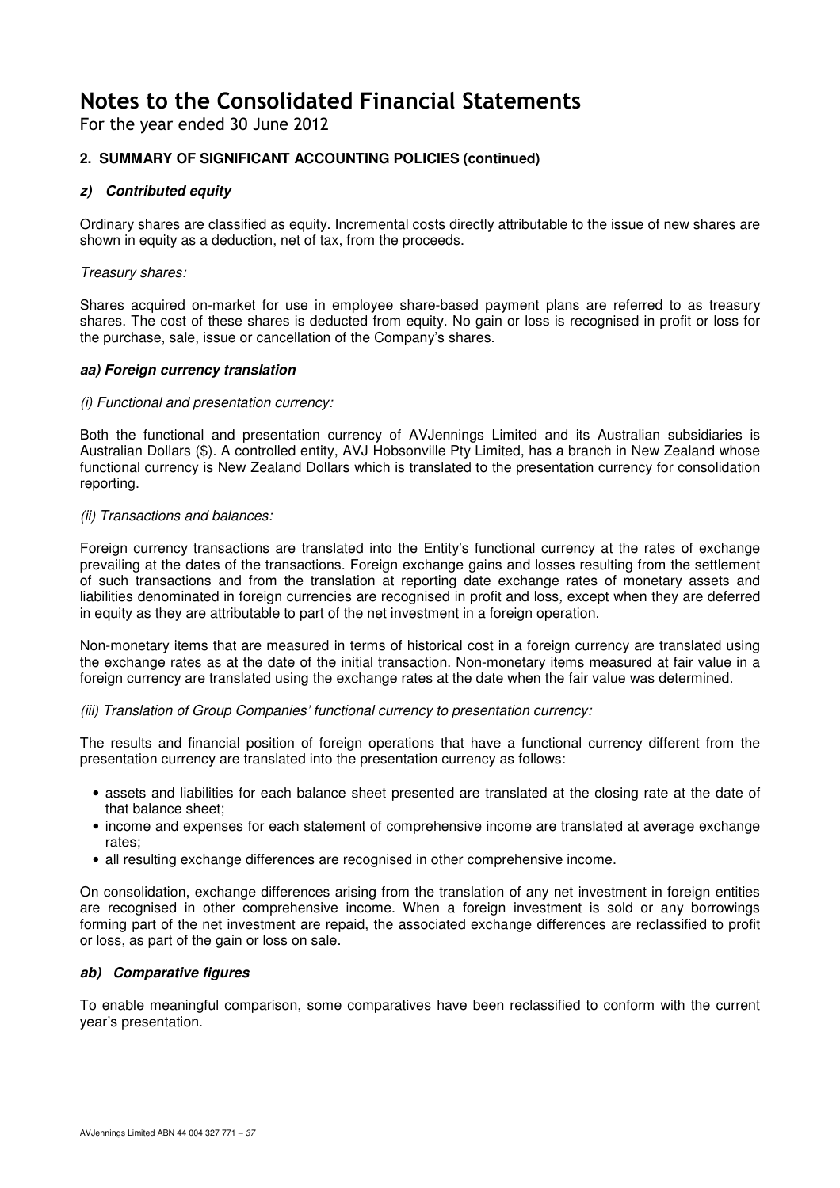# Notes to the Consolidated Financial Statements

For the year ended 30 June 2012

## 2. SUMMARY OF SIGNIFICANT ACCOUNTING POLICIES (continued)

### *z) Contributed equity*

Ordinary shares are classified as equity. Incremental costs directly attributable to the issue of new shares are shown in equity as a deduction, net of tax, from the proceeds.

*Treasury shares:*

Shares acquired on-market for use in employee share-based payment plans are referred to as treasury shares. The cost of these shares is deducted from equity. No gain or loss is recognised in profit or loss for the purchase, sale, issue or cancellation of the Company's shares.

### *aa) Foreign currency translation*

*(i) Functional and presentation currency:*

Both the functional and presentation currency of AVJennings Limited and its Australian subsidiaries is Australian Dollars ($). A controlled entity, AVJ Hobsonville Pty Limited, has a branch in New Zealand whose functional currency is New Zealand Dollars which is translated to the presentation currency for consolidation reporting.

*(ii) Transactions and balances:*

Foreign currency transactions are translated into the Entity's functional currency at the rates of exchange prevailing at the dates of the transactions. Foreign exchange gains and losses resulting from the settlement of such transactions and from the translation at reporting date exchange rates of monetary assets and liabilities denominated in foreign currencies are recognised in profit and loss, except when they are deferred in equity as they are attributable to part of the net investment in a foreign operation.

Non-monetary items that are measured in terms of historical cost in a foreign currency are translated using the exchange rates as at the date of the initial transaction. Non-monetary items measured at fair value in a foreign currency are translated using the exchange rates at the date when the fair value was determined.

*(iii) Translation of Group Companies' functional currency to presentation currency:*

The results and financial position of foreign operations that have a functional currency different from the presentation currency are translated into the presentation currency as follows:

- assets and liabilities for each balance sheet presented are translated at the closing rate at the date of that balance sheet;
- income and expenses for each statement of comprehensive income are translated at average exchange rates;
- all resulting exchange differences are recognised in other comprehensive income.

On consolidation, exchange differences arising from the translation of any net investment in foreign entities are recognised in other comprehensive income. When a foreign investment is sold or any borrowings forming part of the net investment are repaid, the associated exchange differences are reclassified to profit or loss, as part of the gain or loss on sale.

### *ab) Comparative figures*

To enable meaningful comparison, some comparatives have been reclassified to conform with the current year's presentation.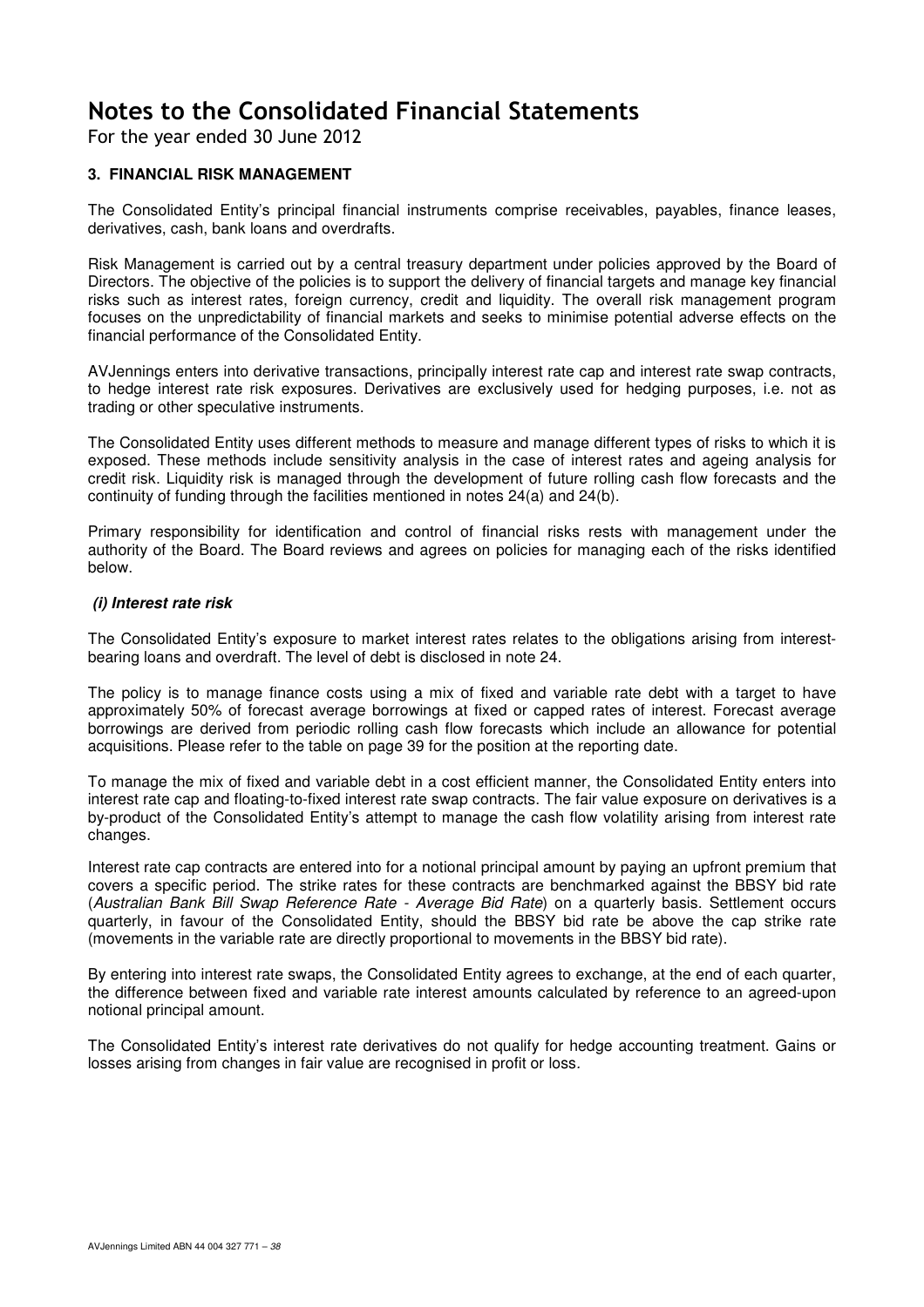# Notes to the Consolidated Financial Statements

For the year ended 30 June 2012

### 3. FINANCIAL RISK MANAGEMENT

The Consolidated Entity's principal financial instruments comprise receivables, payables, finance leases, derivatives, cash, bank loans and overdrafts.

Risk Management is carried out by a central treasury department under policies approved by the Board of Directors. The objective of the policies is to support the delivery of financial targets and manage key financial risks such as interest rates, foreign currency, credit and liquidity. The overall risk management program focuses on the unpredictability of financial markets and seeks to minimise potential adverse effects on the financial performance of the Consolidated Entity.

AVJennings enters into derivative transactions, principally interest rate cap and interest rate swap contracts, to hedge interest rate risk exposures. Derivatives are exclusively used for hedging purposes, i.e. not as trading or other speculative instruments.

The Consolidated Entity uses different methods to measure and manage different types of risks to which it is exposed. These methods include sensitivity analysis in the case of interest rates and ageing analysis for credit risk. Liquidity risk is managed through the development of future rolling cash flow forecasts and the continuity of funding through the facilities mentioned in notes 24(a) and 24(b).

Primary responsibility for identification and control of financial risks rests with management under the authority of the Board. The Board reviews and agrees on policies for managing each of the risks identified below.

#### *(i) Interest rate risk*

The Consolidated Entity's exposure to market interest rates relates to the obligations arising from interest-bearing loans and overdraft. The level of debt is disclosed in note 24.

The policy is to manage finance costs using a mix of fixed and variable rate debt with a target to have approximately 50% of forecast average borrowings at fixed or capped rates of interest. Forecast average borrowings are derived from periodic rolling cash flow forecasts which include an allowance for potential acquisitions. Please refer to the table on page 39 for the position at the reporting date.

To manage the mix of fixed and variable debt in a cost efficient manner, the Consolidated Entity enters into interest rate cap and floating-to-fixed interest rate swap contracts. The fair value exposure on derivatives is a by-product of the Consolidated Entity's attempt to manage the cash flow volatility arising from interest rate changes.

Interest rate cap contracts are entered into for a notional principal amount by paying an upfront premium that covers a specific period. The strike rates for these contracts are benchmarked against the BBSY bid rate (*Australian Bank Bill Swap Reference Rate - Average Bid Rate*) on a quarterly basis. Settlement occurs quarterly, in favour of the Consolidated Entity, should the BBSY bid rate be above the cap strike rate (movements in the variable rate are directly proportional to movements in the BBSY bid rate).

By entering into interest rate swaps, the Consolidated Entity agrees to exchange, at the end of each quarter, the difference between fixed and variable rate interest amounts calculated by reference to an agreed-upon notional principal amount.

The Consolidated Entity's interest rate derivatives do not qualify for hedge accounting treatment. Gains or losses arising from changes in fair value are recognised in profit or loss.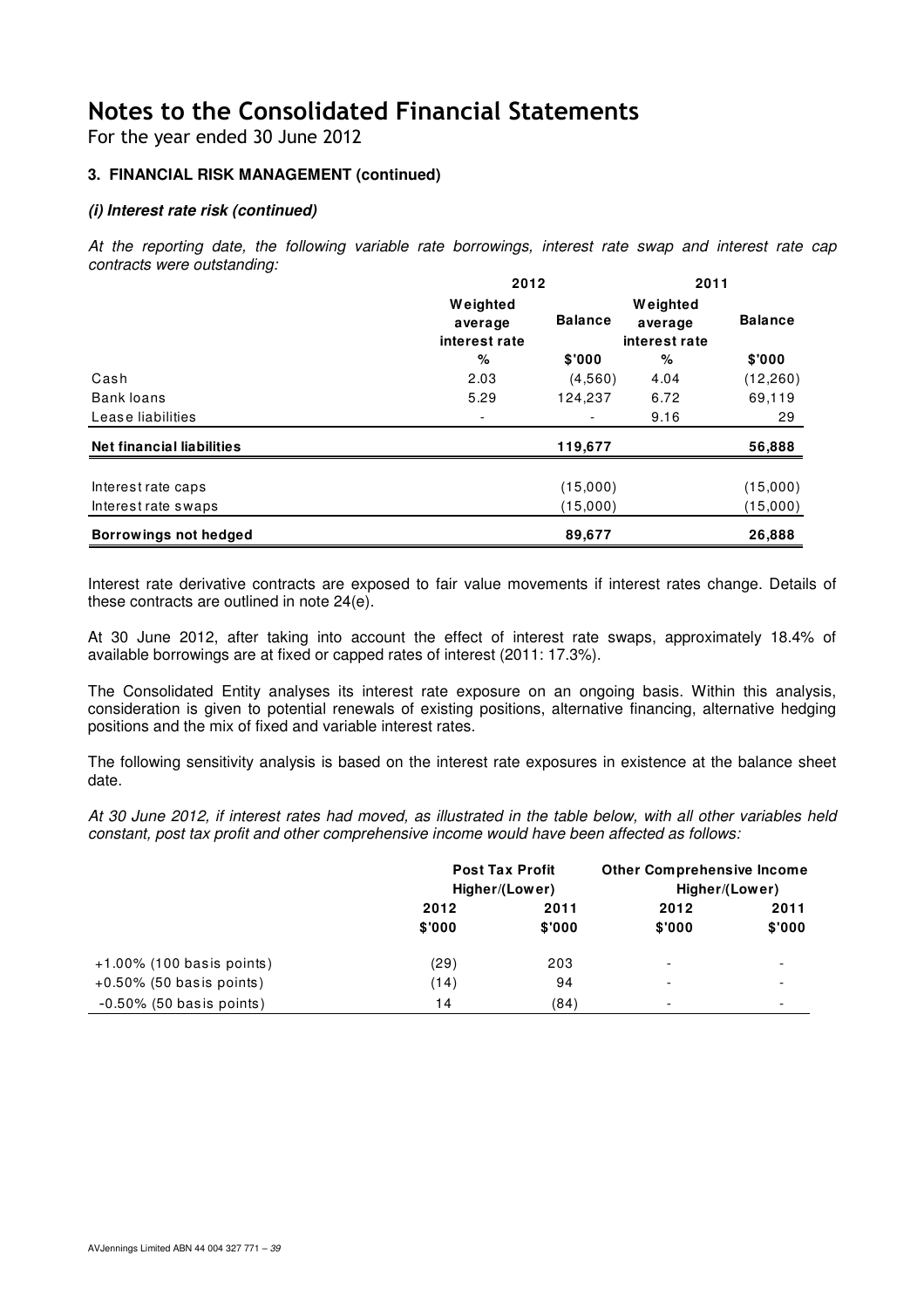# Notes to the Consolidated Financial Statements

For the year ended 30 June 2012

**3. FINANCIAL RISK MANAGEMENT (continued)**

***(i) Interest rate risk (continued)***

*At the reporting date, the following variable rate borrowings, interest rate swap and interest rate cap contracts were outstanding:*

| | 2012 | | 2011 | |
|---|---|---|---|---|
| | Weighted average interest rate | Balance | Weighted average interest rate | Balance |
| | % | \$'000 | % | \$'000 |
| Cash | 2.03 | (4,560) | 4.04 | (12,260) |
| Bank loans | 5.29 | 124,237 | 6.72 | 69,119 |
| Lease liabilities | - | - | 9.16 | 29 |
| **Net financial liabilities** | | **119,677** | | **56,888** |
| Interest rate caps | | (15,000) | | (15,000) |
| Interest rate swaps | | (15,000) | | (15,000) |
| **Borrowings not hedged** | | **89,677** | | **26,888** |

Interest rate derivative contracts are exposed to fair value movements if interest rates change. Details of these contracts are outlined in note 24(e).

At 30 June 2012, after taking into account the effect of interest rate swaps, approximately 18.4% of available borrowings are at fixed or capped rates of interest (2011: 17.3%).

The Consolidated Entity analyses its interest rate exposure on an ongoing basis. Within this analysis, consideration is given to potential renewals of existing positions, alternative financing, alternative hedging positions and the mix of fixed and variable interest rates.

The following sensitivity analysis is based on the interest rate exposures in existence at the balance sheet date.

*At 30 June 2012, if interest rates had moved, as illustrated in the table below, with all other variables held constant, post tax profit and other comprehensive income would have been affected as follows:*

| | Post Tax Profit Higher/(Lower) | | Other Comprehensive Income Higher/(Lower) | |
|---|---|---|---|---|
| | 2012 | 2011 | 2012 | 2011 |
| | \$'000 | \$'000 | \$'000 | \$'000 |
| +1.00% (100 basis points) | (29) | 203 | - | - |
| +0.50% (50 basis points) | (14) | 94 | - | - |
| -0.50% (50 basis points) | 14 | (84) | - | - |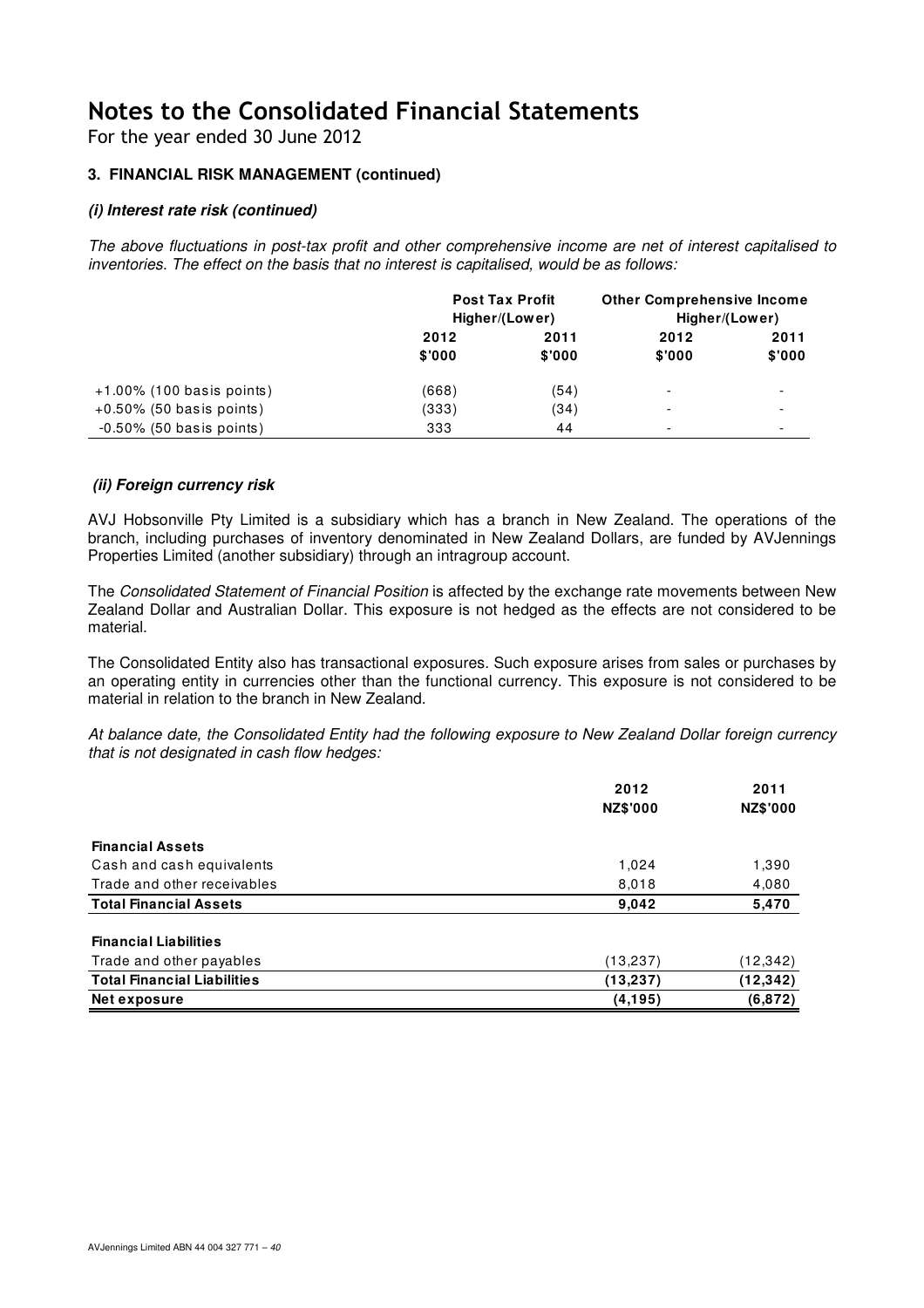# Notes to the Consolidated Financial Statements

For the year ended 30 June 2012

### 3. FINANCIAL RISK MANAGEMENT (continued)

#### *(i) Interest rate risk (continued)*

*The above fluctuations in post-tax profit and other comprehensive income are net of interest capitalised to inventories. The effect on the basis that no interest is capitalised, would be as follows:*

| | Post Tax Profit Higher/(Lower) | | Other Comprehensive Income Higher/(Lower) | |
|---|---|---|---|---|
| | 2012 $'000 | 2011 $'000 | 2012 $'000 | 2011 $'000 |
| +1.00% (100 basis points) | (668) | (54) | - | - |
| +0.50% (50 basis points) | (333) | (34) | - | - |
| -0.50% (50 basis points) | 333 | 44 | - | - |

#### *(ii) Foreign currency risk*

AVJ Hobsonville Pty Limited is a subsidiary which has a branch in New Zealand. The operations of the branch, including purchases of inventory denominated in New Zealand Dollars, are funded by AVJennings Properties Limited (another subsidiary) through an intragroup account.

The *Consolidated Statement of Financial Position* is affected by the exchange rate movements between New Zealand Dollar and Australian Dollar. This exposure is not hedged as the effects are not considered to be material.

The Consolidated Entity also has transactional exposures. Such exposure arises from sales or purchases by an operating entity in currencies other than the functional currency. This exposure is not considered to be material in relation to the branch in New Zealand.

*At balance date, the Consolidated Entity had the following exposure to New Zealand Dollar foreign currency that is not designated in cash flow hedges:*

| | 2012 NZ$'000 | 2011 NZ$'000 |
|---|---|---|
| **Financial Assets** | | |
| Cash and cash equivalents | 1,024 | 1,390 |
| Trade and other receivables | 8,018 | 4,080 |
| **Total Financial Assets** | **9,042** | **5,470** |
| **Financial Liabilities** | | |
| Trade and other payables | (13,237) | (12,342) |
| **Total Financial Liabilities** | **(13,237)** | **(12,342)** |
| **Net exposure** | **(4,195)** | **(6,872)** |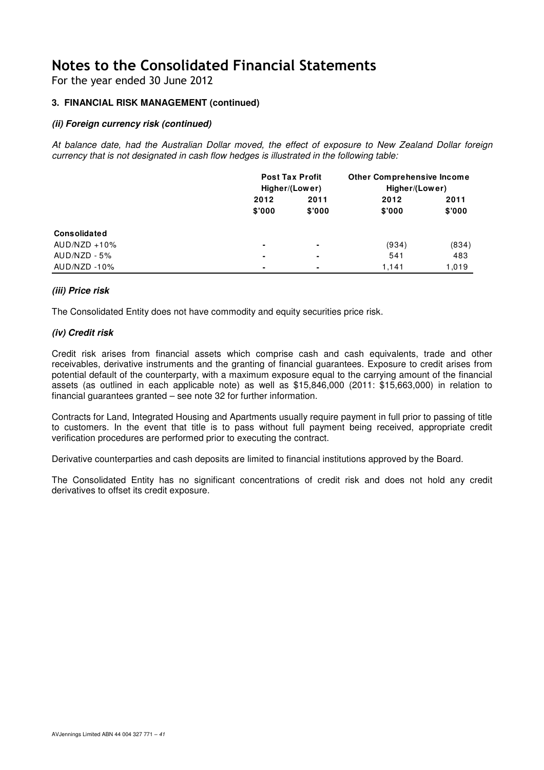# Notes to the Consolidated Financial Statements

For the year ended 30 June 2012

### 3. FINANCIAL RISK MANAGEMENT (continued)

#### *(ii) Foreign currency risk (continued)*

*At balance date, had the Australian Dollar moved, the effect of exposure to New Zealand Dollar foreign currency that is not designated in cash flow hedges is illustrated in the following table:*

| | Post Tax Profit Higher/(Lower) | | Other Comprehensive Income Higher/(Lower) | |
|---|---|---|---|---|
| | 2012 | 2011 | 2012 | 2011 |
| | $'000 | $'000 | $'000 | $'000 |
| **Consolidated** | | | | |
| AUD/NZD +10% | - | - | (934) | (834) |
| AUD/NZD - 5% | - | - | 541 | 483 |
| AUD/NZD -10% | - | - | 1,141 | 1,019 |

#### *(iii) Price risk*

The Consolidated Entity does not have commodity and equity securities price risk.

#### *(iv) Credit risk*

Credit risk arises from financial assets which comprise cash and cash equivalents, trade and other receivables, derivative instruments and the granting of financial guarantees. Exposure to credit arises from potential default of the counterparty, with a maximum exposure equal to the carrying amount of the financial assets (as outlined in each applicable note) as well as $15,846,000 (2011: $15,663,000) in relation to financial guarantees granted – see note 32 for further information.

Contracts for Land, Integrated Housing and Apartments usually require payment in full prior to passing of title to customers. In the event that title is to pass without full payment being received, appropriate credit verification procedures are performed prior to executing the contract.

Derivative counterparties and cash deposits are limited to financial institutions approved by the Board.

The Consolidated Entity has no significant concentrations of credit risk and does not hold any credit derivatives to offset its credit exposure.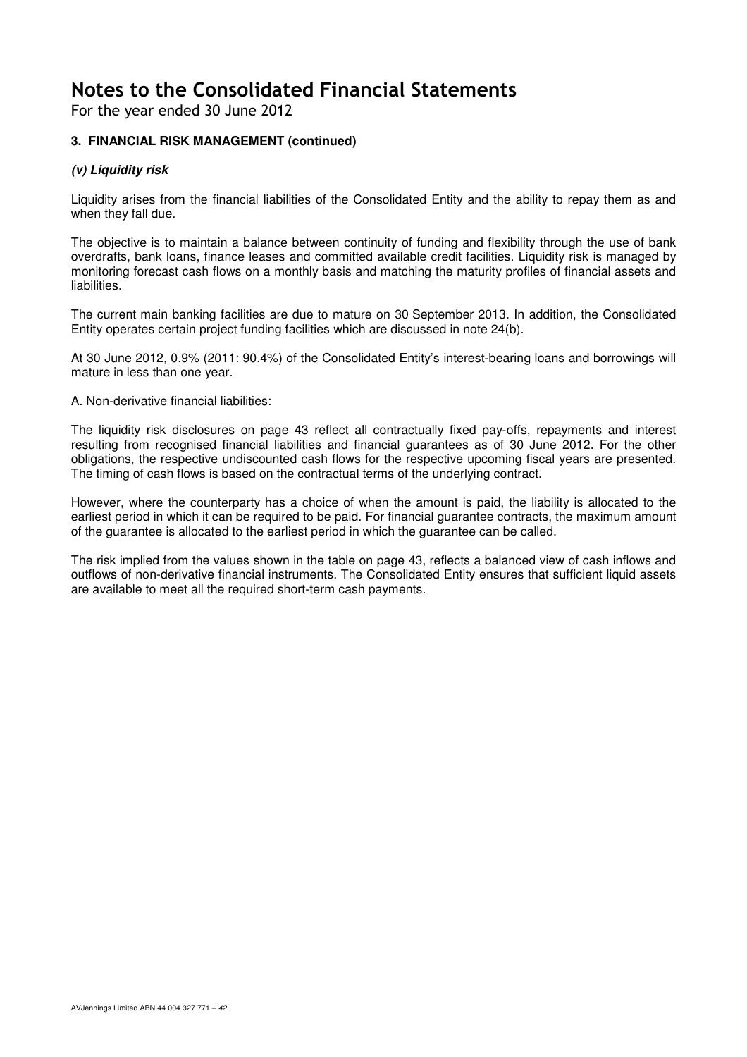# Notes to the Consolidated Financial Statements

For the year ended 30 June 2012

**3. FINANCIAL RISK MANAGEMENT (continued)**

***(v) Liquidity risk***

Liquidity arises from the financial liabilities of the Consolidated Entity and the ability to repay them as and when they fall due.

The objective is to maintain a balance between continuity of funding and flexibility through the use of bank overdrafts, bank loans, finance leases and committed available credit facilities. Liquidity risk is managed by monitoring forecast cash flows on a monthly basis and matching the maturity profiles of financial assets and liabilities.

The current main banking facilities are due to mature on 30 September 2013. In addition, the Consolidated Entity operates certain project funding facilities which are discussed in note 24(b).

At 30 June 2012, 0.9% (2011: 90.4%) of the Consolidated Entity's interest-bearing loans and borrowings will mature in less than one year.

A. Non-derivative financial liabilities:

The liquidity risk disclosures on page 43 reflect all contractually fixed pay-offs, repayments and interest resulting from recognised financial liabilities and financial guarantees as of 30 June 2012. For the other obligations, the respective undiscounted cash flows for the respective upcoming fiscal years are presented. The timing of cash flows is based on the contractual terms of the underlying contract.

However, where the counterparty has a choice of when the amount is paid, the liability is allocated to the earliest period in which it can be required to be paid. For financial guarantee contracts, the maximum amount of the guarantee is allocated to the earliest period in which the guarantee can be called.

The risk implied from the values shown in the table on page 43, reflects a balanced view of cash inflows and outflows of non-derivative financial instruments. The Consolidated Entity ensures that sufficient liquid assets are available to meet all the required short-term cash payments.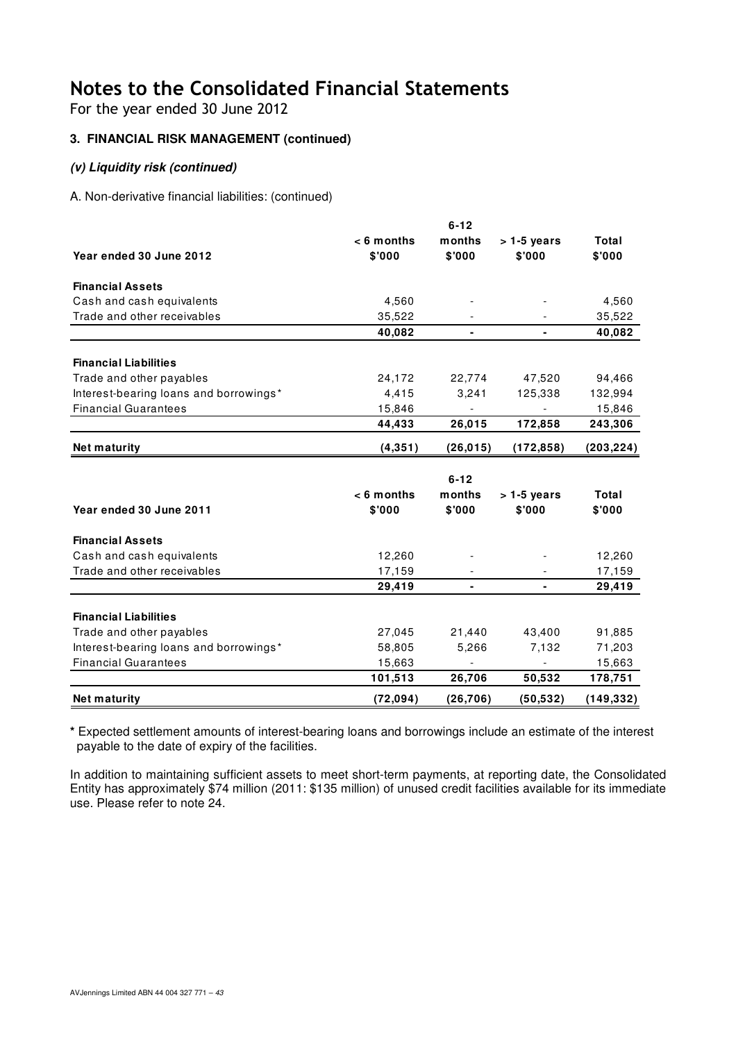# Notes to the Consolidated Financial Statements

For the year ended 30 June 2012

### 3. FINANCIAL RISK MANAGEMENT (continued)

#### *(v) Liquidity risk (continued)*

A. Non-derivative financial liabilities: (continued)

| Year ended 30 June 2012 | < 6 months $'000 | 6-12 months $'000 | > 1-5 years $'000 | Total $'000 |
|---|---|---|---|---|
| **Financial Assets** | | | | |
| Cash and cash equivalents | 4,560 | - | - | 4,560 |
| Trade and other receivables | 35,522 | - | - | 35,522 |
| | **40,082** | **-** | **-** | **40,082** |
| **Financial Liabilities** | | | | |
| Trade and other payables | 24,172 | 22,774 | 47,520 | 94,466 |
| Interest-bearing loans and borrowings* | 4,415 | 3,241 | 125,338 | 132,994 |
| Financial Guarantees | 15,846 | - | - | 15,846 |
| | **44,433** | **26,015** | **172,858** | **243,306** |
| **Net maturity** | **(4,351)** | **(26,015)** | **(172,858)** | **(203,224)** |

| Year ended 30 June 2011 | < 6 months $'000 | 6-12 months $'000 | > 1-5 years $'000 | Total $'000 |
|---|---|---|---|---|
| **Financial Assets** | | | | |
| Cash and cash equivalents | 12,260 | - | - | 12,260 |
| Trade and other receivables | 17,159 | - | - | 17,159 |
| | **29,419** | **-** | **-** | **29,419** |
| **Financial Liabilities** | | | | |
| Trade and other payables | 27,045 | 21,440 | 43,400 | 91,885 |
| Interest-bearing loans and borrowings* | 58,805 | 5,266 | 7,132 | 71,203 |
| Financial Guarantees | 15,663 | - | - | 15,663 |
| | **101,513** | **26,706** | **50,532** | **178,751** |
| **Net maturity** | **(72,094)** | **(26,706)** | **(50,532)** | **(149,332)** |

**\*** Expected settlement amounts of interest-bearing loans and borrowings include an estimate of the interest payable to the date of expiry of the facilities.

In addition to maintaining sufficient assets to meet short-term payments, at reporting date, the Consolidated Entity has approximately $74 million (2011: $135 million) of unused credit facilities available for its immediate use. Please refer to note 24.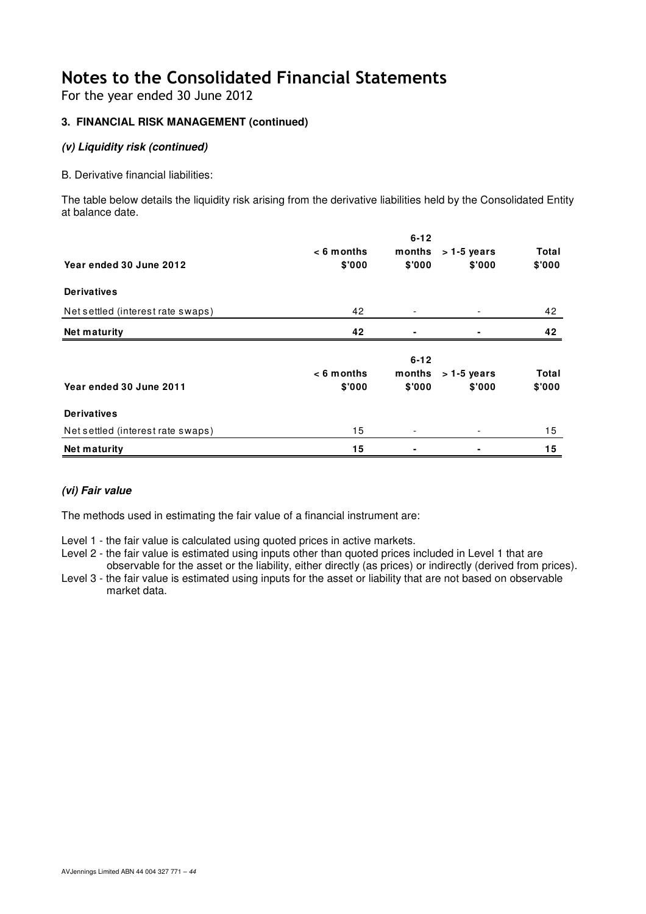# Notes to the Consolidated Financial Statements

For the year ended 30 June 2012

### 3. FINANCIAL RISK MANAGEMENT (continued)

#### *(v) Liquidity risk (continued)*

B. Derivative financial liabilities:

The table below details the liquidity risk arising from the derivative liabilities held by the Consolidated Entity at balance date.

| Year ended 30 June 2012 | < 6 months \$'000 | 6-12 months \$'000 | > 1-5 years \$'000 | Total \$'000 |
|---|---|---|---|---|
| **Derivatives** | | | | |
| Net settled (interest rate swaps) | 42 | - | - | 42 |
| **Net maturity** | **42** | **-** | **-** | **42** |

| Year ended 30 June 2011 | < 6 months \$'000 | 6-12 months \$'000 | > 1-5 years \$'000 | Total \$'000 |
|---|---|---|---|---|
| **Derivatives** | | | | |
| Net settled (interest rate swaps) | 15 | - | - | 15 |
| **Net maturity** | **15** | **-** | **-** | **15** |

#### *(vi) Fair value*

The methods used in estimating the fair value of a financial instrument are:

Level 1 - the fair value is calculated using quoted prices in active markets.

Level 2 - the fair value is estimated using inputs other than quoted prices included in Level 1 that are observable for the asset or the liability, either directly (as prices) or indirectly (derived from prices).

Level 3 - the fair value is estimated using inputs for the asset or liability that are not based on observable market data.

AVJennings Limited ABN 44 004 327 771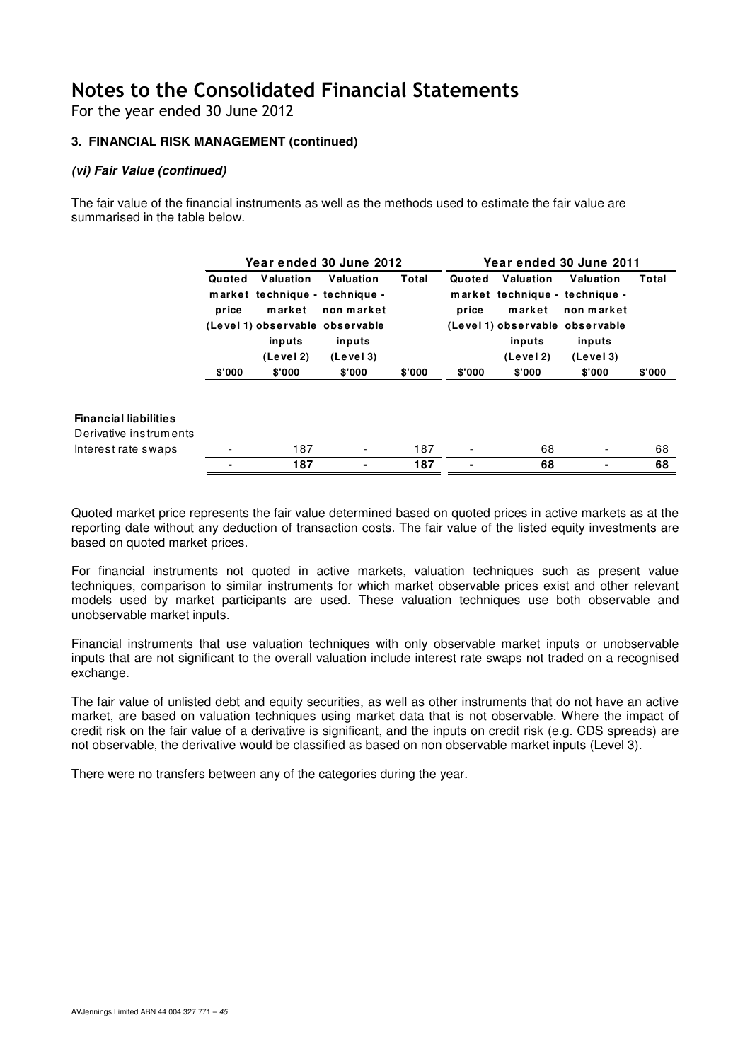# Notes to the Consolidated Financial Statements

For the year ended 30 June 2012

**3. FINANCIAL RISK MANAGEMENT (continued)**

***(vi) Fair Value (continued)***

The fair value of the financial instruments as well as the methods used to estimate the fair value are summarised in the table below.

| | Year ended 30 June 2012 | | | | Year ended 30 June 2011 | | | |
|---|---|---|---|---|---|---|---|---|
| | Quoted market price (Level 1) | Valuation technique - market observable inputs (Level 2) | Valuation technique - non market observable inputs (Level 3) | Total | Quoted market price (Level 1) | Valuation technique - market observable inputs (Level 2) | Valuation technique - non market observable inputs (Level 3) | Total |
| | $'000 | $'000 | $'000 | $'000 | $'000 | $'000 | $'000 | $'000 |
| **Financial liabilities** | | | | | | | | |
| Derivative instruments | | | | | | | | |
| Interest rate swaps | - | 187 | - | 187 | - | 68 | - | 68 |
| | **-** | **187** | **-** | **187** | **-** | **68** | **-** | **68** |

Quoted market price represents the fair value determined based on quoted prices in active markets as at the reporting date without any deduction of transaction costs. The fair value of the listed equity investments are based on quoted market prices.

For financial instruments not quoted in active markets, valuation techniques such as present value techniques, comparison to similar instruments for which market observable prices exist and other relevant models used by market participants are used. These valuation techniques use both observable and unobservable market inputs.

Financial instruments that use valuation techniques with only observable market inputs or unobservable inputs that are not significant to the overall valuation include interest rate swaps not traded on a recognised exchange.

The fair value of unlisted debt and equity securities, as well as other instruments that do not have an active market, are based on valuation techniques using market data that is not observable. Where the impact of credit risk on the fair value of a derivative is significant, and the inputs on credit risk (e.g. CDS spreads) are not observable, the derivative would be classified as based on non observable market inputs (Level 3).

There were no transfers between any of the categories during the year.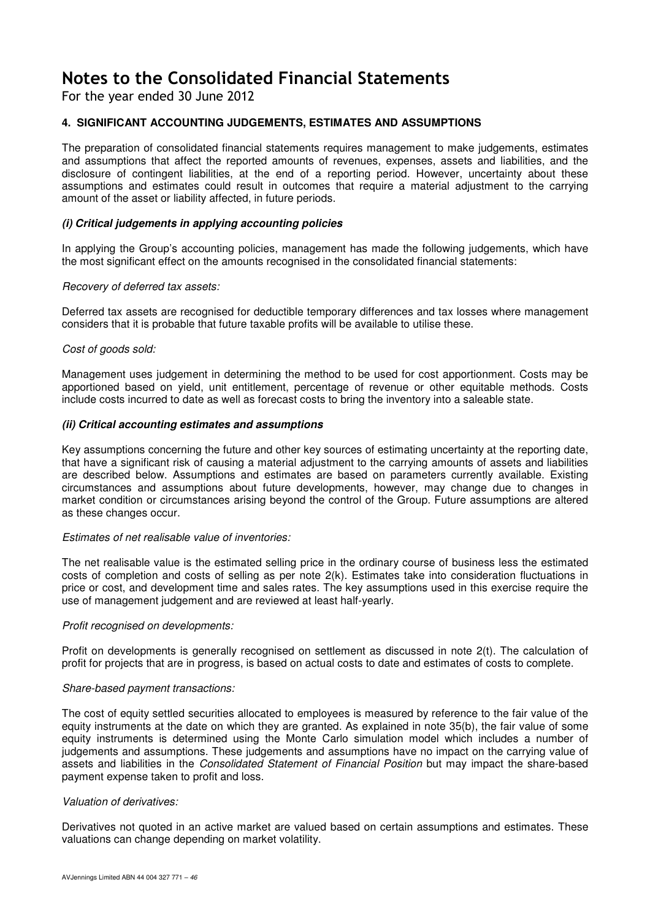# Notes to the Consolidated Financial Statements

For the year ended 30 June 2012

## 4. SIGNIFICANT ACCOUNTING JUDGEMENTS, ESTIMATES AND ASSUMPTIONS

The preparation of consolidated financial statements requires management to make judgements, estimates and assumptions that affect the reported amounts of revenues, expenses, assets and liabilities, and the disclosure of contingent liabilities, at the end of a reporting period. However, uncertainty about these assumptions and estimates could result in outcomes that require a material adjustment to the carrying amount of the asset or liability affected, in future periods.

### *(i) Critical judgements in applying accounting policies*

In applying the Group's accounting policies, management has made the following judgements, which have the most significant effect on the amounts recognised in the consolidated financial statements:

*Recovery of deferred tax assets:*

Deferred tax assets are recognised for deductible temporary differences and tax losses where management considers that it is probable that future taxable profits will be available to utilise these.

*Cost of goods sold:*

Management uses judgement in determining the method to be used for cost apportionment. Costs may be apportioned based on yield, unit entitlement, percentage of revenue or other equitable methods. Costs include costs incurred to date as well as forecast costs to bring the inventory into a saleable state.

### *(ii) Critical accounting estimates and assumptions*

Key assumptions concerning the future and other key sources of estimating uncertainty at the reporting date, that have a significant risk of causing a material adjustment to the carrying amounts of assets and liabilities are described below. Assumptions and estimates are based on parameters currently available. Existing circumstances and assumptions about future developments, however, may change due to changes in market condition or circumstances arising beyond the control of the Group. Future assumptions are altered as these changes occur.

*Estimates of net realisable value of inventories:*

The net realisable value is the estimated selling price in the ordinary course of business less the estimated costs of completion and costs of selling as per note 2(k). Estimates take into consideration fluctuations in price or cost, and development time and sales rates. The key assumptions used in this exercise require the use of management judgement and are reviewed at least half-yearly.

*Profit recognised on developments:*

Profit on developments is generally recognised on settlement as discussed in note 2(t). The calculation of profit for projects that are in progress, is based on actual costs to date and estimates of costs to complete.

*Share-based payment transactions:*

The cost of equity settled securities allocated to employees is measured by reference to the fair value of the equity instruments at the date on which they are granted. As explained in note 35(b), the fair value of some equity instruments is determined using the Monte Carlo simulation model which includes a number of judgements and assumptions. These judgements and assumptions have no impact on the carrying value of assets and liabilities in the *Consolidated Statement of Financial Position* but may impact the share-based payment expense taken to profit and loss.

*Valuation of derivatives:*

Derivatives not quoted in an active market are valued based on certain assumptions and estimates. These valuations can change depending on market volatility.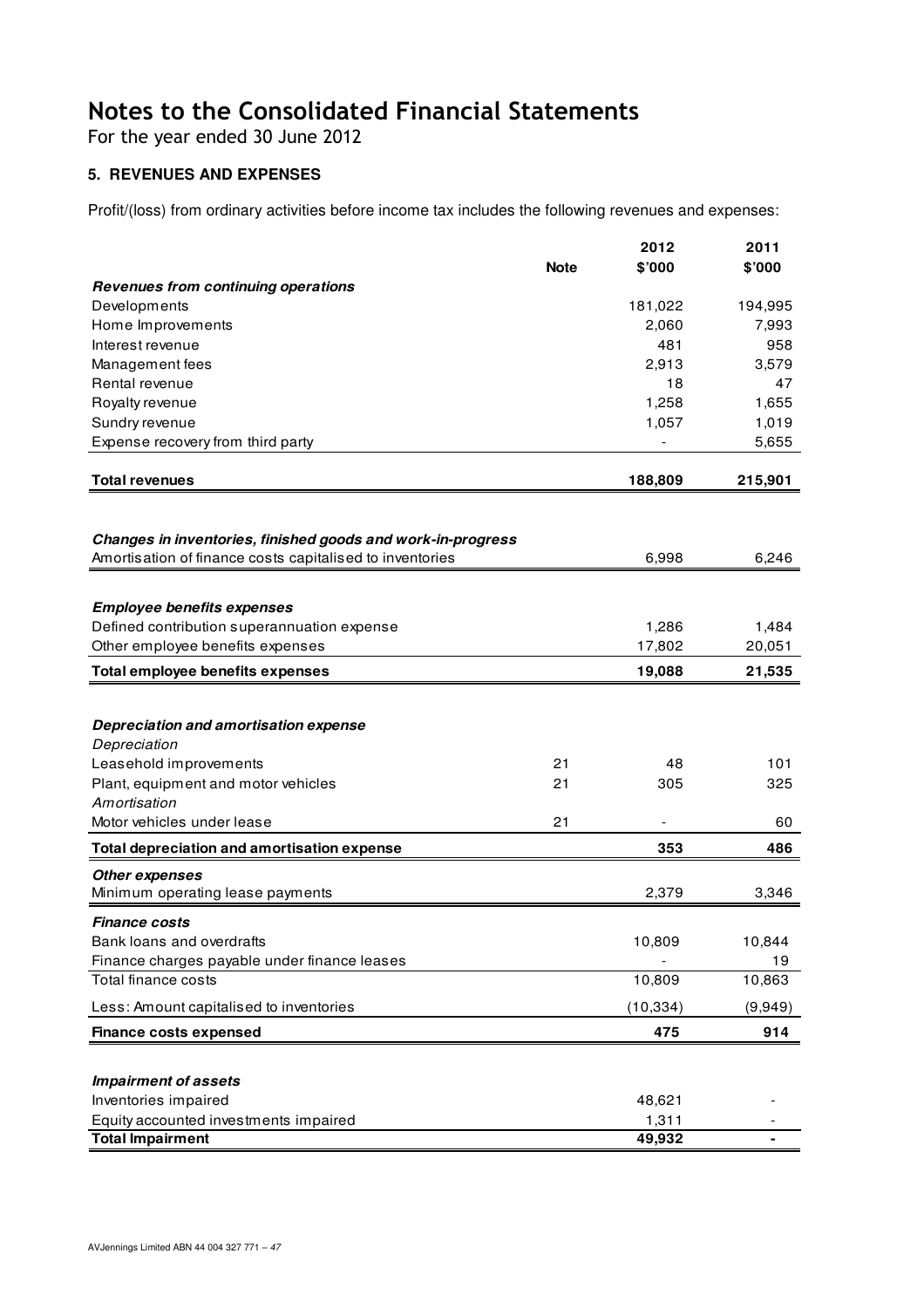# Notes to the Consolidated Financial Statements

For the year ended 30 June 2012

## 5. REVENUES AND EXPENSES

Profit/(loss) from ordinary activities before income tax includes the following revenues and expenses:

| | Note | 2012 $'000 | 2011 $'000 |
|---|---|---|---|
| ***Revenues from continuing operations*** | | | |
| Developments | | 181,022 | 194,995 |
| Home Improvements | | 2,060 | 7,993 |
| Interest revenue | | 481 | 958 |
| Management fees | | 2,913 | 3,579 |
| Rental revenue | | 18 | 47 |
| Royalty revenue | | 1,258 | 1,655 |
| Sundry revenue | | 1,057 | 1,019 |
| Expense recovery from third party | | - | 5,655 |
| **Total revenues** | | **188,809** | **215,901** |
| | | | |
| ***Changes in inventories, finished goods and work-in-progress*** | | | |
| Amortisation of finance costs capitalised to inventories | | 6,998 | 6,246 |
| | | | |
| ***Employee benefits expenses*** | | | |
| Defined contribution superannuation expense | | 1,286 | 1,484 |
| Other employee benefits expenses | | 17,802 | 20,051 |
| **Total employee benefits expenses** | | **19,088** | **21,535** |
| | | | |
| ***Depreciation and amortisation expense*** | | | |
| *Depreciation* | | | |
| Leasehold improvements | 21 | 48 | 101 |
| Plant, equipment and motor vehicles | 21 | 305 | 325 |
| *Amortisation* | | | |
| Motor vehicles under lease | 21 | - | 60 |
| **Total depreciation and amortisation expense** | | **353** | **486** |
| ***Other expenses*** | | | |
| Minimum operating lease payments | | 2,379 | 3,346 |
| ***Finance costs*** | | | |
| Bank loans and overdrafts | | 10,809 | 10,844 |
| Finance charges payable under finance leases | | - | 19 |
| Total finance costs | | 10,809 | 10,863 |
| Less: Amount capitalised to inventories | | (10,334) | (9,949) |
| **Finance costs expensed** | | **475** | **914** |
| | | | |
| ***Impairment of assets*** | | | |
| Inventories impaired | | 48,621 | - |
| Equity accounted investments impaired | | 1,311 | - |
| **Total Impairment** | | **49,932** | **-** |

AVJennings Limited ABN 44 004 327 771 – 47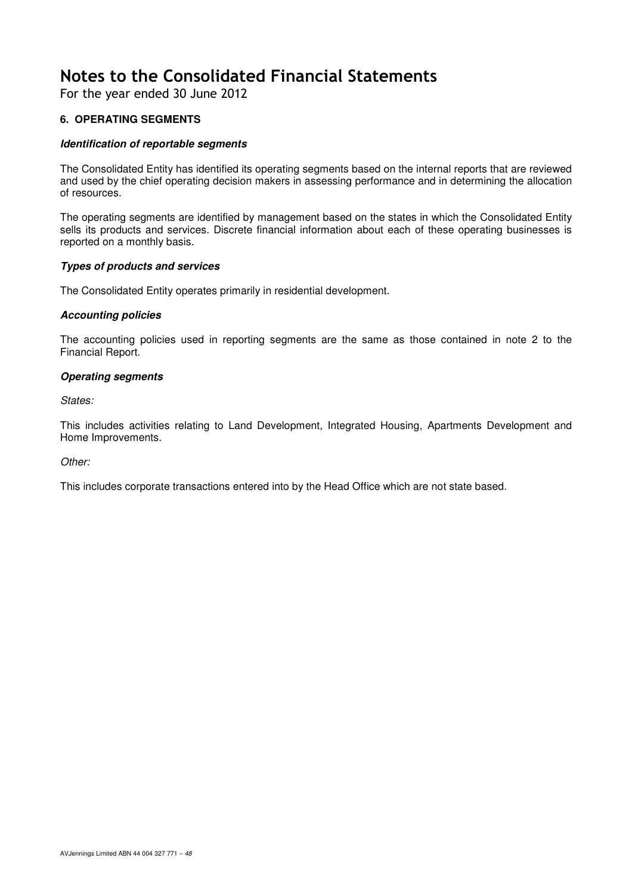# Notes to the Consolidated Financial Statements

For the year ended 30 June 2012

## 6. OPERATING SEGMENTS

***Identification of reportable segments***

The Consolidated Entity has identified its operating segments based on the internal reports that are reviewed and used by the chief operating decision makers in assessing performance and in determining the allocation of resources.

The operating segments are identified by management based on the states in which the Consolidated Entity sells its products and services. Discrete financial information about each of these operating businesses is reported on a monthly basis.

***Types of products and services***

The Consolidated Entity operates primarily in residential development.

***Accounting policies***

The accounting policies used in reporting segments are the same as those contained in note 2 to the Financial Report.

***Operating segments***

*States:*

This includes activities relating to Land Development, Integrated Housing, Apartments Development and Home Improvements.

*Other:*

This includes corporate transactions entered into by the Head Office which are not state based.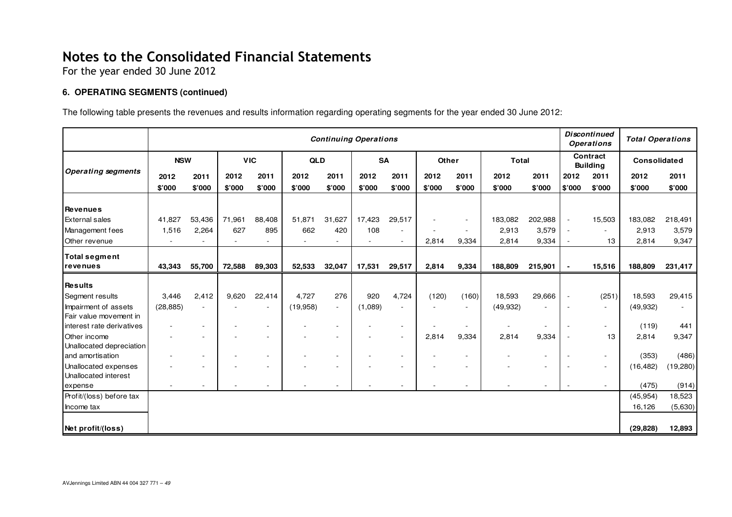# Notes to the Consolidated Financial Statements

For the year ended 30 June 2012

### 6. OPERATING SEGMENTS (continued)

The following table presents the revenues and results information regarding operating segments for the year ended 30 June 2012:

| | *Continuing Operations* | | | | | | | | | | | | *Discontinued Operations* | | *Total Operations* | |
|---|---|---|---|---|---|---|---|---|---|---|---|---|---|---|---|---|
| ***Operating segments*** | **NSW** | | **VIC** | | **QLD** | | **SA** | | **Other** | | **Total** | | **Contract Building** | | **Consolidated** | |
| | **2012** | **2011** | **2012** | **2011** | **2012** | **2011** | **2012** | **2011** | **2012** | **2011** | **2012** | **2011** | **2012** | **2011** | **2012** | **2011** |
| | **$'000** | **$'000** | **$'000** | **$'000** | **$'000** | **$'000** | **$'000** | **$'000** | **$'000** | **$'000** | **$'000** | **$'000** | **$'000** | **$'000** | **$'000** | **$'000** |
| **Revenues** | | | | | | | | | | | | | | | | |
| External sales | 41,827 | 53,436 | 71,961 | 88,408 | 51,871 | 31,627 | 17,423 | 29,517 | - | - | 183,082 | 202,988 | - | 15,503 | 183,082 | 218,491 |
| Management fees | 1,516 | 2,264 | 627 | 895 | 662 | 420 | 108 | - | - | - | 2,913 | 3,579 | - | - | 2,913 | 3,579 |
| Other revenue | - | - | - | - | - | - | - | - | 2,814 | 9,334 | 2,814 | 9,334 | - | 13 | 2,814 | 9,347 |
| **Total segment revenues** | **43,343** | **55,700** | **72,588** | **89,303** | **52,533** | **32,047** | **17,531** | **29,517** | **2,814** | **9,334** | **188,809** | **215,901** | **-** | **15,516** | **188,809** | **231,417** |
| **Results** | | | | | | | | | | | | | | | | |
| Segment results | 3,446 | 2,412 | 9,620 | 22,414 | 4,727 | 276 | 920 | 4,724 | (120) | (160) | 18,593 | 29,666 | - | (251) | 18,593 | 29,415 |
| Impairment of assets | (28,885) | - | - | - | (19,958) | - | (1,089) | - | - | - | (49,932) | - | - | - | (49,932) | - |
| Fair value movement in interest rate derivatives | - | - | - | - | - | - | - | - | - | - | - | - | - | - | (119) | 441 |
| Other income | - | - | - | - | - | - | - | - | 2,814 | 9,334 | 2,814 | 9,334 | - | 13 | 2,814 | 9,347 |
| Unallocated depreciation and amortisation | - | - | - | - | - | - | - | - | - | - | - | - | - | - | (353) | (486) |
| Unallocated expenses | - | - | - | - | - | - | - | - | - | - | - | - | - | - | (16,482) | (19,280) |
| Unallocated interest expense | - | - | - | - | - | - | - | - | - | - | - | - | - | - | (475) | (914) |
| Profit/(loss) before tax | | | | | | | | | | | | | | | (45,954) | 18,523 |
| Income tax | | | | | | | | | | | | | | | 16,126 | (5,630) |
| **Net profit/(loss)** | | | | | | | | | | | | | | | **(29,828)** | **12,893** |

AVJennings Limited ABN 44 004 327 771 – *49*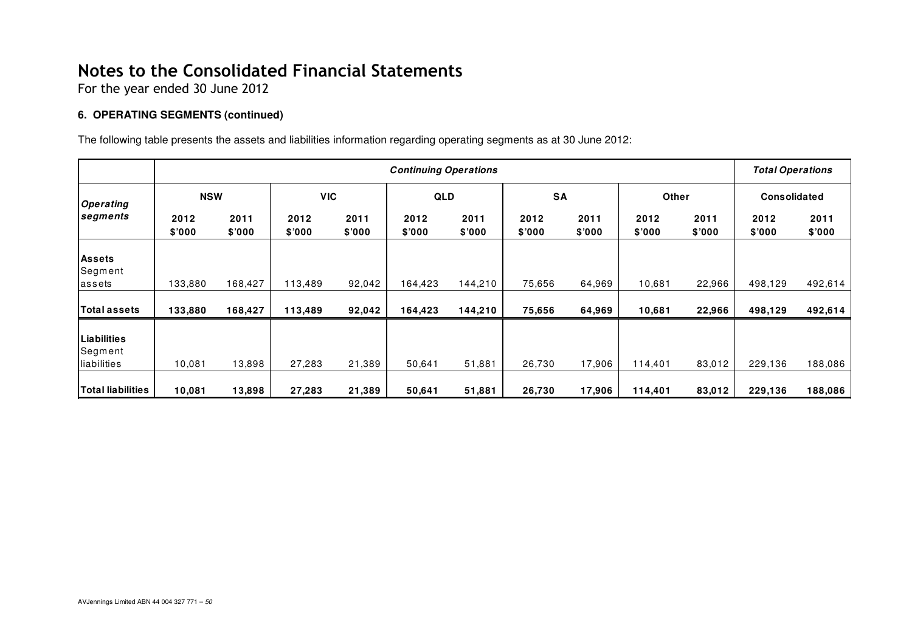# Notes to the Consolidated Financial Statements

For the year ended 30 June 2012

### 6. OPERATING SEGMENTS (continued)

The following table presents the assets and liabilities information regarding operating segments as at 30 June 2012:

| | *Continuing Operations* | | | | | | | | | | *Total Operations* | |
|---|---|---|---|---|---|---|---|---|---|---|---|---|
| ***Operating segments*** | **NSW** | | **VIC** | | **QLD** | | **SA** | | **Other** | | **Consolidated** | |
| | **2012 \$'000** | **2011 \$'000** | **2012 \$'000** | **2011 \$'000** | **2012 \$'000** | **2011 \$'000** | **2012 \$'000** | **2011 \$'000** | **2012 \$'000** | **2011 \$'000** | **2012 \$'000** | **2011 \$'000** |
| **Assets** | | | | | | | | | | | | |
| Segment assets | 133,880 | 168,427 | 113,489 | 92,042 | 164,423 | 144,210 | 75,656 | 64,969 | 10,681 | 22,966 | 498,129 | 492,614 |
| **Total assets** | **133,880** | **168,427** | **113,489** | **92,042** | **164,423** | **144,210** | **75,656** | **64,969** | **10,681** | **22,966** | **498,129** | **492,614** |
| **Liabilities** | | | | | | | | | | | | |
| Segment liabilities | 10,081 | 13,898 | 27,283 | 21,389 | 50,641 | 51,881 | 26,730 | 17,906 | 114,401 | 83,012 | 229,136 | 188,086 |
| **Total liabilities** | **10,081** | **13,898** | **27,283** | **21,389** | **50,641** | **51,881** | **26,730** | **17,906** | **114,401** | **83,012** | **229,136** | **188,086** |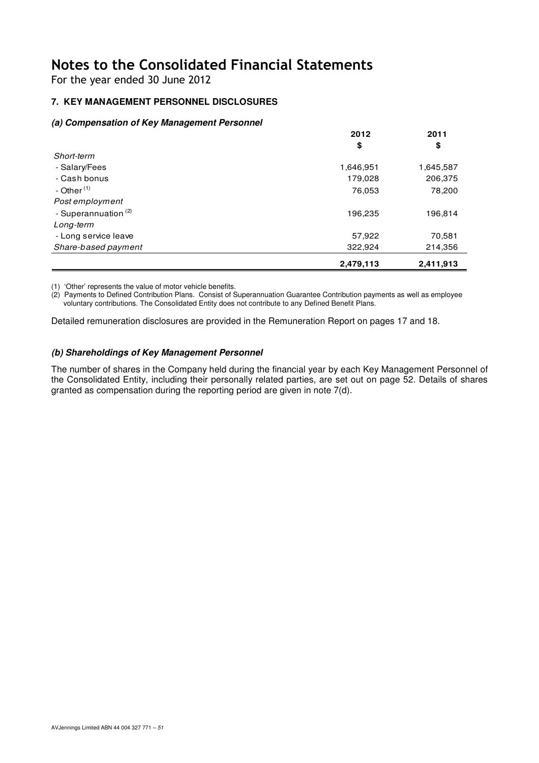# Notes to the Consolidated Financial Statements

For the year ended 30 June 2012

### 7. KEY MANAGEMENT PERSONNEL DISCLOSURES

#### *(a) Compensation of Key Management Personnel*

| | 2012 $ | 2011 $ |
|---|---|---|
| *Short-term* | | |
| - Salary/Fees | 1,646,951 | 1,645,587 |
| - Cash bonus | 179,028 | 206,375 |
| - Other [(1)] | 76,053 | 78,200 |
| *Post employment* | | |
| - Superannuation [(2)] | 196,235 | 196,814 |
| *Long-term* | | |
| - Long service leave | 57,922 | 70,581 |
| *Share-based payment* | 322,924 | 214,356 |
| | **2,479,113** | **2,411,913** |

(1) 'Other' represents the value of motor vehicle benefits.

(2) Payments to Defined Contribution Plans. Consist of Superannuation Guarantee Contribution payments as well as employee voluntary contributions. The Consolidated Entity does not contribute to any Defined Benefit Plans.

Detailed remuneration disclosures are provided in the Remuneration Report on pages 17 and 18.

#### *(b) Shareholdings of Key Management Personnel*

The number of shares in the Company held during the financial year by each Key Management Personnel of the Consolidated Entity, including their personally related parties, are set out on page 52. Details of shares granted as compensation during the reporting period are given in note 7(d).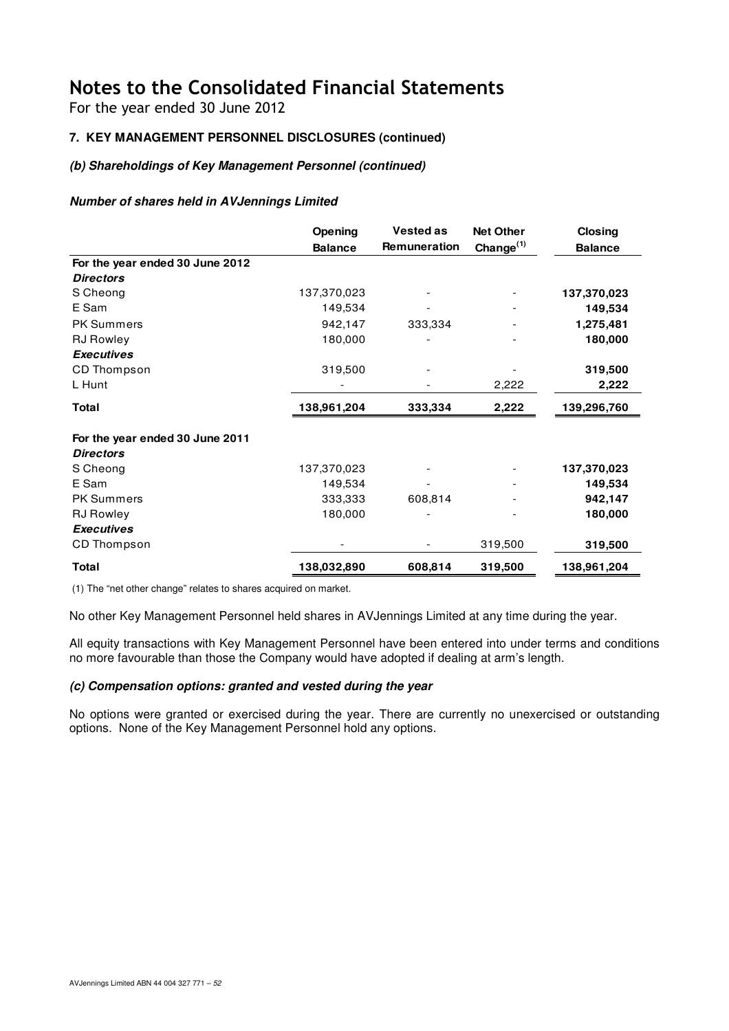# Notes to the Consolidated Financial Statements

For the year ended 30 June 2012

### 7. KEY MANAGEMENT PERSONNEL DISCLOSURES (continued)

#### *(b) Shareholdings of Key Management Personnel (continued)*

***Number of shares held in AVJennings Limited***

| | Opening Balance | Vested as Remuneration | Net Other Change[(1)] | Closing Balance |
|---|---|---|---|---|
| **For the year ended 30 June 2012** | | | | |
| ***Directors*** | | | | |
| S Cheong | 137,370,023 | - | - | **137,370,023** |
| E Sam | 149,534 | - | - | **149,534** |
| PK Summers | 942,147 | 333,334 | - | **1,275,481** |
| RJ Rowley | 180,000 | - | - | **180,000** |
| ***Executives*** | | | | |
| CD Thompson | 319,500 | - | - | **319,500** |
| L Hunt | - | - | 2,222 | **2,222** |
| **Total** | **138,961,204** | **333,334** | **2,222** | **139,296,760** |
| **For the year ended 30 June 2011** | | | | |
| ***Directors*** | | | | |
| S Cheong | 137,370,023 | - | - | **137,370,023** |
| E Sam | 149,534 | - | - | **149,534** |
| PK Summers | 333,333 | 608,814 | - | **942,147** |
| RJ Rowley | 180,000 | - | - | **180,000** |
| ***Executives*** | | | | |
| CD Thompson | - | - | 319,500 | **319,500** |
| **Total** | **138,032,890** | **608,814** | **319,500** | **138,961,204** |

(1) The "net other change" relates to shares acquired on market.

No other Key Management Personnel held shares in AVJennings Limited at any time during the year.

All equity transactions with Key Management Personnel have been entered into under terms and conditions no more favourable than those the Company would have adopted if dealing at arm's length.

#### *(c) Compensation options: granted and vested during the year*

No options were granted or exercised during the year. There are currently no unexercised or outstanding options. None of the Key Management Personnel hold any options.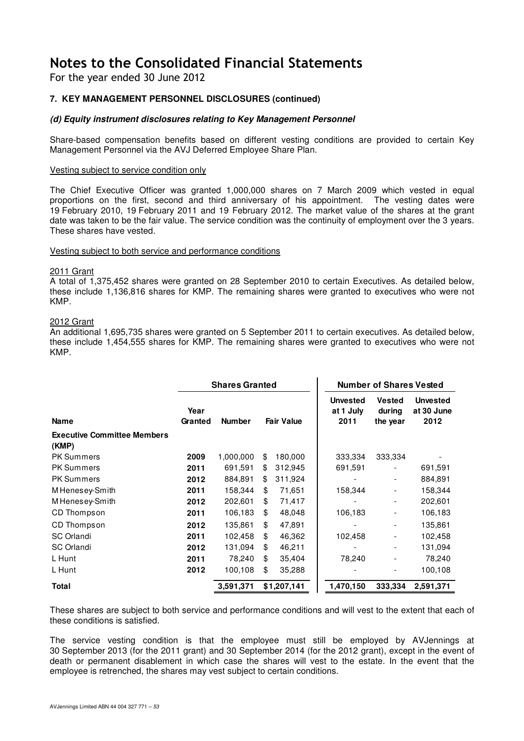# Notes to the Consolidated Financial Statements

For the year ended 30 June 2012

### 7. KEY MANAGEMENT PERSONNEL DISCLOSURES (continued)

#### *(d) Equity instrument disclosures relating to Key Management Personnel*

Share-based compensation benefits based on different vesting conditions are provided to certain Key Management Personnel via the AVJ Deferred Employee Share Plan.

Vesting subject to service condition only

The Chief Executive Officer was granted 1,000,000 shares on 7 March 2009 which vested in equal proportions on the first, second and third anniversary of his appointment. The vesting dates were 19 February 2010, 19 February 2011 and 19 February 2012. The market value of the shares at the grant date was taken to be the fair value. The service condition was the continuity of employment over the 3 years. These shares have vested.

Vesting subject to both service and performance conditions

2011 Grant

A total of 1,375,452 shares were granted on 28 September 2010 to certain Executives. As detailed below, these include 1,136,816 shares for KMP. The remaining shares were granted to executives who were not KMP.

2012 Grant

An additional 1,695,735 shares were granted on 5 September 2011 to certain executives. As detailed below, these include 1,454,555 shares for KMP. The remaining shares were granted to executives who were not KMP.

| | Shares Granted | | | Number of Shares Vested | | |
|---|---|---|---|---|---|---|
| **Name** | **Year Granted** | **Number** | **Fair Value** | **Unvested at 1 July 2011** | **Vested during the year** | **Unvested at 30 June 2012** |
| **Executive Committee Members (KMP)** | | | | | | |
| PK Summers | **2009** | 1,000,000 | $ 180,000 | 333,334 | 333,334 | - |
| PK Summers | **2011** | 691,591 | $ 312,945 | 691,591 | - | 691,591 |
| PK Summers | **2012** | 884,891 | $ 311,924 | - | - | 884,891 |
| M Henesey-Smith | **2011** | 158,344 | $ 71,651 | 158,344 | - | 158,344 |
| M Henesey-Smith | **2012** | 202,601 | $ 71,417 | - | - | 202,601 |
| CD Thompson | **2011** | 106,183 | $ 48,048 | 106,183 | - | 106,183 |
| CD Thompson | **2012** | 135,861 | $ 47,891 | - | - | 135,861 |
| SC Orlandi | **2011** | 102,458 | $ 46,362 | 102,458 | - | 102,458 |
| SC Orlandi | **2012** | 131,094 | $ 46,211 | - | - | 131,094 |
| L Hunt | **2011** | 78,240 | $ 35,404 | 78,240 | - | 78,240 |
| L Hunt | **2012** | 100,108 | $ 35,288 | - | - | 100,108 |
| **Total** | | **3,591,371** | **$1,207,141** | **1,470,150** | **333,334** | **2,591,371** |

These shares are subject to both service and performance conditions and will vest to the extent that each of these conditions is satisfied.

The service vesting condition is that the employee must still be employed by AVJennings at 30 September 2013 (for the 2011 grant) and 30 September 2014 (for the 2012 grant), except in the event of death or permanent disablement in which case the shares will vest to the estate. In the event that the employee is retrenched, the shares may vest subject to certain conditions.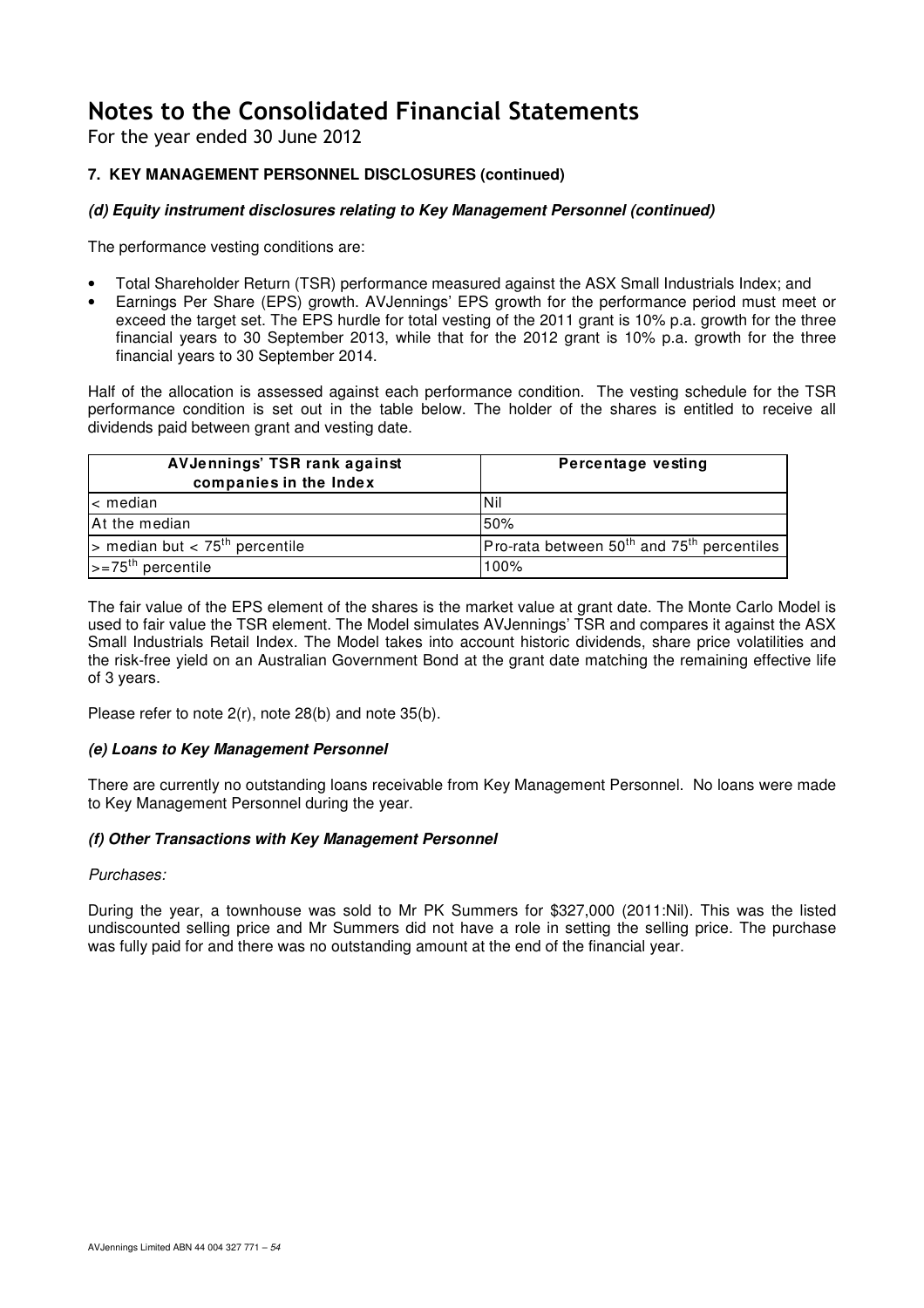# Notes to the Consolidated Financial Statements

For the year ended 30 June 2012

### 7. KEY MANAGEMENT PERSONNEL DISCLOSURES (continued)

#### *(d) Equity instrument disclosures relating to Key Management Personnel (continued)*

The performance vesting conditions are:

- Total Shareholder Return (TSR) performance measured against the ASX Small Industrials Index; and
- Earnings Per Share (EPS) growth. AVJennings' EPS growth for the performance period must meet or exceed the target set. The EPS hurdle for total vesting of the 2011 grant is 10% p.a. growth for the three financial years to 30 September 2013, while that for the 2012 grant is 10% p.a. growth for the three financial years to 30 September 2014.

Half of the allocation is assessed against each performance condition. The vesting schedule for the TSR performance condition is set out in the table below. The holder of the shares is entitled to receive all dividends paid between grant and vesting date.

| AVJennings' TSR rank against companies in the Index | Percentage vesting |
|---|---|
| < median | Nil |
| At the median | 50% |
| > median but < 75th percentile | Pro-rata between 50th and 75th percentiles |
| >=75th percentile | 100% |

The fair value of the EPS element of the shares is the market value at grant date. The Monte Carlo Model is used to fair value the TSR element. The Model simulates AVJennings' TSR and compares it against the ASX Small Industrials Retail Index. The Model takes into account historic dividends, share price volatilities and the risk-free yield on an Australian Government Bond at the grant date matching the remaining effective life of 3 years.

Please refer to note 2(r), note 28(b) and note 35(b).

#### *(e) Loans to Key Management Personnel*

There are currently no outstanding loans receivable from Key Management Personnel. No loans were made to Key Management Personnel during the year.

#### *(f) Other Transactions with Key Management Personnel*

*Purchases:*

During the year, a townhouse was sold to Mr PK Summers for $327,000 (2011:Nil). This was the listed undiscounted selling price and Mr Summers did not have a role in setting the selling price. The purchase was fully paid for and there was no outstanding amount at the end of the financial year.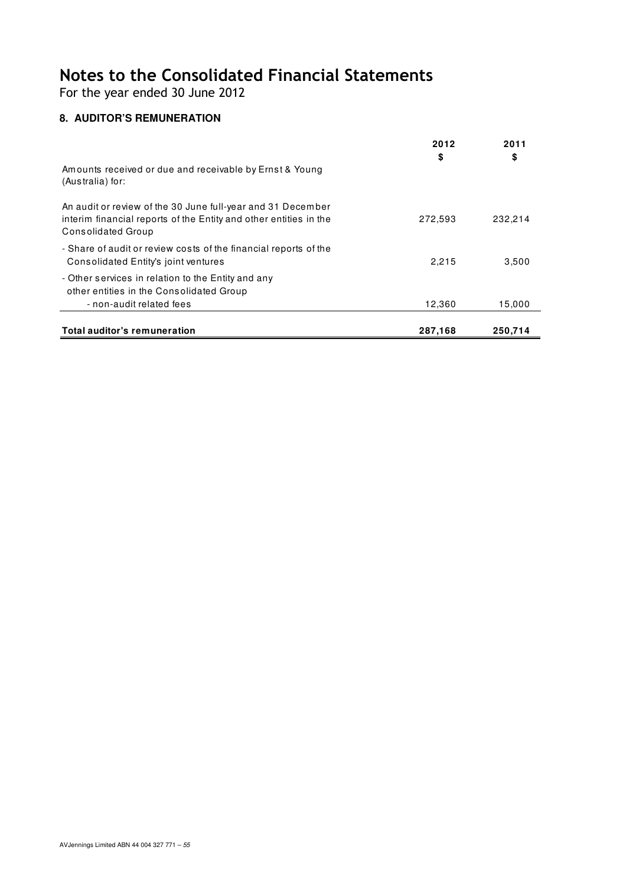# Notes to the Consolidated Financial Statements

For the year ended 30 June 2012

## 8. AUDITOR'S REMUNERATION

| | 2012<br>$ | 2011<br>$ |
|---|---|---|
| Amounts received or due and receivable by Ernst & Young (Australia) for: | | |
| An audit or review of the 30 June full-year and 31 December interim financial reports of the Entity and other entities in the Consolidated Group | 272,593 | 232,214 |
| - Share of audit or review costs of the financial reports of the Consolidated Entity's joint ventures | 2,215 | 3,500 |
| - Other services in relation to the Entity and any other entities in the Consolidated Group | | |
| - non-audit related fees | 12,360 | 15,000 |
| **Total auditor's remuneration** | **287,168** | **250,714** |

AVJennings Limited ABN 44 004 327 771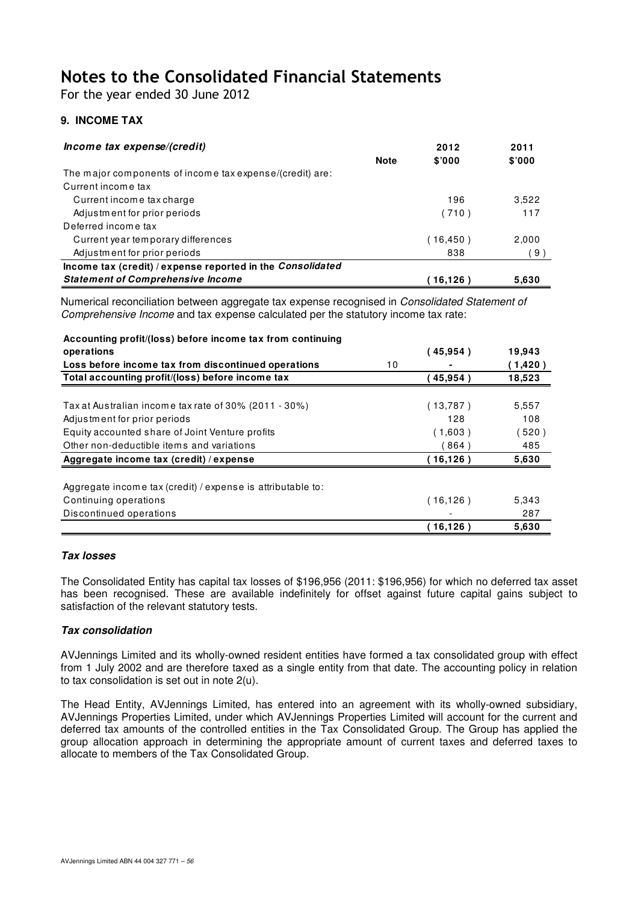# Notes to the Consolidated Financial Statements

For the year ended 30 June 2012

## 9. INCOME TAX

| ***Income tax expense/(credit)*** | **Note** | **2012 \$'000** | **2011 \$'000** |
|---|---|---|---|
| The major components of income tax expense/(credit) are: | | | |
| Current income tax | | | |
| Current income tax charge | | 196 | 3,522 |
| Adjustment for prior periods | | ( 710 ) | 117 |
| Deferred income tax | | | |
| Current year temporary differences | | ( 16,450 ) | 2,000 |
| Adjustment for prior periods | | 838 | ( 9 ) |
| **Income tax (credit) / expense reported in the *Consolidated Statement of Comprehensive Income*** | | **( 16,126 )** | **5,630** |

Numerical reconciliation between aggregate tax expense recognised in *Consolidated Statement of Comprehensive Income* and tax expense calculated per the statutory income tax rate:

| | | | |
|---|---|---|---|
| **Accounting profit/(loss) before income tax from continuing operations** | | **( 45,954 )** | **19,943** |
| **Loss before income tax from discontinued operations** | 10 | **-** | **( 1,420 )** |
| **Total accounting profit/(loss) before income tax** | | **( 45,954 )** | **18,523** |
| Tax at Australian income tax rate of 30% (2011 - 30%) | | ( 13,787 ) | 5,557 |
| Adjustment for prior periods | | 128 | 108 |
| Equity accounted share of Joint Venture profits | | ( 1,603 ) | ( 520 ) |
| Other non-deductible items and variations | | ( 864 ) | 485 |
| **Aggregate income tax (credit) / expense** | | **( 16,126 )** | **5,630** |
| Aggregate income tax (credit) / expense is attributable to: | | | |
| Continuing operations | | ( 16,126 ) | 5,343 |
| Discontinued operations | | - | 287 |
| | | **( 16,126 )** | **5,630** |

### *Tax losses*

The Consolidated Entity has capital tax losses of \$196,956 (2011: \$196,956) for which no deferred tax asset has been recognised. These are available indefinitely for offset against future capital gains subject to satisfaction of the relevant statutory tests.

### *Tax consolidation*

AVJennings Limited and its wholly-owned resident entities have formed a tax consolidated group with effect from 1 July 2002 and are therefore taxed as a single entity from that date. The accounting policy in relation to tax consolidation is set out in note 2(u).

The Head Entity, AVJennings Limited, has entered into an agreement with its wholly-owned subsidiary, AVJennings Properties Limited, under which AVJennings Properties Limited will account for the current and deferred tax amounts of the controlled entities in the Tax Consolidated Group. The Group has applied the group allocation approach in determining the appropriate amount of current taxes and deferred taxes to allocate to members of the Tax Consolidated Group.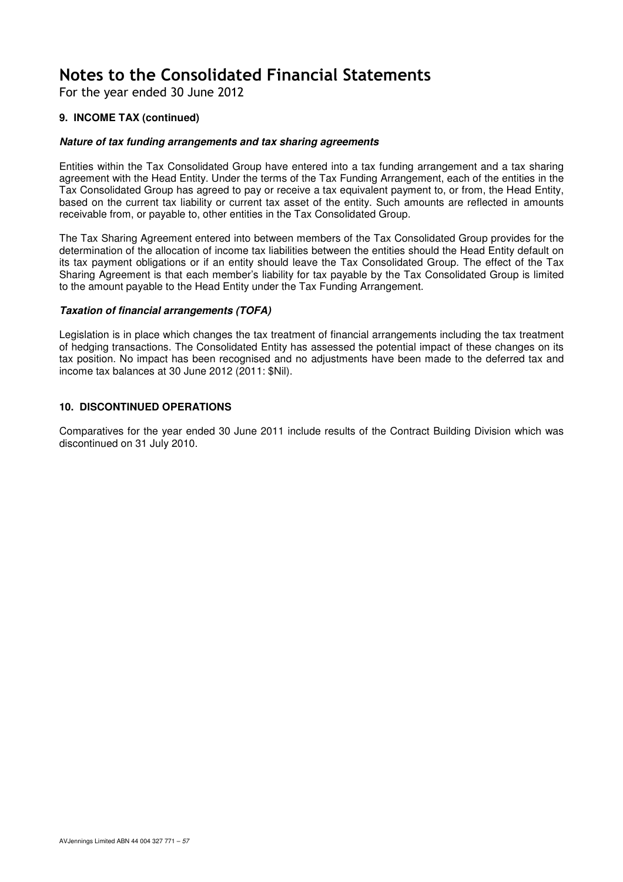# Notes to the Consolidated Financial Statements

For the year ended 30 June 2012

### 9. INCOME TAX (continued)

***Nature of tax funding arrangements and tax sharing agreements***

Entities within the Tax Consolidated Group have entered into a tax funding arrangement and a tax sharing agreement with the Head Entity. Under the terms of the Tax Funding Arrangement, each of the entities in the Tax Consolidated Group has agreed to pay or receive a tax equivalent payment to, or from, the Head Entity, based on the current tax liability or current tax asset of the entity. Such amounts are reflected in amounts receivable from, or payable to, other entities in the Tax Consolidated Group.

The Tax Sharing Agreement entered into between members of the Tax Consolidated Group provides for the determination of the allocation of income tax liabilities between the entities should the Head Entity default on its tax payment obligations or if an entity should leave the Tax Consolidated Group. The effect of the Tax Sharing Agreement is that each member's liability for tax payable by the Tax Consolidated Group is limited to the amount payable to the Head Entity under the Tax Funding Arrangement.

***Taxation of financial arrangements (TOFA)***

Legislation is in place which changes the tax treatment of financial arrangements including the tax treatment of hedging transactions. The Consolidated Entity has assessed the potential impact of these changes on its tax position. No impact has been recognised and no adjustments have been made to the deferred tax and income tax balances at 30 June 2012 (2011: $Nil).

### 10. DISCONTINUED OPERATIONS

Comparatives for the year ended 30 June 2011 include results of the Contract Building Division which was discontinued on 31 July 2010.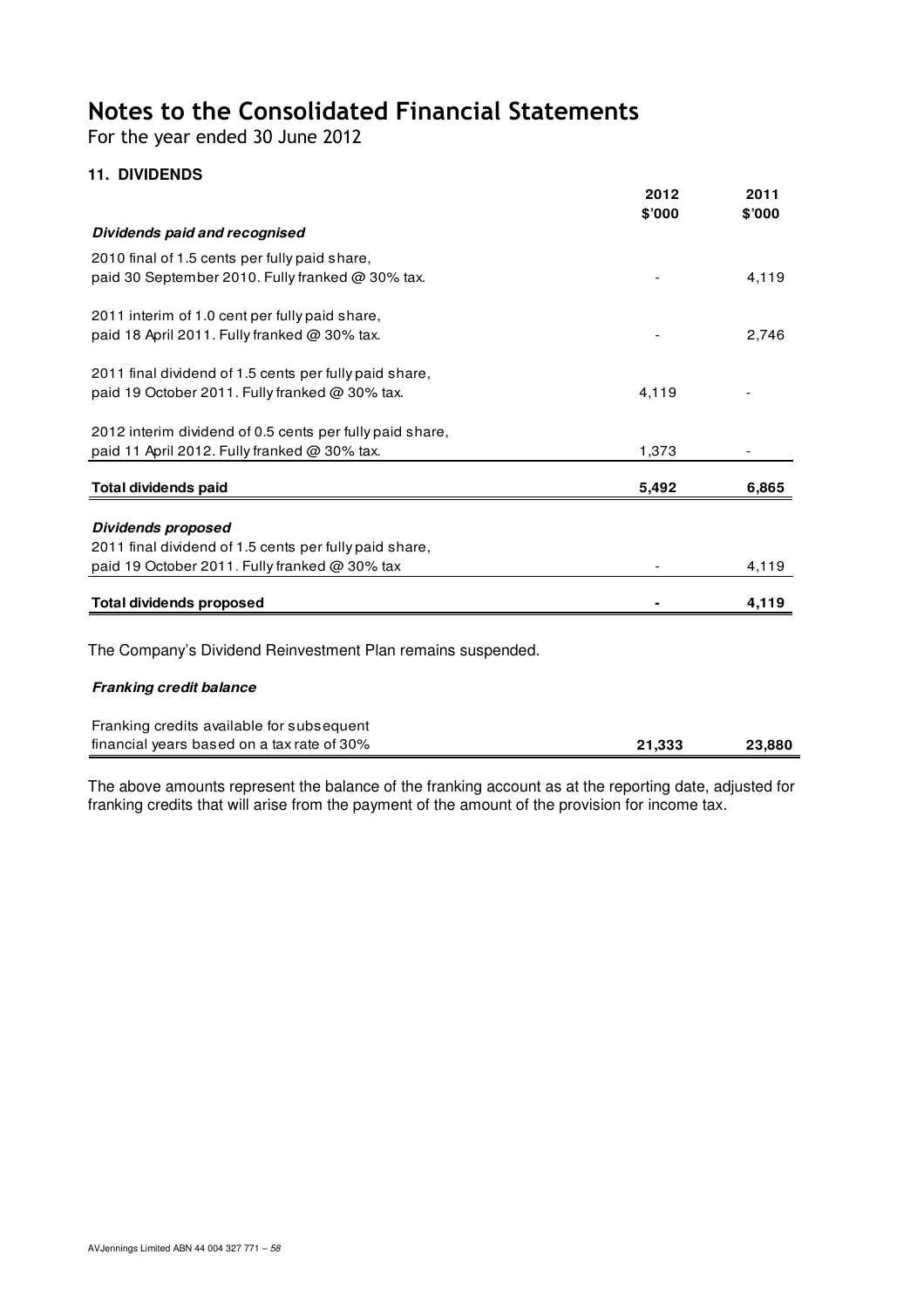# Notes to the Consolidated Financial Statements

For the year ended 30 June 2012

### 11. DIVIDENDS

| | 2012 $'000 | 2011 $'000 |
|---|---|---|
| ***Dividends paid and recognised*** | | |
| 2010 final of 1.5 cents per fully paid share, paid 30 September 2010. Fully franked @ 30% tax. | - | 4,119 |
| 2011 interim of 1.0 cent per fully paid share, paid 18 April 2011. Fully franked @ 30% tax. | - | 2,746 |
| 2011 final dividend of 1.5 cents per fully paid share, paid 19 October 2011. Fully franked @ 30% tax. | 4,119 | - |
| 2012 interim dividend of 0.5 cents per fully paid share, paid 11 April 2012. Fully franked @ 30% tax. | 1,373 | - |
| **Total dividends paid** | **5,492** | **6,865** |
| ***Dividends proposed*** | | |
| 2011 final dividend of 1.5 cents per fully paid share, paid 19 October 2011. Fully franked @ 30% tax | - | 4,119 |
| **Total dividends proposed** | **-** | **4,119** |

The Company's Dividend Reinvestment Plan remains suspended.

***Franking credit balance***

| | 2012 | 2011 |
|---|---|---|
| Franking credits available for subsequent financial years based on a tax rate of 30% | **21,333** | **23,880** |

The above amounts represent the balance of the franking account as at the reporting date, adjusted for franking credits that will arise from the payment of the amount of the provision for income tax.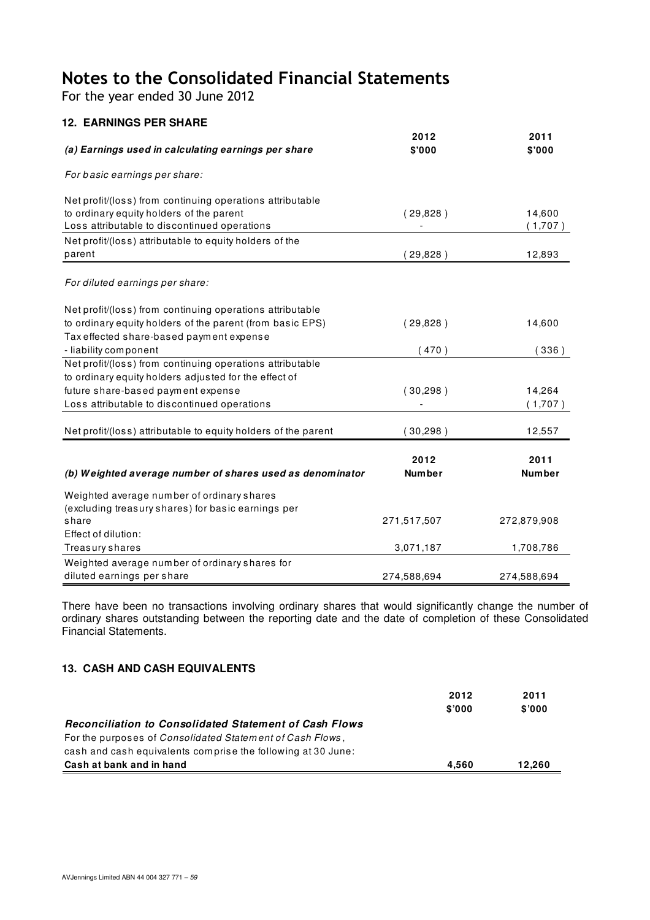# Notes to the Consolidated Financial Statements

For the year ended 30 June 2012

### 12. EARNINGS PER SHARE

| *(a) Earnings used in calculating earnings per share* | 2012<br>$'000 | 2011<br>$'000 |
|---|---|---|
| *For basic earnings per share:* | | |
| Net profit/(loss) from continuing operations attributable to ordinary equity holders of the parent | ( 29,828 ) | 14,600 |
| Loss attributable to discontinued operations | - | ( 1,707 ) |
| Net profit/(loss) attributable to equity holders of the parent | ( 29,828 ) | 12,893 |
| *For diluted earnings per share:* | | |
| Net profit/(loss) from continuing operations attributable to ordinary equity holders of the parent (from basic EPS) | ( 29,828 ) | 14,600 |
| Tax effected share-based payment expense - liability component | ( 470 ) | ( 336 ) |
| Net profit/(loss) from continuing operations attributable to ordinary equity holders adjusted for the effect of future share-based payment expense | ( 30,298 ) | 14,264 |
| Loss attributable to discontinued operations | - | ( 1,707 ) |
| Net profit/(loss) attributable to equity holders of the parent | ( 30,298 ) | 12,557 |

| *(b) Weighted average number of shares used as denominator* | 2012<br>Number | 2011<br>Number |
|---|---|---|
| Weighted average number of ordinary shares (excluding treasury shares) for basic earnings per share | 271,517,507 | 272,879,908 |
| Effect of dilution: | | |
| Treasury shares | 3,071,187 | 1,708,786 |
| Weighted average number of ordinary shares for diluted earnings per share | 274,588,694 | 274,588,694 |

There have been no transactions involving ordinary shares that would significantly change the number of ordinary shares outstanding between the reporting date and the date of completion of these Consolidated Financial Statements.

### 13. CASH AND CASH EQUIVALENTS

| | 2012<br>$'000 | 2011<br>$'000 |
|---|---|---|
| ***Reconciliation to Consolidated Statement of Cash Flows*** | | |
| For the purposes of *Consolidated Statement of Cash Flows*, cash and cash equivalents comprise the following at 30 June: | | |
| **Cash at bank and in hand** | **4,560** | **12,260** |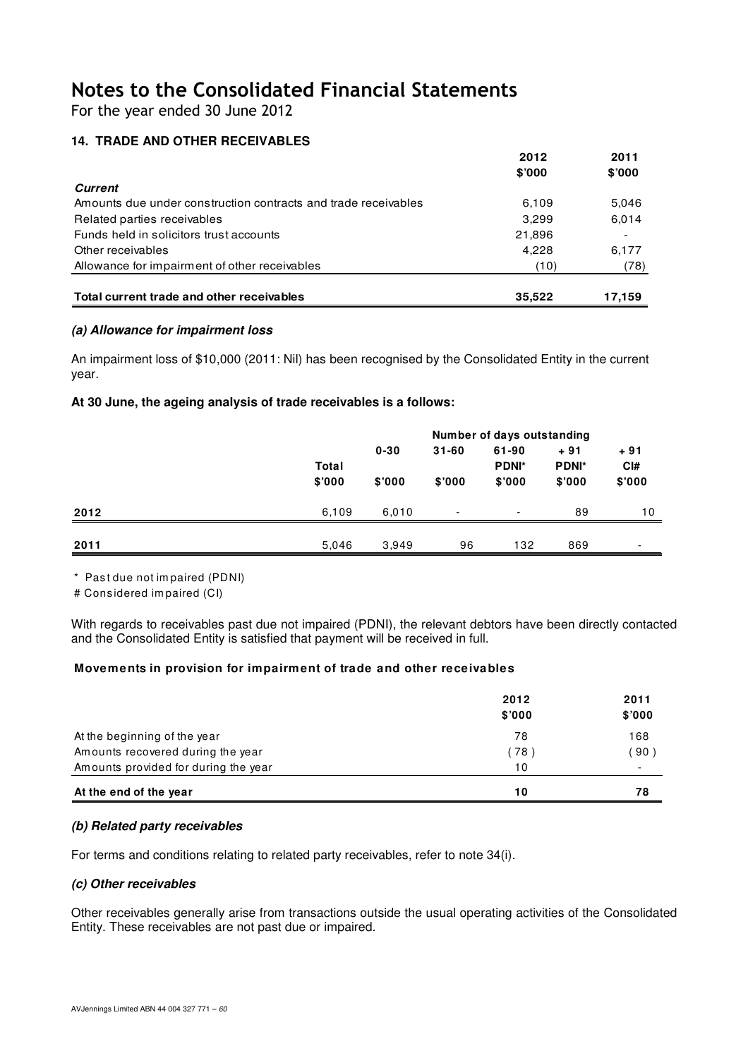# Notes to the Consolidated Financial Statements

For the year ended 30 June 2012

## 14. TRADE AND OTHER RECEIVABLES

| | 2012 | 2011 |
|---|---|---|
| | $'000 | $'000 |
| ***Current*** | | |
| Amounts due under construction contracts and trade receivables | 6,109 | 5,046 |
| Related parties receivables | 3,299 | 6,014 |
| Funds held in solicitors trust accounts | 21,896 | - |
| Other receivables | 4,228 | 6,177 |
| Allowance for impairment of other receivables | (10) | (78) |
| **Total current trade and other receivables** | **35,522** | **17,159** |

### *(a) Allowance for impairment loss*

An impairment loss of $10,000 (2011: Nil) has been recognised by the Consolidated Entity in the current year.

**At 30 June, the ageing analysis of trade receivables is a follows:**

| | | Number of days outstanding | | | | |
|---|---|---|---|---|---|---|
| | Total | 0-30 | 31-60 | 61-90 PDNI* | + 91 PDNI* | + 91 CI# |
| | $'000 | $'000 | $'000 | $'000 | $'000 | $'000 |
| **2012** | 6,109 | 6,010 | - | - | 89 | 10 |
| **2011** | 5,046 | 3,949 | 96 | 132 | 869 | - |

\* Past due not impaired (PDNI)

\# Considered impaired (CI)

With regards to receivables past due not impaired (PDNI), the relevant debtors have been directly contacted and the Consolidated Entity is satisfied that payment will be received in full.

**Movements in provision for impairment of trade and other receivables**

| | 2012 | 2011 |
|---|---|---|
| | $'000 | $'000 |
| At the beginning of the year | 78 | 168 |
| Amounts recovered during the year | ( 78 ) | ( 90 ) |
| Amounts provided for during the year | 10 | - |
| **At the end of the year** | **10** | **78** |

### *(b) Related party receivables*

For terms and conditions relating to related party receivables, refer to note 34(i).

### *(c) Other receivables*

Other receivables generally arise from transactions outside the usual operating activities of the Consolidated Entity. These receivables are not past due or impaired.

AVJennings Limited ABN 44 004 327 771 – *60*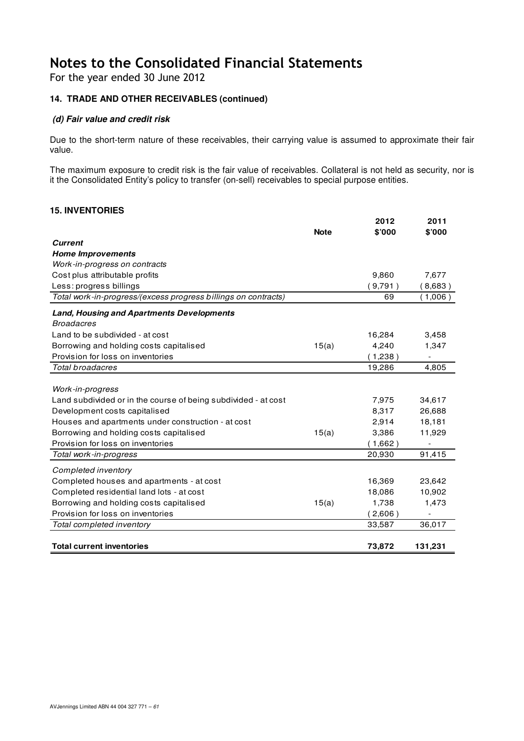# Notes to the Consolidated Financial Statements

For the year ended 30 June 2012

### 14. TRADE AND OTHER RECEIVABLES (continued)

#### *(d) Fair value and credit risk*

Due to the short-term nature of these receivables, their carrying value is assumed to approximate their fair value.

The maximum exposure to credit risk is the fair value of receivables. Collateral is not held as security, nor is it the Consolidated Entity's policy to transfer (on-sell) receivables to special purpose entities.

### 15. INVENTORIES

| | Note | 2012 $'000 | 2011 $'000 |
|---|---|---|---|
| ***Current*** | | | |
| ***Home Improvements*** | | | |
| *Work-in-progress on contracts* | | | |
| Cost plus attributable profits | | 9,860 | 7,677 |
| Less: progress billings | | (9,791) | (8,683) |
| *Total work-in-progress/(excess progress billings on contracts)* | | 69 | (1,006) |
| ***Land, Housing and Apartments Developments*** | | | |
| *Broadacres* | | | |
| Land to be subdivided - at cost | | 16,284 | 3,458 |
| Borrowing and holding costs capitalised | 15(a) | 4,240 | 1,347 |
| Provision for loss on inventories | | (1,238) | - |
| *Total broadacres* | | 19,286 | 4,805 |
| *Work-in-progress* | | | |
| Land subdivided or in the course of being subdivided - at cost | | 7,975 | 34,617 |
| Development costs capitalised | | 8,317 | 26,688 |
| Houses and apartments under construction - at cost | | 2,914 | 18,181 |
| Borrowing and holding costs capitalised | 15(a) | 3,386 | 11,929 |
| Provision for loss on inventories | | (1,662) | - |
| *Total work-in-progress* | | 20,930 | 91,415 |
| *Completed inventory* | | | |
| Completed houses and apartments - at cost | | 16,369 | 23,642 |
| Completed residential land lots - at cost | | 18,086 | 10,902 |
| Borrowing and holding costs capitalised | 15(a) | 1,738 | 1,473 |
| Provision for loss on inventories | | (2,606) | - |
| *Total completed inventory* | | 33,587 | 36,017 |
| **Total current inventories** | | **73,872** | **131,231** |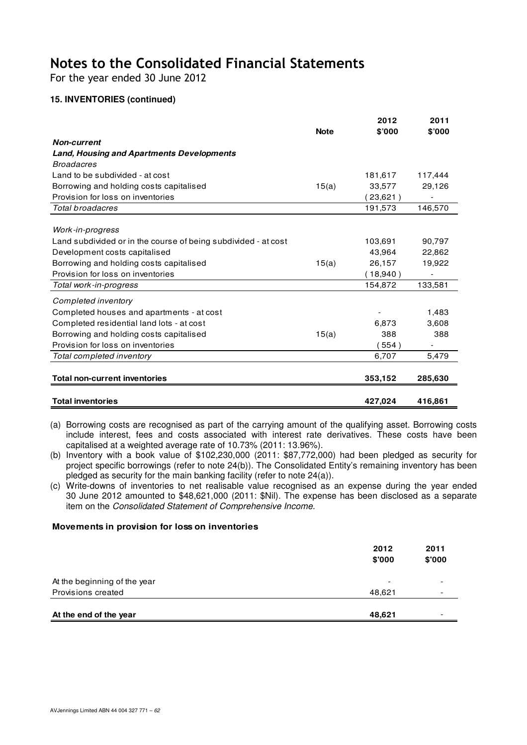# Notes to the Consolidated Financial Statements

For the year ended 30 June 2012

**15. INVENTORIES (continued)**

| | Note | 2012 $'000 | 2011 $'000 |
|---|---|---|---|
| ***Non-current*** | | | |
| ***Land, Housing and Apartments Developments*** | | | |
| *Broadacres* | | | |
| Land to be subdivided - at cost | | 181,617 | 117,444 |
| Borrowing and holding costs capitalised | 15(a) | 33,577 | 29,126 |
| Provision for loss on inventories | | (23,621) | - |
| *Total broadacres* | | 191,573 | 146,570 |
| *Work-in-progress* | | | |
| Land subdivided or in the course of being subdivided - at cost | | 103,691 | 90,797 |
| Development costs capitalised | | 43,964 | 22,862 |
| Borrowing and holding costs capitalised | 15(a) | 26,157 | 19,922 |
| Provision for loss on inventories | | (18,940) | - |
| *Total work-in-progress* | | 154,872 | 133,581 |
| *Completed inventory* | | | |
| Completed houses and apartments - at cost | | - | 1,483 |
| Completed residential land lots - at cost | | 6,873 | 3,608 |
| Borrowing and holding costs capitalised | 15(a) | 388 | 388 |
| Provision for loss on inventories | | (554) | - |
| *Total completed inventory* | | 6,707 | 5,479 |
| **Total non-current inventories** | | **353,152** | **285,630** |
| **Total inventories** | | **427,024** | **416,861** |

(a) Borrowing costs are recognised as part of the carrying amount of the qualifying asset. Borrowing costs include interest, fees and costs associated with interest rate derivatives. These costs have been capitalised at a weighted average rate of 10.73% (2011: 13.96%).

(b) Inventory with a book value of $102,230,000 (2011: $87,772,000) had been pledged as security for project specific borrowings (refer to note 24(b)). The Consolidated Entity's remaining inventory has been pledged as security for the main banking facility (refer to note 24(a)).

(c) Write-downs of inventories to net realisable value recognised as an expense during the year ended 30 June 2012 amounted to $48,621,000 (2011: $Nil). The expense has been disclosed as a separate item on the *Consolidated Statement of Comprehensive Income.*

**Movements in provision for loss on inventories**

| | 2012 $'000 | 2011 $'000 |
|---|---|---|
| At the beginning of the year | - | - |
| Provisions created | 48,621 | - |
| **At the end of the year** | **48,621** | - |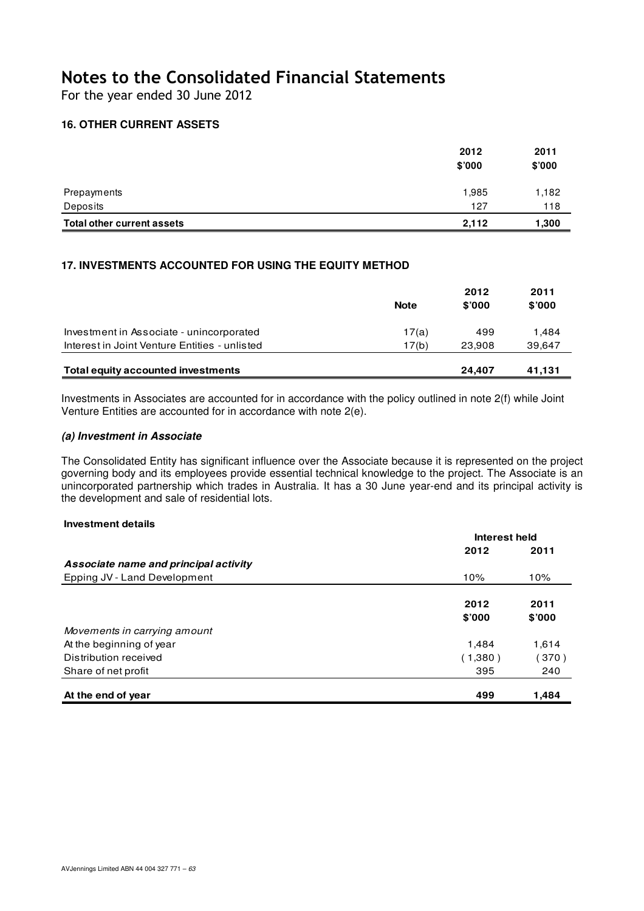# Notes to the Consolidated Financial Statements

For the year ended 30 June 2012

### 16. OTHER CURRENT ASSETS

| | 2012 $'000 | 2011 $'000 |
|---|---|---|
| Prepayments | 1,985 | 1,182 |
| Deposits | 127 | 118 |
| **Total other current assets** | **2,112** | **1,300** |

### 17. INVESTMENTS ACCOUNTED FOR USING THE EQUITY METHOD

| | Note | 2012 $'000 | 2011 $'000 |
|---|---|---|---|
| Investment in Associate - unincorporated | 17(a) | 499 | 1,484 |
| Interest in Joint Venture Entities - unlisted | 17(b) | 23,908 | 39,647 |
| **Total equity accounted investments** | | **24,407** | **41,131** |

Investments in Associates are accounted for in accordance with the policy outlined in note 2(f) while Joint Venture Entities are accounted for in accordance with note 2(e).

#### *(a) Investment in Associate*

The Consolidated Entity has significant influence over the Associate because it is represented on the project governing body and its employees provide essential technical knowledge to the project. The Associate is an unincorporated partnership which trades in Australia. It has a 30 June year-end and its principal activity is the development and sale of residential lots.

**Investment details**

| | Interest held | |
|---|---|---|
| | 2012 | 2011 |
| ***Associate name and principal activity*** | | |
| Epping JV - Land Development | 10% | 10% |

| | 2012 $'000 | 2011 $'000 |
|---|---|---|
| *Movements in carrying amount* | | |
| At the beginning of year | 1,484 | 1,614 |
| Distribution received | (1,380) | (370) |
| Share of net profit | 395 | 240 |
| **At the end of year** | **499** | **1,484** |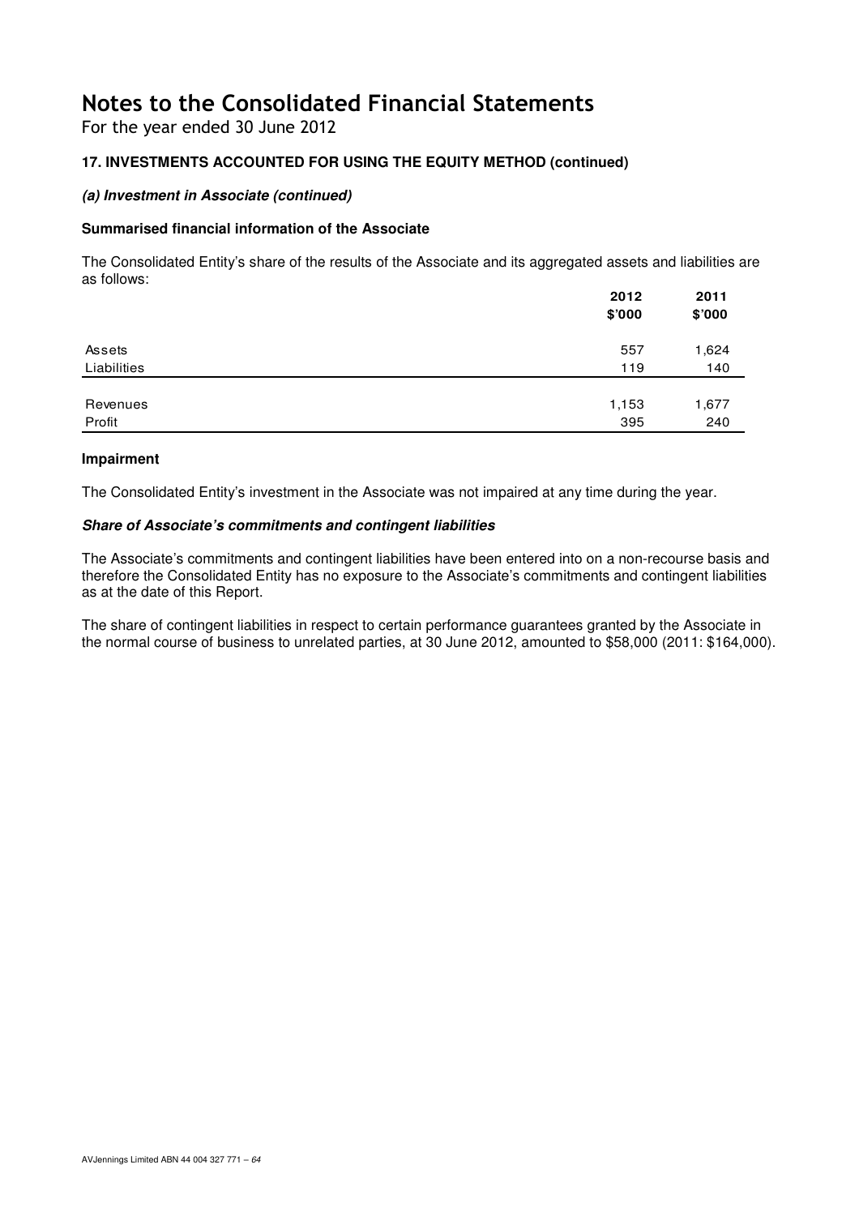# Notes to the Consolidated Financial Statements

For the year ended 30 June 2012

### 17. INVESTMENTS ACCOUNTED FOR USING THE EQUITY METHOD (continued)

#### *(a) Investment in Associate (continued)*

**Summarised financial information of the Associate**

The Consolidated Entity's share of the results of the Associate and its aggregated assets and liabilities are as follows:

| | 2012 $'000 | 2011 $'000 |
|---|---|---|
| Assets | 557 | 1,624 |
| Liabilities | 119 | 140 |
| Revenues | 1,153 | 1,677 |
| Profit | 395 | 240 |

**Impairment**

The Consolidated Entity's investment in the Associate was not impaired at any time during the year.

***Share of Associate's commitments and contingent liabilities***

The Associate's commitments and contingent liabilities have been entered into on a non-recourse basis and therefore the Consolidated Entity has no exposure to the Associate's commitments and contingent liabilities as at the date of this Report.

The share of contingent liabilities in respect to certain performance guarantees granted by the Associate in the normal course of business to unrelated parties, at 30 June 2012, amounted to $58,000 (2011: $164,000).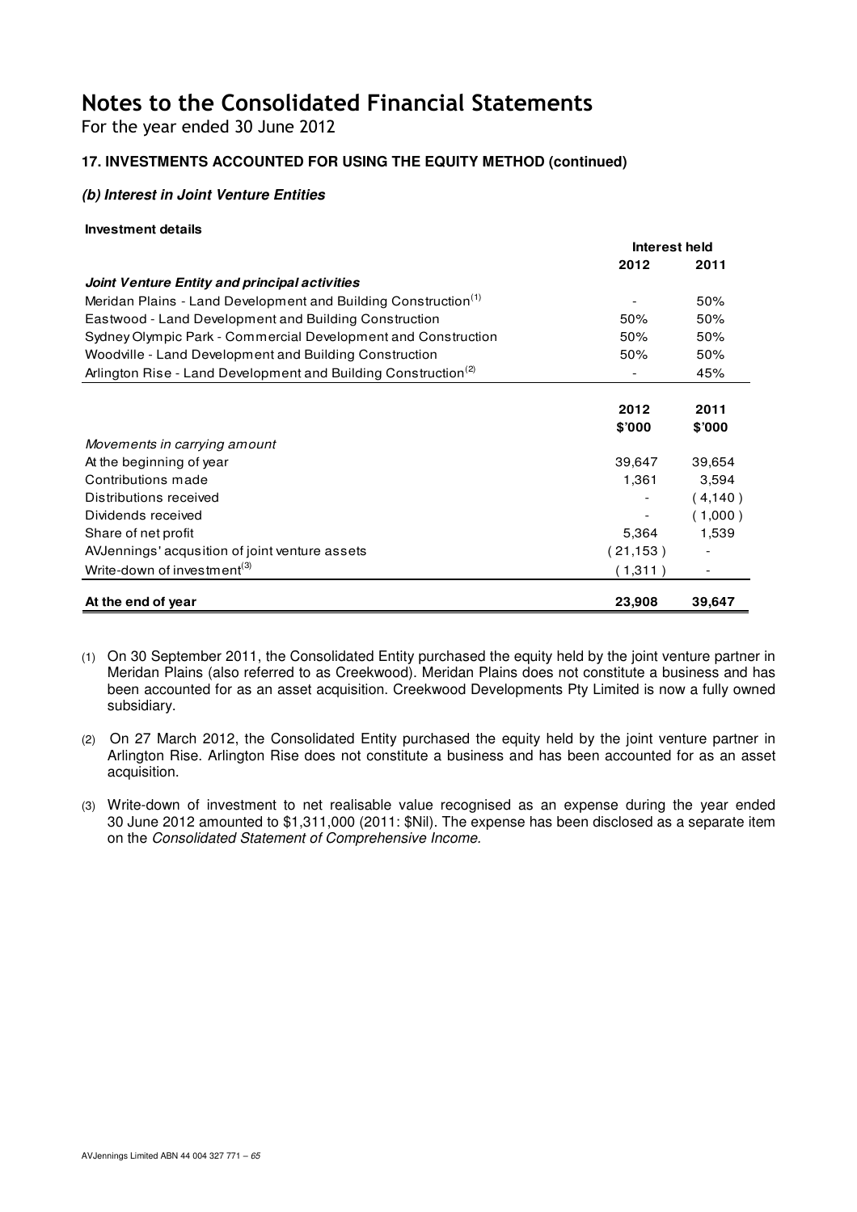# Notes to the Consolidated Financial Statements

For the year ended 30 June 2012

### 17. INVESTMENTS ACCOUNTED FOR USING THE EQUITY METHOD (continued)

#### *(b) Interest in Joint Venture Entities*

**Investment details**

| | Interest held | |
|---|---|---|
| | **2012** | **2011** |
| ***Joint Venture Entity and principal activities*** | | |
| Meridan Plains - Land Development and Building Construction(1) | - | 50% |
| Eastwood - Land Development and Building Construction | 50% | 50% |
| Sydney Olympic Park - Commercial Development and Construction | 50% | 50% |
| Woodville - Land Development and Building Construction | 50% | 50% |
| Arlington Rise - Land Development and Building Construction(2) | - | 45% |

| | 2012 | 2011 |
|---|---|---|
| | **$'000** | **$'000** |
| *Movements in carrying amount* | | |
| At the beginning of year | 39,647 | 39,654 |
| Contributions made | 1,361 | 3,594 |
| Distributions received | - | (4,140) |
| Dividends received | - | (1,000) |
| Share of net profit | 5,364 | 1,539 |
| AVJennings' acqusition of joint venture assets | (21,153) | - |
| Write-down of investment(3) | (1,311) | - |
| **At the end of year** | **23,908** | **39,647** |

(1) On 30 September 2011, the Consolidated Entity purchased the equity held by the joint venture partner in Meridan Plains (also referred to as Creekwood). Meridan Plains does not constitute a business and has been accounted for as an asset acquisition. Creekwood Developments Pty Limited is now a fully owned subsidiary.

(2) On 27 March 2012, the Consolidated Entity purchased the equity held by the joint venture partner in Arlington Rise. Arlington Rise does not constitute a business and has been accounted for as an asset acquisition.

(3) Write-down of investment to net realisable value recognised as an expense during the year ended 30 June 2012 amounted to $1,311,000 (2011: $Nil). The expense has been disclosed as a separate item on the *Consolidated Statement of Comprehensive Income*.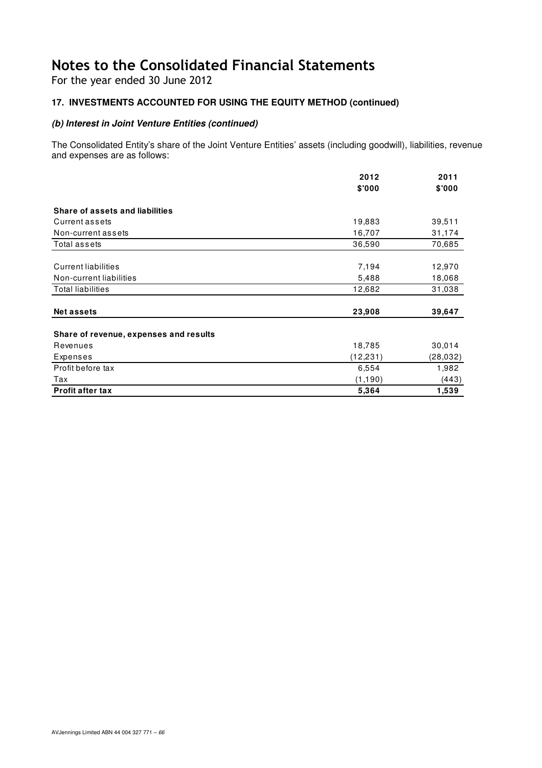# Notes to the Consolidated Financial Statements

For the year ended 30 June 2012

### 17. INVESTMENTS ACCOUNTED FOR USING THE EQUITY METHOD (continued)

#### *(b) Interest in Joint Venture Entities (continued)*

The Consolidated Entity's share of the Joint Venture Entities' assets (including goodwill), liabilities, revenue and expenses are as follows:

| | 2012 $'000 | 2011 $'000 |
|---|---|---|
| **Share of assets and liabilities** | | |
| Current assets | 19,883 | 39,511 |
| Non-current assets | 16,707 | 31,174 |
| Total assets | 36,590 | 70,685 |
| Current liabilities | 7,194 | 12,970 |
| Non-current liabilities | 5,488 | 18,068 |
| Total liabilities | 12,682 | 31,038 |
| **Net assets** | **23,908** | **39,647** |
| **Share of revenue, expenses and results** | | |
| Revenues | 18,785 | 30,014 |
| Expenses | (12,231) | (28,032) |
| Profit before tax | 6,554 | 1,982 |
| Tax | (1,190) | (443) |
| **Profit after tax** | **5,364** | **1,539** |

AVJennings Limited ABN 44 004 327 771 – *66*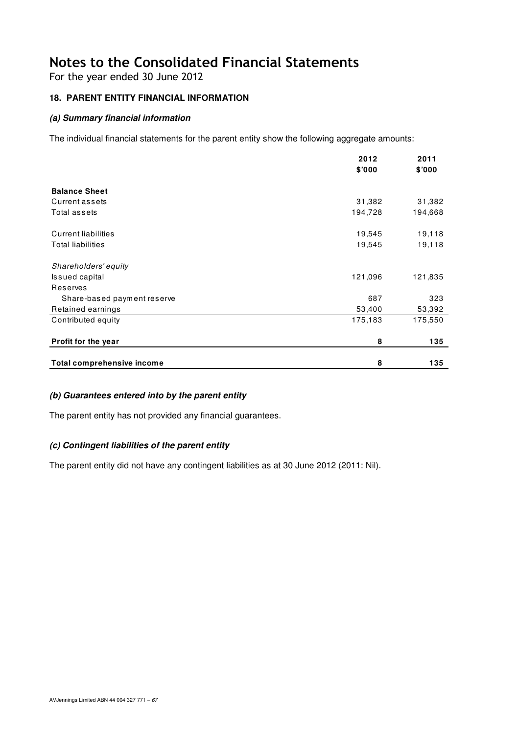# Notes to the Consolidated Financial Statements

For the year ended 30 June 2012

## 18. PARENT ENTITY FINANCIAL INFORMATION

### *(a) Summary financial information*

The individual financial statements for the parent entity show the following aggregate amounts:

| | 2012 $'000 | 2011 $'000 |
|---|---|---|
| **Balance Sheet** | | |
| Current assets | 31,382 | 31,382 |
| Total assets | 194,728 | 194,668 |
| Current liabilities | 19,545 | 19,118 |
| Total liabilities | 19,545 | 19,118 |
| *Shareholders' equity* | | |
| Issued capital | 121,096 | 121,835 |
| Reserves | | |
| Share-based payment reserve | 687 | 323 |
| Retained earnings | 53,400 | 53,392 |
| Contributed equity | 175,183 | 175,550 |
| **Profit for the year** | **8** | **135** |
| **Total comprehensive income** | **8** | **135** |

### *(b) Guarantees entered into by the parent entity*

The parent entity has not provided any financial guarantees.

### *(c) Contingent liabilities of the parent entity*

The parent entity did not have any contingent liabilities as at 30 June 2012 (2011: Nil).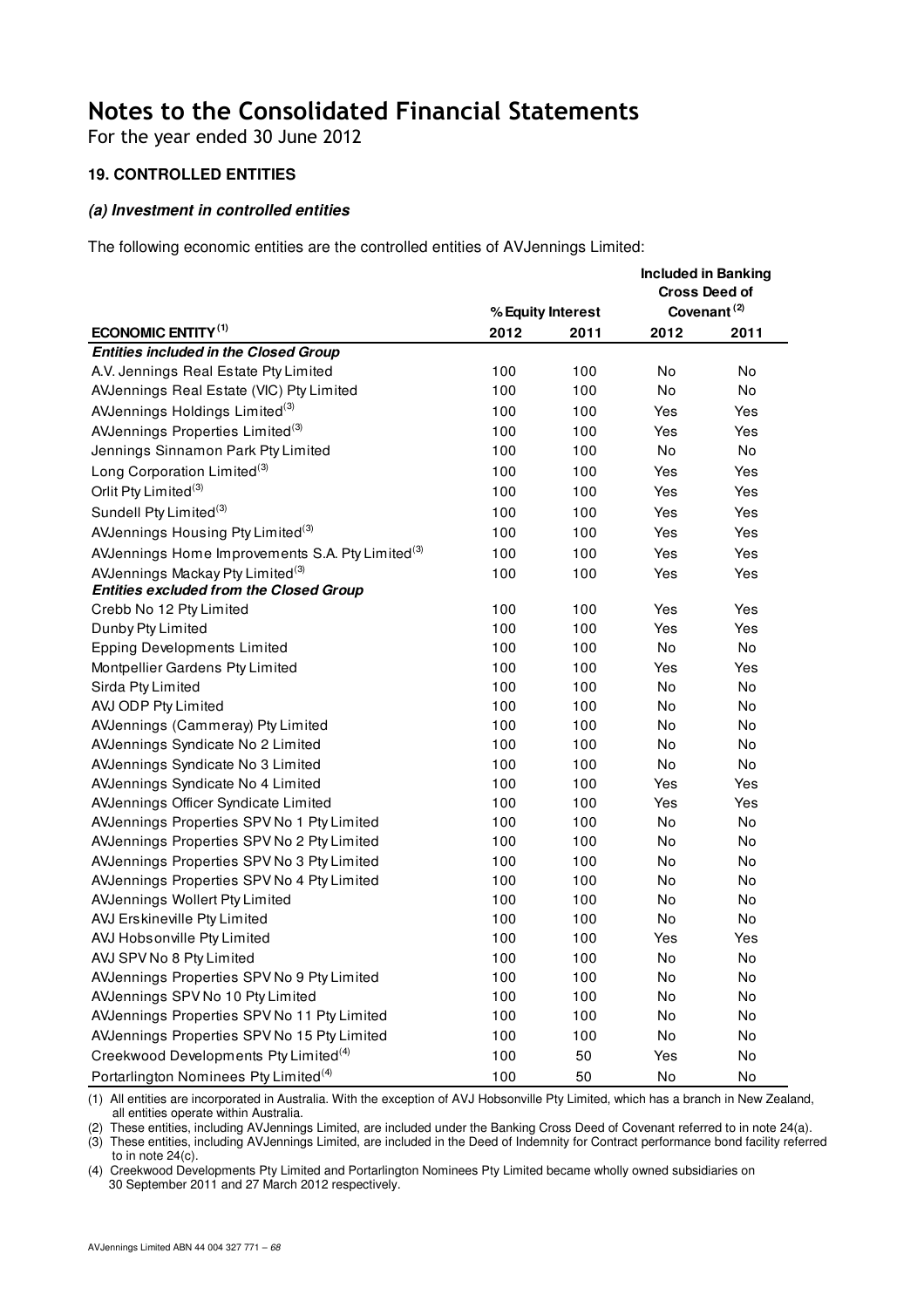# Notes to the Consolidated Financial Statements

For the year ended 30 June 2012

### 19. CONTROLLED ENTITIES

#### *(a) Investment in controlled entities*

The following economic entities are the controlled entities of AVJennings Limited:

| | % Equity Interest | | Included in Banking Cross Deed of Covenant [(2)] | |
|---|---|---|---|---|
| **ECONOMIC ENTITY [(1)]** | **2012** | **2011** | **2012** | **2011** |
| ***Entities included in the Closed Group*** | | | | |
| A.V. Jennings Real Estate Pty Limited | 100 | 100 | No | No |
| AVJennings Real Estate (VIC) Pty Limited | 100 | 100 | No | No |
| AVJennings Holdings Limited[(3)] | 100 | 100 | Yes | Yes |
| AVJennings Properties Limited[(3)] | 100 | 100 | Yes | Yes |
| Jennings Sinnamon Park Pty Limited | 100 | 100 | No | No |
| Long Corporation Limited[(3)] | 100 | 100 | Yes | Yes |
| Orlit Pty Limited[(3)] | 100 | 100 | Yes | Yes |
| Sundell Pty Limited[(3)] | 100 | 100 | Yes | Yes |
| AVJennings Housing Pty Limited[(3)] | 100 | 100 | Yes | Yes |
| AVJennings Home Improvements S.A. Pty Limited[(3)] | 100 | 100 | Yes | Yes |
| AVJennings Mackay Pty Limited[(3)] | 100 | 100 | Yes | Yes |
| ***Entities excluded from the Closed Group*** | | | | |
| Crebb No 12 Pty Limited | 100 | 100 | Yes | Yes |
| Dunby Pty Limited | 100 | 100 | Yes | Yes |
| Epping Developments Limited | 100 | 100 | No | No |
| Montpellier Gardens Pty Limited | 100 | 100 | Yes | Yes |
| Sirda Pty Limited | 100 | 100 | No | No |
| AVJ ODP Pty Limited | 100 | 100 | No | No |
| AVJennings (Cammeray) Pty Limited | 100 | 100 | No | No |
| AVJennings Syndicate No 2 Limited | 100 | 100 | No | No |
| AVJennings Syndicate No 3 Limited | 100 | 100 | No | No |
| AVJennings Syndicate No 4 Limited | 100 | 100 | Yes | Yes |
| AVJennings Officer Syndicate Limited | 100 | 100 | Yes | Yes |
| AVJennings Properties SPV No 1 Pty Limited | 100 | 100 | No | No |
| AVJennings Properties SPV No 2 Pty Limited | 100 | 100 | No | No |
| AVJennings Properties SPV No 3 Pty Limited | 100 | 100 | No | No |
| AVJennings Properties SPV No 4 Pty Limited | 100 | 100 | No | No |
| AVJennings Wollert Pty Limited | 100 | 100 | No | No |
| AVJ Erskineville Pty Limited | 100 | 100 | No | No |
| AVJ Hobsonville Pty Limited | 100 | 100 | Yes | Yes |
| AVJ SPV No 8 Pty Limited | 100 | 100 | No | No |
| AVJennings Properties SPV No 9 Pty Limited | 100 | 100 | No | No |
| AVJennings SPV No 10 Pty Limited | 100 | 100 | No | No |
| AVJennings Properties SPV No 11 Pty Limited | 100 | 100 | No | No |
| AVJennings Properties SPV No 15 Pty Limited | 100 | 100 | No | No |
| Creekwood Developments Pty Limited[(4)] | 100 | 50 | Yes | No |
| Portarlington Nominees Pty Limited[(4)] | 100 | 50 | No | No |

(1) All entities are incorporated in Australia. With the exception of AVJ Hobsonville Pty Limited, which has a branch in New Zealand, all entities operate within Australia.

(2) These entities, including AVJennings Limited, are included under the Banking Cross Deed of Covenant referred to in note 24(a).

(3) These entities, including AVJennings Limited, are included in the Deed of Indemnity for Contract performance bond facility referred to in note 24(c).

(4) Creekwood Developments Pty Limited and Portarlington Nominees Pty Limited became wholly owned subsidiaries on 30 September 2011 and 27 March 2012 respectively.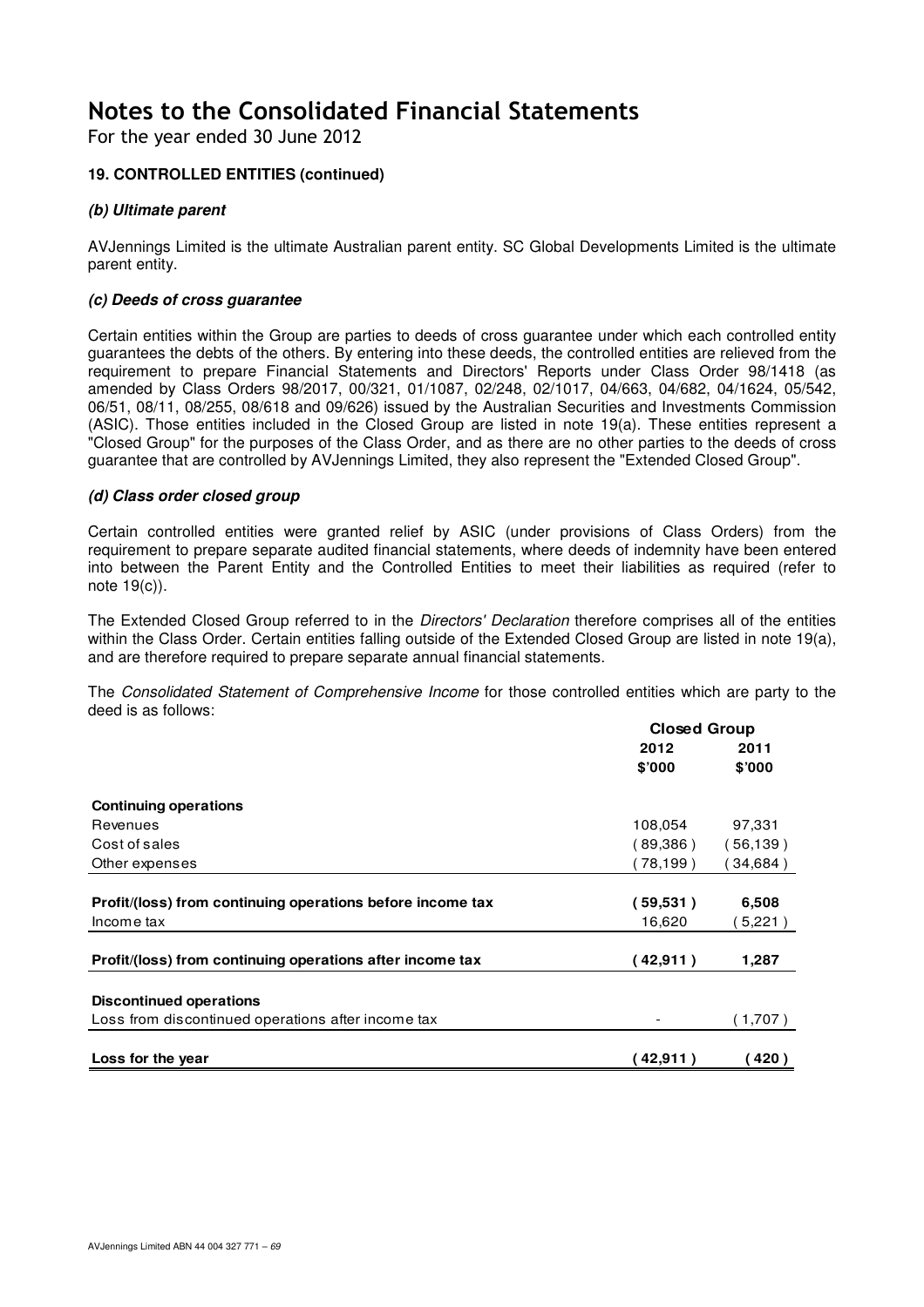# Notes to the Consolidated Financial Statements

For the year ended 30 June 2012

### 19. CONTROLLED ENTITIES (continued)

#### *(b) Ultimate parent*

AVJennings Limited is the ultimate Australian parent entity. SC Global Developments Limited is the ultimate parent entity.

#### *(c) Deeds of cross guarantee*

Certain entities within the Group are parties to deeds of cross guarantee under which each controlled entity guarantees the debts of the others. By entering into these deeds, the controlled entities are relieved from the requirement to prepare Financial Statements and Directors' Reports under Class Order 98/1418 (as amended by Class Orders 98/2017, 00/321, 01/1087, 02/248, 02/1017, 04/663, 04/682, 04/1624, 05/542, 06/51, 08/11, 08/255, 08/618 and 09/626) issued by the Australian Securities and Investments Commission (ASIC). Those entities included in the Closed Group are listed in note 19(a). These entities represent a "Closed Group" for the purposes of the Class Order, and as there are no other parties to the deeds of cross guarantee that are controlled by AVJennings Limited, they also represent the "Extended Closed Group".

#### *(d) Class order closed group*

Certain controlled entities were granted relief by ASIC (under provisions of Class Orders) from the requirement to prepare separate audited financial statements, where deeds of indemnity have been entered into between the Parent Entity and the Controlled Entities to meet their liabilities as required (refer to note 19(c)).

The Extended Closed Group referred to in the *Directors' Declaration* therefore comprises all of the entities within the Class Order. Certain entities falling outside of the Extended Closed Group are listed in note 19(a), and are therefore required to prepare separate annual financial statements.

The *Consolidated Statement of Comprehensive Income* for those controlled entities which are party to the deed is as follows:

| | Closed Group | |
|---|---|---|
| | 2012 | 2011 |
| | $'000 | $'000 |
| **Continuing operations** | | |
| Revenues | 108,054 | 97,331 |
| Cost of sales | ( 89,386 ) | ( 56,139 ) |
| Other expenses | ( 78,199 ) | ( 34,684 ) |
| **Profit/(loss) from continuing operations before income tax** | **( 59,531 )** | **6,508** |
| Income tax | 16,620 | ( 5,221 ) |
| **Profit/(loss) from continuing operations after income tax** | **( 42,911 )** | **1,287** |
| **Discontinued operations** | | |
| Loss from discontinued operations after income tax | - | ( 1,707 ) |
| **Loss for the year** | **( 42,911 )** | **( 420 )** |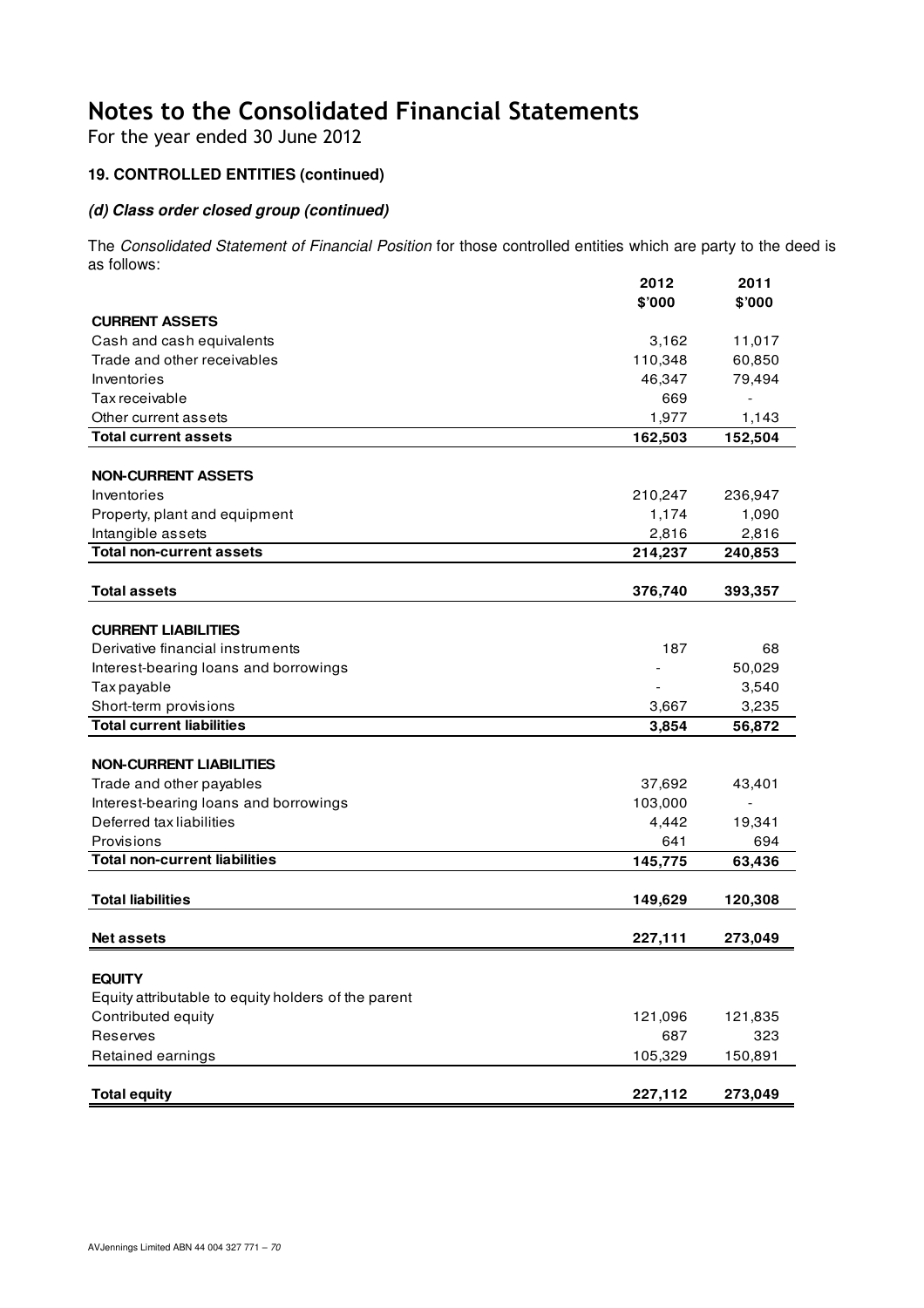# Notes to the Consolidated Financial Statements

For the year ended 30 June 2012

### 19. CONTROLLED ENTITIES (continued)

#### *(d) Class order closed group (continued)*

The *Consolidated Statement of Financial Position* for those controlled entities which are party to the deed is as follows:

| | 2012 $'000 | 2011 $'000 |
|---|---|---|
| **CURRENT ASSETS** | | |
| Cash and cash equivalents | 3,162 | 11,017 |
| Trade and other receivables | 110,348 | 60,850 |
| Inventories | 46,347 | 79,494 |
| Tax receivable | 669 | - |
| Other current assets | 1,977 | 1,143 |
| **Total current assets** | **162,503** | **152,504** |
| **NON-CURRENT ASSETS** | | |
| Inventories | 210,247 | 236,947 |
| Property, plant and equipment | 1,174 | 1,090 |
| Intangible assets | 2,816 | 2,816 |
| **Total non-current assets** | **214,237** | **240,853** |
| **Total assets** | **376,740** | **393,357** |
| **CURRENT LIABILITIES** | | |
| Derivative financial instruments | 187 | 68 |
| Interest-bearing loans and borrowings | - | 50,029 |
| Tax payable | - | 3,540 |
| Short-term provisions | 3,667 | 3,235 |
| **Total current liabilities** | **3,854** | **56,872** |
| **NON-CURRENT LIABILITIES** | | |
| Trade and other payables | 37,692 | 43,401 |
| Interest-bearing loans and borrowings | 103,000 | - |
| Deferred tax liabilities | 4,442 | 19,341 |
| Provisions | 641 | 694 |
| **Total non-current liabilities** | **145,775** | **63,436** |
| **Total liabilities** | **149,629** | **120,308** |
| **Net assets** | **227,111** | **273,049** |
| **EQUITY** | | |
| Equity attributable to equity holders of the parent | | |
| Contributed equity | 121,096 | 121,835 |
| Reserves | 687 | 323 |
| Retained earnings | 105,329 | 150,891 |
| **Total equity** | **227,112** | **273,049** |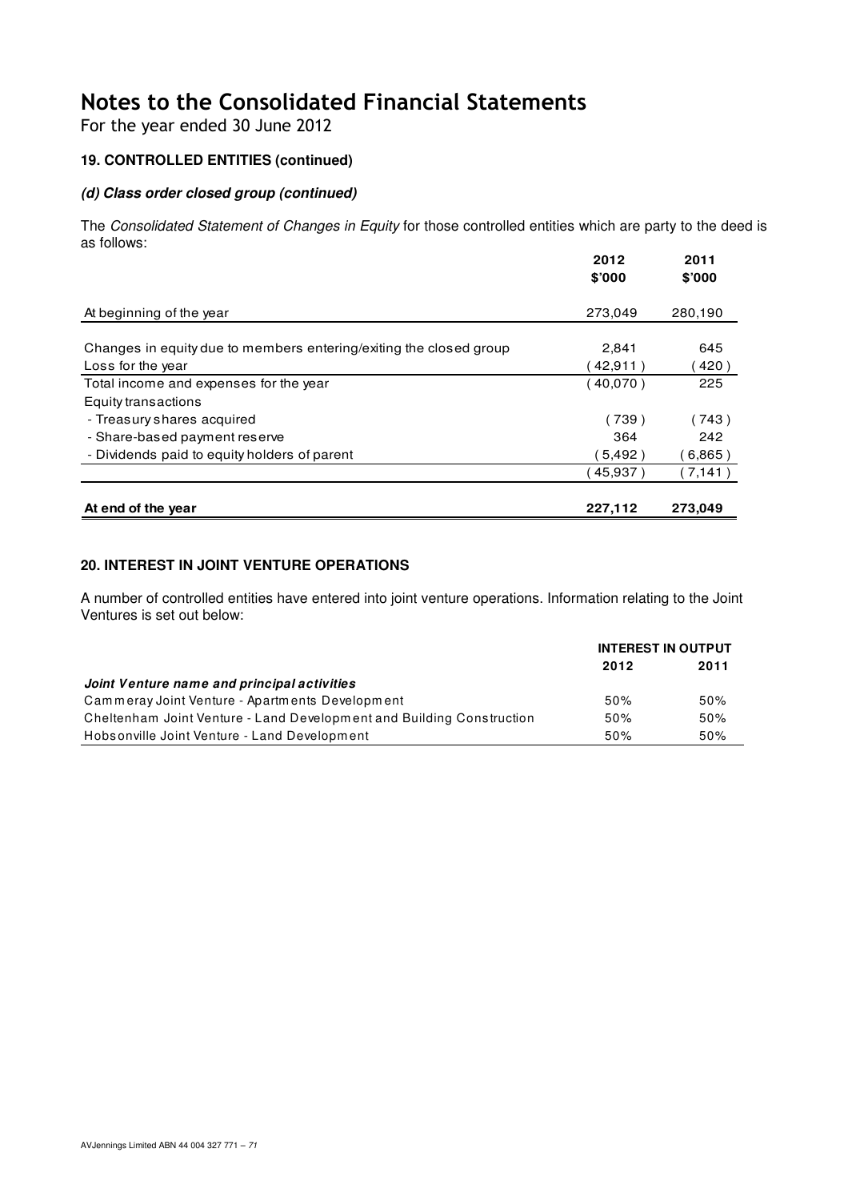# Notes to the Consolidated Financial Statements

For the year ended 30 June 2012

### 19. CONTROLLED ENTITIES (continued)

#### *(d) Class order closed group (continued)*

The *Consolidated Statement of Changes in Equity* for those controlled entities which are party to the deed is as follows:

| | 2012 $'000 | 2011 $'000 |
|---|---|---|
| At beginning of the year | 273,049 | 280,190 |
| Changes in equity due to members entering/exiting the closed group | 2,841 | 645 |
| Loss for the year | ( 42,911 ) | ( 420 ) |
| Total income and expenses for the year | ( 40,070 ) | 225 |
| Equity transactions | | |
| - Treasury shares acquired | ( 739 ) | ( 743 ) |
| - Share-based payment reserve | 364 | 242 |
| - Dividends paid to equity holders of parent | ( 5,492 ) | ( 6,865 ) |
| | ( 45,937 ) | ( 7,141 ) |
| **At end of the year** | **227,112** | **273,049** |

### 20. INTEREST IN JOINT VENTURE OPERATIONS

A number of controlled entities have entered into joint venture operations. Information relating to the Joint Ventures is set out below:

| | INTEREST IN OUTPUT | |
|---|---|---|
| | 2012 | 2011 |
| ***Joint Venture name and principal activities*** | | |
| Cammeray Joint Venture - Apartments Development | 50% | 50% |
| Cheltenham Joint Venture - Land Development and Building Construction | 50% | 50% |
| Hobsonville Joint Venture - Land Development | 50% | 50% |

AVJennings Limited ABN 44 004 327 771 – *71*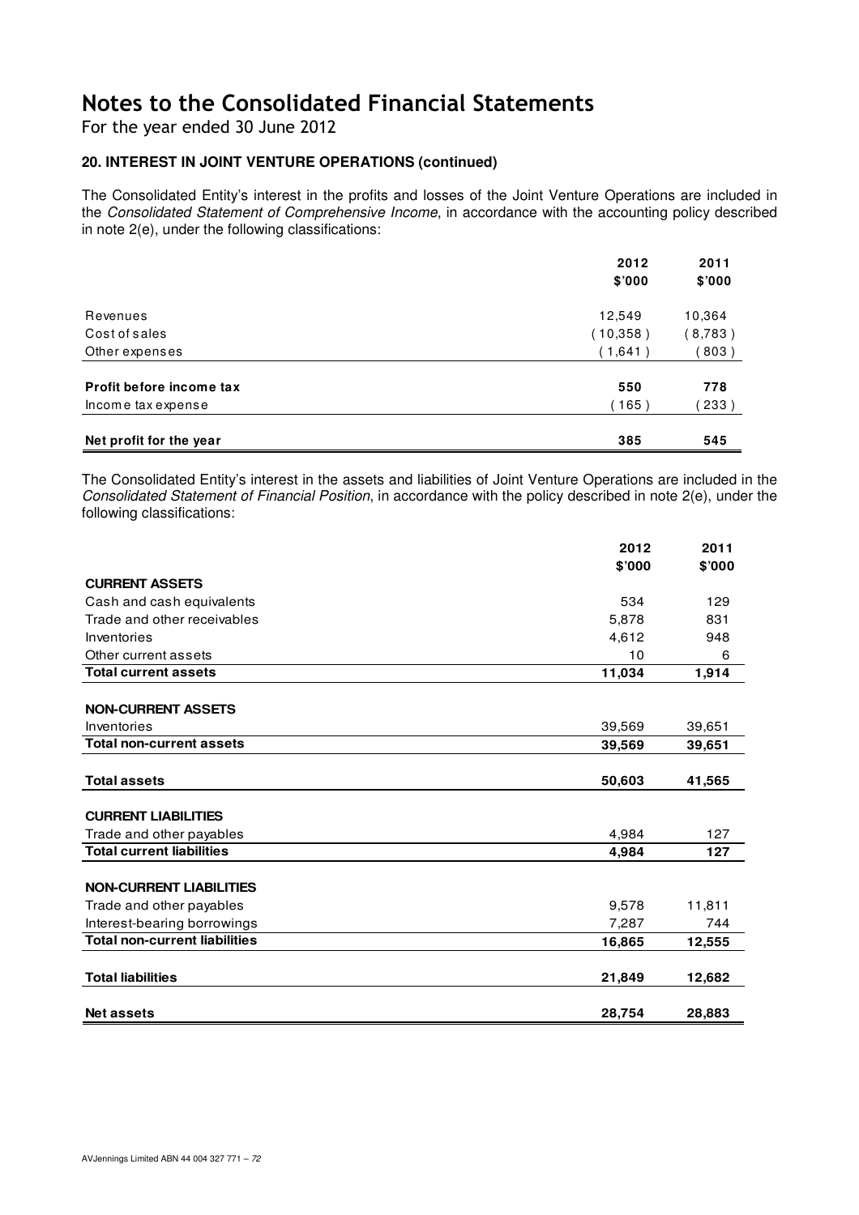# Notes to the Consolidated Financial Statements

For the year ended 30 June 2012

### 20. INTEREST IN JOINT VENTURE OPERATIONS (continued)

The Consolidated Entity's interest in the profits and losses of the Joint Venture Operations are included in the *Consolidated Statement of Comprehensive Income*, in accordance with the accounting policy described in note 2(e), under the following classifications:

| | 2012 $'000 | 2011 $'000 |
|---|---|---|
| Revenues | 12,549 | 10,364 |
| Cost of sales | ( 10,358 ) | ( 8,783 ) |
| Other expenses | ( 1,641 ) | ( 803 ) |
| **Profit before income tax** | **550** | **778** |
| Income tax expense | ( 165 ) | ( 233 ) |
| **Net profit for the year** | **385** | **545** |

The Consolidated Entity's interest in the assets and liabilities of Joint Venture Operations are included in the *Consolidated Statement of Financial Position*, in accordance with the policy described in note 2(e), under the following classifications:

| | 2012 $'000 | 2011 $'000 |
|---|---|---|
| **CURRENT ASSETS** | | |
| Cash and cash equivalents | 534 | 129 |
| Trade and other receivables | 5,878 | 831 |
| Inventories | 4,612 | 948 |
| Other current assets | 10 | 6 |
| **Total current assets** | **11,034** | **1,914** |
| **NON-CURRENT ASSETS** | | |
| Inventories | 39,569 | 39,651 |
| **Total non-current assets** | **39,569** | **39,651** |
| **Total assets** | **50,603** | **41,565** |
| **CURRENT LIABILITIES** | | |
| Trade and other payables | 4,984 | 127 |
| **Total current liabilities** | **4,984** | **127** |
| **NON-CURRENT LIABILITIES** | | |
| Trade and other payables | 9,578 | 11,811 |
| Interest-bearing borrowings | 7,287 | 744 |
| **Total non-current liabilities** | **16,865** | **12,555** |
| **Total liabilities** | **21,849** | **12,682** |
| **Net assets** | **28,754** | **28,883** |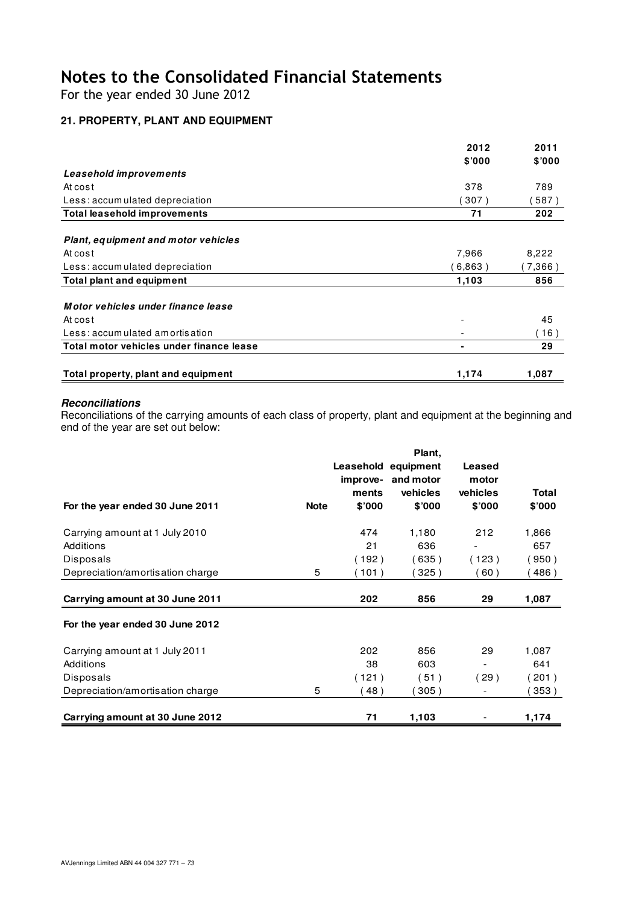# Notes to the Consolidated Financial Statements

For the year ended 30 June 2012

## 21. PROPERTY, PLANT AND EQUIPMENT

| | 2012 $'000 | 2011 $'000 |
|---|---|---|
| ***Leasehold improvements*** | | |
| At cost | 378 | 789 |
| Less: accumulated depreciation | ( 307 ) | ( 587 ) |
| **Total leasehold improvements** | **71** | **202** |
| | | |
| ***Plant, equipment and motor vehicles*** | | |
| At cost | 7,966 | 8,222 |
| Less: accumulated depreciation | ( 6,863 ) | ( 7,366 ) |
| **Total plant and equipment** | **1,103** | **856** |
| | | |
| ***Motor vehicles under finance lease*** | | |
| At cost | - | 45 |
| Less: accumulated amortisation | - | ( 16 ) |
| **Total motor vehicles under finance lease** | **-** | **29** |
| | | |
| **Total property, plant and equipment** | **1,174** | **1,087** |

***Reconciliations***

Reconciliations of the carrying amounts of each class of property, plant and equipment at the beginning and end of the year are set out below:

| **For the year ended 30 June 2011** | **Note** | **Leasehold improve-ments $'000** | **Plant, equipment and motor vehicles $'000** | **Leased motor vehicles $'000** | **Total $'000** |
|---|---|---|---|---|---|
| Carrying amount at 1 July 2010 | | 474 | 1,180 | 212 | 1,866 |
| Additions | | 21 | 636 | - | 657 |
| Disposals | | ( 192 ) | ( 635 ) | ( 123 ) | ( 950 ) |
| Depreciation/amortisation charge | 5 | ( 101 ) | ( 325 ) | ( 60 ) | ( 486 ) |
| **Carrying amount at 30 June 2011** | | **202** | **856** | **29** | **1,087** |
| **For the year ended 30 June 2012** | | | | | |
| Carrying amount at 1 July 2011 | | 202 | 856 | 29 | 1,087 |
| Additions | | 38 | 603 | - | 641 |
| Disposals | | ( 121 ) | ( 51 ) | ( 29 ) | ( 201 ) |
| Depreciation/amortisation charge | 5 | ( 48 ) | ( 305 ) | - | ( 353 ) |
| **Carrying amount at 30 June 2012** | | **71** | **1,103** | **-** | **1,174** |

AVJennings Limited ABN 44 004 327 771 – 73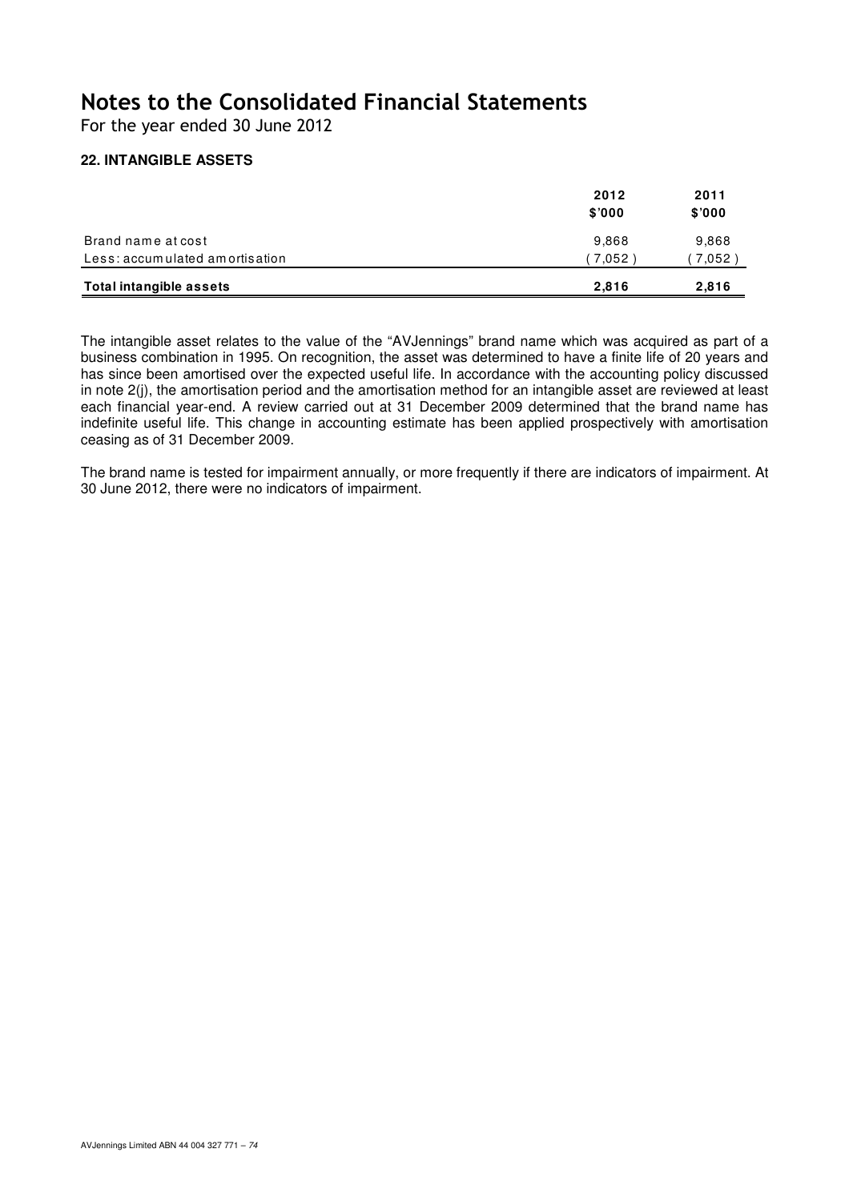# Notes to the Consolidated Financial Statements

For the year ended 30 June 2012

### 22. INTANGIBLE ASSETS

| | 2012<br>$'000 | 2011<br>$'000 |
|---|---|---|
| Brand name at cost | 9,868 | 9,868 |
| Less: accumulated amortisation | ( 7,052 ) | ( 7,052 ) |
| **Total intangible assets** | **2,816** | **2,816** |

The intangible asset relates to the value of the "AVJennings" brand name which was acquired as part of a business combination in 1995. On recognition, the asset was determined to have a finite life of 20 years and has since been amortised over the expected useful life. In accordance with the accounting policy discussed in note 2(j), the amortisation period and the amortisation method for an intangible asset are reviewed at least each financial year-end. A review carried out at 31 December 2009 determined that the brand name has indefinite useful life. This change in accounting estimate has been applied prospectively with amortisation ceasing as of 31 December 2009.

The brand name is tested for impairment annually, or more frequently if there are indicators of impairment. At 30 June 2012, there were no indicators of impairment.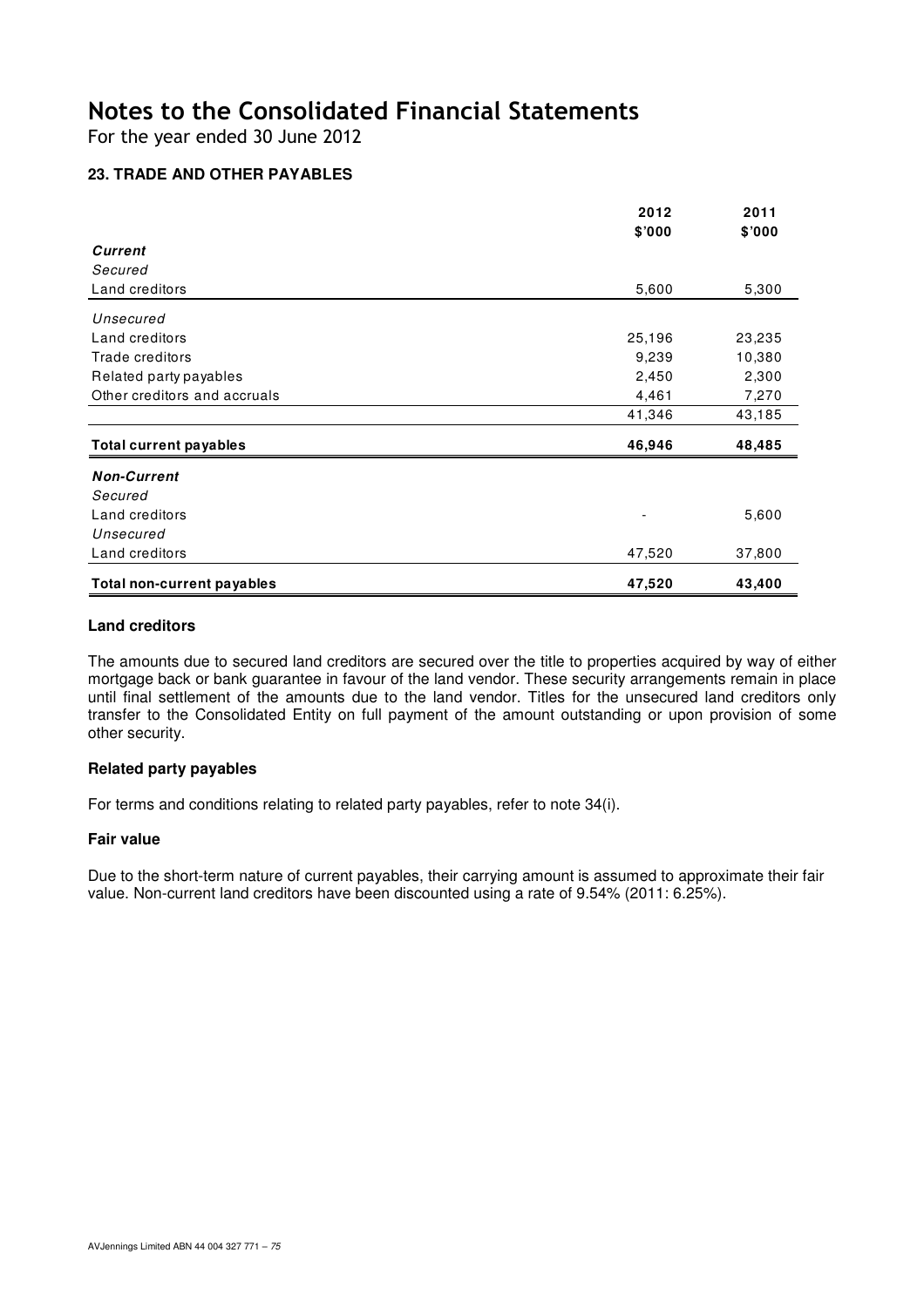# Notes to the Consolidated Financial Statements

For the year ended 30 June 2012

## 23. TRADE AND OTHER PAYABLES

| | 2012<br>$'000 | 2011<br>$'000 |
|---|---|---|
| ***Current*** | | |
| *Secured* | | |
| Land creditors | 5,600 | 5,300 |
| *Unsecured* | | |
| Land creditors | 25,196 | 23,235 |
| Trade creditors | 9,239 | 10,380 |
| Related party payables | 2,450 | 2,300 |
| Other creditors and accruals | 4,461 | 7,270 |
| | 41,346 | 43,185 |
| **Total current payables** | **46,946** | **48,485** |
| ***Non-Current*** | | |
| *Secured* | | |
| Land creditors | - | 5,600 |
| *Unsecured* | | |
| Land creditors | 47,520 | 37,800 |
| **Total non-current payables** | **47,520** | **43,400** |

### Land creditors

The amounts due to secured land creditors are secured over the title to properties acquired by way of either mortgage back or bank guarantee in favour of the land vendor. These security arrangements remain in place until final settlement of the amounts due to the land vendor. Titles for the unsecured land creditors only transfer to the Consolidated Entity on full payment of the amount outstanding or upon provision of some other security.

### Related party payables

For terms and conditions relating to related party payables, refer to note 34(i).

### Fair value

Due to the short-term nature of current payables, their carrying amount is assumed to approximate their fair value. Non-current land creditors have been discounted using a rate of 9.54% (2011: 6.25%).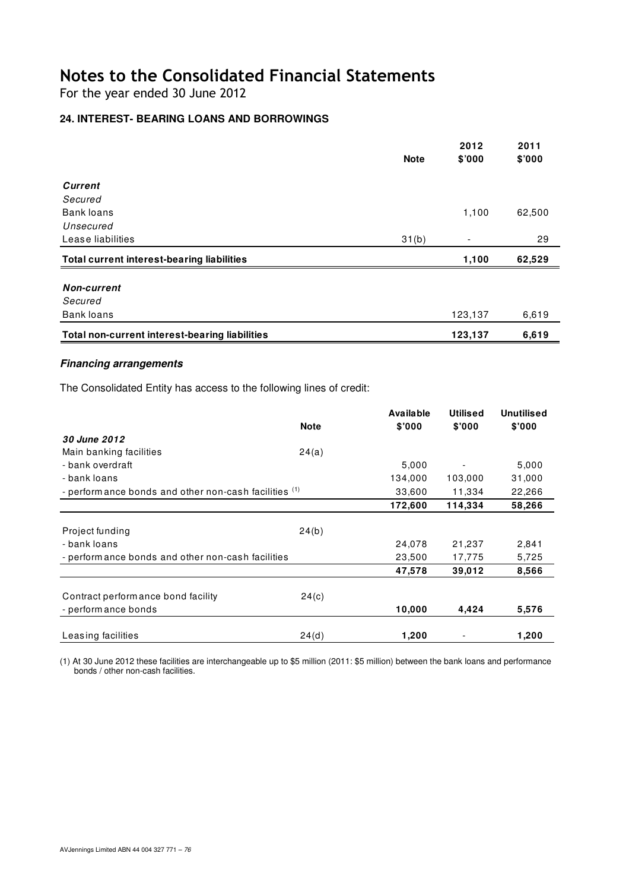# Notes to the Consolidated Financial Statements

For the year ended 30 June 2012

## 24. INTEREST- BEARING LOANS AND BORROWINGS

| | Note | 2012 $'000 | 2011 $'000 |
|---|---|---|---|
| ***Current*** | | | |
| *Secured* | | | |
| Bank loans | | 1,100 | 62,500 |
| *Unsecured* | | | |
| Lease liabilities | 31(b) | - | 29 |
| **Total current interest-bearing liabilities** | | **1,100** | **62,529** |
| ***Non-current*** | | | |
| *Secured* | | | |
| Bank loans | | 123,137 | 6,619 |
| **Total non-current interest-bearing liabilities** | | **123,137** | **6,619** |

### *Financing arrangements*

The Consolidated Entity has access to the following lines of credit:

| | Note | Available $'000 | Utilised $'000 | Unutilised $'000 |
|---|---|---|---|---|
| ***30 June 2012*** | | | | |
| Main banking facilities | 24(a) | | | |
| - bank overdraft | | 5,000 | - | 5,000 |
| - bank loans | | 134,000 | 103,000 | 31,000 |
| - performance bonds and other non-cash facilities (1) | | 33,600 | 11,334 | 22,266 |
| | | **172,600** | **114,334** | **58,266** |
| Project funding | 24(b) | | | |
| - bank loans | | 24,078 | 21,237 | 2,841 |
| - performance bonds and other non-cash facilities | | 23,500 | 17,775 | 5,725 |
| | | **47,578** | **39,012** | **8,566** |
| Contract performance bond facility | 24(c) | | | |
| - performance bonds | | **10,000** | **4,424** | **5,576** |
| Leasing facilities | 24(d) | **1,200** | - | **1,200** |

(1) At 30 June 2012 these facilities are interchangeable up to $5 million (2011: $5 million) between the bank loans and performance bonds / other non-cash facilities.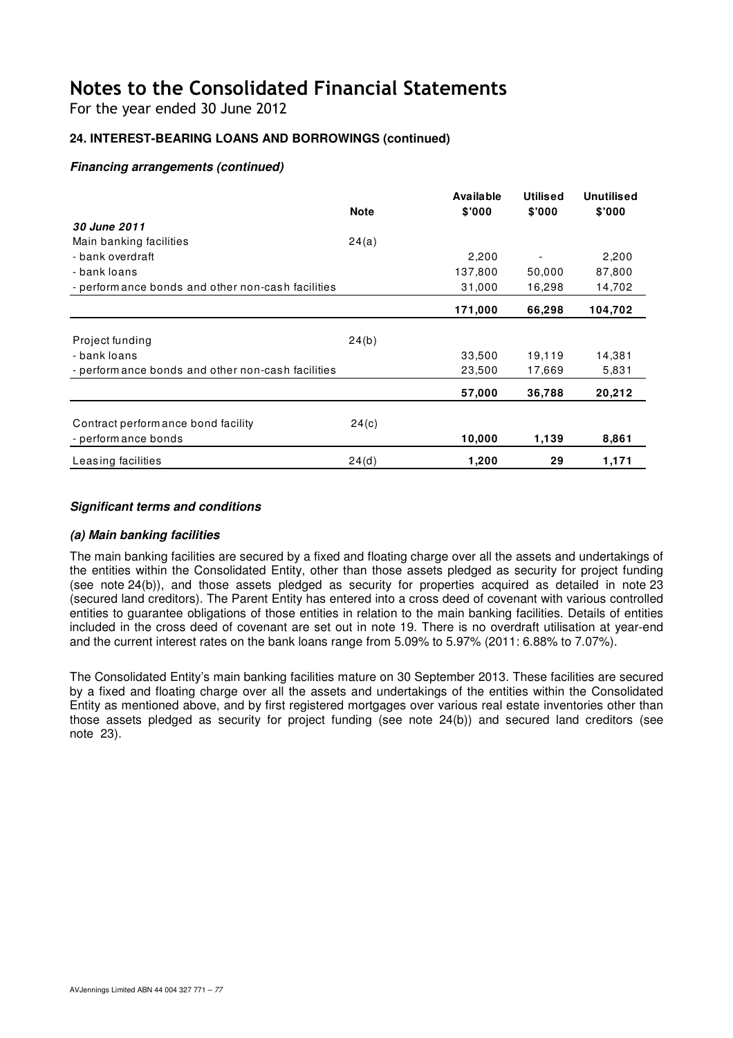# Notes to the Consolidated Financial Statements

For the year ended 30 June 2012

### 24. INTEREST-BEARING LOANS AND BORROWINGS (continued)

***Financing arrangements (continued)***

| | Note | Available $'000 | Utilised $'000 | Unutilised $'000 |
|---|---|---|---|---|
| ***30 June 2011*** | | | | |
| Main banking facilities | 24(a) | | | |
| - bank overdraft | | 2,200 | - | 2,200 |
| - bank loans | | 137,800 | 50,000 | 87,800 |
| - performance bonds and other non-cash facilities | | 31,000 | 16,298 | 14,702 |
| | | **171,000** | **66,298** | **104,702** |
| Project funding | 24(b) | | | |
| - bank loans | | 33,500 | 19,119 | 14,381 |
| - performance bonds and other non-cash facilities | | 23,500 | 17,669 | 5,831 |
| | | **57,000** | **36,788** | **20,212** |
| Contract performance bond facility | 24(c) | | | |
| - performance bonds | | **10,000** | **1,139** | **8,861** |
| Leasing facilities | 24(d) | **1,200** | **29** | **1,171** |

***Significant terms and conditions***

***(a) Main banking facilities***

The main banking facilities are secured by a fixed and floating charge over all the assets and undertakings of the entities within the Consolidated Entity, other than those assets pledged as security for project funding (see note 24(b)), and those assets pledged as security for properties acquired as detailed in note 23 (secured land creditors). The Parent Entity has entered into a cross deed of covenant with various controlled entities to guarantee obligations of those entities in relation to the main banking facilities. Details of entities included in the cross deed of covenant are set out in note 19. There is no overdraft utilisation at year-end and the current interest rates on the bank loans range from 5.09% to 5.97% (2011: 6.88% to 7.07%).

The Consolidated Entity's main banking facilities mature on 30 September 2013. These facilities are secured by a fixed and floating charge over all the assets and undertakings of the entities within the Consolidated Entity as mentioned above, and by first registered mortgages over various real estate inventories other than those assets pledged as security for project funding (see note 24(b)) and secured land creditors (see note 23).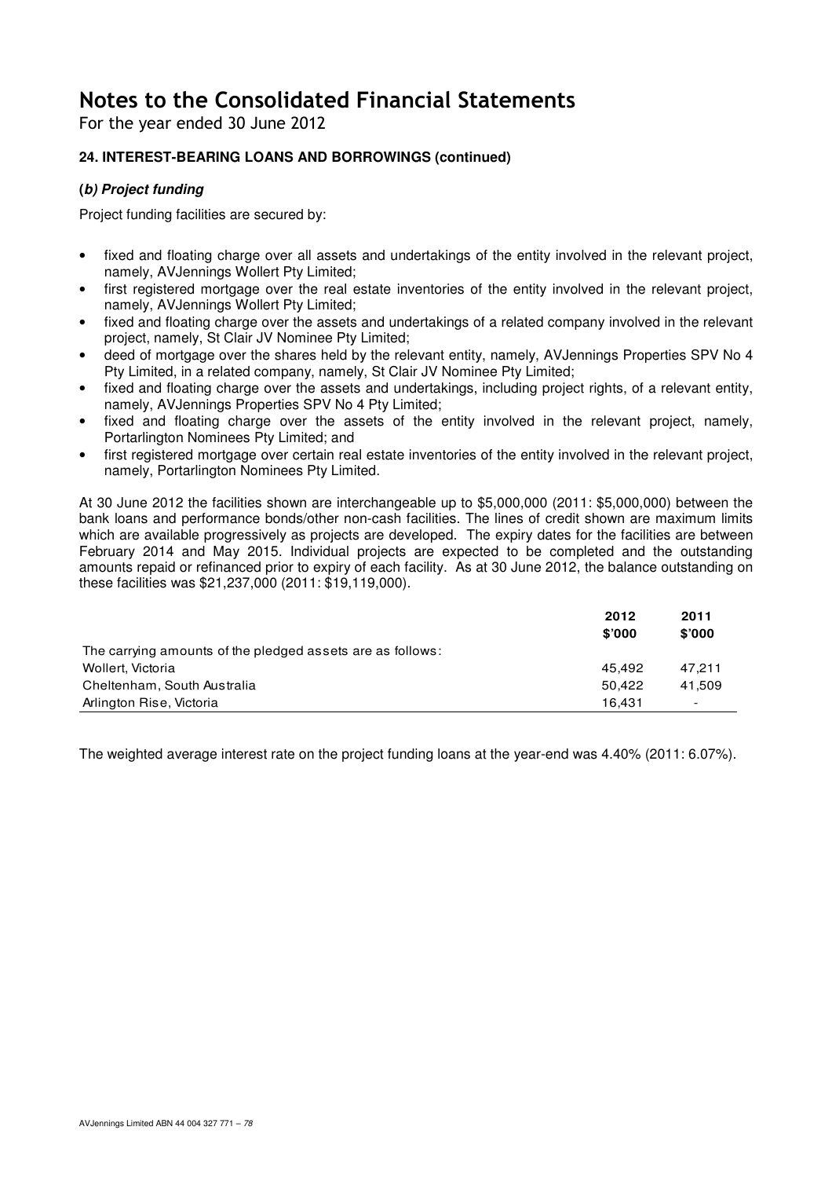# Notes to the Consolidated Financial Statements

For the year ended 30 June 2012

**24. INTEREST-BEARING LOANS AND BORROWINGS (continued)**

**(*b) Project funding***

Project funding facilities are secured by:

- fixed and floating charge over all assets and undertakings of the entity involved in the relevant project, namely, AVJennings Wollert Pty Limited;
- first registered mortgage over the real estate inventories of the entity involved in the relevant project, namely, AVJennings Wollert Pty Limited;
- fixed and floating charge over the assets and undertakings of a related company involved in the relevant project, namely, St Clair JV Nominee Pty Limited;
- deed of mortgage over the shares held by the relevant entity, namely, AVJennings Properties SPV No 4 Pty Limited, in a related company, namely, St Clair JV Nominee Pty Limited;
- fixed and floating charge over the assets and undertakings, including project rights, of a relevant entity, namely, AVJennings Properties SPV No 4 Pty Limited;
- fixed and floating charge over the assets of the entity involved in the relevant project, namely, Portarlington Nominees Pty Limited; and
- first registered mortgage over certain real estate inventories of the entity involved in the relevant project, namely, Portarlington Nominees Pty Limited.

At 30 June 2012 the facilities shown are interchangeable up to $5,000,000 (2011: $5,000,000) between the bank loans and performance bonds/other non-cash facilities. The lines of credit shown are maximum limits which are available progressively as projects are developed. The expiry dates for the facilities are between February 2014 and May 2015. Individual projects are expected to be completed and the outstanding amounts repaid or refinanced prior to expiry of each facility. As at 30 June 2012, the balance outstanding on these facilities was $21,237,000 (2011: $19,119,000).

| | 2012<br>$'000 | 2011<br>$'000 |
|---|---|---|
| The carrying amounts of the pledged assets are as follows: | | |
| Wollert, Victoria | 45,492 | 47,211 |
| Cheltenham, South Australia | 50,422 | 41,509 |
| Arlington Rise, Victoria | 16,431 | - |

The weighted average interest rate on the project funding loans at the year-end was 4.40% (2011: 6.07%).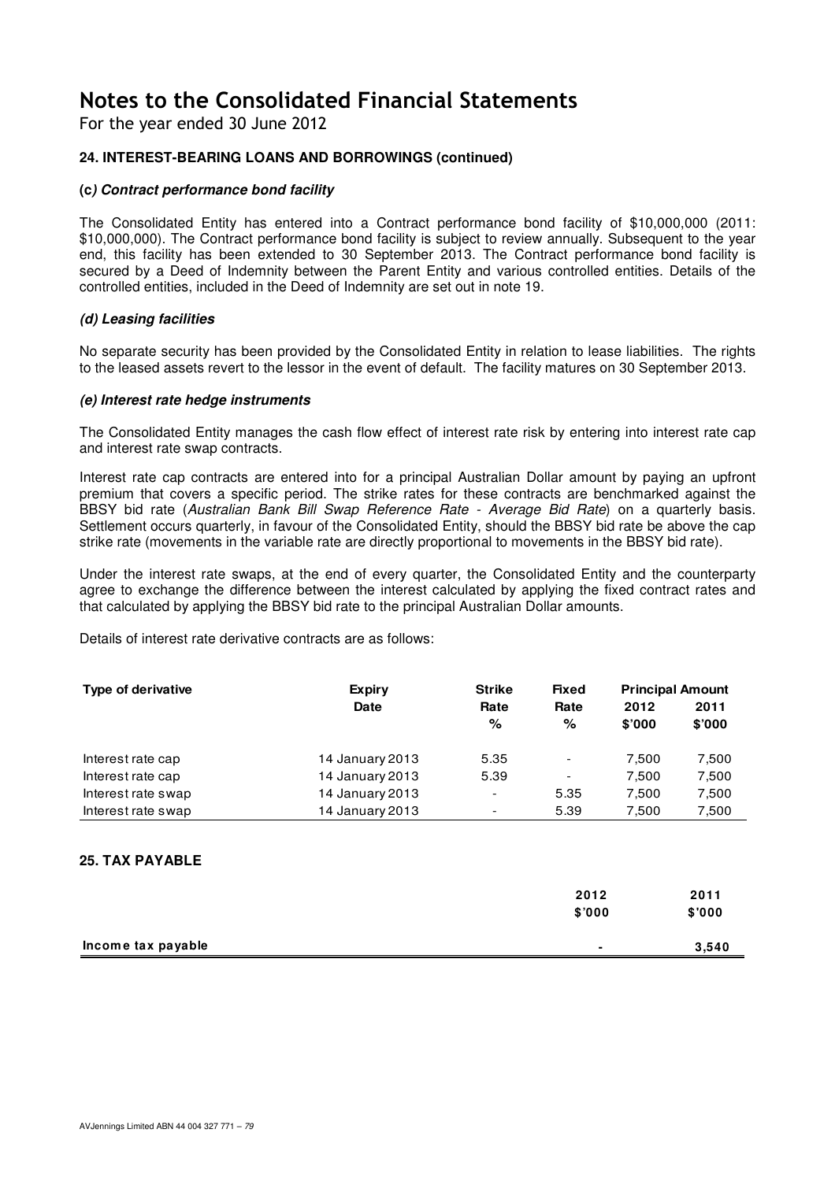// Notes to the Consolidated Financial Statements
// For the year ended 30 June 2012
# Notes to the Consolidated Financial Statements

For the year ended 30 June 2012

### 24. INTEREST-BEARING LOANS AND BORROWINGS (continued)

**(c) *Contract performance bond facility***

The Consolidated Entity has entered into a Contract performance bond facility of $10,000,000 (2011: $10,000,000). The Contract performance bond facility is subject to review annually. Subsequent to the year end, this facility has been extended to 30 September 2013. The Contract performance bond facility is secured by a Deed of Indemnity between the Parent Entity and various controlled entities. Details of the controlled entities, included in the Deed of Indemnity are set out in note 19.

***(d) Leasing facilities***

No separate security has been provided by the Consolidated Entity in relation to lease liabilities. The rights to the leased assets revert to the lessor in the event of default. The facility matures on 30 September 2013.

***(e) Interest rate hedge instruments***

The Consolidated Entity manages the cash flow effect of interest rate risk by entering into interest rate cap and interest rate swap contracts.

Interest rate cap contracts are entered into for a principal Australian Dollar amount by paying an upfront premium that covers a specific period. The strike rates for these contracts are benchmarked against the BBSY bid rate (*Australian Bank Bill Swap Reference Rate - Average Bid Rate*) on a quarterly basis. Settlement occurs quarterly, in favour of the Consolidated Entity, should the BBSY bid rate be above the cap strike rate (movements in the variable rate are directly proportional to movements in the BBSY bid rate).

Under the interest rate swaps, at the end of every quarter, the Consolidated Entity and the counterparty agree to exchange the difference between the interest calculated by applying the fixed contract rates and that calculated by applying the BBSY bid rate to the principal Australian Dollar amounts.

Details of interest rate derivative contracts are as follows:

| Type of derivative | Expiry Date | Strike Rate % | Fixed Rate % | Principal Amount 2012 $'000 | Principal Amount 2011 $'000 |
|---|---|---|---|---|---|
| Interest rate cap | 14 January 2013 | 5.35 | - | 7,500 | 7,500 |
| Interest rate cap | 14 January 2013 | 5.39 | - | 7,500 | 7,500 |
| Interest rate swap | 14 January 2013 | - | 5.35 | 7,500 | 7,500 |
| Interest rate swap | 14 January 2013 | - | 5.39 | 7,500 | 7,500 |

### 25. TAX PAYABLE

| | 2012 $'000 | 2011 $'000 |
|---|---|---|
| **Income tax payable** | - | 3,540 |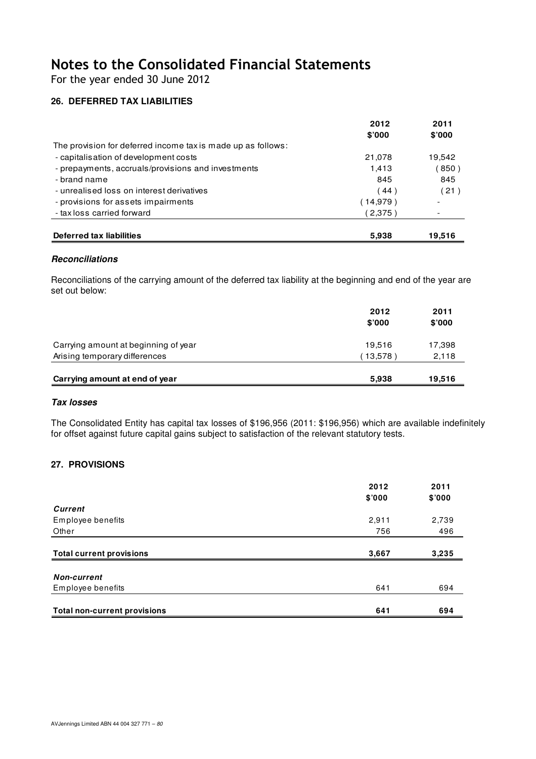# Notes to the Consolidated Financial Statements

For the year ended 30 June 2012

### 26. DEFERRED TAX LIABILITIES

| | 2012 \$'000 | 2011 \$'000 |
|---|---|---|
| The provision for deferred income tax is made up as follows: | | |
| - capitalisation of development costs | 21,078 | 19,542 |
| - prepayments, accruals/provisions and investments | 1,413 | ( 850 ) |
| - brand name | 845 | 845 |
| - unrealised loss on interest derivatives | ( 44 ) | ( 21 ) |
| - provisions for assets impairments | ( 14,979 ) | - |
| - tax loss carried forward | ( 2,375 ) | - |
| **Deferred tax liabilities** | **5,938** | **19,516** |

#### *Reconciliations*

Reconciliations of the carrying amount of the deferred tax liability at the beginning and end of the year are set out below:

| | 2012 \$'000 | 2011 \$'000 |
|---|---|---|
| Carrying amount at beginning of year | 19,516 | 17,398 |
| Arising temporary differences | ( 13,578 ) | 2,118 |
| **Carrying amount at end of year** | **5,938** | **19,516** |

#### *Tax losses*

The Consolidated Entity has capital tax losses of \$196,956 (2011: \$196,956) which are available indefinitely for offset against future capital gains subject to satisfaction of the relevant statutory tests.

### 27. PROVISIONS

| | 2012 \$'000 | 2011 \$'000 |
|---|---|---|
| ***Current*** | | |
| Employee benefits | 2,911 | 2,739 |
| Other | 756 | 496 |
| **Total current provisions** | **3,667** | **3,235** |
| ***Non-current*** | | |
| Employee benefits | 641 | 694 |
| **Total non-current provisions** | **641** | **694** |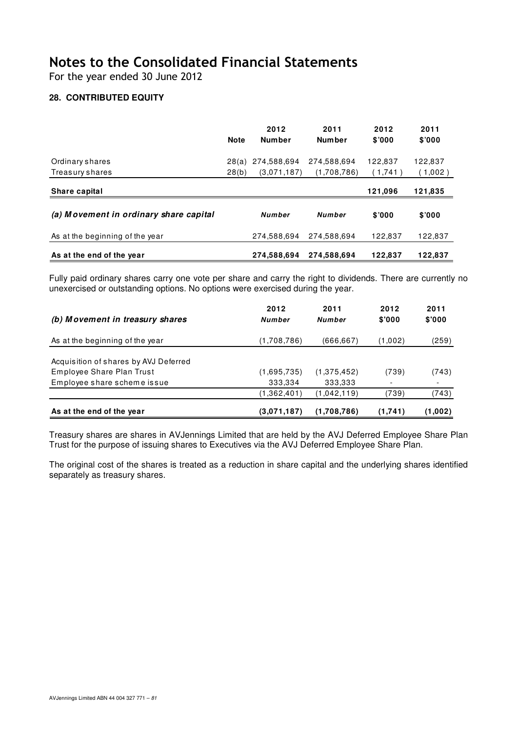# Notes to the Consolidated Financial Statements

For the year ended 30 June 2012

### 28. CONTRIBUTED EQUITY

| | Note | 2012 Number | 2011 Number | 2012 $'000 | 2011 $'000 |
|---|---|---|---|---|---|
| Ordinary shares | 28(a) | 274,588,694 | 274,588,694 | 122,837 | 122,837 |
| Treasury shares | 28(b) | (3,071,187) | (1,708,786) | ( 1,741 ) | ( 1,002 ) |
| **Share capital** | | | | **121,096** | **121,835** |

| ***(a) Movement in ordinary share capital*** | ***Number*** | ***Number*** | **$'000** | **$'000** |
|---|---|---|---|---|
| As at the beginning of the year | 274,588,694 | 274,588,694 | 122,837 | 122,837 |
| **As at the end of the year** | **274,588,694** | **274,588,694** | **122,837** | **122,837** |

Fully paid ordinary shares carry one vote per share and carry the right to dividends. There are currently no unexercised or outstanding options. No options were exercised during the year.

| ***(b) Movement in treasury shares*** | 2012 ***Number*** | 2011 ***Number*** | 2012 $'000 | 2011 $'000 |
|---|---|---|---|---|
| As at the beginning of the year | (1,708,786) | (666,667) | (1,002) | (259) |
| Acquisition of shares by AVJ Deferred Employee Share Plan Trust | (1,695,735) | (1,375,452) | (739) | (743) |
| Employee share scheme issue | 333,334 | 333,333 | - | - |
| | (1,362,401) | (1,042,119) | (739) | (743) |
| **As at the end of the year** | **(3,071,187)** | **(1,708,786)** | **(1,741)** | **(1,002)** |

Treasury shares are shares in AVJennings Limited that are held by the AVJ Deferred Employee Share Plan Trust for the purpose of issuing shares to Executives via the AVJ Deferred Employee Share Plan.

The original cost of the shares is treated as a reduction in share capital and the underlying shares identified separately as treasury shares.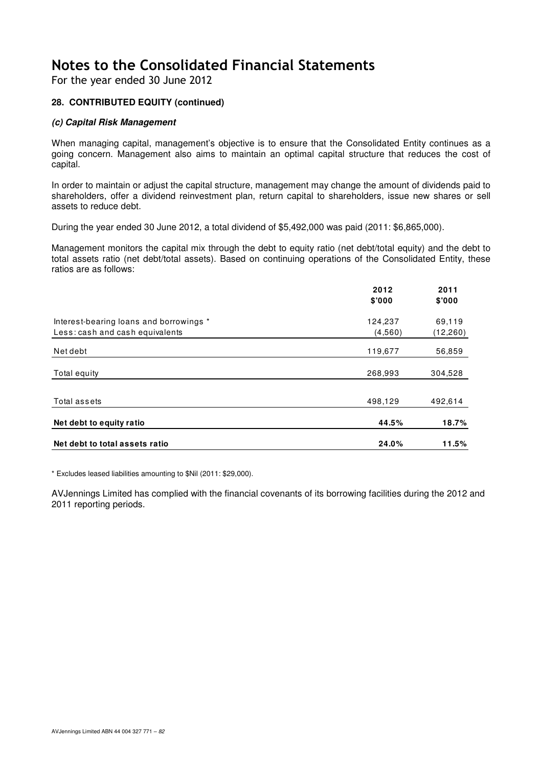# Notes to the Consolidated Financial Statements

For the year ended 30 June 2012

**28. CONTRIBUTED EQUITY (continued)**

***(c) Capital Risk Management***

When managing capital, management's objective is to ensure that the Consolidated Entity continues as a going concern. Management also aims to maintain an optimal capital structure that reduces the cost of capital.

In order to maintain or adjust the capital structure, management may change the amount of dividends paid to shareholders, offer a dividend reinvestment plan, return capital to shareholders, issue new shares or sell assets to reduce debt.

During the year ended 30 June 2012, a total dividend of $5,492,000 was paid (2011: $6,865,000).

Management monitors the capital mix through the debt to equity ratio (net debt/total equity) and the debt to total assets ratio (net debt/total assets). Based on continuing operations of the Consolidated Entity, these ratios are as follows:

| | 2012 $'000 | 2011 $'000 |
|---|---|---|
| Interest-bearing loans and borrowings * | 124,237 | 69,119 |
| Less: cash and cash equivalents | (4,560) | (12,260) |
| Net debt | 119,677 | 56,859 |
| Total equity | 268,993 | 304,528 |
| Total assets | 498,129 | 492,614 |
| **Net debt to equity ratio** | **44.5%** | **18.7%** |
| **Net debt to total assets ratio** | **24.0%** | **11.5%** |

* Excludes leased liabilities amounting to $Nil (2011: $29,000).

AVJennings Limited has complied with the financial covenants of its borrowing facilities during the 2012 and 2011 reporting periods.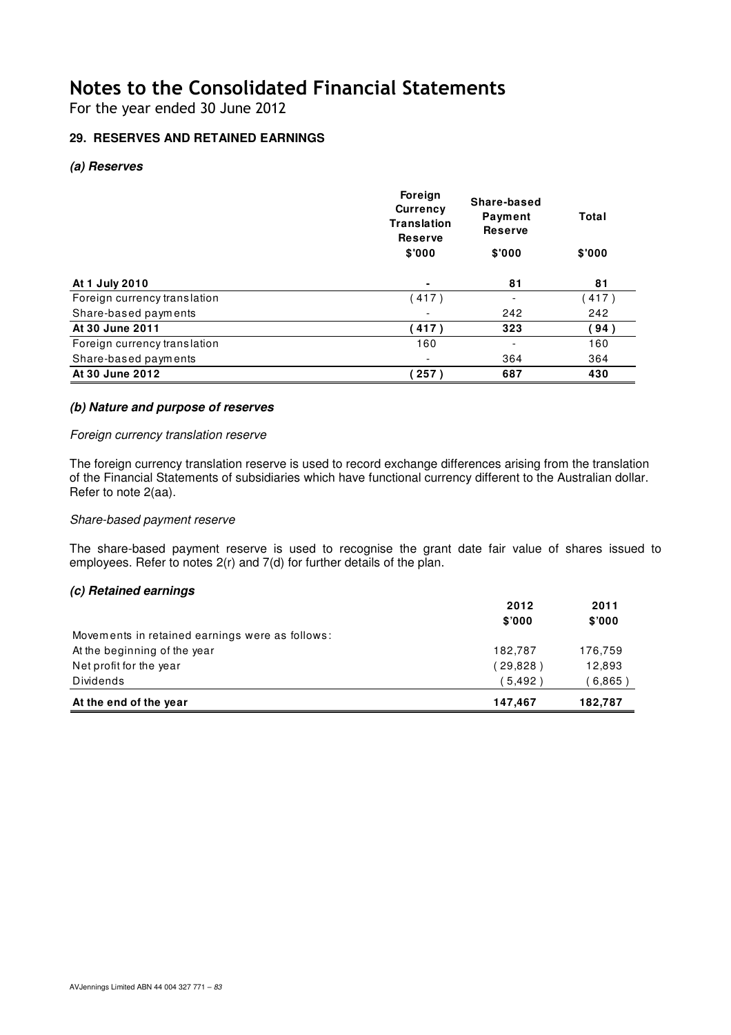# Notes to the Consolidated Financial Statements

For the year ended 30 June 2012

## 29. RESERVES AND RETAINED EARNINGS

### *(a) Reserves*

| | Foreign Currency Translation Reserve | Share-based Payment Reserve | Total |
|---|---|---|---|
| | \$'000 | \$'000 | \$'000 |
| **At 1 July 2010** | **-** | **81** | **81** |
| Foreign currency translation | ( 417 ) | - | ( 417 ) |
| Share-based payments | - | 242 | 242 |
| **At 30 June 2011** | **( 417 )** | **323** | **( 94 )** |
| Foreign currency translation | 160 | - | 160 |
| Share-based payments | - | 364 | 364 |
| **At 30 June 2012** | **( 257 )** | **687** | **430** |

### *(b) Nature and purpose of reserves*

*Foreign currency translation reserve*

The foreign currency translation reserve is used to record exchange differences arising from the translation of the Financial Statements of subsidiaries which have functional currency different to the Australian dollar. Refer to note 2(aa).

*Share-based payment reserve*

The share-based payment reserve is used to recognise the grant date fair value of shares issued to employees. Refer to notes 2(r) and 7(d) for further details of the plan.

### *(c) Retained earnings*

| | 2012 | 2011 |
|---|---|---|
| | \$'000 | \$'000 |
| Movements in retained earnings were as follows: | | |
| At the beginning of the year | 182,787 | 176,759 |
| Net profit for the year | ( 29,828 ) | 12,893 |
| Dividends | ( 5,492 ) | ( 6,865 ) |
| **At the end of the year** | **147,467** | **182,787** |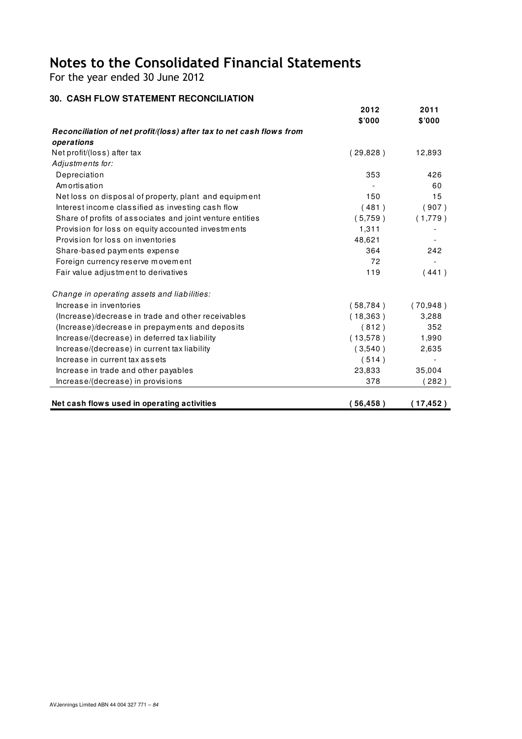# Notes to the Consolidated Financial Statements

For the year ended 30 June 2012

## 30. CASH FLOW STATEMENT RECONCILIATION

| | 2012<br>$'000 | 2011<br>$'000 |
|---|---|---|
| ***Reconciliation of net profit/(loss) after tax to net cash flows from operations*** | | |
| Net profit/(loss) after tax | ( 29,828 ) | 12,893 |
| *Adjustments for:* | | |
| Depreciation | 353 | 426 |
| Amortisation | - | 60 |
| Net loss on disposal of property, plant and equipment | 150 | 15 |
| Interest income classified as investing cash flow | ( 481 ) | ( 907 ) |
| Share of profits of associates and joint venture entities | ( 5,759 ) | ( 1,779 ) |
| Provision for loss on equity accounted investments | 1,311 | - |
| Provision for loss on inventories | 48,621 | - |
| Share-based payments expense | 364 | 242 |
| Foreign currency reserve movement | 72 | - |
| Fair value adjustment to derivatives | 119 | ( 441 ) |
| *Change in operating assets and liabilities:* | | |
| Increase in inventories | ( 58,784 ) | ( 70,948 ) |
| (Increase)/decrease in trade and other receivables | ( 18,363 ) | 3,288 |
| (Increase)/decrease in prepayments and deposits | ( 812 ) | 352 |
| Increase/(decrease) in deferred tax liability | ( 13,578 ) | 1,990 |
| Increase/(decrease) in current tax liability | ( 3,540 ) | 2,635 |
| Increase in current tax assets | ( 514 ) | - |
| Increase in trade and other payables | 23,833 | 35,004 |
| Increase/(decrease) in provisions | 378 | ( 282 ) |
| **Net cash flows used in operating activities** | **( 56,458 )** | **( 17,452 )** |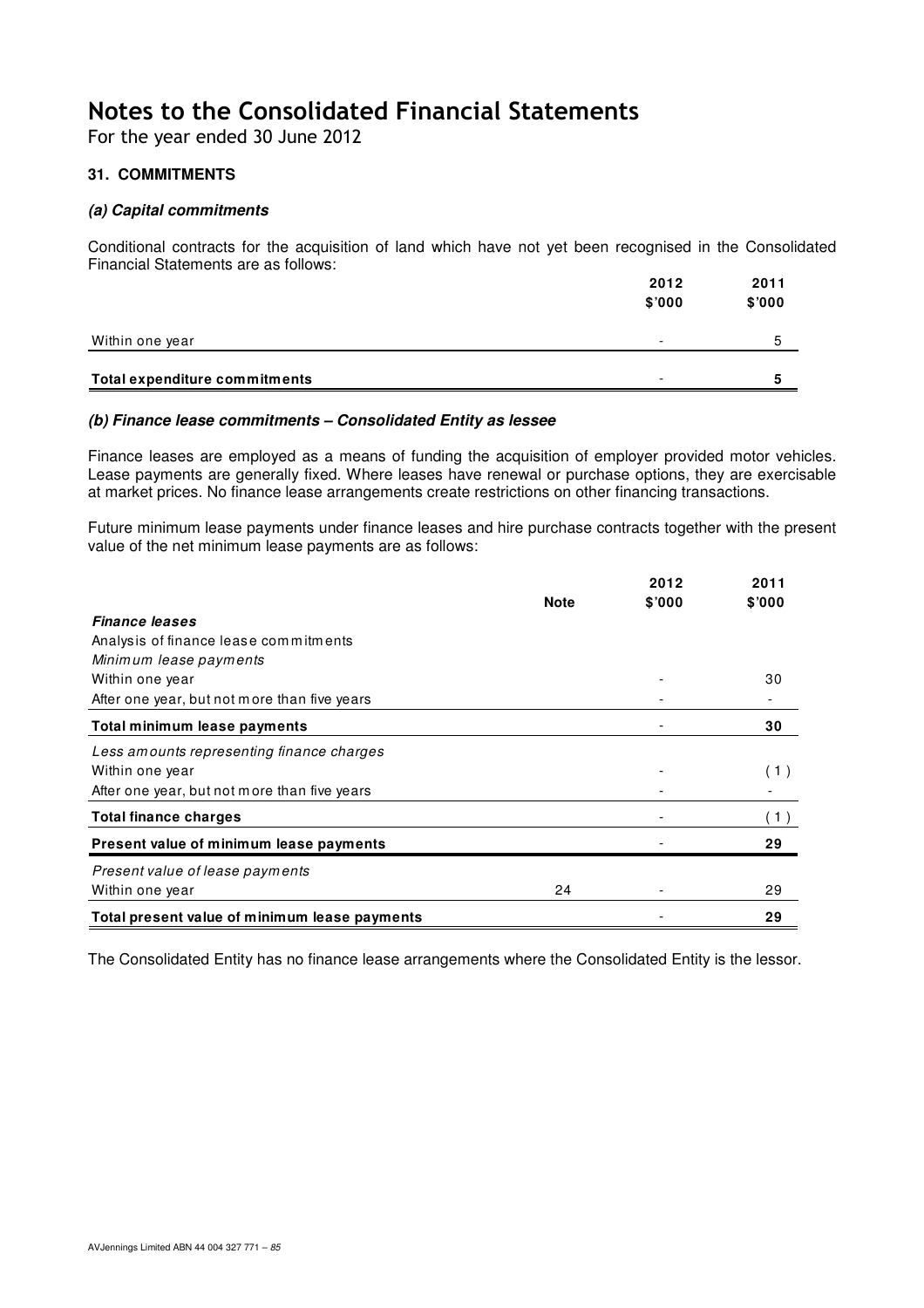# Notes to the Consolidated Financial Statements

For the year ended 30 June 2012

## 31. COMMITMENTS

### *(a) Capital commitments*

Conditional contracts for the acquisition of land which have not yet been recognised in the Consolidated Financial Statements are as follows:

| | 2012 $'000 | 2011 $'000 |
|---|---|---|
| Within one year | - | 5 |
| **Total expenditure commitments** | - | **5** |

### *(b) Finance lease commitments – Consolidated Entity as lessee*

Finance leases are employed as a means of funding the acquisition of employer provided motor vehicles. Lease payments are generally fixed. Where leases have renewal or purchase options, they are exercisable at market prices. No finance lease arrangements create restrictions on other financing transactions.

Future minimum lease payments under finance leases and hire purchase contracts together with the present value of the net minimum lease payments are as follows:

| | Note | 2012 $'000 | 2011 $'000 |
|---|---|---|---|
| ***Finance leases*** | | | |
| Analysis of finance lease commitments | | | |
| *Minimum lease payments* | | | |
| Within one year | | - | 30 |
| After one year, but not more than five years | | - | - |
| **Total minimum lease payments** | | - | **30** |
| *Less amounts representing finance charges* | | | |
| Within one year | | - | (1) |
| After one year, but not more than five years | | - | - |
| **Total finance charges** | | - | **(1)** |
| **Present value of minimum lease payments** | | - | **29** |
| *Present value of lease payments* | | | |
| Within one year | 24 | - | 29 |
| **Total present value of minimum lease payments** | | - | **29** |

The Consolidated Entity has no finance lease arrangements where the Consolidated Entity is the lessor.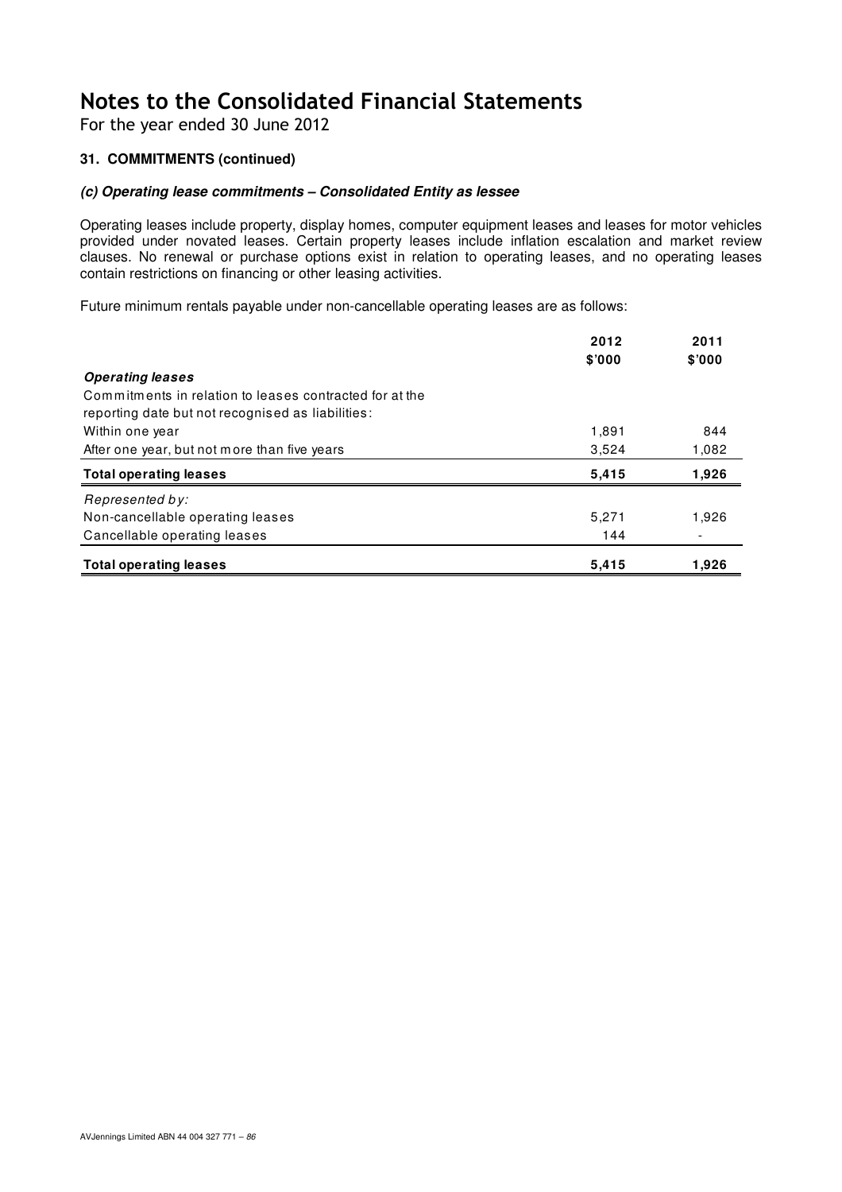# Notes to the Consolidated Financial Statements

For the year ended 30 June 2012

### 31. COMMITMENTS (continued)

#### *(c) Operating lease commitments – Consolidated Entity as lessee*

Operating leases include property, display homes, computer equipment leases and leases for motor vehicles provided under novated leases. Certain property leases include inflation escalation and market review clauses. No renewal or purchase options exist in relation to operating leases, and no operating leases contain restrictions on financing or other leasing activities.

Future minimum rentals payable under non-cancellable operating leases are as follows:

| | 2012<br>$'000 | 2011<br>$'000 |
|---|---|---|
| ***Operating leases*** | | |
| Commitments in relation to leases contracted for at the reporting date but not recognised as liabilities: | | |
| Within one year | 1,891 | 844 |
| After one year, but not more than five years | 3,524 | 1,082 |
| **Total operating leases** | **5,415** | **1,926** |
| *Represented by:* | | |
| Non-cancellable operating leases | 5,271 | 1,926 |
| Cancellable operating leases | 144 | - |
| **Total operating leases** | **5,415** | **1,926** |

AVJennings Limited ABN 44 004 327 771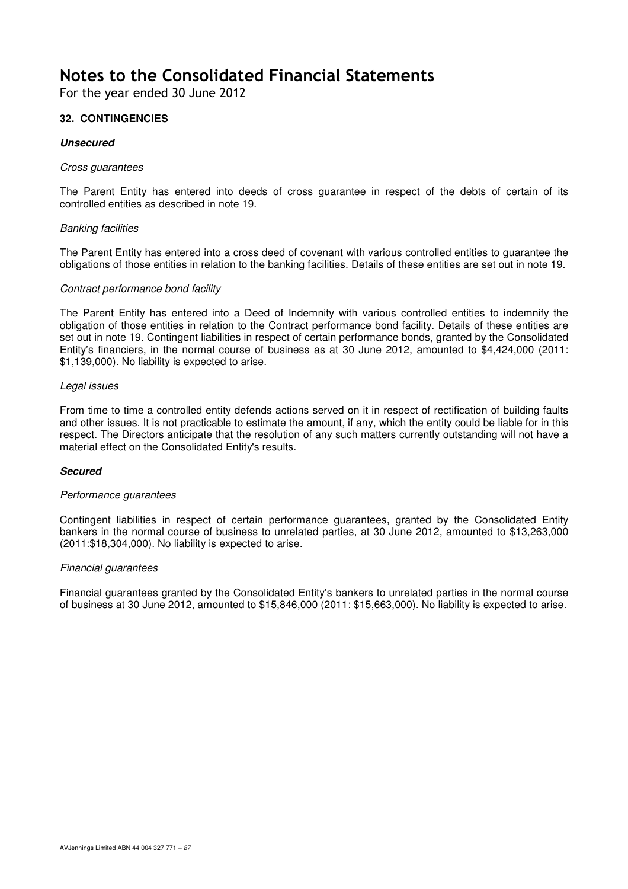# Notes to the Consolidated Financial Statements

For the year ended 30 June 2012

## 32. CONTINGENCIES

***Unsecured***

*Cross guarantees*

The Parent Entity has entered into deeds of cross guarantee in respect of the debts of certain of its controlled entities as described in note 19.

*Banking facilities*

The Parent Entity has entered into a cross deed of covenant with various controlled entities to guarantee the obligations of those entities in relation to the banking facilities. Details of these entities are set out in note 19.

*Contract performance bond facility*

The Parent Entity has entered into a Deed of Indemnity with various controlled entities to indemnify the obligation of those entities in relation to the Contract performance bond facility. Details of these entities are set out in note 19. Contingent liabilities in respect of certain performance bonds, granted by the Consolidated Entity's financiers, in the normal course of business as at 30 June 2012, amounted to $4,424,000 (2011: $1,139,000). No liability is expected to arise.

*Legal issues*

From time to time a controlled entity defends actions served on it in respect of rectification of building faults and other issues. It is not practicable to estimate the amount, if any, which the entity could be liable for in this respect. The Directors anticipate that the resolution of any such matters currently outstanding will not have a material effect on the Consolidated Entity's results.

***Secured***

*Performance guarantees*

Contingent liabilities in respect of certain performance guarantees, granted by the Consolidated Entity bankers in the normal course of business to unrelated parties, at 30 June 2012, amounted to $13,263,000 (2011:$18,304,000). No liability is expected to arise.

*Financial guarantees*

Financial guarantees granted by the Consolidated Entity's bankers to unrelated parties in the normal course of business at 30 June 2012, amounted to $15,846,000 (2011: $15,663,000). No liability is expected to arise.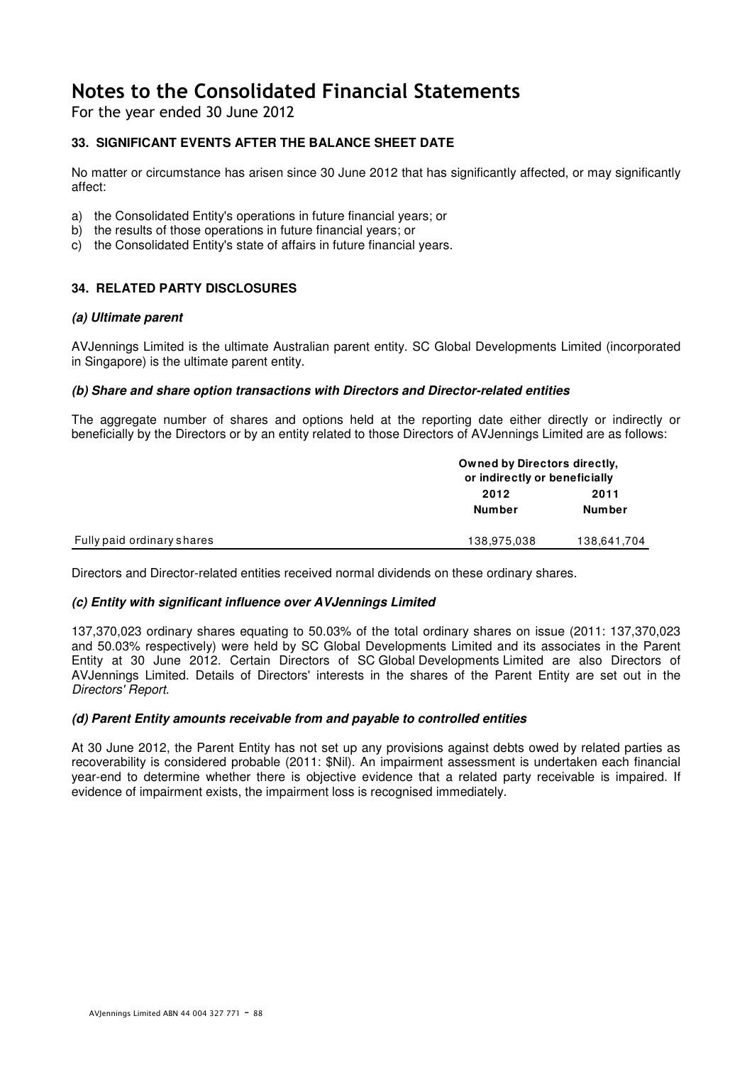# Notes to the Consolidated Financial Statements

For the year ended 30 June 2012

### 33. SIGNIFICANT EVENTS AFTER THE BALANCE SHEET DATE

No matter or circumstance has arisen since 30 June 2012 that has significantly affected, or may significantly affect:

a) the Consolidated Entity's operations in future financial years; or
b) the results of those operations in future financial years; or
c) the Consolidated Entity's state of affairs in future financial years.

### 34. RELATED PARTY DISCLOSURES

#### *(a) Ultimate parent*

AVJennings Limited is the ultimate Australian parent entity. SC Global Developments Limited (incorporated in Singapore) is the ultimate parent entity.

#### *(b) Share and share option transactions with Directors and Director-related entities*

The aggregate number of shares and options held at the reporting date either directly or indirectly or beneficially by the Directors or by an entity related to those Directors of AVJennings Limited are as follows:

| | Owned by Directors directly, or indirectly or beneficially | |
|---|---|---|
| | 2012 | 2011 |
| | Number | Number |
| Fully paid ordinary shares | 138,975,038 | 138,641,704 |

Directors and Director-related entities received normal dividends on these ordinary shares.

#### *(c) Entity with significant influence over AVJennings Limited*

137,370,023 ordinary shares equating to 50.03% of the total ordinary shares on issue (2011: 137,370,023 and 50.03% respectively) were held by SC Global Developments Limited and its associates in the Parent Entity at 30 June 2012. Certain Directors of SC Global Developments Limited are also Directors of AVJennings Limited. Details of Directors' interests in the shares of the Parent Entity are set out in the *Directors' Report*.

#### *(d) Parent Entity amounts receivable from and payable to controlled entities*

At 30 June 2012, the Parent Entity has not set up any provisions against debts owed by related parties as recoverability is considered probable (2011: $Nil). An impairment assessment is undertaken each financial year-end to determine whether there is objective evidence that a related party receivable is impaired. If evidence of impairment exists, the impairment loss is recognised immediately.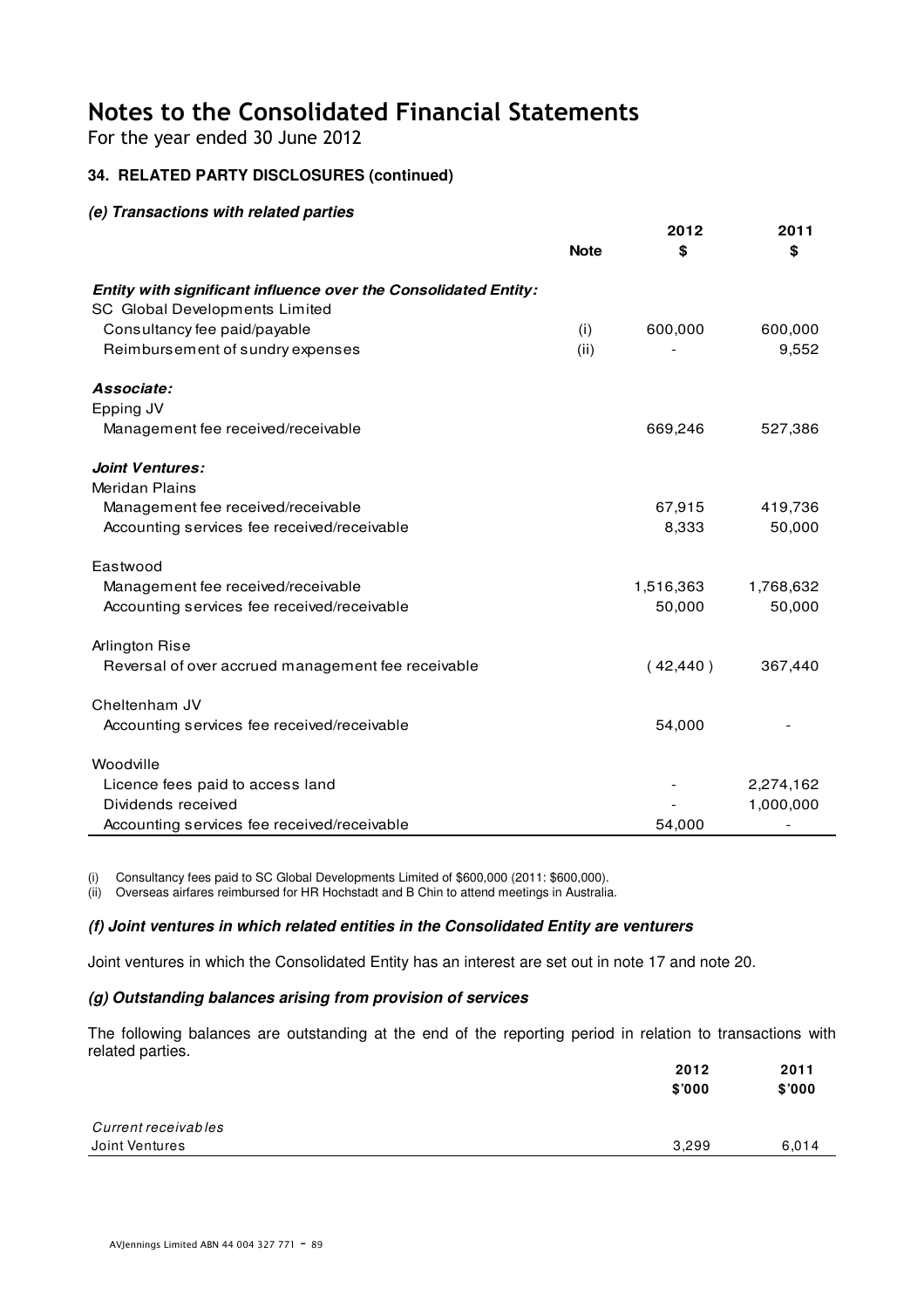# Notes to the Consolidated Financial Statements

For the year ended 30 June 2012

### 34. RELATED PARTY DISCLOSURES (continued)

#### *(e) Transactions with related parties*

| | Note | 2012 $ | 2011 $ |
|---|---|---|---|
| ***Entity with significant influence over the Consolidated Entity:*** | | | |
| SC Global Developments Limited | | | |
| Consultancy fee paid/payable | (i) | 600,000 | 600,000 |
| Reimbursement of sundry expenses | (ii) | - | 9,552 |
| ***Associate:*** | | | |
| Epping JV | | | |
| Management fee received/receivable | | 669,246 | 527,386 |
| ***Joint Ventures:*** | | | |
| Meridan Plains | | | |
| Management fee received/receivable | | 67,915 | 419,736 |
| Accounting services fee received/receivable | | 8,333 | 50,000 |
| Eastwood | | | |
| Management fee received/receivable | | 1,516,363 | 1,768,632 |
| Accounting services fee received/receivable | | 50,000 | 50,000 |
| Arlington Rise | | | |
| Reversal of over accrued management fee receivable | | ( 42,440 ) | 367,440 |
| Cheltenham JV | | | |
| Accounting services fee received/receivable | | 54,000 | - |
| Woodville | | | |
| Licence fees paid to access land | | - | 2,274,162 |
| Dividends received | | - | 1,000,000 |
| Accounting services fee received/receivable | | 54,000 | - |

(i) Consultancy fees paid to SC Global Developments Limited of $600,000 (2011: $600,000).
(ii) Overseas airfares reimbursed for HR Hochstadt and B Chin to attend meetings in Australia.

#### *(f) Joint ventures in which related entities in the Consolidated Entity are venturers*

Joint ventures in which the Consolidated Entity has an interest are set out in note 17 and note 20.

#### *(g) Outstanding balances arising from provision of services*

The following balances are outstanding at the end of the reporting period in relation to transactions with related parties.

| | 2012 $'000 | 2011 $'000 |
|---|---|---|
| *Current receivables* | | |
| Joint Ventures | 3,299 | 6,014 |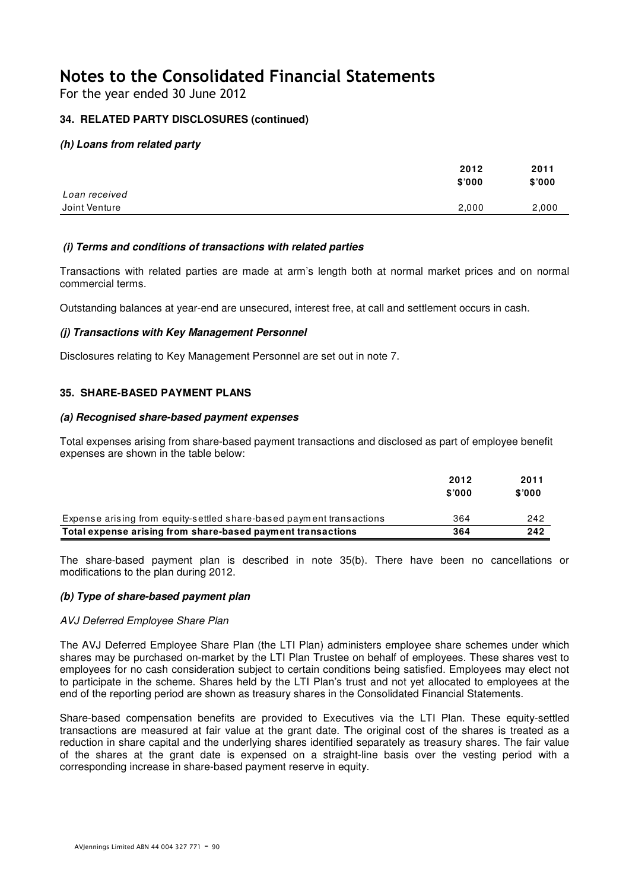# Notes to the Consolidated Financial Statements

For the year ended 30 June 2012

### 34. RELATED PARTY DISCLOSURES (continued)

#### *(h) Loans from related party*

| | 2012<br>$'000 | 2011<br>$'000 |
|---|---|---|
| *Loan received* | | |
| Joint Venture | 2,000 | 2,000 |

#### *(i) Terms and conditions of transactions with related parties*

Transactions with related parties are made at arm's length both at normal market prices and on normal commercial terms.

Outstanding balances at year-end are unsecured, interest free, at call and settlement occurs in cash.

#### *(j) Transactions with Key Management Personnel*

Disclosures relating to Key Management Personnel are set out in note 7.

### 35. SHARE-BASED PAYMENT PLANS

#### *(a) Recognised share-based payment expenses*

Total expenses arising from share-based payment transactions and disclosed as part of employee benefit expenses are shown in the table below:

| | 2012<br>$'000 | 2011<br>$'000 |
|---|---|---|
| Expense arising from equity-settled share-based payment transactions | 364 | 242 |
| **Total expense arising from share-based payment transactions** | **364** | **242** |

The share-based payment plan is described in note 35(b). There have been no cancellations or modifications to the plan during 2012.

#### *(b) Type of share-based payment plan*

*AVJ Deferred Employee Share Plan*

The AVJ Deferred Employee Share Plan (the LTI Plan) administers employee share schemes under which shares may be purchased on-market by the LTI Plan Trustee on behalf of employees. These shares vest to employees for no cash consideration subject to certain conditions being satisfied. Employees may elect not to participate in the scheme. Shares held by the LTI Plan's trust and not yet allocated to employees at the end of the reporting period are shown as treasury shares in the Consolidated Financial Statements.

Share-based compensation benefits are provided to Executives via the LTI Plan. These equity-settled transactions are measured at fair value at the grant date. The original cost of the shares is treated as a reduction in share capital and the underlying shares identified separately as treasury shares. The fair value of the shares at the grant date is expensed on a straight-line basis over the vesting period with a corresponding increase in share-based payment reserve in equity.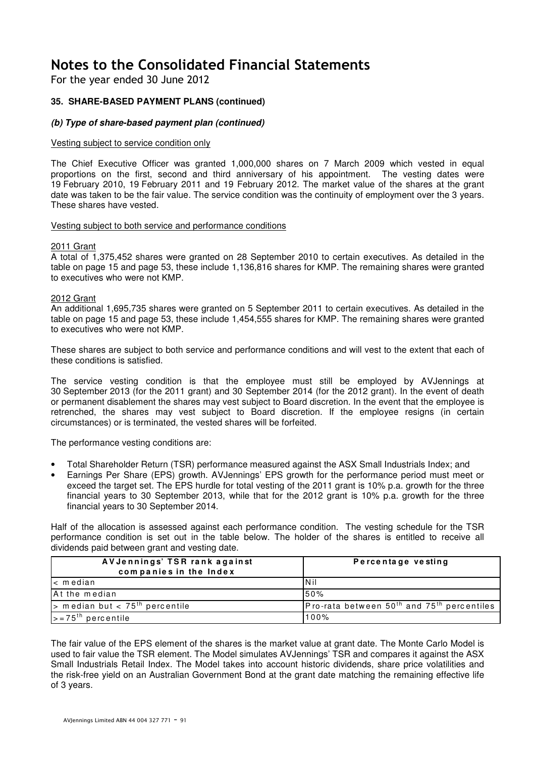# Notes to the Consolidated Financial Statements

For the year ended 30 June 2012

**35. SHARE-BASED PAYMENT PLANS (continued)**

***(b) Type of share-based payment plan (continued)***

Vesting subject to service condition only

The Chief Executive Officer was granted 1,000,000 shares on 7 March 2009 which vested in equal proportions on the first, second and third anniversary of his appointment. The vesting dates were 19 February 2010, 19 February 2011 and 19 February 2012. The market value of the shares at the grant date was taken to be the fair value. The service condition was the continuity of employment over the 3 years. These shares have vested.

Vesting subject to both service and performance conditions

2011 Grant

A total of 1,375,452 shares were granted on 28 September 2010 to certain executives. As detailed in the table on page 15 and page 53, these include 1,136,816 shares for KMP. The remaining shares were granted to executives who were not KMP.

2012 Grant

An additional 1,695,735 shares were granted on 5 September 2011 to certain executives. As detailed in the table on page 15 and page 53, these include 1,454,555 shares for KMP. The remaining shares were granted to executives who were not KMP.

These shares are subject to both service and performance conditions and will vest to the extent that each of these conditions is satisfied.

The service vesting condition is that the employee must still be employed by AVJennings at 30 September 2013 (for the 2011 grant) and 30 September 2014 (for the 2012 grant). In the event of death or permanent disablement the shares may vest subject to Board discretion. In the event that the employee is retrenched, the shares may vest subject to Board discretion. If the employee resigns (in certain circumstances) or is terminated, the vested shares will be forfeited.

The performance vesting conditions are:

- Total Shareholder Return (TSR) performance measured against the ASX Small Industrials Index; and
- Earnings Per Share (EPS) growth. AVJennings' EPS growth for the performance period must meet or exceed the target set. The EPS hurdle for total vesting of the 2011 grant is 10% p.a. growth for the three financial years to 30 September 2013, while that for the 2012 grant is 10% p.a. growth for the three financial years to 30 September 2014.

Half of the allocation is assessed against each performance condition. The vesting schedule for the TSR performance condition is set out in the table below. The holder of the shares is entitled to receive all dividends paid between grant and vesting date.

| AVJennings' TSR rank against companies in the Index | Percentage vesting |
|---|---|
| < median | Nil |
| At the median | 50% |
| > median but < $75^{th}$ percentile | Pro-rata between $50^{th}$ and $75^{th}$ percentiles |
| >= $75^{th}$ percentile | 100% |

The fair value of the EPS element of the shares is the market value at grant date. The Monte Carlo Model is used to fair value the TSR element. The Model simulates AVJennings' TSR and compares it against the ASX Small Industrials Retail Index. The Model takes into account historic dividends, share price volatilities and the risk-free yield on an Australian Government Bond at the grant date matching the remaining effective life of 3 years.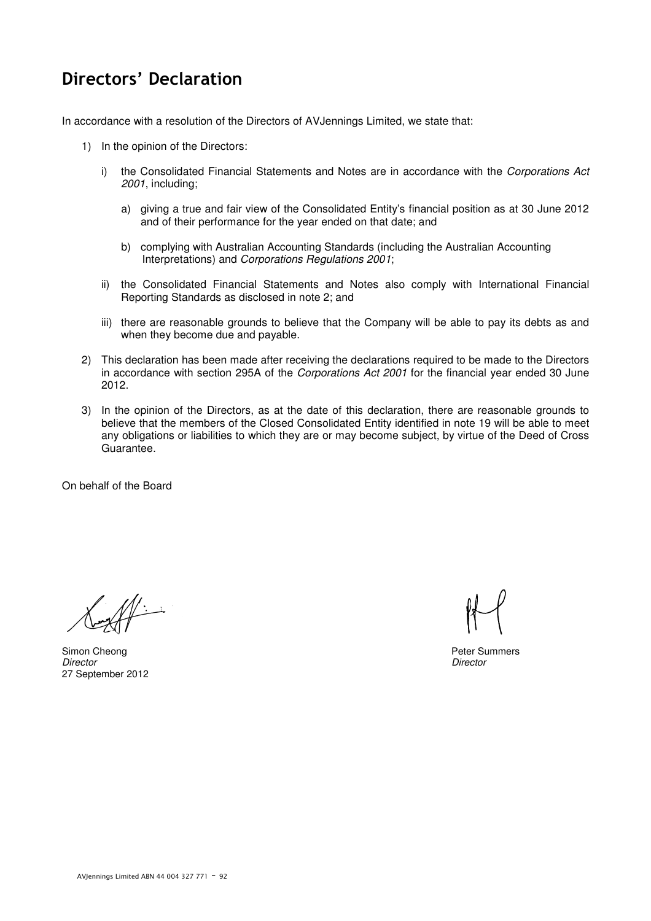# Directors' Declaration

In accordance with a resolution of the Directors of AVJennings Limited, we state that:

1) In the opinion of the Directors:

   i) the Consolidated Financial Statements and Notes are in accordance with the *Corporations Act 2001*, including;

      a) giving a true and fair view of the Consolidated Entity's financial position as at 30 June 2012 and of their performance for the year ended on that date; and

      b) complying with Australian Accounting Standards (including the Australian Accounting Interpretations) and *Corporations Regulations 2001*;

   ii) the Consolidated Financial Statements and Notes also comply with International Financial Reporting Standards as disclosed in note 2; and

   iii) there are reasonable grounds to believe that the Company will be able to pay its debts as and when they become due and payable.

2) This declaration has been made after receiving the declarations required to be made to the Directors in accordance with section 295A of the *Corporations Act 2001* for the financial year ended 30 June 2012.

3) In the opinion of the Directors, as at the date of this declaration, there are reasonable grounds to believe that the members of the Closed Consolidated Entity identified in note 19 will be able to meet any obligations or liabilities to which they are or may become subject, by virtue of the Deed of Cross Guarantee.

On behalf of the Board

Simon Cheong
*Director*
27 September 2012

Peter Summers
*Director*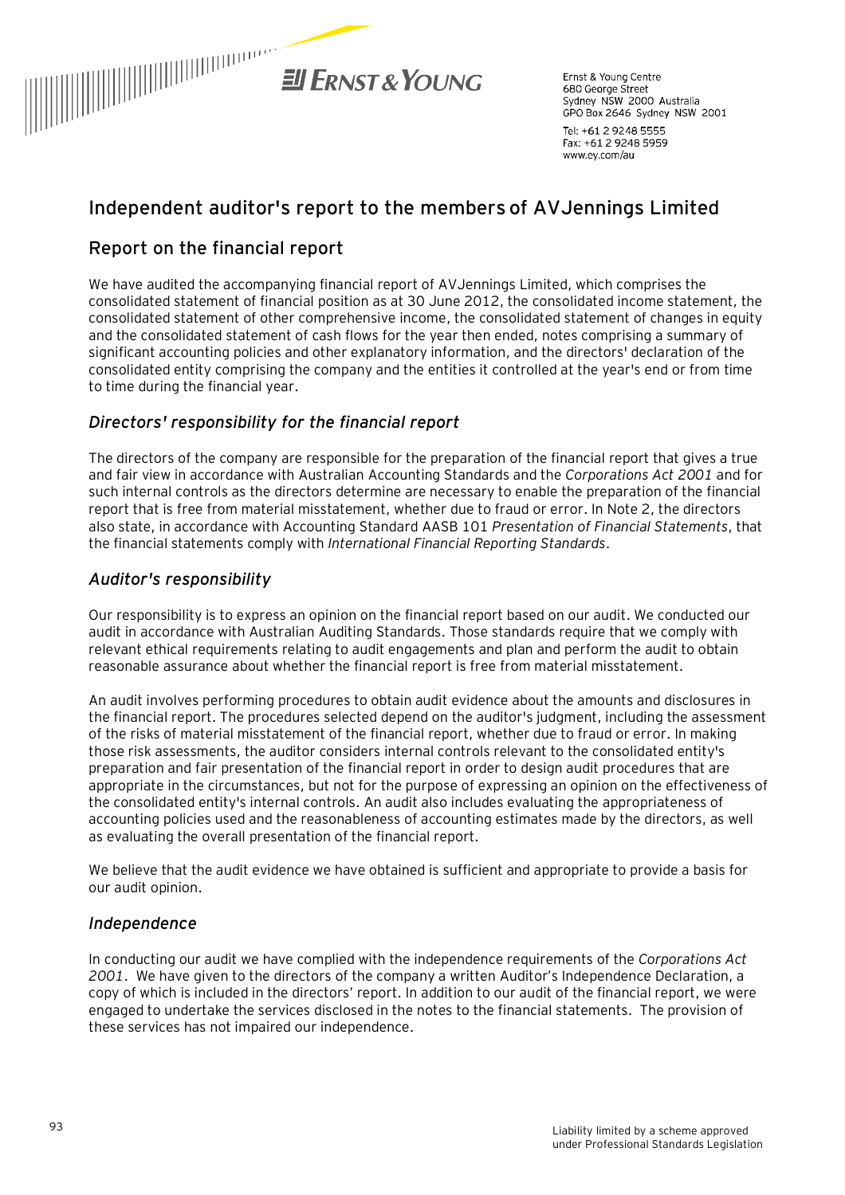Ernst & Young Centre
680 George Street
Sydney NSW 2000 Australia
GPO Box 2646 Sydney NSW 2001

Tel: +61 2 9248 5555
Fax: +61 2 9248 5959
www.ey.com/au

# Independent auditor's report to the members of AVJennings Limited

## Report on the financial report

We have audited the accompanying financial report of AVJennings Limited, which comprises the consolidated statement of financial position as at 30 June 2012, the consolidated income statement, the consolidated statement of other comprehensive income, the consolidated statement of changes in equity and the consolidated statement of cash flows for the year then ended, notes comprising a summary of significant accounting policies and other explanatory information, and the directors' declaration of the consolidated entity comprising the company and the entities it controlled at the year's end or from time to time during the financial year.

### *Directors' responsibility for the financial report*

The directors of the company are responsible for the preparation of the financial report that gives a true and fair view in accordance with Australian Accounting Standards and the *Corporations Act 2001* and for such internal controls as the directors determine are necessary to enable the preparation of the financial report that is free from material misstatement, whether due to fraud or error. In Note 2, the directors also state, in accordance with Accounting Standard AASB 101 *Presentation of Financial Statements*, that the financial statements comply with *International Financial Reporting Standards*.

### *Auditor's responsibility*

Our responsibility is to express an opinion on the financial report based on our audit. We conducted our audit in accordance with Australian Auditing Standards. Those standards require that we comply with relevant ethical requirements relating to audit engagements and plan and perform the audit to obtain reasonable assurance about whether the financial report is free from material misstatement.

An audit involves performing procedures to obtain audit evidence about the amounts and disclosures in the financial report. The procedures selected depend on the auditor's judgment, including the assessment of the risks of material misstatement of the financial report, whether due to fraud or error. In making those risk assessments, the auditor considers internal controls relevant to the consolidated entity's preparation and fair presentation of the financial report in order to design audit procedures that are appropriate in the circumstances, but not for the purpose of expressing an opinion on the effectiveness of the consolidated entity's internal controls. An audit also includes evaluating the appropriateness of accounting policies used and the reasonableness of accounting estimates made by the directors, as well as evaluating the overall presentation of the financial report.

We believe that the audit evidence we have obtained is sufficient and appropriate to provide a basis for our audit opinion.

### *Independence*

In conducting our audit we have complied with the independence requirements of the *Corporations Act 2001*. We have given to the directors of the company a written Auditor's Independence Declaration, a copy of which is included in the directors' report. In addition to our audit of the financial report, we were engaged to undertake the services disclosed in the notes to the financial statements. The provision of these services has not impaired our independence.

Liability limited by a scheme approved under Professional Standards Legislation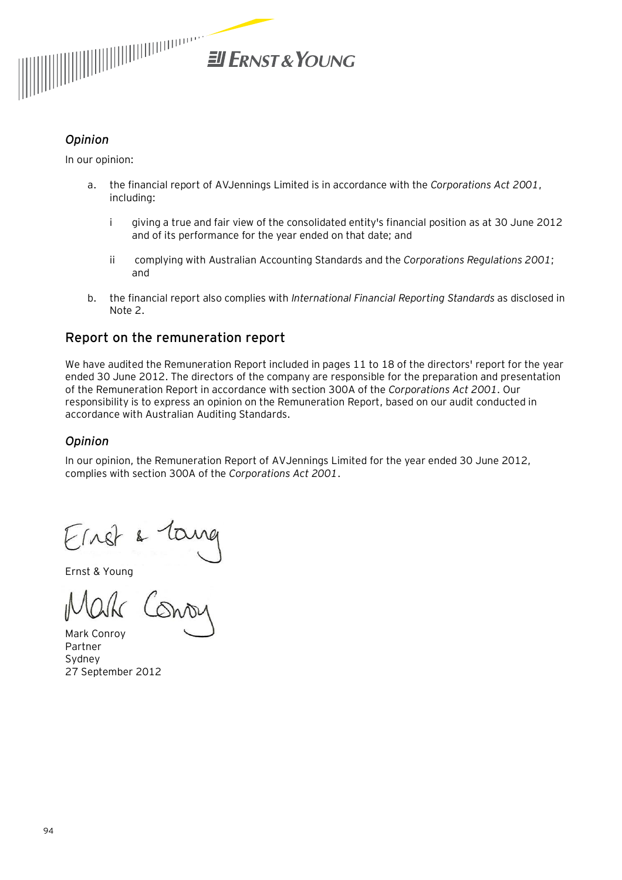### *Opinion*

In our opinion:

a. the financial report of AVJennings Limited is in accordance with the *Corporations Act 2001*, including:

   i giving a true and fair view of the consolidated entity's financial position as at 30 June 2012 and of its performance for the year ended on that date; and

   ii complying with Australian Accounting Standards and the *Corporations Regulations 2001*; and

b. the financial report also complies with *International Financial Reporting Standards* as disclosed in Note 2.

## Report on the remuneration report

We have audited the Remuneration Report included in pages 11 to 18 of the directors' report for the year ended 30 June 2012. The directors of the company are responsible for the preparation and presentation of the Remuneration Report in accordance with section 300A of the *Corporations Act 2001*. Our responsibility is to express an opinion on the Remuneration Report, based on our audit conducted in accordance with Australian Auditing Standards.

### *Opinion*

In our opinion, the Remuneration Report of AVJennings Limited for the year ended 30 June 2012, complies with section 300A of the *Corporations Act 2001*.

Ernst & Young

Mark Conroy
Partner
Sydney
27 September 2012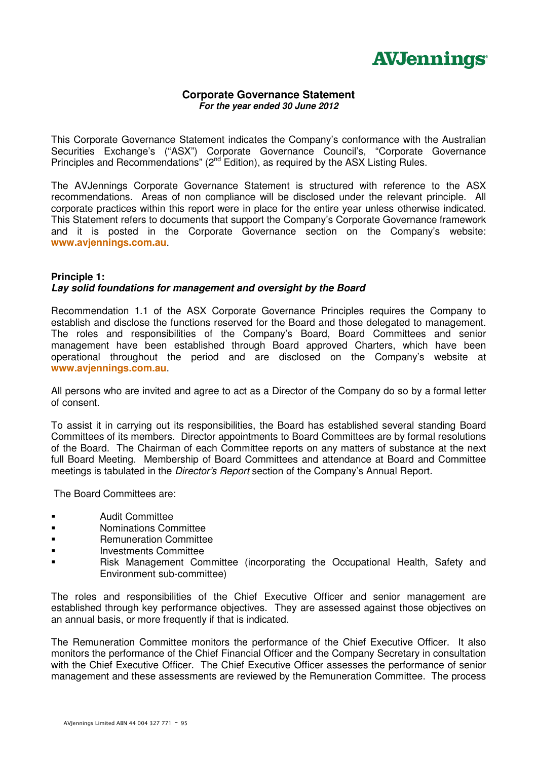# Corporate Governance Statement

***For the year ended 30 June 2012***

This Corporate Governance Statement indicates the Company's conformance with the Australian Securities Exchange's ("ASX") Corporate Governance Council's, "Corporate Governance Principles and Recommendations" (2nd Edition), as required by the ASX Listing Rules.

The AVJennings Corporate Governance Statement is structured with reference to the ASX recommendations. Areas of non compliance will be disclosed under the relevant principle. All corporate practices within this report were in place for the entire year unless otherwise indicated. This Statement refers to documents that support the Company's Corporate Governance framework and it is posted in the Corporate Governance section on the Company's website: **www.avjennings.com.au**.

## Principle 1:
### *Lay solid foundations for management and oversight by the Board*

Recommendation 1.1 of the ASX Corporate Governance Principles requires the Company to establish and disclose the functions reserved for the Board and those delegated to management. The roles and responsibilities of the Company's Board, Board Committees and senior management have been established through Board approved Charters, which have been operational throughout the period and are disclosed on the Company's website at **www.avjennings.com.au**.

All persons who are invited and agree to act as a Director of the Company do so by a formal letter of consent.

To assist it in carrying out its responsibilities, the Board has established several standing Board Committees of its members. Director appointments to Board Committees are by formal resolutions of the Board. The Chairman of each Committee reports on any matters of substance at the next full Board Meeting. Membership of Board Committees and attendance at Board and Committee meetings is tabulated in the *Director's Report* section of the Company's Annual Report.

The Board Committees are:

- Audit Committee
- Nominations Committee
- Remuneration Committee
- Investments Committee
- Risk Management Committee (incorporating the Occupational Health, Safety and Environment sub-committee)

The roles and responsibilities of the Chief Executive Officer and senior management are established through key performance objectives. They are assessed against those objectives on an annual basis, or more frequently if that is indicated.

The Remuneration Committee monitors the performance of the Chief Executive Officer. It also monitors the performance of the Chief Financial Officer and the Company Secretary in consultation with the Chief Executive Officer. The Chief Executive Officer assesses the performance of senior management and these assessments are reviewed by the Remuneration Committee. The process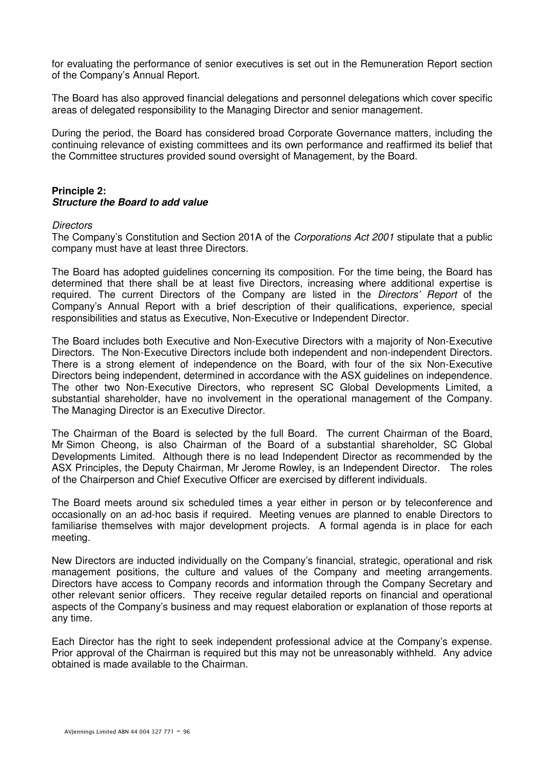for evaluating the performance of senior executives is set out in the Remuneration Report section of the Company's Annual Report.

The Board has also approved financial delegations and personnel delegations which cover specific areas of delegated responsibility to the Managing Director and senior management.

During the period, the Board has considered broad Corporate Governance matters, including the continuing relevance of existing committees and its own performance and reaffirmed its belief that the Committee structures provided sound oversight of Management, by the Board.

**Principle 2:**
***Structure the Board to add value***

*Directors*
The Company's Constitution and Section 201A of the *Corporations Act 2001* stipulate that a public company must have at least three Directors.

The Board has adopted guidelines concerning its composition. For the time being, the Board has determined that there shall be at least five Directors, increasing where additional expertise is required. The current Directors of the Company are listed in the *Directors' Report* of the Company's Annual Report with a brief description of their qualifications, experience, special responsibilities and status as Executive, Non-Executive or Independent Director.

The Board includes both Executive and Non-Executive Directors with a majority of Non-Executive Directors. The Non-Executive Directors include both independent and non-independent Directors. There is a strong element of independence on the Board, with four of the six Non-Executive Directors being independent, determined in accordance with the ASX guidelines on independence. The other two Non-Executive Directors, who represent SC Global Developments Limited, a substantial shareholder, have no involvement in the operational management of the Company. The Managing Director is an Executive Director.

The Chairman of the Board is selected by the full Board. The current Chairman of the Board, Mr Simon Cheong, is also Chairman of the Board of a substantial shareholder, SC Global Developments Limited. Although there is no lead Independent Director as recommended by the ASX Principles, the Deputy Chairman, Mr Jerome Rowley, is an Independent Director. The roles of the Chairperson and Chief Executive Officer are exercised by different individuals.

The Board meets around six scheduled times a year either in person or by teleconference and occasionally on an ad-hoc basis if required. Meeting venues are planned to enable Directors to familiarise themselves with major development projects. A formal agenda is in place for each meeting.

New Directors are inducted individually on the Company's financial, strategic, operational and risk management positions, the culture and values of the Company and meeting arrangements. Directors have access to Company records and information through the Company Secretary and other relevant senior officers. They receive regular detailed reports on financial and operational aspects of the Company's business and may request elaboration or explanation of those reports at any time.

Each Director has the right to seek independent professional advice at the Company's expense. Prior approval of the Chairman is required but this may not be unreasonably withheld. Any advice obtained is made available to the Chairman.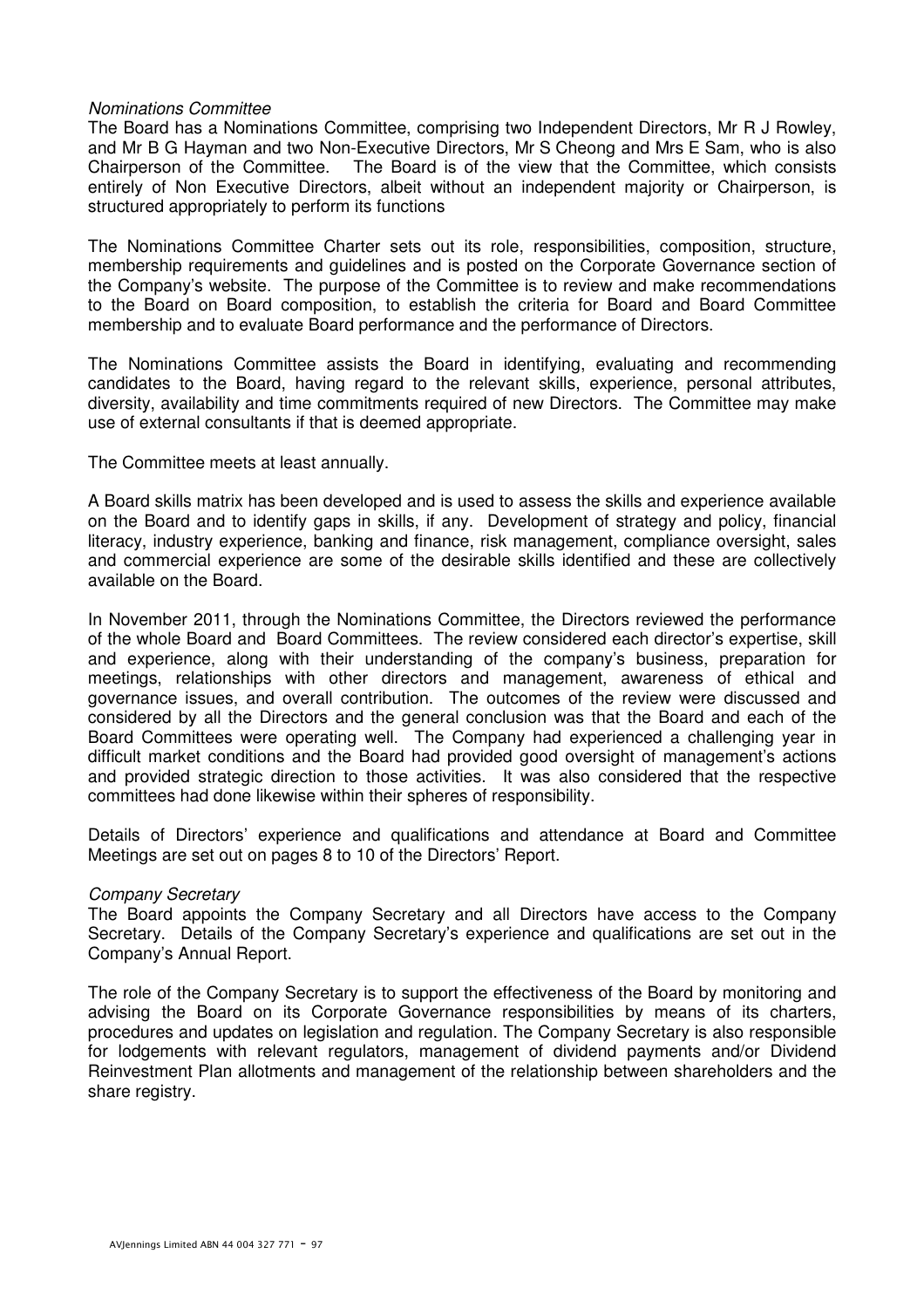*Nominations Committee*

The Board has a Nominations Committee, comprising two Independent Directors, Mr R J Rowley, and Mr B G Hayman and two Non-Executive Directors, Mr S Cheong and Mrs E Sam, who is also Chairperson of the Committee. The Board is of the view that the Committee, which consists entirely of Non Executive Directors, albeit without an independent majority or Chairperson, is structured appropriately to perform its functions

The Nominations Committee Charter sets out its role, responsibilities, composition, structure, membership requirements and guidelines and is posted on the Corporate Governance section of the Company's website. The purpose of the Committee is to review and make recommendations to the Board on Board composition, to establish the criteria for Board and Board Committee membership and to evaluate Board performance and the performance of Directors.

The Nominations Committee assists the Board in identifying, evaluating and recommending candidates to the Board, having regard to the relevant skills, experience, personal attributes, diversity, availability and time commitments required of new Directors. The Committee may make use of external consultants if that is deemed appropriate.

The Committee meets at least annually.

A Board skills matrix has been developed and is used to assess the skills and experience available on the Board and to identify gaps in skills, if any. Development of strategy and policy, financial literacy, industry experience, banking and finance, risk management, compliance oversight, sales and commercial experience are some of the desirable skills identified and these are collectively available on the Board.

In November 2011, through the Nominations Committee, the Directors reviewed the performance of the whole Board and Board Committees. The review considered each director's expertise, skill and experience, along with their understanding of the company's business, preparation for meetings, relationships with other directors and management, awareness of ethical and governance issues, and overall contribution. The outcomes of the review were discussed and considered by all the Directors and the general conclusion was that the Board and each of the Board Committees were operating well. The Company had experienced a challenging year in difficult market conditions and the Board had provided good oversight of management's actions and provided strategic direction to those activities. It was also considered that the respective committees had done likewise within their spheres of responsibility.

Details of Directors' experience and qualifications and attendance at Board and Committee Meetings are set out on pages 8 to 10 of the Directors' Report.

*Company Secretary*

The Board appoints the Company Secretary and all Directors have access to the Company Secretary. Details of the Company Secretary's experience and qualifications are set out in the Company's Annual Report.

The role of the Company Secretary is to support the effectiveness of the Board by monitoring and advising the Board on its Corporate Governance responsibilities by means of its charters, procedures and updates on legislation and regulation. The Company Secretary is also responsible for lodgements with relevant regulators, management of dividend payments and/or Dividend Reinvestment Plan allotments and management of the relationship between shareholders and the share registry.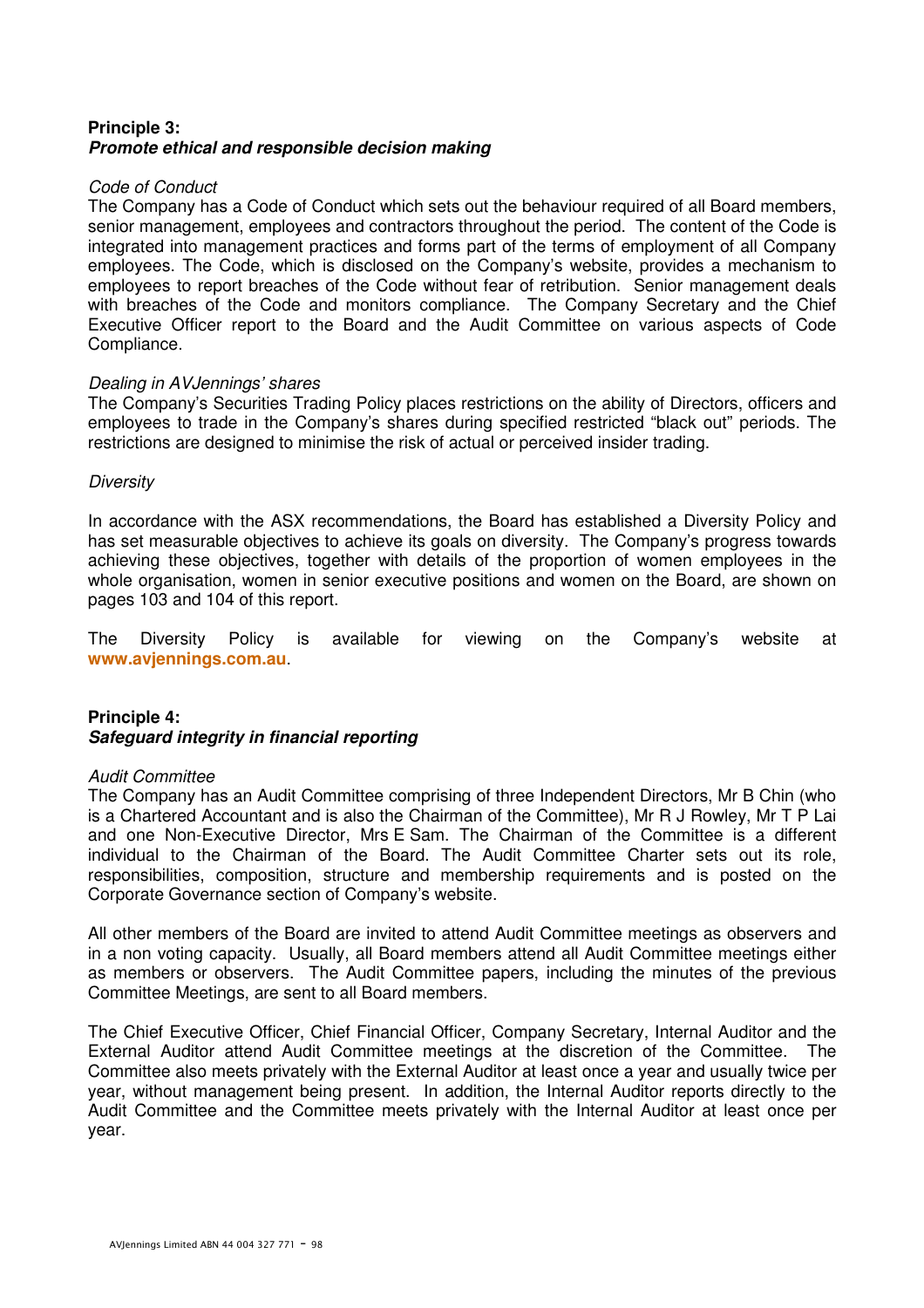**Principle 3:**
***Promote ethical and responsible decision making***

*Code of Conduct*
The Company has a Code of Conduct which sets out the behaviour required of all Board members, senior management, employees and contractors throughout the period. The content of the Code is integrated into management practices and forms part of the terms of employment of all Company employees. The Code, which is disclosed on the Company's website, provides a mechanism to employees to report breaches of the Code without fear of retribution. Senior management deals with breaches of the Code and monitors compliance. The Company Secretary and the Chief Executive Officer report to the Board and the Audit Committee on various aspects of Code Compliance.

*Dealing in AVJennings' shares*
The Company's Securities Trading Policy places restrictions on the ability of Directors, officers and employees to trade in the Company's shares during specified restricted "black out" periods. The restrictions are designed to minimise the risk of actual or perceived insider trading.

*Diversity*

In accordance with the ASX recommendations, the Board has established a Diversity Policy and has set measurable objectives to achieve its goals on diversity. The Company's progress towards achieving these objectives, together with details of the proportion of women employees in the whole organisation, women in senior executive positions and women on the Board, are shown on pages 103 and 104 of this report.

The Diversity Policy is available for viewing on the Company's website at **www.avjennings.com.au**.

**Principle 4:**
***Safeguard integrity in financial reporting***

*Audit Committee*
The Company has an Audit Committee comprising of three Independent Directors, Mr B Chin (who is a Chartered Accountant and is also the Chairman of the Committee), Mr R J Rowley, Mr T P Lai and one Non-Executive Director, Mrs E Sam. The Chairman of the Committee is a different individual to the Chairman of the Board. The Audit Committee Charter sets out its role, responsibilities, composition, structure and membership requirements and is posted on the Corporate Governance section of Company's website.

All other members of the Board are invited to attend Audit Committee meetings as observers and in a non voting capacity. Usually, all Board members attend all Audit Committee meetings either as members or observers. The Audit Committee papers, including the minutes of the previous Committee Meetings, are sent to all Board members.

The Chief Executive Officer, Chief Financial Officer, Company Secretary, Internal Auditor and the External Auditor attend Audit Committee meetings at the discretion of the Committee. The Committee also meets privately with the External Auditor at least once a year and usually twice per year, without management being present. In addition, the Internal Auditor reports directly to the Audit Committee and the Committee meets privately with the Internal Auditor at least once per year.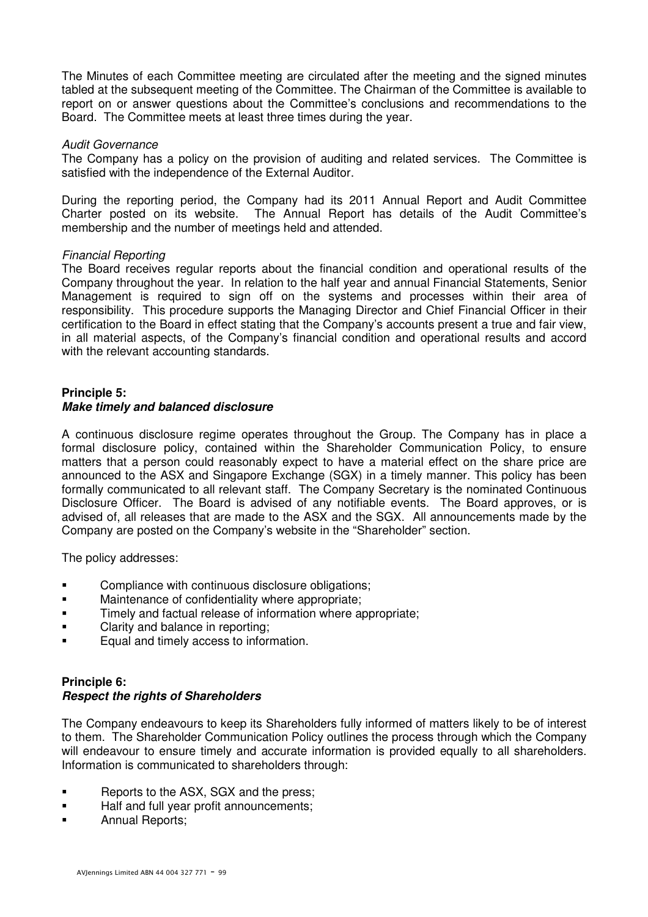The Minutes of each Committee meeting are circulated after the meeting and the signed minutes tabled at the subsequent meeting of the Committee. The Chairman of the Committee is available to report on or answer questions about the Committee's conclusions and recommendations to the Board. The Committee meets at least three times during the year.

*Audit Governance*

The Company has a policy on the provision of auditing and related services. The Committee is satisfied with the independence of the External Auditor.

During the reporting period, the Company had its 2011 Annual Report and Audit Committee Charter posted on its website. The Annual Report has details of the Audit Committee's membership and the number of meetings held and attended.

*Financial Reporting*

The Board receives regular reports about the financial condition and operational results of the Company throughout the year. In relation to the half year and annual Financial Statements, Senior Management is required to sign off on the systems and processes within their area of responsibility. This procedure supports the Managing Director and Chief Financial Officer in their certification to the Board in effect stating that the Company's accounts present a true and fair view, in all material aspects, of the Company's financial condition and operational results and accord with the relevant accounting standards.

**Principle 5:**
***Make timely and balanced disclosure***

A continuous disclosure regime operates throughout the Group. The Company has in place a formal disclosure policy, contained within the Shareholder Communication Policy, to ensure matters that a person could reasonably expect to have a material effect on the share price are announced to the ASX and Singapore Exchange (SGX) in a timely manner. This policy has been formally communicated to all relevant staff. The Company Secretary is the nominated Continuous Disclosure Officer. The Board is advised of any notifiable events. The Board approves, or is advised of, all releases that are made to the ASX and the SGX. All announcements made by the Company are posted on the Company's website in the "Shareholder" section.

The policy addresses:

- Compliance with continuous disclosure obligations;
- Maintenance of confidentiality where appropriate;
- Timely and factual release of information where appropriate;
- Clarity and balance in reporting;
- Equal and timely access to information.

**Principle 6:**
***Respect the rights of Shareholders***

The Company endeavours to keep its Shareholders fully informed of matters likely to be of interest to them. The Shareholder Communication Policy outlines the process through which the Company will endeavour to ensure timely and accurate information is provided equally to all shareholders. Information is communicated to shareholders through:

- Reports to the ASX, SGX and the press;
- Half and full year profit announcements;
- Annual Reports;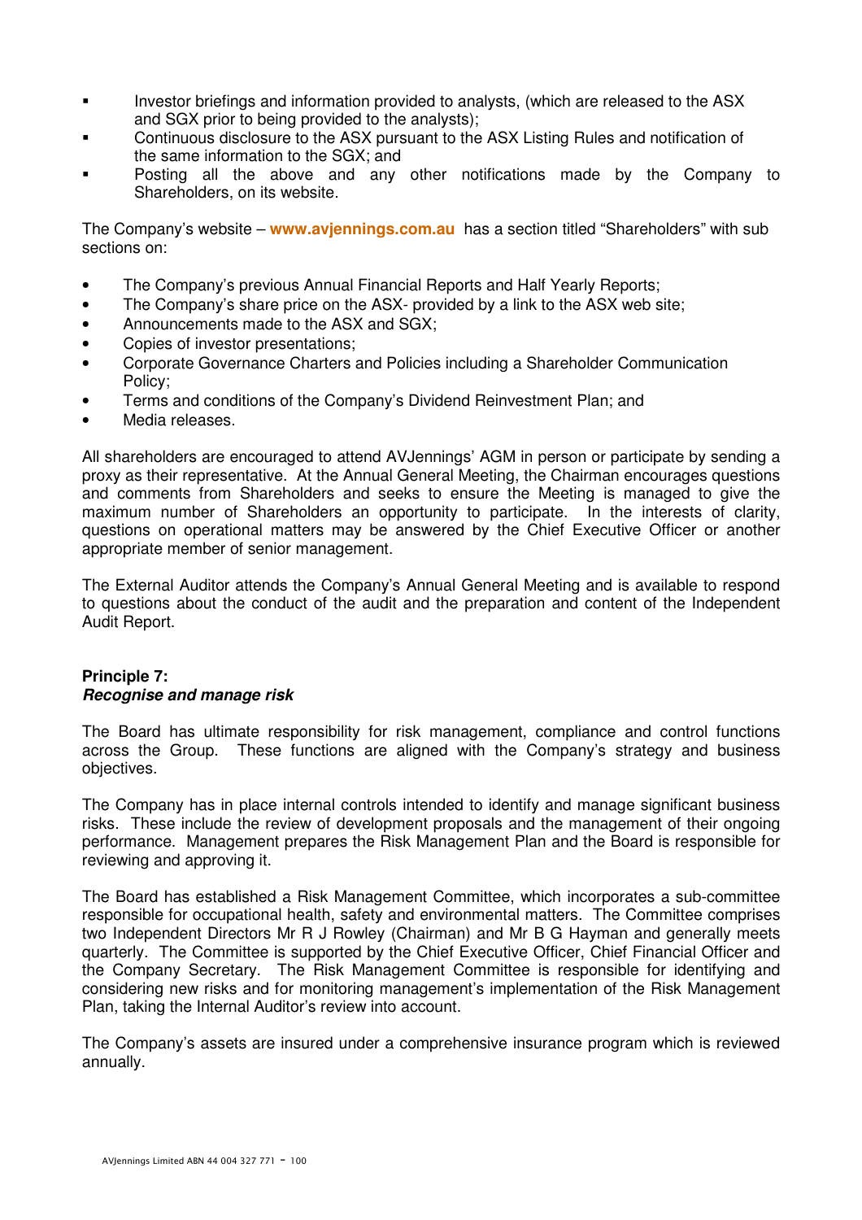- Investor briefings and information provided to analysts, (which are released to the ASX and SGX prior to being provided to the analysts);
- Continuous disclosure to the ASX pursuant to the ASX Listing Rules and notification of the same information to the SGX; and
- Posting all the above and any other notifications made by the Company to Shareholders, on its website.

The Company's website – **www.avjennings.com.au** has a section titled "Shareholders" with sub sections on:

- The Company's previous Annual Financial Reports and Half Yearly Reports;
- The Company's share price on the ASX- provided by a link to the ASX web site;
- Announcements made to the ASX and SGX;
- Copies of investor presentations;
- Corporate Governance Charters and Policies including a Shareholder Communication Policy;
- Terms and conditions of the Company's Dividend Reinvestment Plan; and
- Media releases.

All shareholders are encouraged to attend AVJennings' AGM in person or participate by sending a proxy as their representative. At the Annual General Meeting, the Chairman encourages questions and comments from Shareholders and seeks to ensure the Meeting is managed to give the maximum number of Shareholders an opportunity to participate. In the interests of clarity, questions on operational matters may be answered by the Chief Executive Officer or another appropriate member of senior management.

The External Auditor attends the Company's Annual General Meeting and is available to respond to questions about the conduct of the audit and the preparation and content of the Independent Audit Report.

**Principle 7:**
***Recognise and manage risk***

The Board has ultimate responsibility for risk management, compliance and control functions across the Group. These functions are aligned with the Company's strategy and business objectives.

The Company has in place internal controls intended to identify and manage significant business risks. These include the review of development proposals and the management of their ongoing performance. Management prepares the Risk Management Plan and the Board is responsible for reviewing and approving it.

The Board has established a Risk Management Committee, which incorporates a sub-committee responsible for occupational health, safety and environmental matters. The Committee comprises two Independent Directors Mr R J Rowley (Chairman) and Mr B G Hayman and generally meets quarterly. The Committee is supported by the Chief Executive Officer, Chief Financial Officer and the Company Secretary. The Risk Management Committee is responsible for identifying and considering new risks and for monitoring management's implementation of the Risk Management Plan, taking the Internal Auditor's review into account.

The Company's assets are insured under a comprehensive insurance program which is reviewed annually.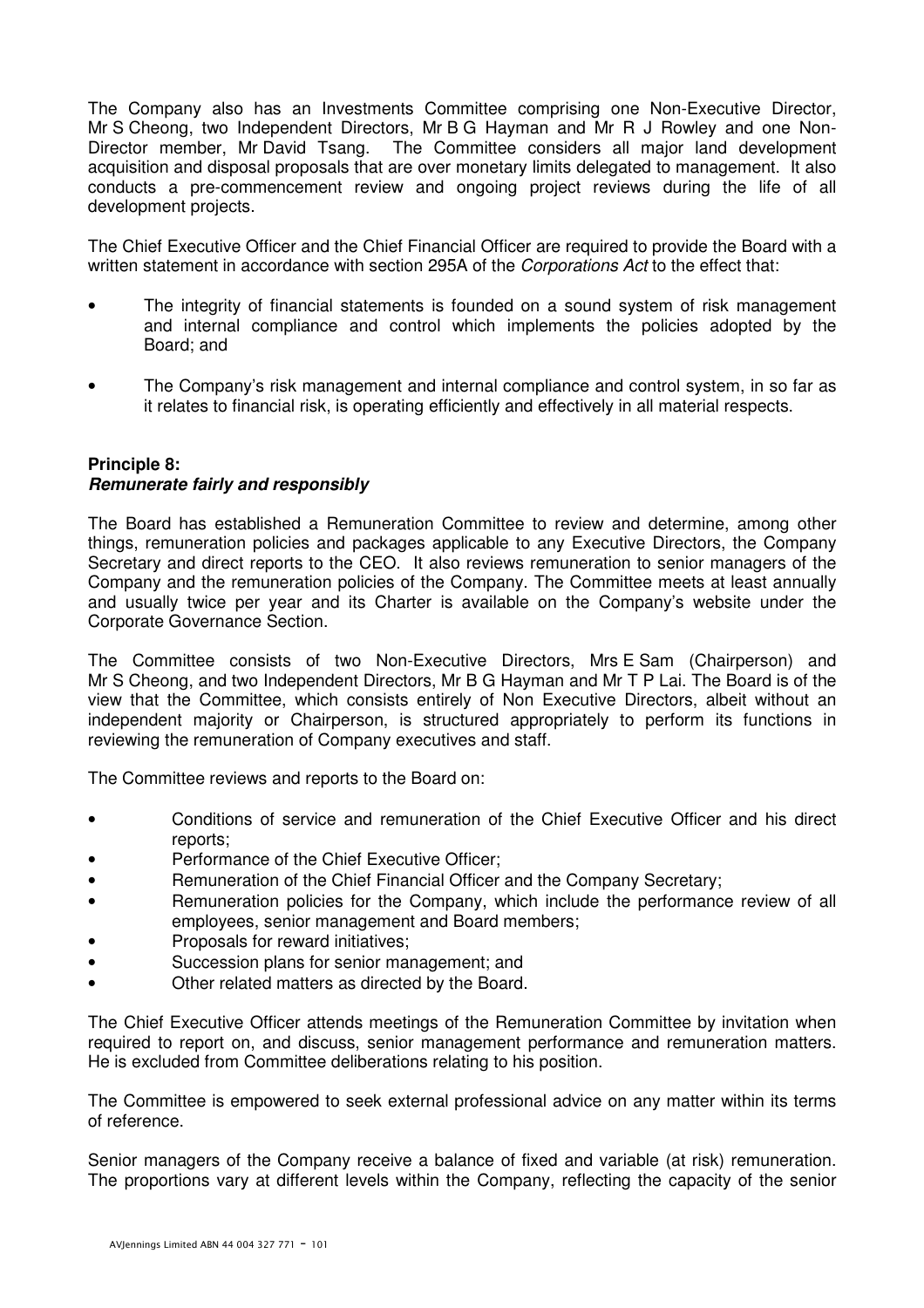The Company also has an Investments Committee comprising one Non-Executive Director, Mr S Cheong, two Independent Directors, Mr B G Hayman and Mr R J Rowley and one Non-Director member, Mr David Tsang. The Committee considers all major land development acquisition and disposal proposals that are over monetary limits delegated to management. It also conducts a pre-commencement review and ongoing project reviews during the life of all development projects.

The Chief Executive Officer and the Chief Financial Officer are required to provide the Board with a written statement in accordance with section 295A of the *Corporations Act* to the effect that:

- The integrity of financial statements is founded on a sound system of risk management and internal compliance and control which implements the policies adopted by the Board; and
- The Company's risk management and internal compliance and control system, in so far as it relates to financial risk, is operating efficiently and effectively in all material respects.

**Principle 8:**
***Remunerate fairly and responsibly***

The Board has established a Remuneration Committee to review and determine, among other things, remuneration policies and packages applicable to any Executive Directors, the Company Secretary and direct reports to the CEO. It also reviews remuneration to senior managers of the Company and the remuneration policies of the Company. The Committee meets at least annually and usually twice per year and its Charter is available on the Company's website under the Corporate Governance Section.

The Committee consists of two Non-Executive Directors, Mrs E Sam (Chairperson) and Mr S Cheong, and two Independent Directors, Mr B G Hayman and Mr T P Lai. The Board is of the view that the Committee, which consists entirely of Non Executive Directors, albeit without an independent majority or Chairperson, is structured appropriately to perform its functions in reviewing the remuneration of Company executives and staff.

The Committee reviews and reports to the Board on:

- Conditions of service and remuneration of the Chief Executive Officer and his direct reports;
- Performance of the Chief Executive Officer;
- Remuneration of the Chief Financial Officer and the Company Secretary;
- Remuneration policies for the Company, which include the performance review of all employees, senior management and Board members;
- Proposals for reward initiatives;
- Succession plans for senior management; and
- Other related matters as directed by the Board.

The Chief Executive Officer attends meetings of the Remuneration Committee by invitation when required to report on, and discuss, senior management performance and remuneration matters. He is excluded from Committee deliberations relating to his position.

The Committee is empowered to seek external professional advice on any matter within its terms of reference.

Senior managers of the Company receive a balance of fixed and variable (at risk) remuneration. The proportions vary at different levels within the Company, reflecting the capacity of the senior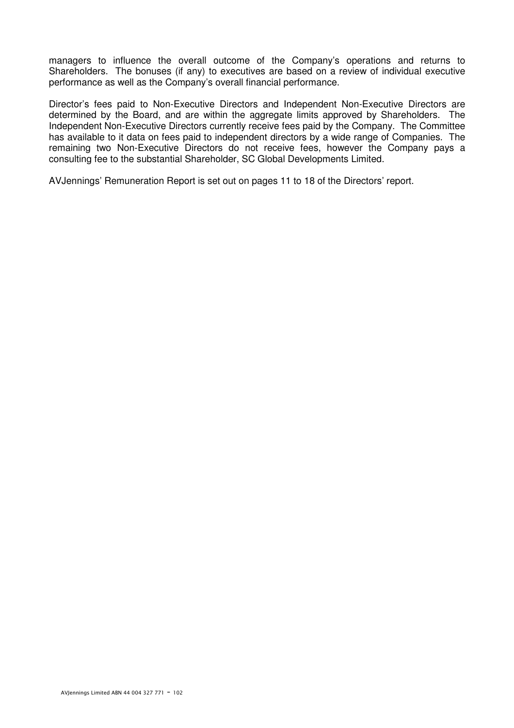managers to influence the overall outcome of the Company's operations and returns to Shareholders. The bonuses (if any) to executives are based on a review of individual executive performance as well as the Company's overall financial performance.

Director's fees paid to Non-Executive Directors and Independent Non-Executive Directors are determined by the Board, and are within the aggregate limits approved by Shareholders. The Independent Non-Executive Directors currently receive fees paid by the Company. The Committee has available to it data on fees paid to independent directors by a wide range of Companies. The remaining two Non-Executive Directors do not receive fees, however the Company pays a consulting fee to the substantial Shareholder, SC Global Developments Limited.

AVJennings' Remuneration Report is set out on pages 11 to 18 of the Directors' report.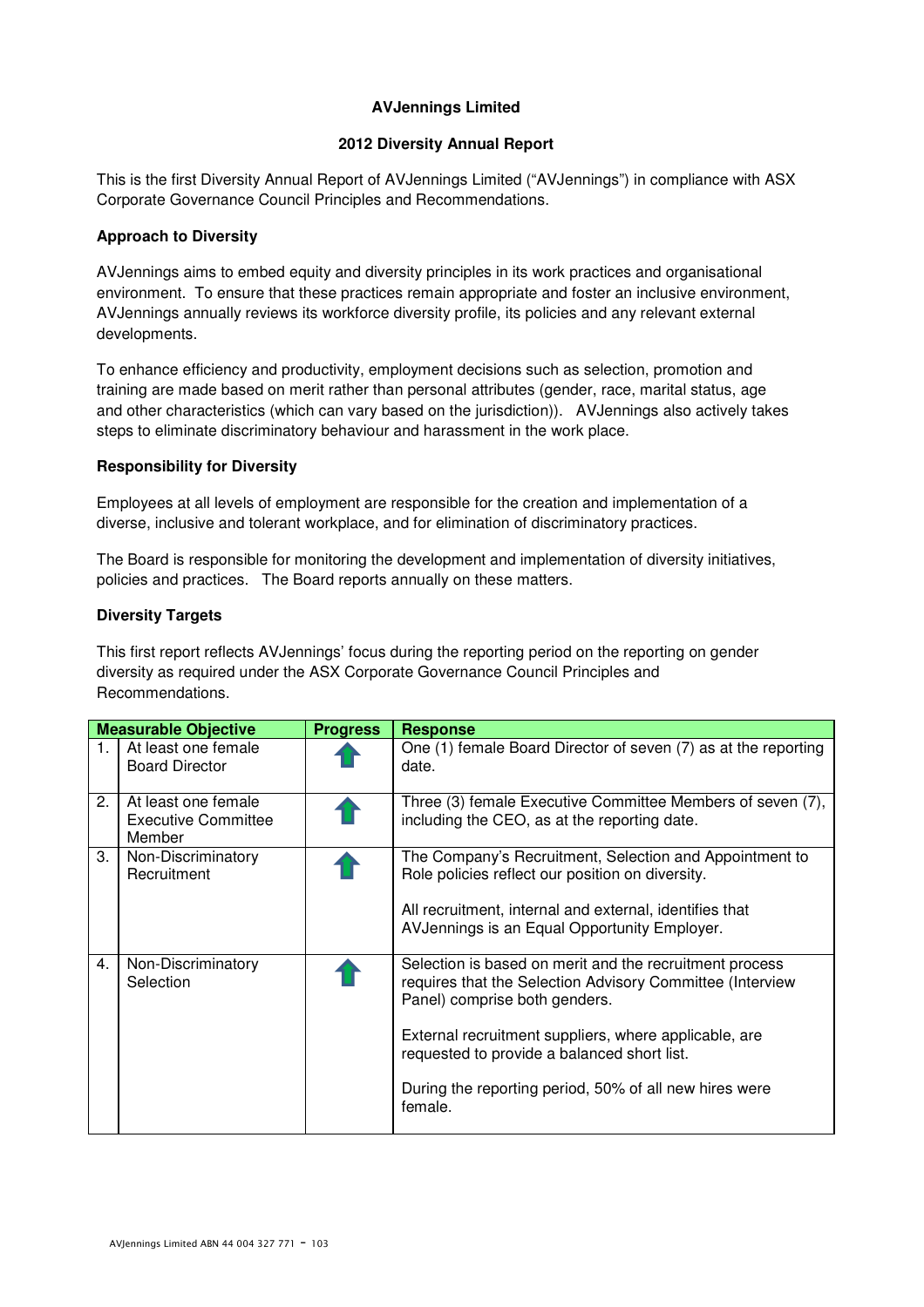**AVJennings Limited**

**2012 Diversity Annual Report**

This is the first Diversity Annual Report of AVJennings Limited ("AVJennings") in compliance with ASX Corporate Governance Council Principles and Recommendations.

**Approach to Diversity**

AVJennings aims to embed equity and diversity principles in its work practices and organisational environment. To ensure that these practices remain appropriate and foster an inclusive environment, AVJennings annually reviews its workforce diversity profile, its policies and any relevant external developments.

To enhance efficiency and productivity, employment decisions such as selection, promotion and training are made based on merit rather than personal attributes (gender, race, marital status, age and other characteristics (which can vary based on the jurisdiction)). AVJennings also actively takes steps to eliminate discriminatory behaviour and harassment in the work place.

**Responsibility for Diversity**

Employees at all levels of employment are responsible for the creation and implementation of a diverse, inclusive and tolerant workplace, and for elimination of discriminatory practices.

The Board is responsible for monitoring the development and implementation of diversity initiatives, policies and practices. The Board reports annually on these matters.

**Diversity Targets**

This first report reflects AVJennings' focus during the reporting period on the reporting on gender diversity as required under the ASX Corporate Governance Council Principles and Recommendations.

| | Measurable Objective | Progress | Response |
|---|---|---|---|
| 1. | At least one female Board Director | ↑ | One (1) female Board Director of seven (7) as at the reporting date. |
| 2. | At least one female Executive Committee Member | ↑ | Three (3) female Executive Committee Members of seven (7), including the CEO, as at the reporting date. |
| 3. | Non-Discriminatory Recruitment | ↑ | The Company's Recruitment, Selection and Appointment to Role policies reflect our position on diversity.<br><br>All recruitment, internal and external, identifies that AVJennings is an Equal Opportunity Employer. |
| 4. | Non-Discriminatory Selection | ↑ | Selection is based on merit and the recruitment process requires that the Selection Advisory Committee (Interview Panel) comprise both genders.<br><br>External recruitment suppliers, where applicable, are requested to provide a balanced short list.<br><br>During the reporting period, 50% of all new hires were female. |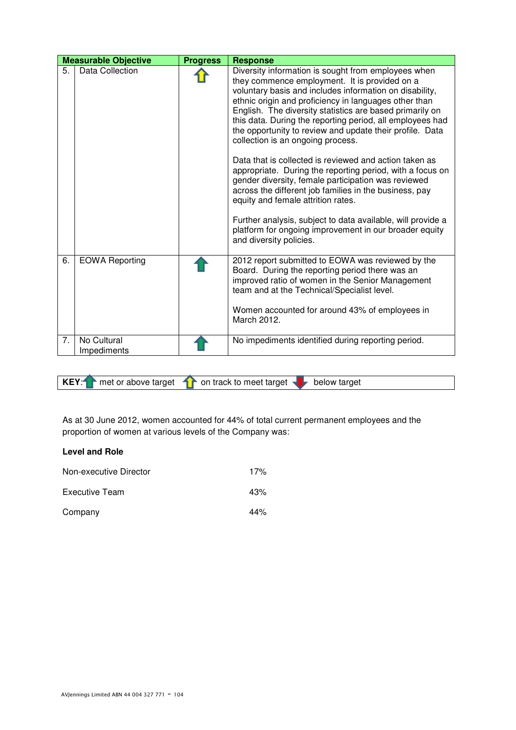| Measurable Objective | | Progress | Response |
|---|---|---|---|
| 5. | Data Collection | on track to meet target | Diversity information is sought from employees when they commence employment. It is provided on a voluntary basis and includes information on disability, ethnic origin and proficiency in languages other than English. The diversity statistics are based primarily on this data. During the reporting period, all employees had the opportunity to review and update their profile. Data collection is an ongoing process.<br><br>Data that is collected is reviewed and action taken as appropriate. During the reporting period, with a focus on gender diversity, female participation was reviewed across the different job families in the business, pay equity and female attrition rates.<br><br>Further analysis, subject to data available, will provide a platform for ongoing improvement in our broader equity and diversity policies. |
| 6. | EOWA Reporting | met or above target | 2012 report submitted to EOWA was reviewed by the Board. During the reporting period there was an improved ratio of women in the Senior Management team and at the Technical/Specialist level.<br><br>Women accounted for around 43% of employees in March 2012. |
| 7. | No Cultural Impediments | met or above target | No impediments identified during reporting period. |

**KEY:** met or above target | on track to meet target | below target

As at 30 June 2012, women accounted for 44% of total current permanent employees and the proportion of women at various levels of the Company was:

**Level and Role**

| | |
|---|---|
| Non-executive Director | 17% |
| Executive Team | 43% |
| Company | 44% |